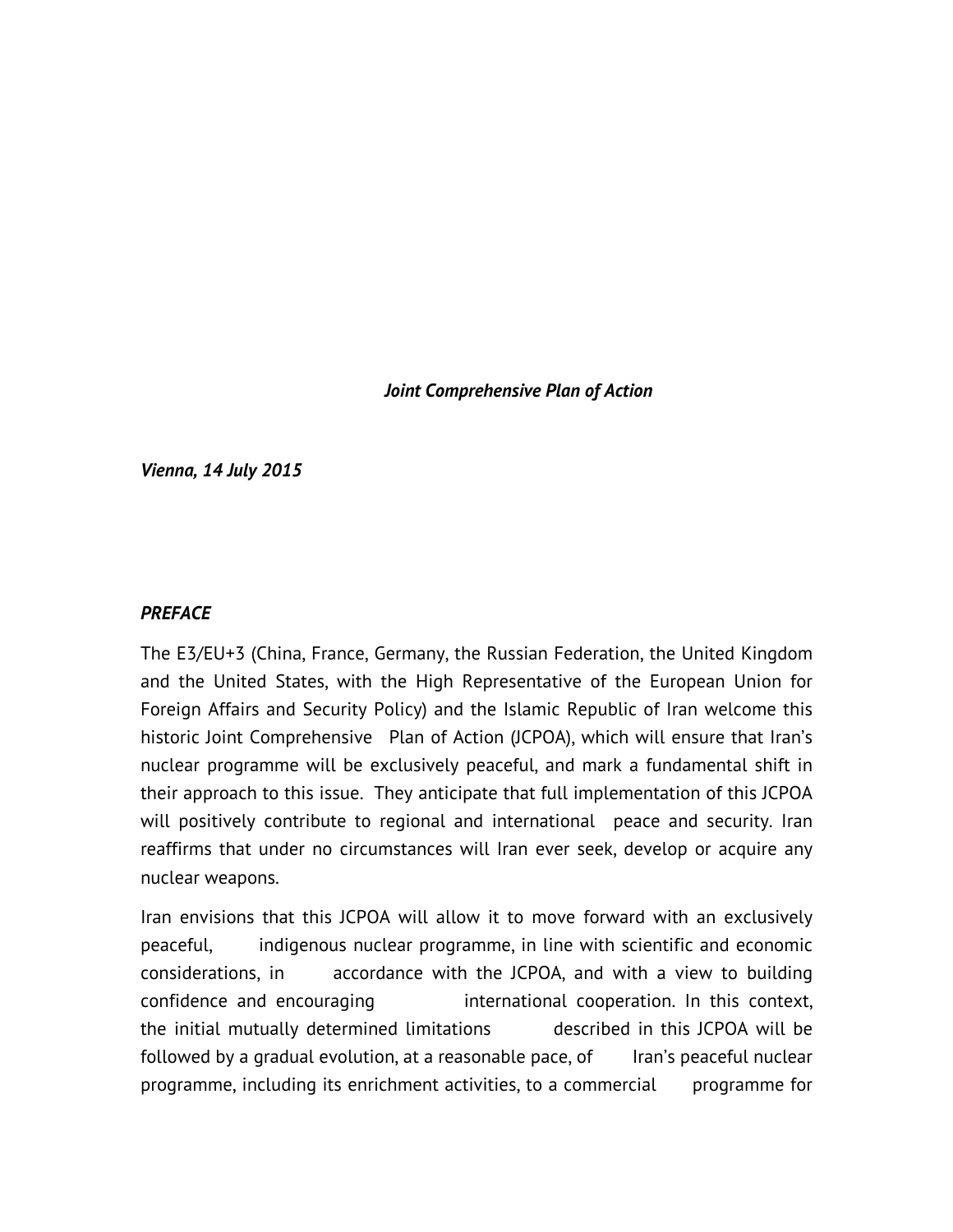***Joint Comprehensive Plan of Action***

***Vienna, 14 July 2015***

## ***PREFACE***

The E3/EU+3 (China, France, Germany, the Russian Federation, the United Kingdom and the United States, with the High Representative of the European Union for Foreign Affairs and Security Policy) and the Islamic Republic of Iran welcome this historic Joint Comprehensive Plan of Action (JCPOA), which will ensure that Iran's nuclear programme will be exclusively peaceful, and mark a fundamental shift in their approach to this issue. They anticipate that full implementation of this JCPOA will positively contribute to regional and international peace and security. Iran reaffirms that under no circumstances will Iran ever seek, develop or acquire any nuclear weapons.

Iran envisions that this JCPOA will allow it to move forward with an exclusively peaceful, indigenous nuclear programme, in line with scientific and economic considerations, in accordance with the JCPOA, and with a view to building confidence and encouraging international cooperation. In this context, the initial mutually determined limitations described in this JCPOA will be followed by a gradual evolution, at a reasonable pace, of Iran's peaceful nuclear programme, including its enrichment activities, to a commercial programme for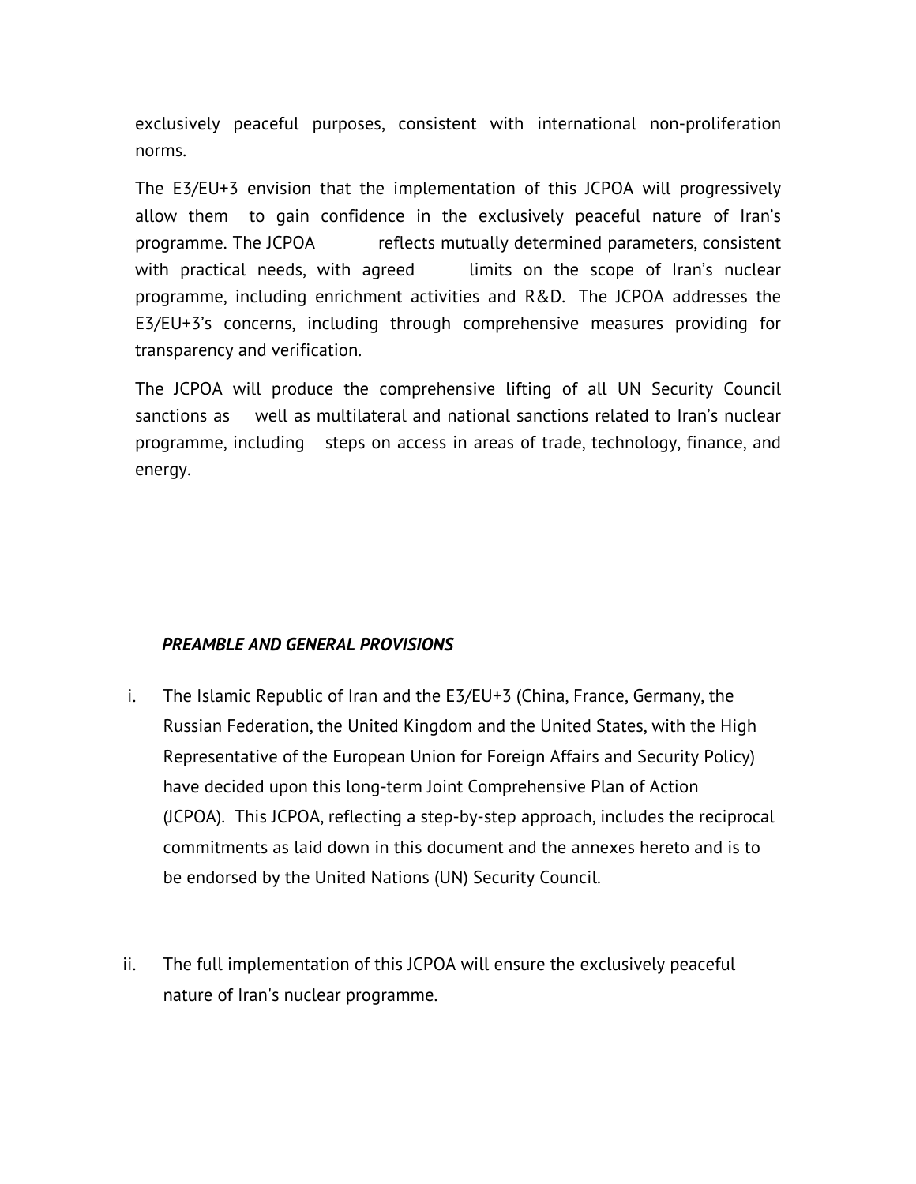exclusively peaceful purposes, consistent with international non-proliferation norms.

The E3/EU+3 envision that the implementation of this JCPOA will progressively allow them to gain confidence in the exclusively peaceful nature of Iran's programme. The JCPOA reflects mutually determined parameters, consistent with practical needs, with agreed limits on the scope of Iran's nuclear programme, including enrichment activities and R&D. The JCPOA addresses the E3/EU+3's concerns, including through comprehensive measures providing for transparency and verification.

The JCPOA will produce the comprehensive lifting of all UN Security Council sanctions as well as multilateral and national sanctions related to Iran's nuclear programme, including steps on access in areas of trade, technology, finance, and energy.

***PREAMBLE AND GENERAL PROVISIONS***

i. The Islamic Republic of Iran and the E3/EU+3 (China, France, Germany, the Russian Federation, the United Kingdom and the United States, with the High Representative of the European Union for Foreign Affairs and Security Policy) have decided upon this long-term Joint Comprehensive Plan of Action (JCPOA). This JCPOA, reflecting a step-by-step approach, includes the reciprocal commitments as laid down in this document and the annexes hereto and is to be endorsed by the United Nations (UN) Security Council.

ii. The full implementation of this JCPOA will ensure the exclusively peaceful nature of Iran's nuclear programme.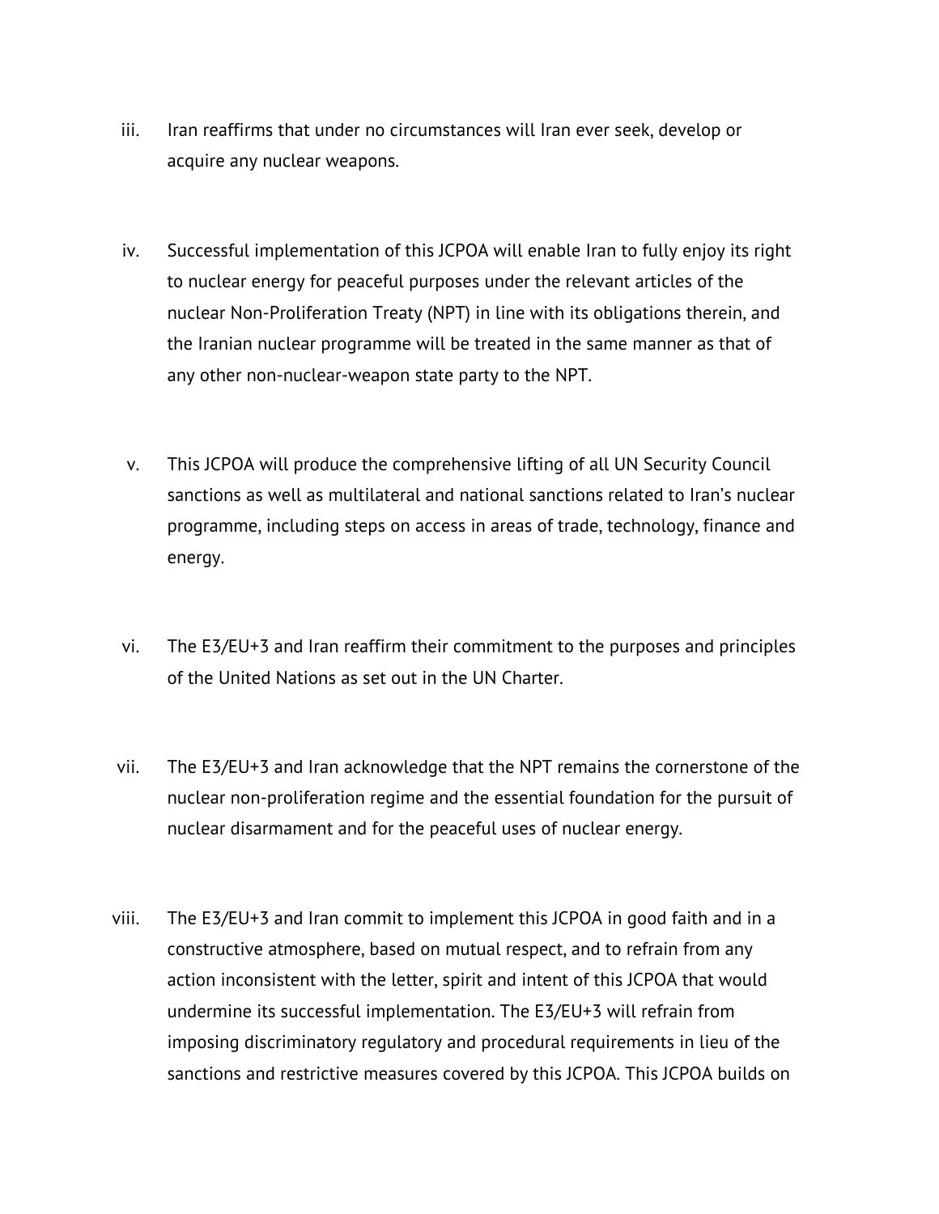iii. Iran reaffirms that under no circumstances will Iran ever seek, develop or acquire any nuclear weapons.

iv. Successful implementation of this JCPOA will enable Iran to fully enjoy its right to nuclear energy for peaceful purposes under the relevant articles of the nuclear Non-Proliferation Treaty (NPT) in line with its obligations therein, and the Iranian nuclear programme will be treated in the same manner as that of any other non-nuclear-weapon state party to the NPT.

v. This JCPOA will produce the comprehensive lifting of all UN Security Council sanctions as well as multilateral and national sanctions related to Iran's nuclear programme, including steps on access in areas of trade, technology, finance and energy.

vi. The E3/EU+3 and Iran reaffirm their commitment to the purposes and principles of the United Nations as set out in the UN Charter.

vii. The E3/EU+3 and Iran acknowledge that the NPT remains the cornerstone of the nuclear non-proliferation regime and the essential foundation for the pursuit of nuclear disarmament and for the peaceful uses of nuclear energy.

viii. The E3/EU+3 and Iran commit to implement this JCPOA in good faith and in a constructive atmosphere, based on mutual respect, and to refrain from any action inconsistent with the letter, spirit and intent of this JCPOA that would undermine its successful implementation. The E3/EU+3 will refrain from imposing discriminatory regulatory and procedural requirements in lieu of the sanctions and restrictive measures covered by this JCPOA. This JCPOA builds on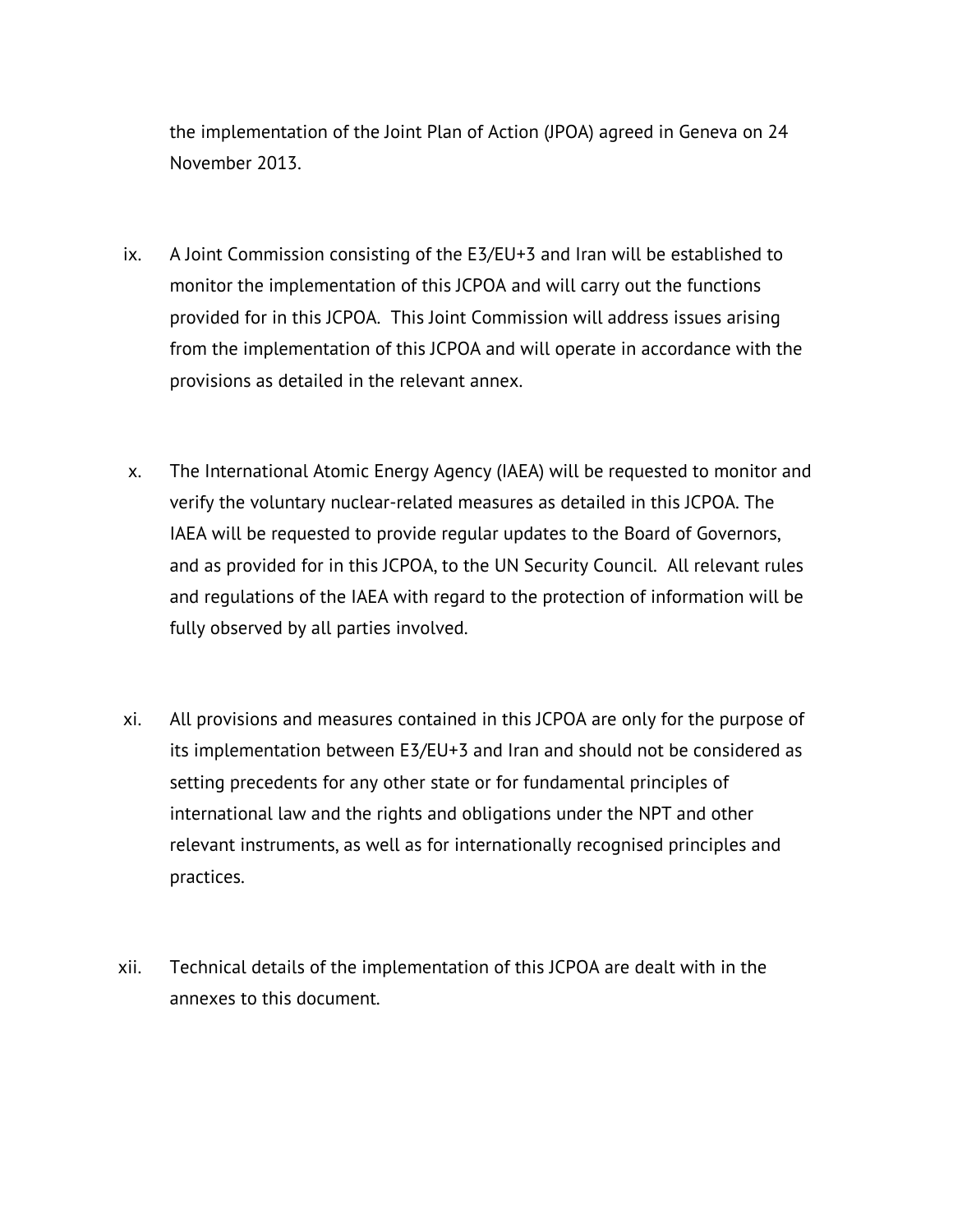the implementation of the Joint Plan of Action (JPOA) agreed in Geneva on 24 November 2013.

ix. A Joint Commission consisting of the E3/EU+3 and Iran will be established to monitor the implementation of this JCPOA and will carry out the functions provided for in this JCPOA. This Joint Commission will address issues arising from the implementation of this JCPOA and will operate in accordance with the provisions as detailed in the relevant annex.

x. The International Atomic Energy Agency (IAEA) will be requested to monitor and verify the voluntary nuclear-related measures as detailed in this JCPOA. The IAEA will be requested to provide regular updates to the Board of Governors, and as provided for in this JCPOA, to the UN Security Council. All relevant rules and regulations of the IAEA with regard to the protection of information will be fully observed by all parties involved.

xi. All provisions and measures contained in this JCPOA are only for the purpose of its implementation between E3/EU+3 and Iran and should not be considered as setting precedents for any other state or for fundamental principles of international law and the rights and obligations under the NPT and other relevant instruments, as well as for internationally recognised principles and practices.

xii. Technical details of the implementation of this JCPOA are dealt with in the annexes to this document.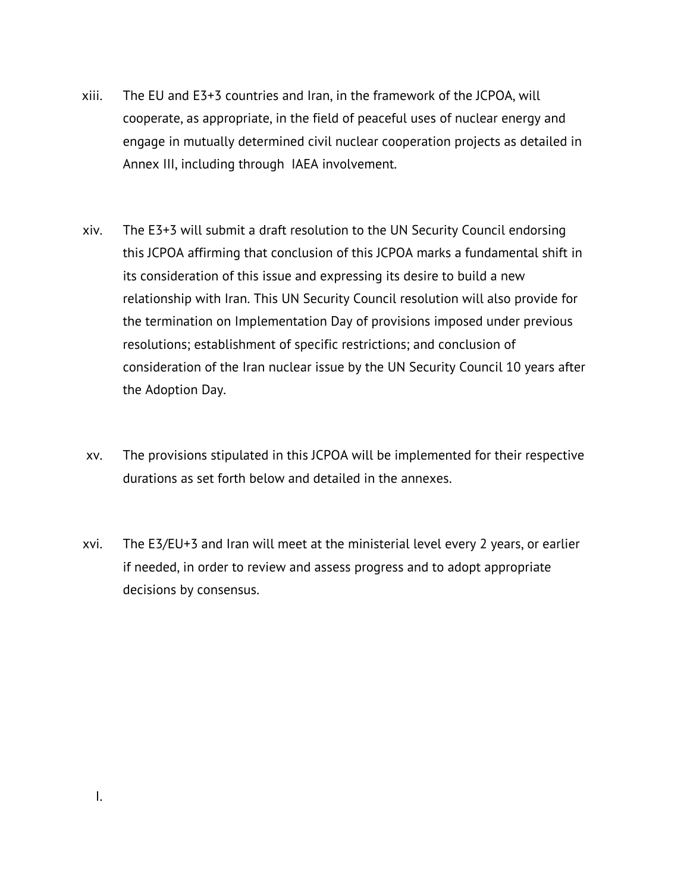xiii. The EU and E3+3 countries and Iran, in the framework of the JCPOA, will cooperate, as appropriate, in the field of peaceful uses of nuclear energy and engage in mutually determined civil nuclear cooperation projects as detailed in Annex III, including through IAEA involvement.

xiv. The E3+3 will submit a draft resolution to the UN Security Council endorsing this JCPOA affirming that conclusion of this JCPOA marks a fundamental shift in its consideration of this issue and expressing its desire to build a new relationship with Iran. This UN Security Council resolution will also provide for the termination on Implementation Day of provisions imposed under previous resolutions; establishment of specific restrictions; and conclusion of consideration of the Iran nuclear issue by the UN Security Council 10 years after the Adoption Day.

xv. The provisions stipulated in this JCPOA will be implemented for their respective durations as set forth below and detailed in the annexes.

xvi. The E3/EU+3 and Iran will meet at the ministerial level every 2 years, or earlier if needed, in order to review and assess progress and to adopt appropriate decisions by consensus.

I.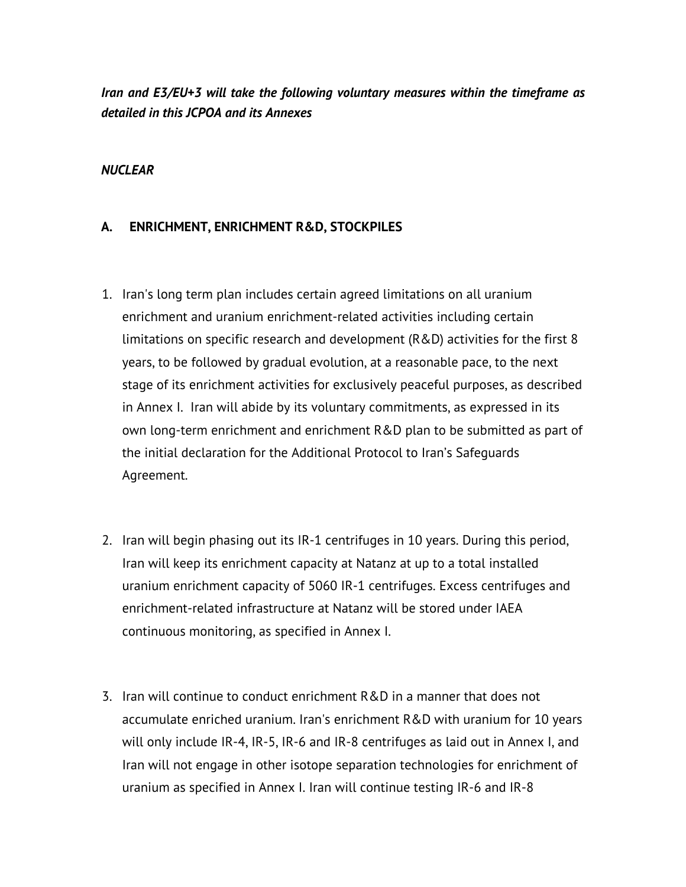***Iran and E3/EU+3 will take the following voluntary measures within the timeframe as detailed in this JCPOA and its Annexes***

***NUCLEAR***

## A. ENRICHMENT, ENRICHMENT R&D, STOCKPILES

1. Iran's long term plan includes certain agreed limitations on all uranium enrichment and uranium enrichment-related activities including certain limitations on specific research and development (R&D) activities for the first 8 years, to be followed by gradual evolution, at a reasonable pace, to the next stage of its enrichment activities for exclusively peaceful purposes, as described in Annex I. Iran will abide by its voluntary commitments, as expressed in its own long-term enrichment and enrichment R&D plan to be submitted as part of the initial declaration for the Additional Protocol to Iran's Safeguards Agreement.

2. Iran will begin phasing out its IR-1 centrifuges in 10 years. During this period, Iran will keep its enrichment capacity at Natanz at up to a total installed uranium enrichment capacity of 5060 IR-1 centrifuges. Excess centrifuges and enrichment-related infrastructure at Natanz will be stored under IAEA continuous monitoring, as specified in Annex I.

3. Iran will continue to conduct enrichment R&D in a manner that does not accumulate enriched uranium. Iran's enrichment R&D with uranium for 10 years will only include IR-4, IR-5, IR-6 and IR-8 centrifuges as laid out in Annex I, and Iran will not engage in other isotope separation technologies for enrichment of uranium as specified in Annex I. Iran will continue testing IR-6 and IR-8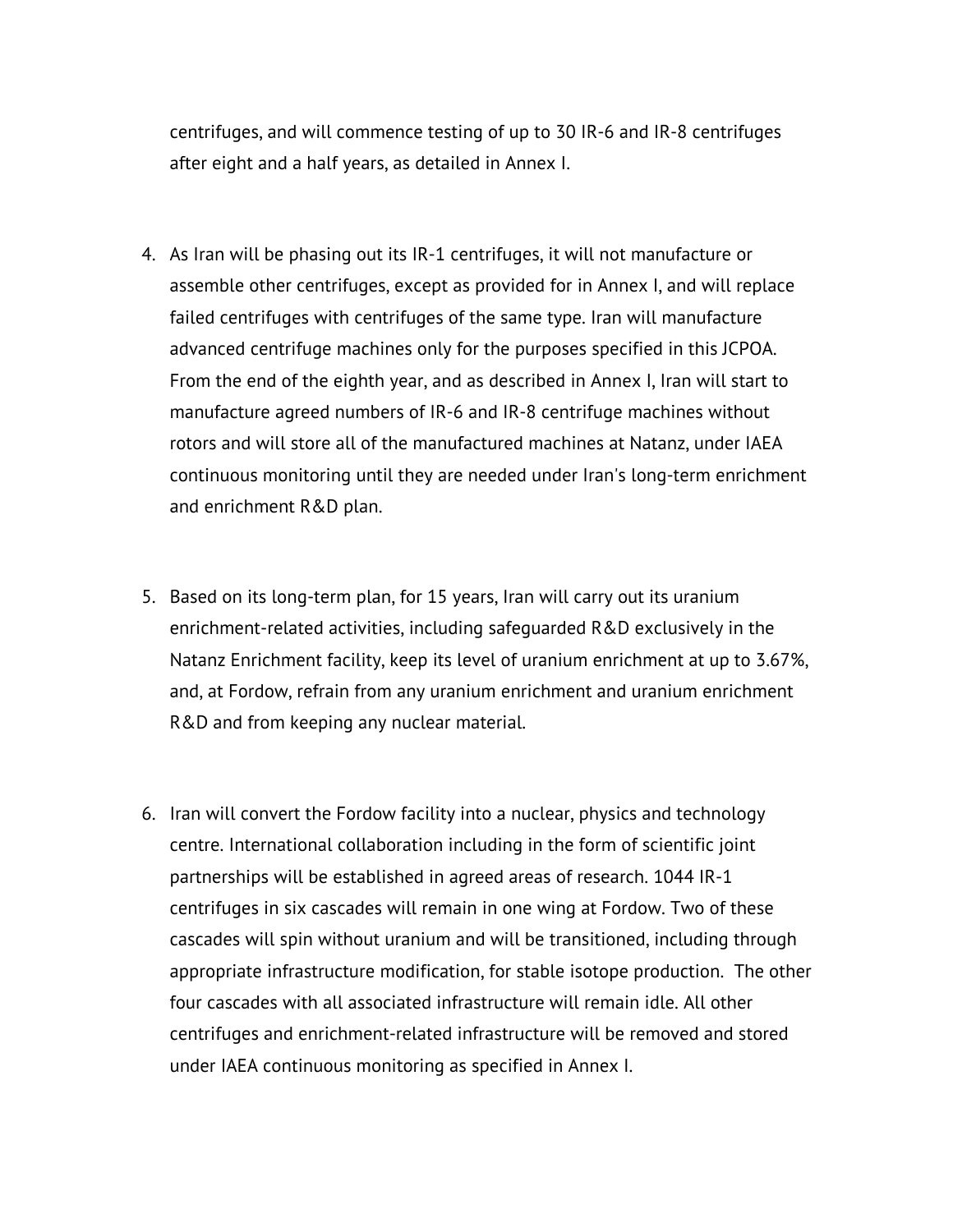centrifuges, and will commence testing of up to 30 IR-6 and IR-8 centrifuges after eight and a half years, as detailed in Annex I.

4. As Iran will be phasing out its IR-1 centrifuges, it will not manufacture or assemble other centrifuges, except as provided for in Annex I, and will replace failed centrifuges with centrifuges of the same type. Iran will manufacture advanced centrifuge machines only for the purposes specified in this JCPOA. From the end of the eighth year, and as described in Annex I, Iran will start to manufacture agreed numbers of IR-6 and IR-8 centrifuge machines without rotors and will store all of the manufactured machines at Natanz, under IAEA continuous monitoring until they are needed under Iran's long-term enrichment and enrichment R&D plan.

5. Based on its long-term plan, for 15 years, Iran will carry out its uranium enrichment-related activities, including safeguarded R&D exclusively in the Natanz Enrichment facility, keep its level of uranium enrichment at up to 3.67%, and, at Fordow, refrain from any uranium enrichment and uranium enrichment R&D and from keeping any nuclear material.

6. Iran will convert the Fordow facility into a nuclear, physics and technology centre. International collaboration including in the form of scientific joint partnerships will be established in agreed areas of research. 1044 IR-1 centrifuges in six cascades will remain in one wing at Fordow. Two of these cascades will spin without uranium and will be transitioned, including through appropriate infrastructure modification, for stable isotope production. The other four cascades with all associated infrastructure will remain idle. All other centrifuges and enrichment-related infrastructure will be removed and stored under IAEA continuous monitoring as specified in Annex I.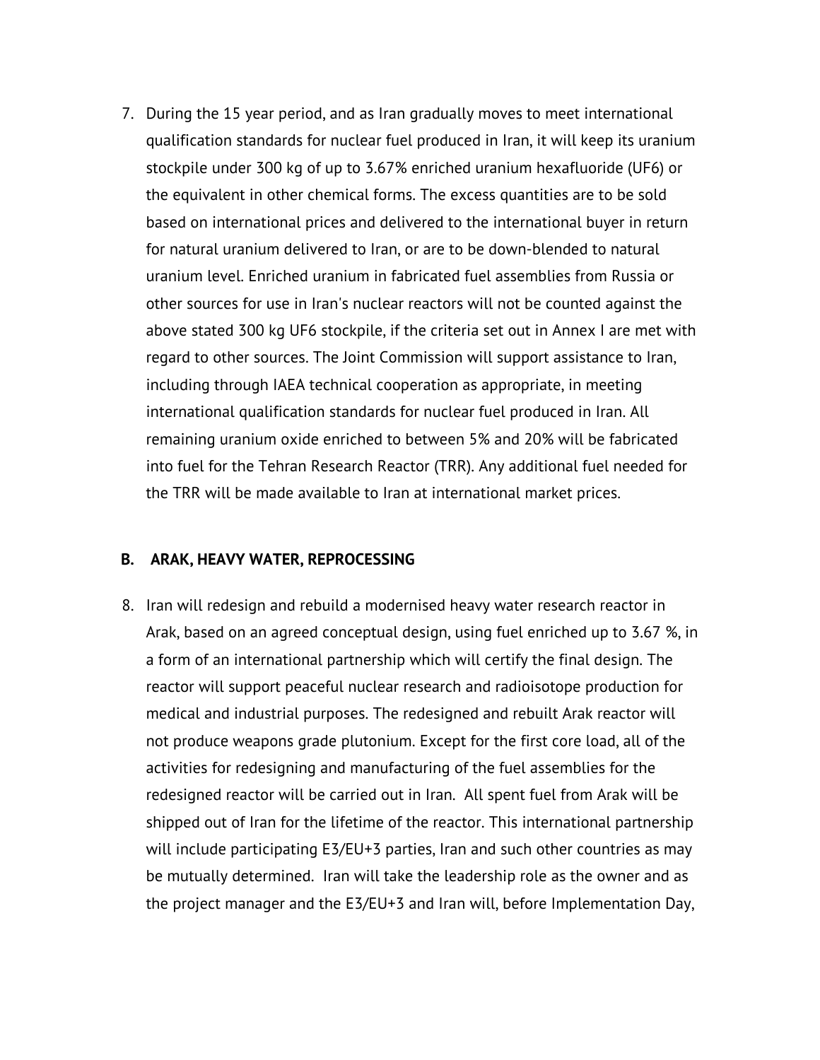7. During the 15 year period, and as Iran gradually moves to meet international qualification standards for nuclear fuel produced in Iran, it will keep its uranium stockpile under 300 kg of up to 3.67% enriched uranium hexafluoride (UF6) or the equivalent in other chemical forms. The excess quantities are to be sold based on international prices and delivered to the international buyer in return for natural uranium delivered to Iran, or are to be down-blended to natural uranium level. Enriched uranium in fabricated fuel assemblies from Russia or other sources for use in Iran's nuclear reactors will not be counted against the above stated 300 kg UF6 stockpile, if the criteria set out in Annex I are met with regard to other sources. The Joint Commission will support assistance to Iran, including through IAEA technical cooperation as appropriate, in meeting international qualification standards for nuclear fuel produced in Iran. All remaining uranium oxide enriched to between 5% and 20% will be fabricated into fuel for the Tehran Research Reactor (TRR). Any additional fuel needed for the TRR will be made available to Iran at international market prices.

## B. ARAK, HEAVY WATER, REPROCESSING

8. Iran will redesign and rebuild a modernised heavy water research reactor in Arak, based on an agreed conceptual design, using fuel enriched up to 3.67 %, in a form of an international partnership which will certify the final design. The reactor will support peaceful nuclear research and radioisotope production for medical and industrial purposes. The redesigned and rebuilt Arak reactor will not produce weapons grade plutonium. Except for the first core load, all of the activities for redesigning and manufacturing of the fuel assemblies for the redesigned reactor will be carried out in Iran. All spent fuel from Arak will be shipped out of Iran for the lifetime of the reactor. This international partnership will include participating E3/EU+3 parties, Iran and such other countries as may be mutually determined. Iran will take the leadership role as the owner and as the project manager and the E3/EU+3 and Iran will, before Implementation Day,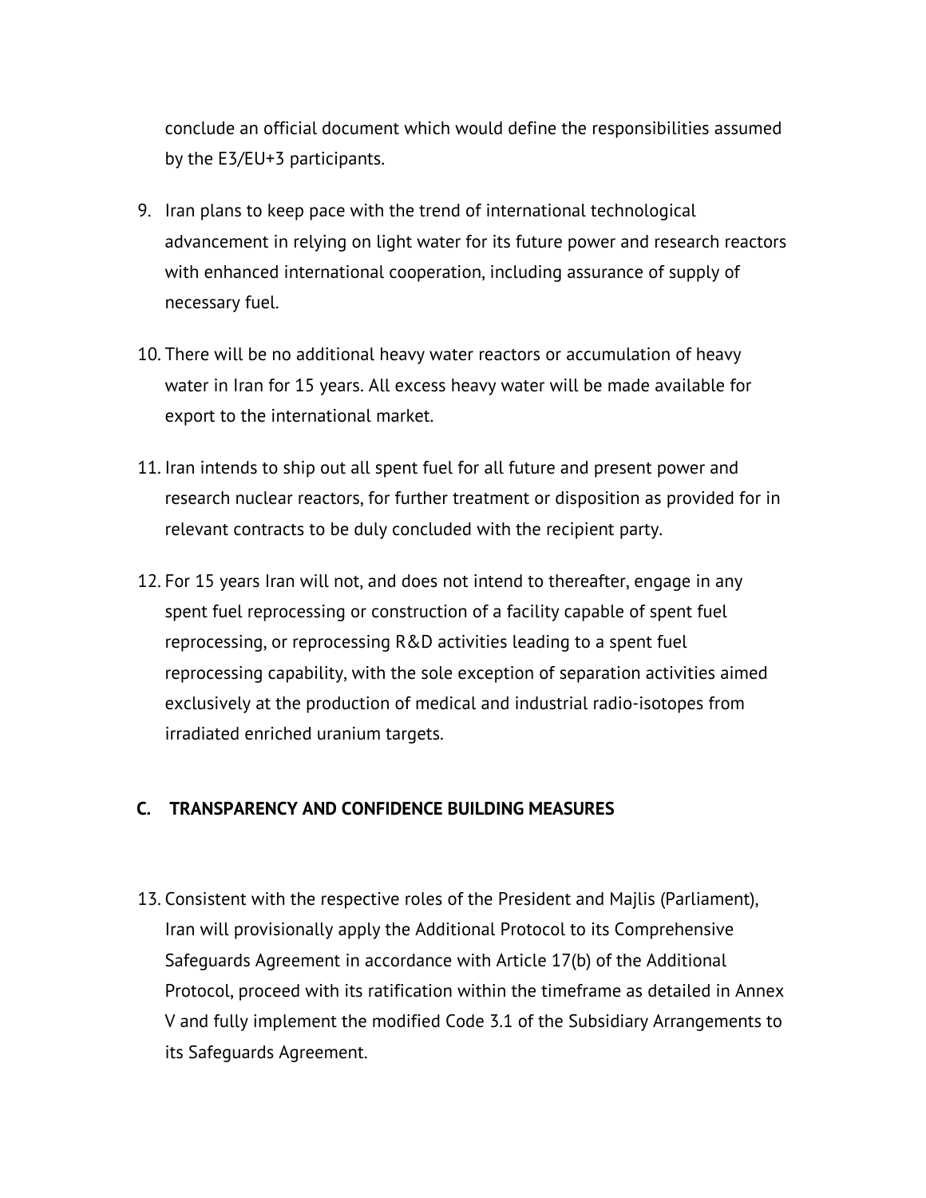conclude an official document which would define the responsibilities assumed by the E3/EU+3 participants.

9. Iran plans to keep pace with the trend of international technological advancement in relying on light water for its future power and research reactors with enhanced international cooperation, including assurance of supply of necessary fuel.

10. There will be no additional heavy water reactors or accumulation of heavy water in Iran for 15 years. All excess heavy water will be made available for export to the international market.

11. Iran intends to ship out all spent fuel for all future and present power and research nuclear reactors, for further treatment or disposition as provided for in relevant contracts to be duly concluded with the recipient party.

12. For 15 years Iran will not, and does not intend to thereafter, engage in any spent fuel reprocessing or construction of a facility capable of spent fuel reprocessing, or reprocessing R&D activities leading to a spent fuel reprocessing capability, with the sole exception of separation activities aimed exclusively at the production of medical and industrial radio-isotopes from irradiated enriched uranium targets.

## C. TRANSPARENCY AND CONFIDENCE BUILDING MEASURES

13. Consistent with the respective roles of the President and Majlis (Parliament), Iran will provisionally apply the Additional Protocol to its Comprehensive Safeguards Agreement in accordance with Article 17(b) of the Additional Protocol, proceed with its ratification within the timeframe as detailed in Annex V and fully implement the modified Code 3.1 of the Subsidiary Arrangements to its Safeguards Agreement.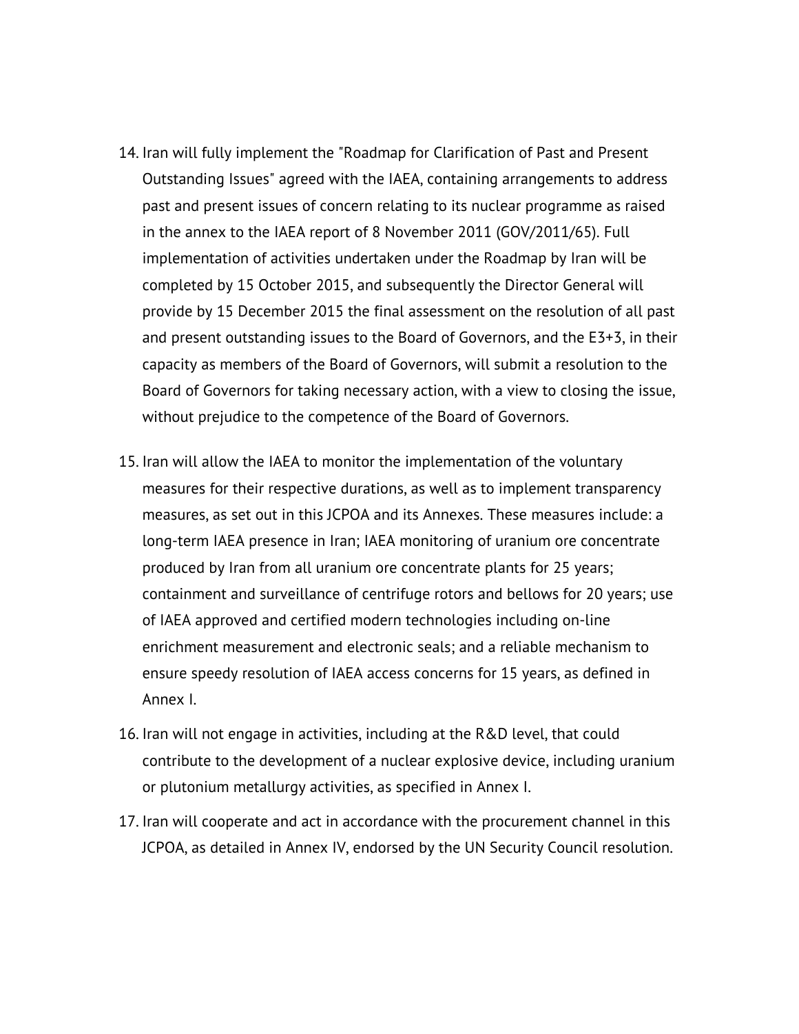14. Iran will fully implement the "Roadmap for Clarification of Past and Present Outstanding Issues" agreed with the IAEA, containing arrangements to address past and present issues of concern relating to its nuclear programme as raised in the annex to the IAEA report of 8 November 2011 (GOV/2011/65). Full implementation of activities undertaken under the Roadmap by Iran will be completed by 15 October 2015, and subsequently the Director General will provide by 15 December 2015 the final assessment on the resolution of all past and present outstanding issues to the Board of Governors, and the E3+3, in their capacity as members of the Board of Governors, will submit a resolution to the Board of Governors for taking necessary action, with a view to closing the issue, without prejudice to the competence of the Board of Governors.

15. Iran will allow the IAEA to monitor the implementation of the voluntary measures for their respective durations, as well as to implement transparency measures, as set out in this JCPOA and its Annexes. These measures include: a long-term IAEA presence in Iran; IAEA monitoring of uranium ore concentrate produced by Iran from all uranium ore concentrate plants for 25 years; containment and surveillance of centrifuge rotors and bellows for 20 years; use of IAEA approved and certified modern technologies including on-line enrichment measurement and electronic seals; and a reliable mechanism to ensure speedy resolution of IAEA access concerns for 15 years, as defined in Annex I.

16. Iran will not engage in activities, including at the R&D level, that could contribute to the development of a nuclear explosive device, including uranium or plutonium metallurgy activities, as specified in Annex I.

17. Iran will cooperate and act in accordance with the procurement channel in this JCPOA, as detailed in Annex IV, endorsed by the UN Security Council resolution.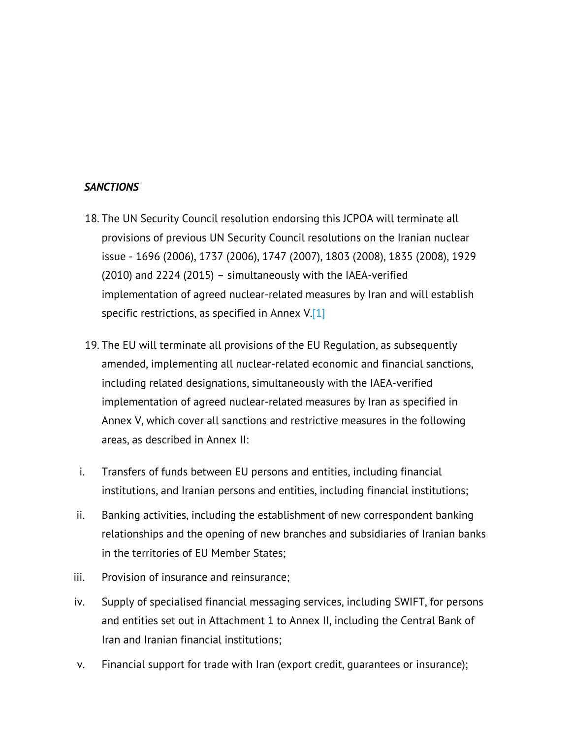***SANCTIONS***

18. The UN Security Council resolution endorsing this JCPOA will terminate all provisions of previous UN Security Council resolutions on the Iranian nuclear issue - 1696 (2006), 1737 (2006), 1747 (2007), 1803 (2008), 1835 (2008), 1929 (2010) and 2224 (2015) – simultaneously with the IAEA-verified implementation of agreed nuclear-related measures by Iran and will establish specific restrictions, as specified in Annex V.[1]

19. The EU will terminate all provisions of the EU Regulation, as subsequently amended, implementing all nuclear-related economic and financial sanctions, including related designations, simultaneously with the IAEA-verified implementation of agreed nuclear-related measures by Iran as specified in Annex V, which cover all sanctions and restrictive measures in the following areas, as described in Annex II:

i. Transfers of funds between EU persons and entities, including financial institutions, and Iranian persons and entities, including financial institutions;

ii. Banking activities, including the establishment of new correspondent banking relationships and the opening of new branches and subsidiaries of Iranian banks in the territories of EU Member States;

iii. Provision of insurance and reinsurance;

iv. Supply of specialised financial messaging services, including SWIFT, for persons and entities set out in Attachment 1 to Annex II, including the Central Bank of Iran and Iranian financial institutions;

v. Financial support for trade with Iran (export credit, guarantees or insurance);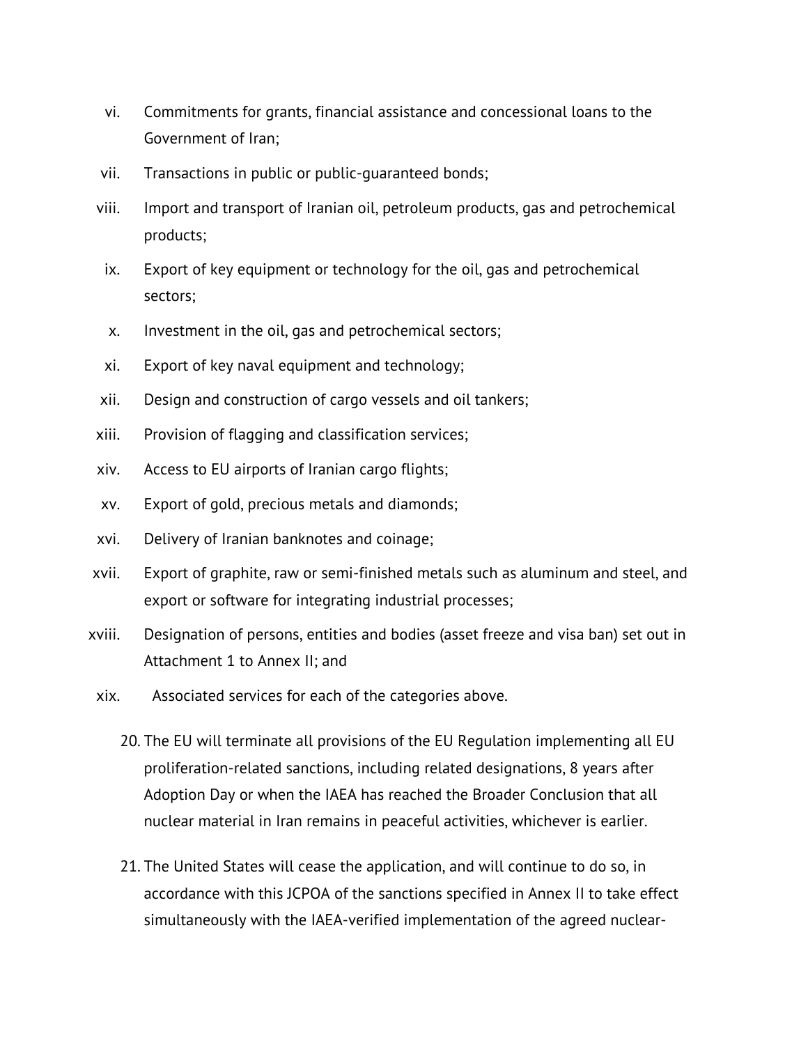vi. Commitments for grants, financial assistance and concessional loans to the Government of Iran;

vii. Transactions in public or public-guaranteed bonds;

viii. Import and transport of Iranian oil, petroleum products, gas and petrochemical products;

ix. Export of key equipment or technology for the oil, gas and petrochemical sectors;

x. Investment in the oil, gas and petrochemical sectors;

xi. Export of key naval equipment and technology;

xii. Design and construction of cargo vessels and oil tankers;

xiii. Provision of flagging and classification services;

xiv. Access to EU airports of Iranian cargo flights;

xv. Export of gold, precious metals and diamonds;

xvi. Delivery of Iranian banknotes and coinage;

xvii. Export of graphite, raw or semi-finished metals such as aluminum and steel, and export or software for integrating industrial processes;

xviii. Designation of persons, entities and bodies (asset freeze and visa ban) set out in Attachment 1 to Annex II; and

xix. Associated services for each of the categories above.

20. The EU will terminate all provisions of the EU Regulation implementing all EU proliferation-related sanctions, including related designations, 8 years after Adoption Day or when the IAEA has reached the Broader Conclusion that all nuclear material in Iran remains in peaceful activities, whichever is earlier.

21. The United States will cease the application, and will continue to do so, in accordance with this JCPOA of the sanctions specified in Annex II to take effect simultaneously with the IAEA-verified implementation of the agreed nuclear-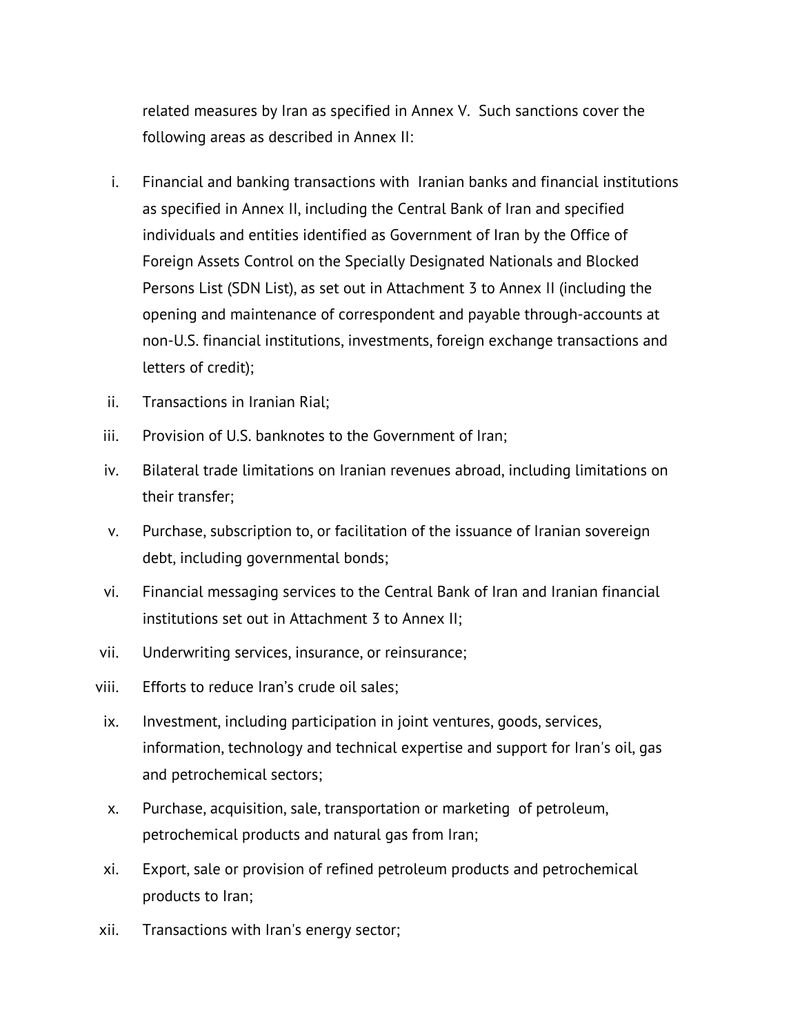related measures by Iran as specified in Annex V. Such sanctions cover the following areas as described in Annex II:

i. Financial and banking transactions with Iranian banks and financial institutions as specified in Annex II, including the Central Bank of Iran and specified individuals and entities identified as Government of Iran by the Office of Foreign Assets Control on the Specially Designated Nationals and Blocked Persons List (SDN List), as set out in Attachment 3 to Annex II (including the opening and maintenance of correspondent and payable through-accounts at non-U.S. financial institutions, investments, foreign exchange transactions and letters of credit);

ii. Transactions in Iranian Rial;

iii. Provision of U.S. banknotes to the Government of Iran;

iv. Bilateral trade limitations on Iranian revenues abroad, including limitations on their transfer;

v. Purchase, subscription to, or facilitation of the issuance of Iranian sovereign debt, including governmental bonds;

vi. Financial messaging services to the Central Bank of Iran and Iranian financial institutions set out in Attachment 3 to Annex II;

vii. Underwriting services, insurance, or reinsurance;

viii. Efforts to reduce Iran's crude oil sales;

ix. Investment, including participation in joint ventures, goods, services, information, technology and technical expertise and support for Iran's oil, gas and petrochemical sectors;

x. Purchase, acquisition, sale, transportation or marketing of petroleum, petrochemical products and natural gas from Iran;

xi. Export, sale or provision of refined petroleum products and petrochemical products to Iran;

xii. Transactions with Iran's energy sector;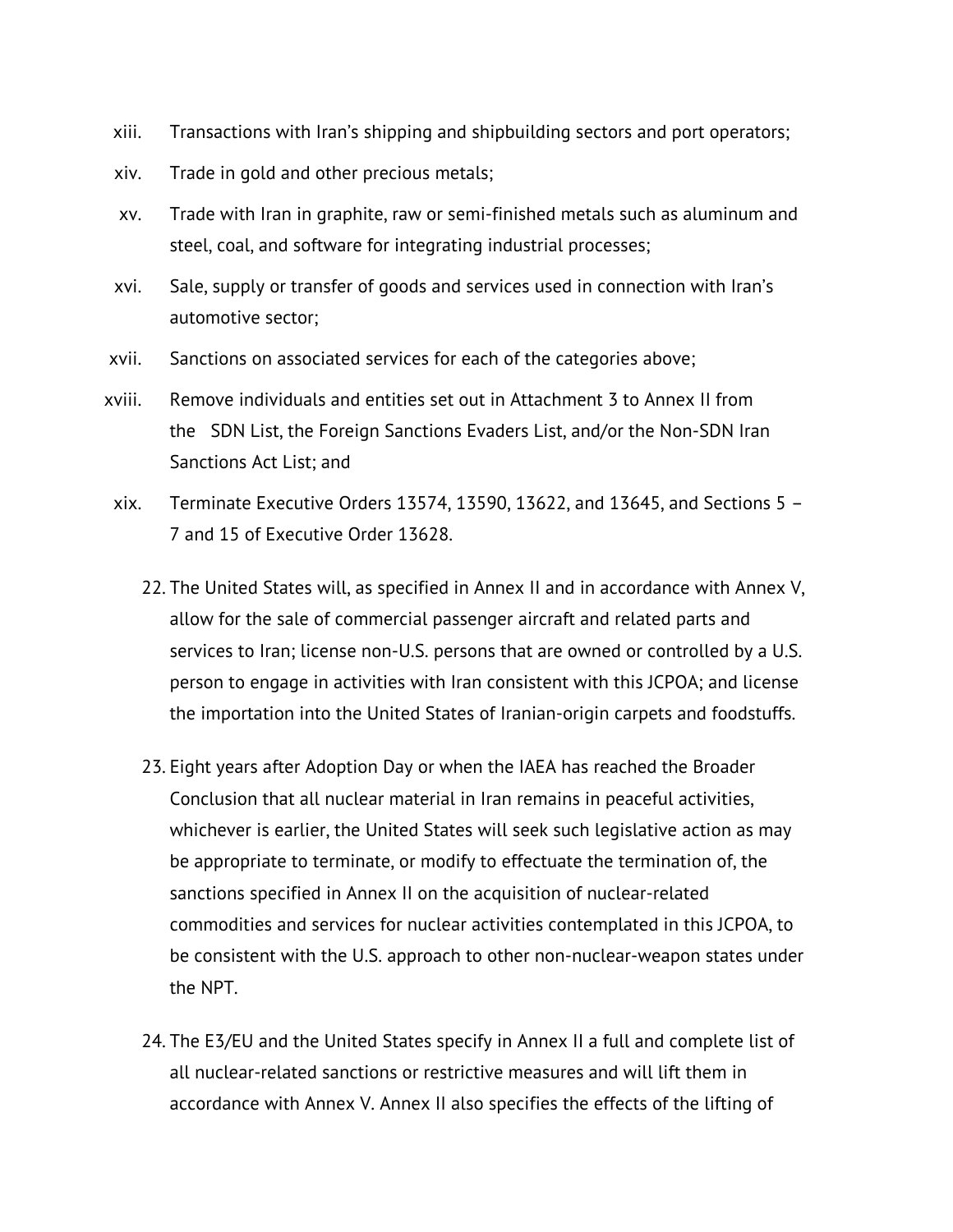xiii. Transactions with Iran's shipping and shipbuilding sectors and port operators;

xiv. Trade in gold and other precious metals;

xv. Trade with Iran in graphite, raw or semi-finished metals such as aluminum and steel, coal, and software for integrating industrial processes;

xvi. Sale, supply or transfer of goods and services used in connection with Iran's automotive sector;

xvii. Sanctions on associated services for each of the categories above;

xviii. Remove individuals and entities set out in Attachment 3 to Annex II from the SDN List, the Foreign Sanctions Evaders List, and/or the Non-SDN Iran Sanctions Act List; and

xix. Terminate Executive Orders 13574, 13590, 13622, and 13645, and Sections 5 – 7 and 15 of Executive Order 13628.

22. The United States will, as specified in Annex II and in accordance with Annex V, allow for the sale of commercial passenger aircraft and related parts and services to Iran; license non-U.S. persons that are owned or controlled by a U.S. person to engage in activities with Iran consistent with this JCPOA; and license the importation into the United States of Iranian-origin carpets and foodstuffs.

23. Eight years after Adoption Day or when the IAEA has reached the Broader Conclusion that all nuclear material in Iran remains in peaceful activities, whichever is earlier, the United States will seek such legislative action as may be appropriate to terminate, or modify to effectuate the termination of, the sanctions specified in Annex II on the acquisition of nuclear-related commodities and services for nuclear activities contemplated in this JCPOA, to be consistent with the U.S. approach to other non-nuclear-weapon states under the NPT.

24. The E3/EU and the United States specify in Annex II a full and complete list of all nuclear-related sanctions or restrictive measures and will lift them in accordance with Annex V. Annex II also specifies the effects of the lifting of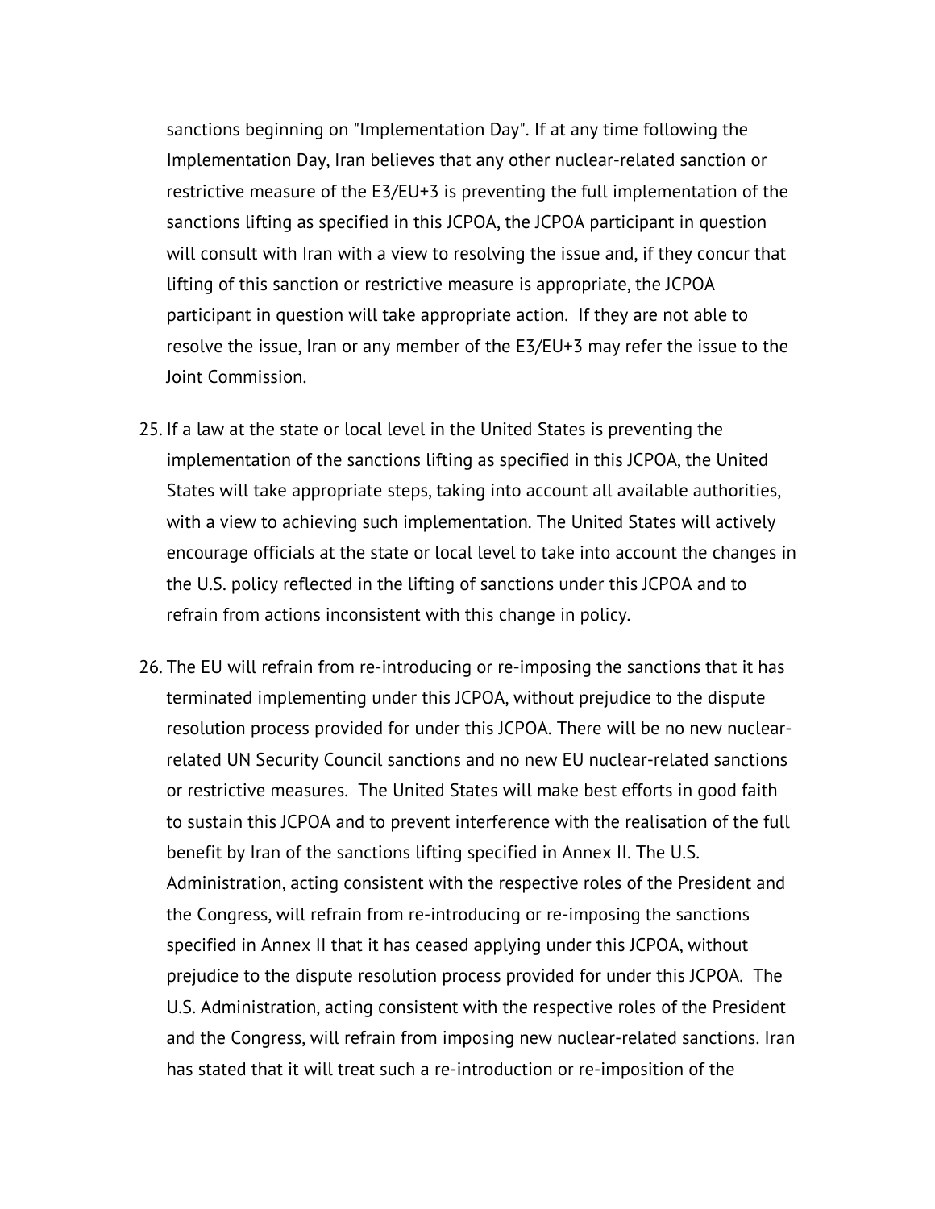sanctions beginning on "Implementation Day". If at any time following the Implementation Day, Iran believes that any other nuclear-related sanction or restrictive measure of the E3/EU+3 is preventing the full implementation of the sanctions lifting as specified in this JCPOA, the JCPOA participant in question will consult with Iran with a view to resolving the issue and, if they concur that lifting of this sanction or restrictive measure is appropriate, the JCPOA participant in question will take appropriate action. If they are not able to resolve the issue, Iran or any member of the E3/EU+3 may refer the issue to the Joint Commission.

25. If a law at the state or local level in the United States is preventing the implementation of the sanctions lifting as specified in this JCPOA, the United States will take appropriate steps, taking into account all available authorities, with a view to achieving such implementation. The United States will actively encourage officials at the state or local level to take into account the changes in the U.S. policy reflected in the lifting of sanctions under this JCPOA and to refrain from actions inconsistent with this change in policy.

26. The EU will refrain from re-introducing or re-imposing the sanctions that it has terminated implementing under this JCPOA, without prejudice to the dispute resolution process provided for under this JCPOA. There will be no new nuclear-related UN Security Council sanctions and no new EU nuclear-related sanctions or restrictive measures. The United States will make best efforts in good faith to sustain this JCPOA and to prevent interference with the realisation of the full benefit by Iran of the sanctions lifting specified in Annex II. The U.S. Administration, acting consistent with the respective roles of the President and the Congress, will refrain from re-introducing or re-imposing the sanctions specified in Annex II that it has ceased applying under this JCPOA, without prejudice to the dispute resolution process provided for under this JCPOA. The U.S. Administration, acting consistent with the respective roles of the President and the Congress, will refrain from imposing new nuclear-related sanctions. Iran has stated that it will treat such a re-introduction or re-imposition of the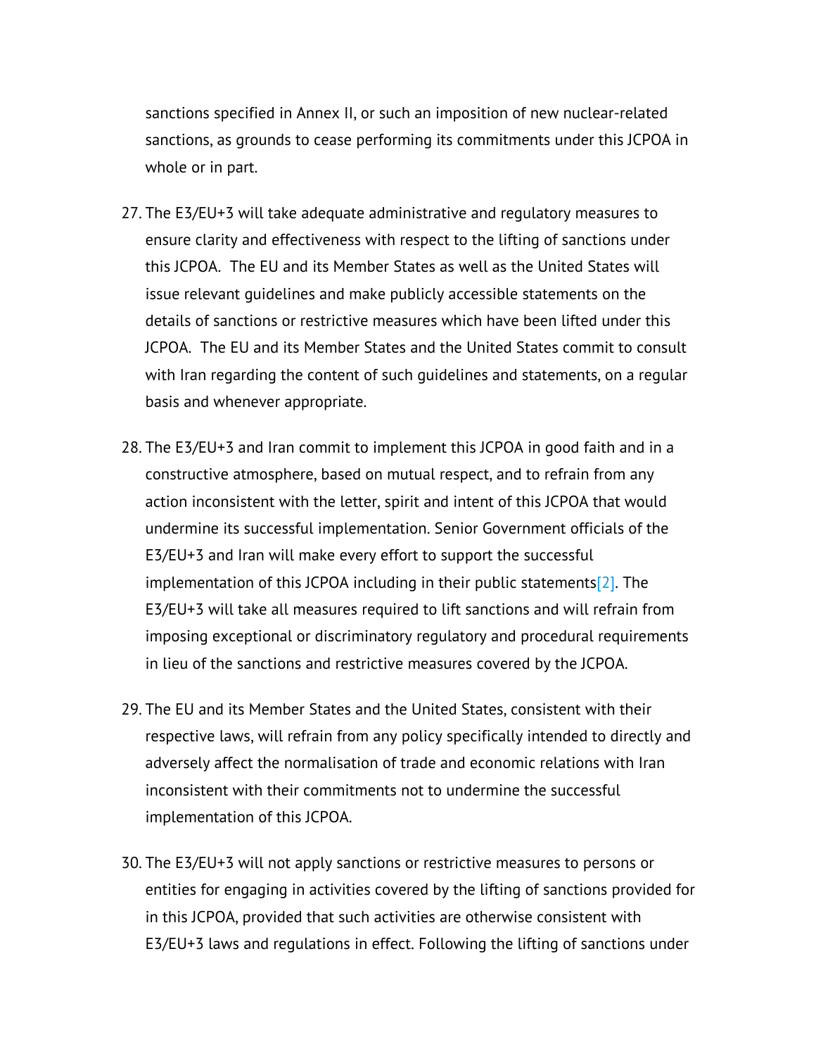sanctions specified in Annex II, or such an imposition of new nuclear-related sanctions, as grounds to cease performing its commitments under this JCPOA in whole or in part.

27. The E3/EU+3 will take adequate administrative and regulatory measures to ensure clarity and effectiveness with respect to the lifting of sanctions under this JCPOA. The EU and its Member States as well as the United States will issue relevant guidelines and make publicly accessible statements on the details of sanctions or restrictive measures which have been lifted under this JCPOA. The EU and its Member States and the United States commit to consult with Iran regarding the content of such guidelines and statements, on a regular basis and whenever appropriate.

28. The E3/EU+3 and Iran commit to implement this JCPOA in good faith and in a constructive atmosphere, based on mutual respect, and to refrain from any action inconsistent with the letter, spirit and intent of this JCPOA that would undermine its successful implementation. Senior Government officials of the E3/EU+3 and Iran will make every effort to support the successful implementation of this JCPOA including in their public statements[2]. The E3/EU+3 will take all measures required to lift sanctions and will refrain from imposing exceptional or discriminatory regulatory and procedural requirements in lieu of the sanctions and restrictive measures covered by the JCPOA.

29. The EU and its Member States and the United States, consistent with their respective laws, will refrain from any policy specifically intended to directly and adversely affect the normalisation of trade and economic relations with Iran inconsistent with their commitments not to undermine the successful implementation of this JCPOA.

30. The E3/EU+3 will not apply sanctions or restrictive measures to persons or entities for engaging in activities covered by the lifting of sanctions provided for in this JCPOA, provided that such activities are otherwise consistent with E3/EU+3 laws and regulations in effect. Following the lifting of sanctions under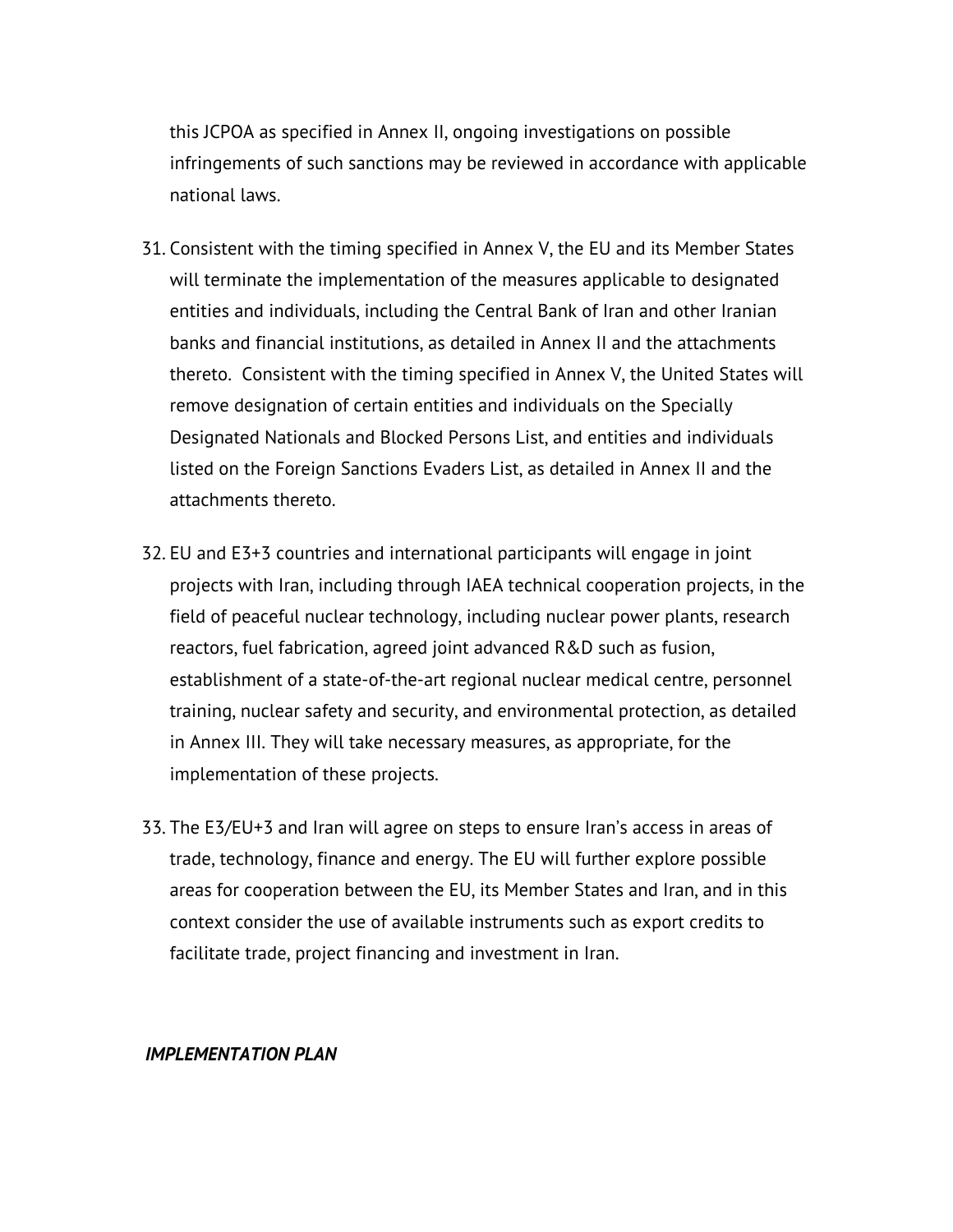this JCPOA as specified in Annex II, ongoing investigations on possible infringements of such sanctions may be reviewed in accordance with applicable national laws.

31. Consistent with the timing specified in Annex V, the EU and its Member States will terminate the implementation of the measures applicable to designated entities and individuals, including the Central Bank of Iran and other Iranian banks and financial institutions, as detailed in Annex II and the attachments thereto. Consistent with the timing specified in Annex V, the United States will remove designation of certain entities and individuals on the Specially Designated Nationals and Blocked Persons List, and entities and individuals listed on the Foreign Sanctions Evaders List, as detailed in Annex II and the attachments thereto.

32. EU and E3+3 countries and international participants will engage in joint projects with Iran, including through IAEA technical cooperation projects, in the field of peaceful nuclear technology, including nuclear power plants, research reactors, fuel fabrication, agreed joint advanced R&D such as fusion, establishment of a state-of-the-art regional nuclear medical centre, personnel training, nuclear safety and security, and environmental protection, as detailed in Annex III. They will take necessary measures, as appropriate, for the implementation of these projects.

33. The E3/EU+3 and Iran will agree on steps to ensure Iran's access in areas of trade, technology, finance and energy. The EU will further explore possible areas for cooperation between the EU, its Member States and Iran, and in this context consider the use of available instruments such as export credits to facilitate trade, project financing and investment in Iran.

***IMPLEMENTATION PLAN***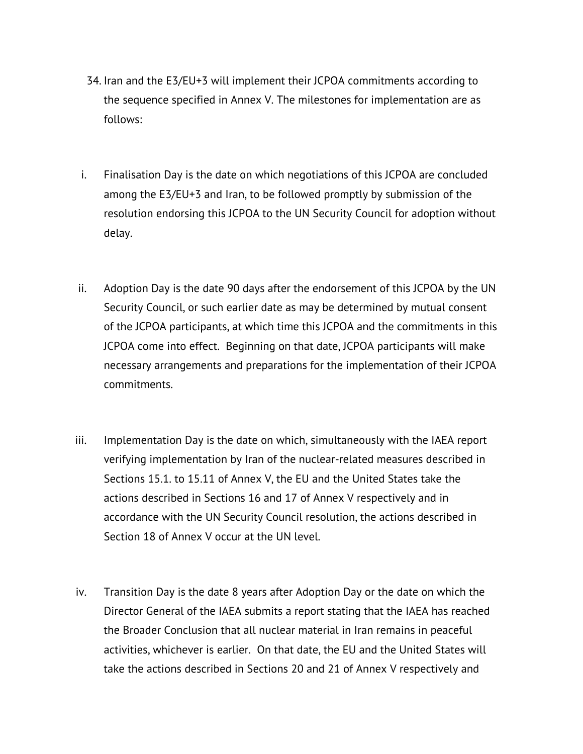34. Iran and the E3/EU+3 will implement their JCPOA commitments according to the sequence specified in Annex V. The milestones for implementation are as follows:

   i. Finalisation Day is the date on which negotiations of this JCPOA are concluded among the E3/EU+3 and Iran, to be followed promptly by submission of the resolution endorsing this JCPOA to the UN Security Council for adoption without delay.

   ii. Adoption Day is the date 90 days after the endorsement of this JCPOA by the UN Security Council, or such earlier date as may be determined by mutual consent of the JCPOA participants, at which time this JCPOA and the commitments in this JCPOA come into effect. Beginning on that date, JCPOA participants will make necessary arrangements and preparations for the implementation of their JCPOA commitments.

   iii. Implementation Day is the date on which, simultaneously with the IAEA report verifying implementation by Iran of the nuclear-related measures described in Sections 15.1. to 15.11 of Annex V, the EU and the United States take the actions described in Sections 16 and 17 of Annex V respectively and in accordance with the UN Security Council resolution, the actions described in Section 18 of Annex V occur at the UN level.

   iv. Transition Day is the date 8 years after Adoption Day or the date on which the Director General of the IAEA submits a report stating that the IAEA has reached the Broader Conclusion that all nuclear material in Iran remains in peaceful activities, whichever is earlier. On that date, the EU and the United States will take the actions described in Sections 20 and 21 of Annex V respectively and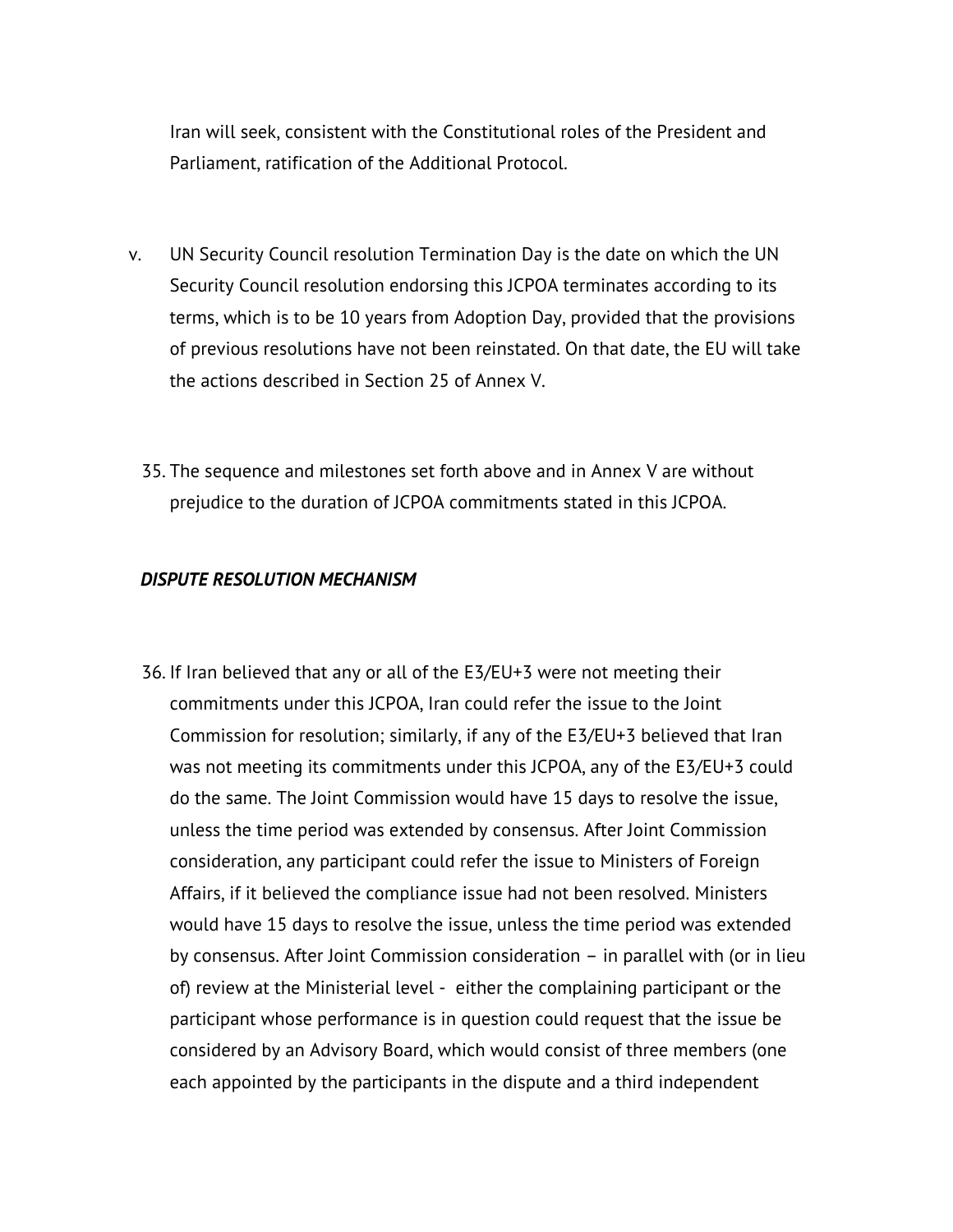Iran will seek, consistent with the Constitutional roles of the President and Parliament, ratification of the Additional Protocol.

v. UN Security Council resolution Termination Day is the date on which the UN Security Council resolution endorsing this JCPOA terminates according to its terms, which is to be 10 years from Adoption Day, provided that the provisions of previous resolutions have not been reinstated. On that date, the EU will take the actions described in Section 25 of Annex V.

35. The sequence and milestones set forth above and in Annex V are without prejudice to the duration of JCPOA commitments stated in this JCPOA.

***DISPUTE RESOLUTION MECHANISM***

36. If Iran believed that any or all of the E3/EU+3 were not meeting their commitments under this JCPOA, Iran could refer the issue to the Joint Commission for resolution; similarly, if any of the E3/EU+3 believed that Iran was not meeting its commitments under this JCPOA, any of the E3/EU+3 could do the same. The Joint Commission would have 15 days to resolve the issue, unless the time period was extended by consensus. After Joint Commission consideration, any participant could refer the issue to Ministers of Foreign Affairs, if it believed the compliance issue had not been resolved. Ministers would have 15 days to resolve the issue, unless the time period was extended by consensus. After Joint Commission consideration – in parallel with (or in lieu of) review at the Ministerial level - either the complaining participant or the participant whose performance is in question could request that the issue be considered by an Advisory Board, which would consist of three members (one each appointed by the participants in the dispute and a third independent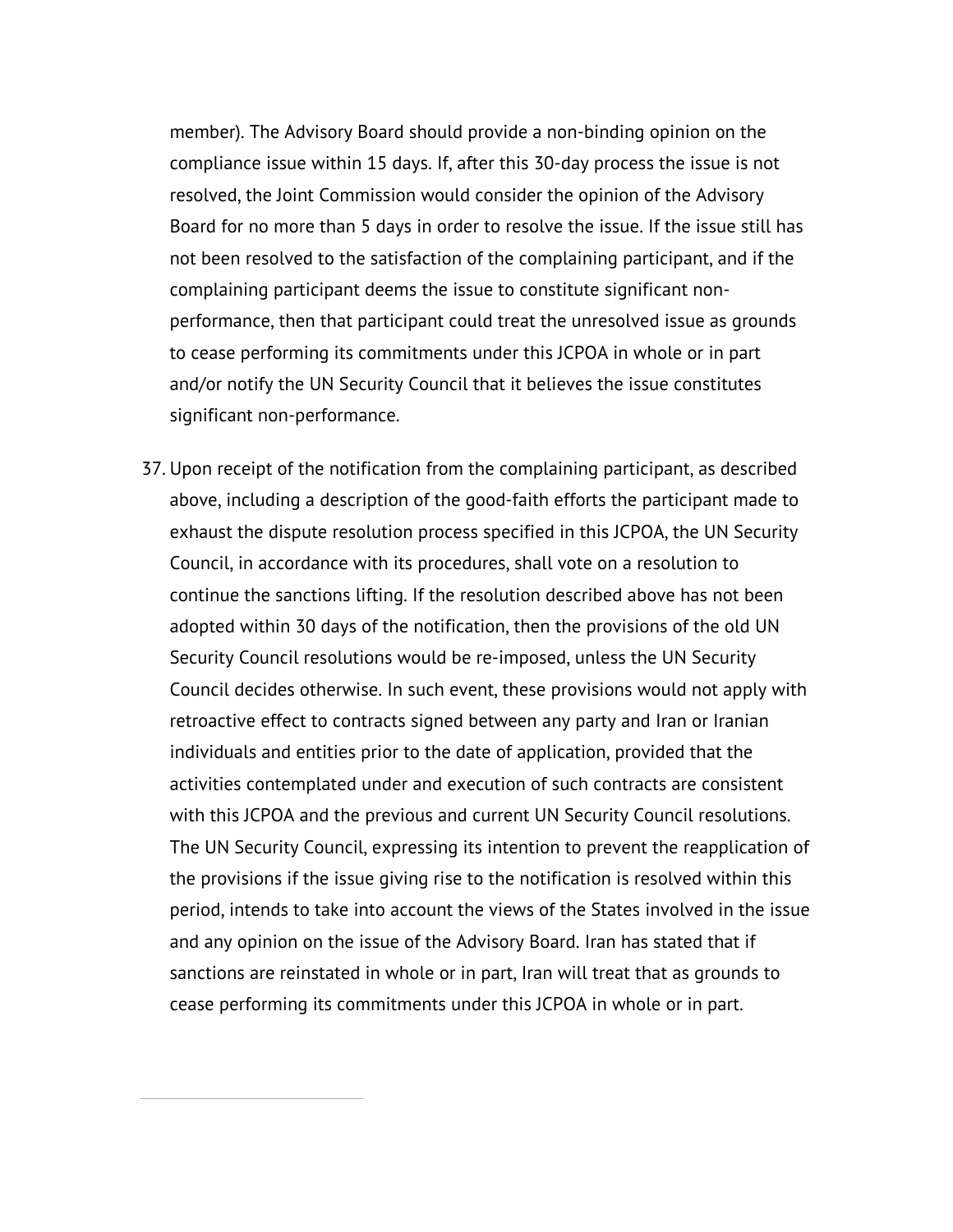member). The Advisory Board should provide a non-binding opinion on the compliance issue within 15 days. If, after this 30-day process the issue is not resolved, the Joint Commission would consider the opinion of the Advisory Board for no more than 5 days in order to resolve the issue. If the issue still has not been resolved to the satisfaction of the complaining participant, and if the complaining participant deems the issue to constitute significant non-performance, then that participant could treat the unresolved issue as grounds to cease performing its commitments under this JCPOA in whole or in part and/or notify the UN Security Council that it believes the issue constitutes significant non-performance.

37. Upon receipt of the notification from the complaining participant, as described above, including a description of the good-faith efforts the participant made to exhaust the dispute resolution process specified in this JCPOA, the UN Security Council, in accordance with its procedures, shall vote on a resolution to continue the sanctions lifting. If the resolution described above has not been adopted within 30 days of the notification, then the provisions of the old UN Security Council resolutions would be re-imposed, unless the UN Security Council decides otherwise. In such event, these provisions would not apply with retroactive effect to contracts signed between any party and Iran or Iranian individuals and entities prior to the date of application, provided that the activities contemplated under and execution of such contracts are consistent with this JCPOA and the previous and current UN Security Council resolutions. The UN Security Council, expressing its intention to prevent the reapplication of the provisions if the issue giving rise to the notification is resolved within this period, intends to take into account the views of the States involved in the issue and any opinion on the issue of the Advisory Board. Iran has stated that if sanctions are reinstated in whole or in part, Iran will treat that as grounds to cease performing its commitments under this JCPOA in whole or in part.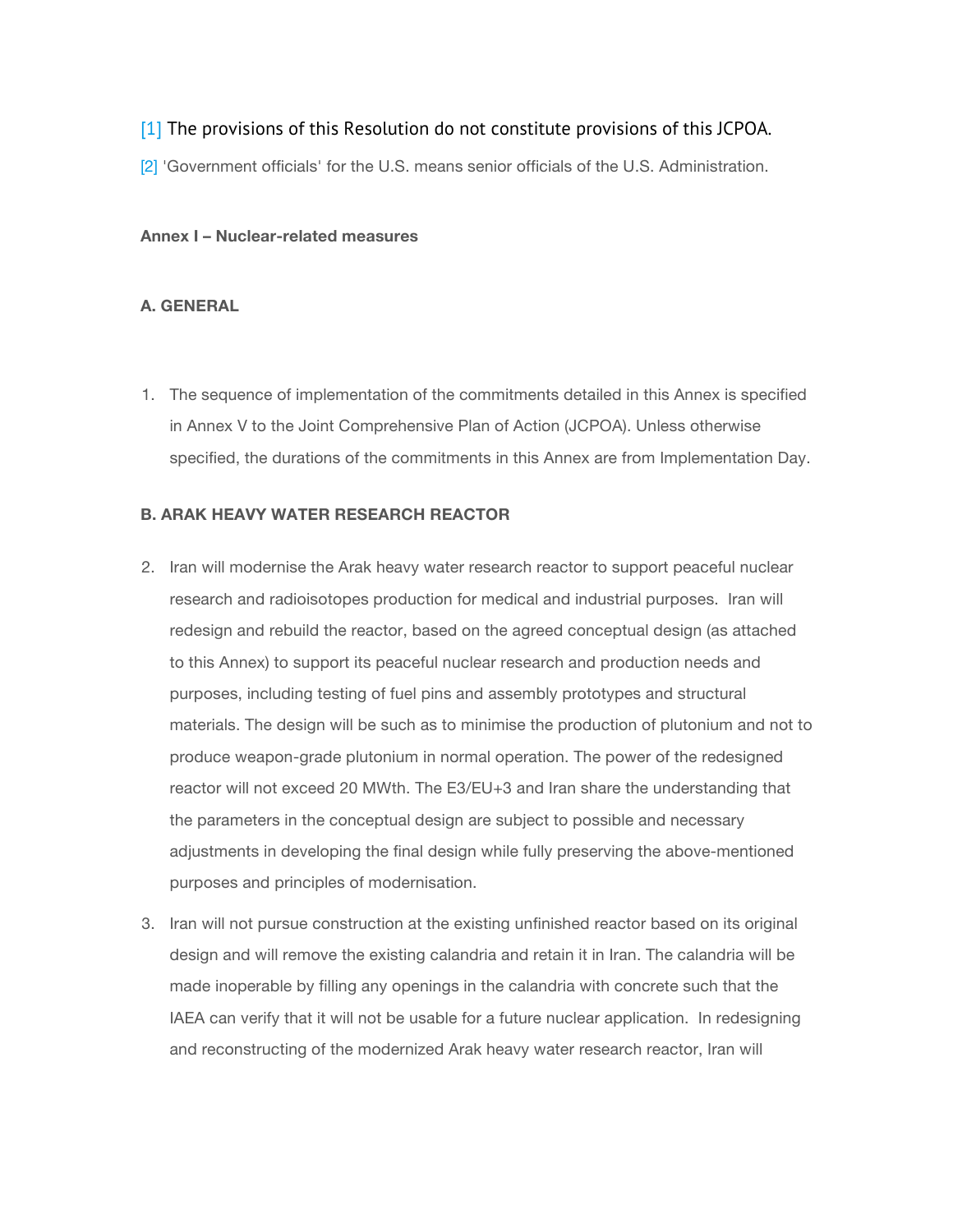[1] The provisions of this Resolution do not constitute provisions of this JCPOA.

[2] 'Government officials' for the U.S. means senior officials of the U.S. Administration.

**Annex I – Nuclear-related measures**

**A. GENERAL**

1. The sequence of implementation of the commitments detailed in this Annex is specified in Annex V to the Joint Comprehensive Plan of Action (JCPOA). Unless otherwise specified, the durations of the commitments in this Annex are from Implementation Day.

**B. ARAK HEAVY WATER RESEARCH REACTOR**

2. Iran will modernise the Arak heavy water research reactor to support peaceful nuclear research and radioisotopes production for medical and industrial purposes. Iran will redesign and rebuild the reactor, based on the agreed conceptual design (as attached to this Annex) to support its peaceful nuclear research and production needs and purposes, including testing of fuel pins and assembly prototypes and structural materials. The design will be such as to minimise the production of plutonium and not to produce weapon-grade plutonium in normal operation. The power of the redesigned reactor will not exceed 20 MWth. The E3/EU+3 and Iran share the understanding that the parameters in the conceptual design are subject to possible and necessary adjustments in developing the final design while fully preserving the above-mentioned purposes and principles of modernisation.

3. Iran will not pursue construction at the existing unfinished reactor based on its original design and will remove the existing calandria and retain it in Iran. The calandria will be made inoperable by filling any openings in the calandria with concrete such that the IAEA can verify that it will not be usable for a future nuclear application. In redesigning and reconstructing of the modernized Arak heavy water research reactor, Iran will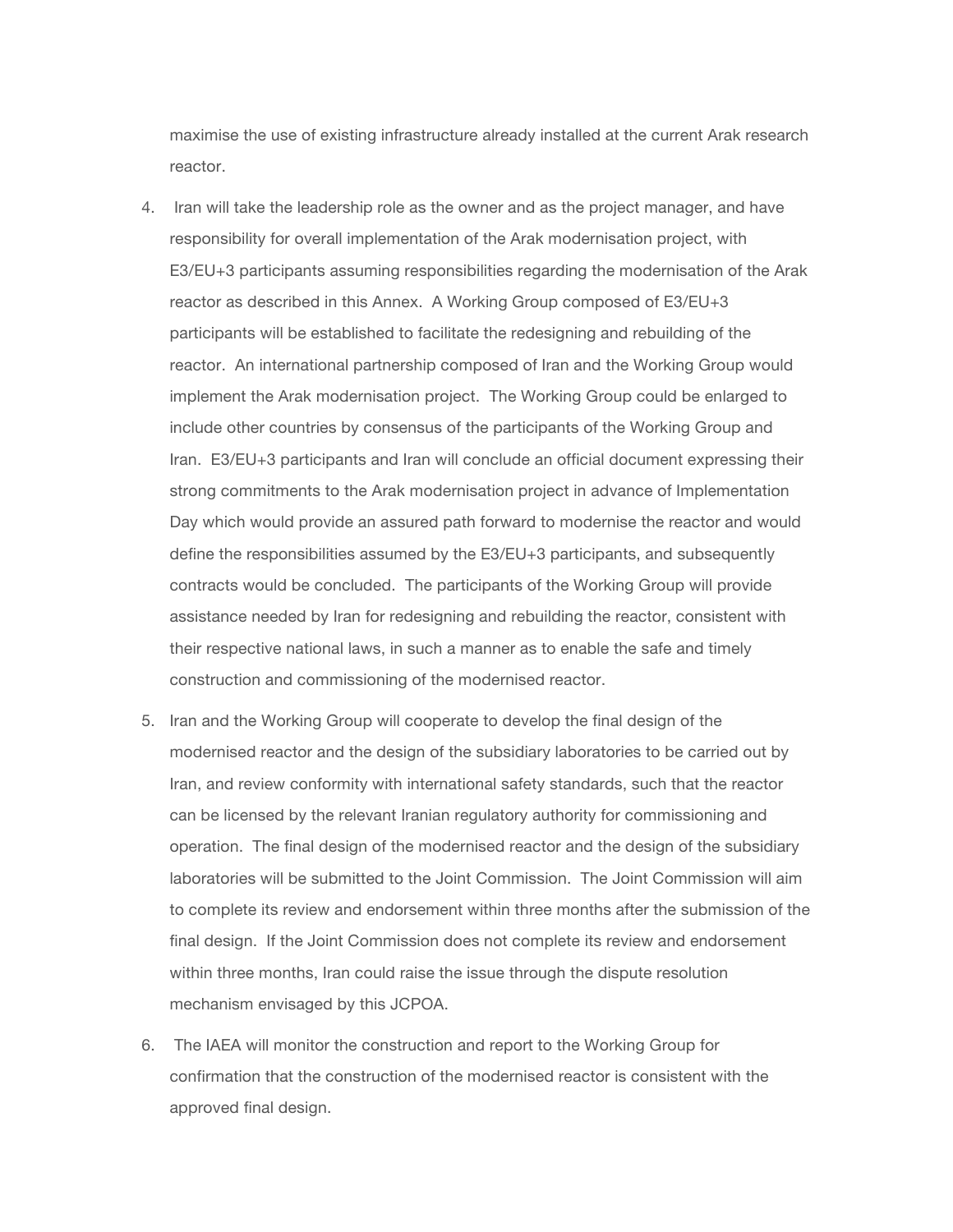maximise the use of existing infrastructure already installed at the current Arak research reactor.

4. Iran will take the leadership role as the owner and as the project manager, and have responsibility for overall implementation of the Arak modernisation project, with E3/EU+3 participants assuming responsibilities regarding the modernisation of the Arak reactor as described in this Annex. A Working Group composed of E3/EU+3 participants will be established to facilitate the redesigning and rebuilding of the reactor. An international partnership composed of Iran and the Working Group would implement the Arak modernisation project. The Working Group could be enlarged to include other countries by consensus of the participants of the Working Group and Iran. E3/EU+3 participants and Iran will conclude an official document expressing their strong commitments to the Arak modernisation project in advance of Implementation Day which would provide an assured path forward to modernise the reactor and would define the responsibilities assumed by the E3/EU+3 participants, and subsequently contracts would be concluded. The participants of the Working Group will provide assistance needed by Iran for redesigning and rebuilding the reactor, consistent with their respective national laws, in such a manner as to enable the safe and timely construction and commissioning of the modernised reactor.

5. Iran and the Working Group will cooperate to develop the final design of the modernised reactor and the design of the subsidiary laboratories to be carried out by Iran, and review conformity with international safety standards, such that the reactor can be licensed by the relevant Iranian regulatory authority for commissioning and operation. The final design of the modernised reactor and the design of the subsidiary laboratories will be submitted to the Joint Commission. The Joint Commission will aim to complete its review and endorsement within three months after the submission of the final design. If the Joint Commission does not complete its review and endorsement within three months, Iran could raise the issue through the dispute resolution mechanism envisaged by this JCPOA.

6. The IAEA will monitor the construction and report to the Working Group for confirmation that the construction of the modernised reactor is consistent with the approved final design.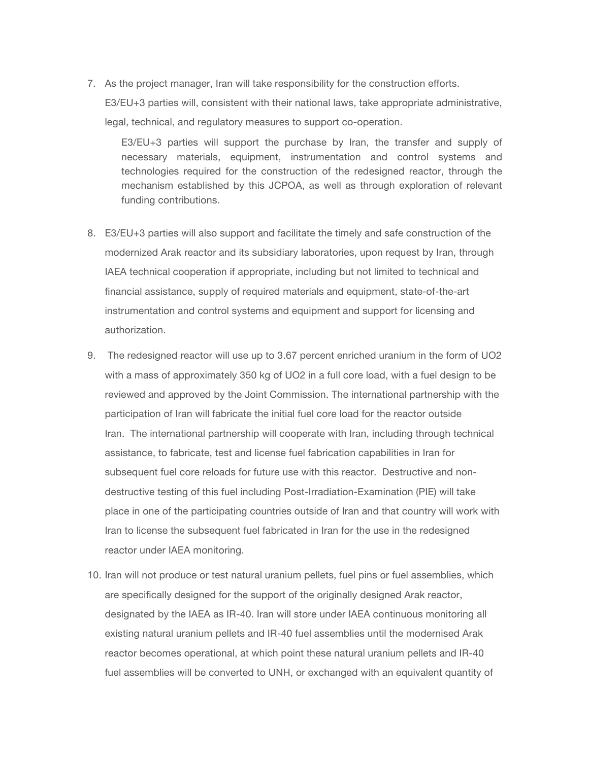7. As the project manager, Iran will take responsibility for the construction efforts. E3/EU+3 parties will, consistent with their national laws, take appropriate administrative, legal, technical, and regulatory measures to support co-operation.

   E3/EU+3 parties will support the purchase by Iran, the transfer and supply of necessary materials, equipment, instrumentation and control systems and technologies required for the construction of the redesigned reactor, through the mechanism established by this JCPOA, as well as through exploration of relevant funding contributions.

8. E3/EU+3 parties will also support and facilitate the timely and safe construction of the modernized Arak reactor and its subsidiary laboratories, upon request by Iran, through IAEA technical cooperation if appropriate, including but not limited to technical and financial assistance, supply of required materials and equipment, state-of-the-art instrumentation and control systems and equipment and support for licensing and authorization.

9. The redesigned reactor will use up to 3.67 percent enriched uranium in the form of $UO_2$ with a mass of approximately 350 kg of $UO_2$ in a full core load, with a fuel design to be reviewed and approved by the Joint Commission. The international partnership with the participation of Iran will fabricate the initial fuel core load for the reactor outside Iran. The international partnership will cooperate with Iran, including through technical assistance, to fabricate, test and license fuel fabrication capabilities in Iran for subsequent fuel core reloads for future use with this reactor. Destructive and non-destructive testing of this fuel including Post-Irradiation-Examination (PIE) will take place in one of the participating countries outside of Iran and that country will work with Iran to license the subsequent fuel fabricated in Iran for the use in the redesigned reactor under IAEA monitoring.

10. Iran will not produce or test natural uranium pellets, fuel pins or fuel assemblies, which are specifically designed for the support of the originally designed Arak reactor, designated by the IAEA as IR-40. Iran will store under IAEA continuous monitoring all existing natural uranium pellets and IR-40 fuel assemblies until the modernised Arak reactor becomes operational, at which point these natural uranium pellets and IR-40 fuel assemblies will be converted to UNH, or exchanged with an equivalent quantity of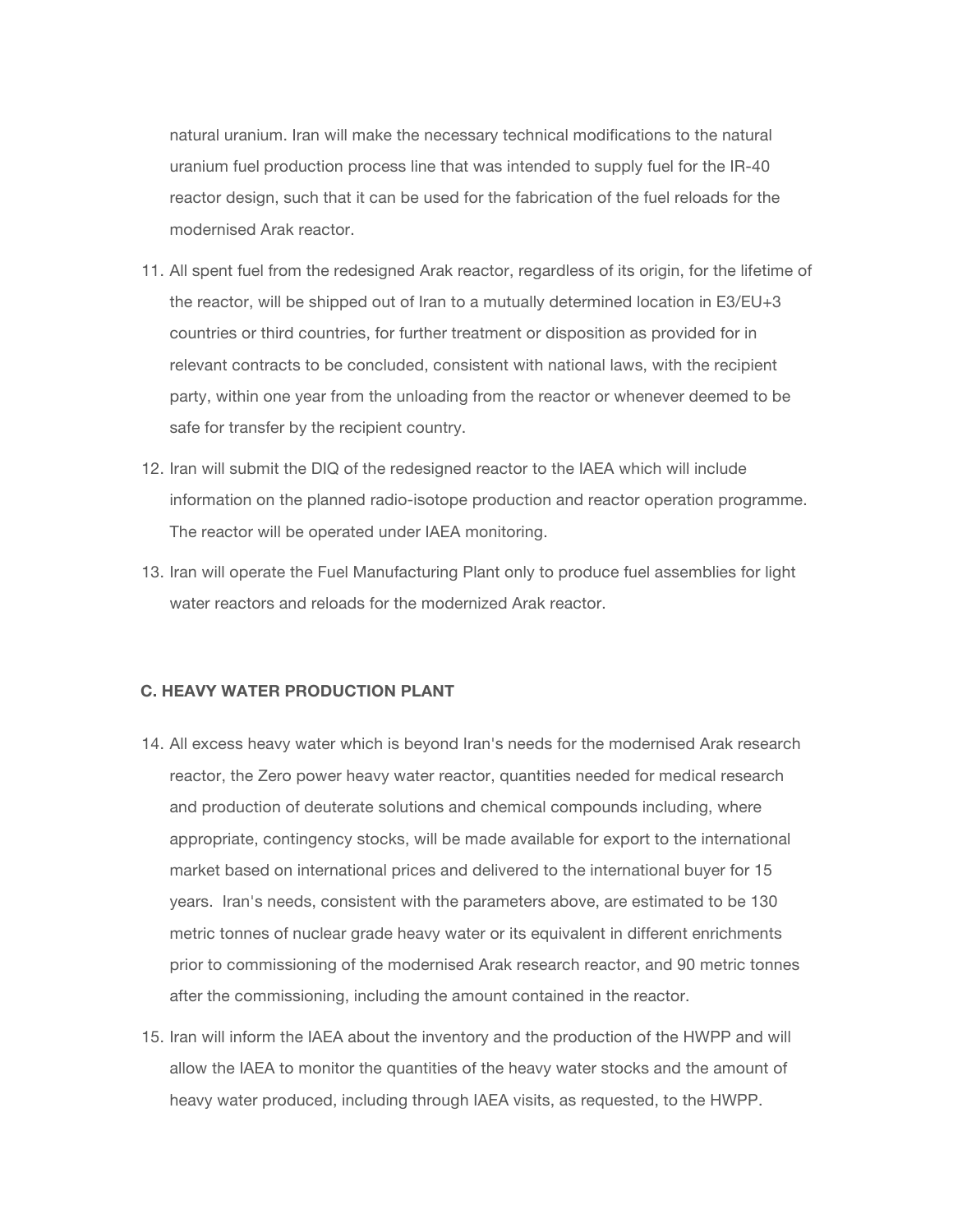natural uranium. Iran will make the necessary technical modifications to the natural uranium fuel production process line that was intended to supply fuel for the IR-40 reactor design, such that it can be used for the fabrication of the fuel reloads for the modernised Arak reactor.

11. All spent fuel from the redesigned Arak reactor, regardless of its origin, for the lifetime of the reactor, will be shipped out of Iran to a mutually determined location in E3/EU+3 countries or third countries, for further treatment or disposition as provided for in relevant contracts to be concluded, consistent with national laws, with the recipient party, within one year from the unloading from the reactor or whenever deemed to be safe for transfer by the recipient country.
12. Iran will submit the DIQ of the redesigned reactor to the IAEA which will include information on the planned radio-isotope production and reactor operation programme. The reactor will be operated under IAEA monitoring.
13. Iran will operate the Fuel Manufacturing Plant only to produce fuel assemblies for light water reactors and reloads for the modernized Arak reactor.

**C. HEAVY WATER PRODUCTION PLANT**

14. All excess heavy water which is beyond Iran's needs for the modernised Arak research reactor, the Zero power heavy water reactor, quantities needed for medical research and production of deuterate solutions and chemical compounds including, where appropriate, contingency stocks, will be made available for export to the international market based on international prices and delivered to the international buyer for 15 years. Iran's needs, consistent with the parameters above, are estimated to be 130 metric tonnes of nuclear grade heavy water or its equivalent in different enrichments prior to commissioning of the modernised Arak research reactor, and 90 metric tonnes after the commissioning, including the amount contained in the reactor.
15. Iran will inform the IAEA about the inventory and the production of the HWPP and will allow the IAEA to monitor the quantities of the heavy water stocks and the amount of heavy water produced, including through IAEA visits, as requested, to the HWPP.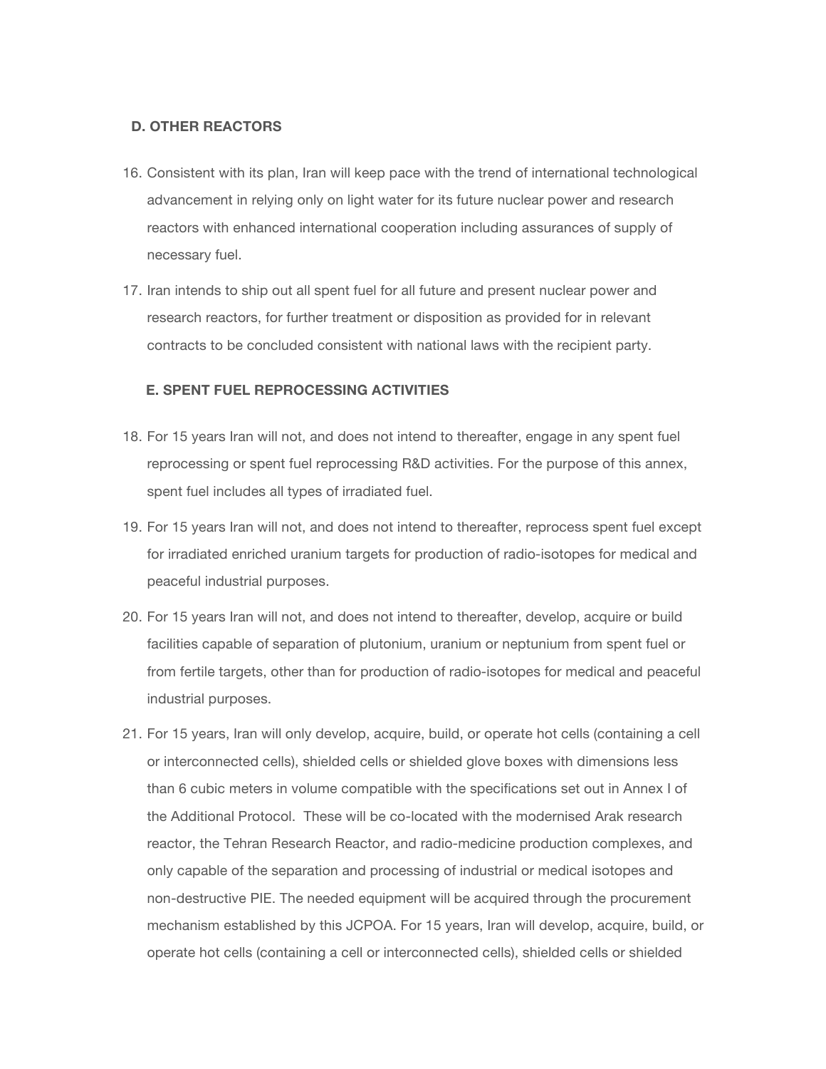## D. OTHER REACTORS

16. Consistent with its plan, Iran will keep pace with the trend of international technological advancement in relying only on light water for its future nuclear power and research reactors with enhanced international cooperation including assurances of supply of necessary fuel.

17. Iran intends to ship out all spent fuel for all future and present nuclear power and research reactors, for further treatment or disposition as provided for in relevant contracts to be concluded consistent with national laws with the recipient party.

## E. SPENT FUEL REPROCESSING ACTIVITIES

18. For 15 years Iran will not, and does not intend to thereafter, engage in any spent fuel reprocessing or spent fuel reprocessing R&D activities. For the purpose of this annex, spent fuel includes all types of irradiated fuel.

19. For 15 years Iran will not, and does not intend to thereafter, reprocess spent fuel except for irradiated enriched uranium targets for production of radio-isotopes for medical and peaceful industrial purposes.

20. For 15 years Iran will not, and does not intend to thereafter, develop, acquire or build facilities capable of separation of plutonium, uranium or neptunium from spent fuel or from fertile targets, other than for production of radio-isotopes for medical and peaceful industrial purposes.

21. For 15 years, Iran will only develop, acquire, build, or operate hot cells (containing a cell or interconnected cells), shielded cells or shielded glove boxes with dimensions less than 6 cubic meters in volume compatible with the specifications set out in Annex I of the Additional Protocol. These will be co-located with the modernised Arak research reactor, the Tehran Research Reactor, and radio-medicine production complexes, and only capable of the separation and processing of industrial or medical isotopes and non-destructive PIE. The needed equipment will be acquired through the procurement mechanism established by this JCPOA. For 15 years, Iran will develop, acquire, build, or operate hot cells (containing a cell or interconnected cells), shielded cells or shielded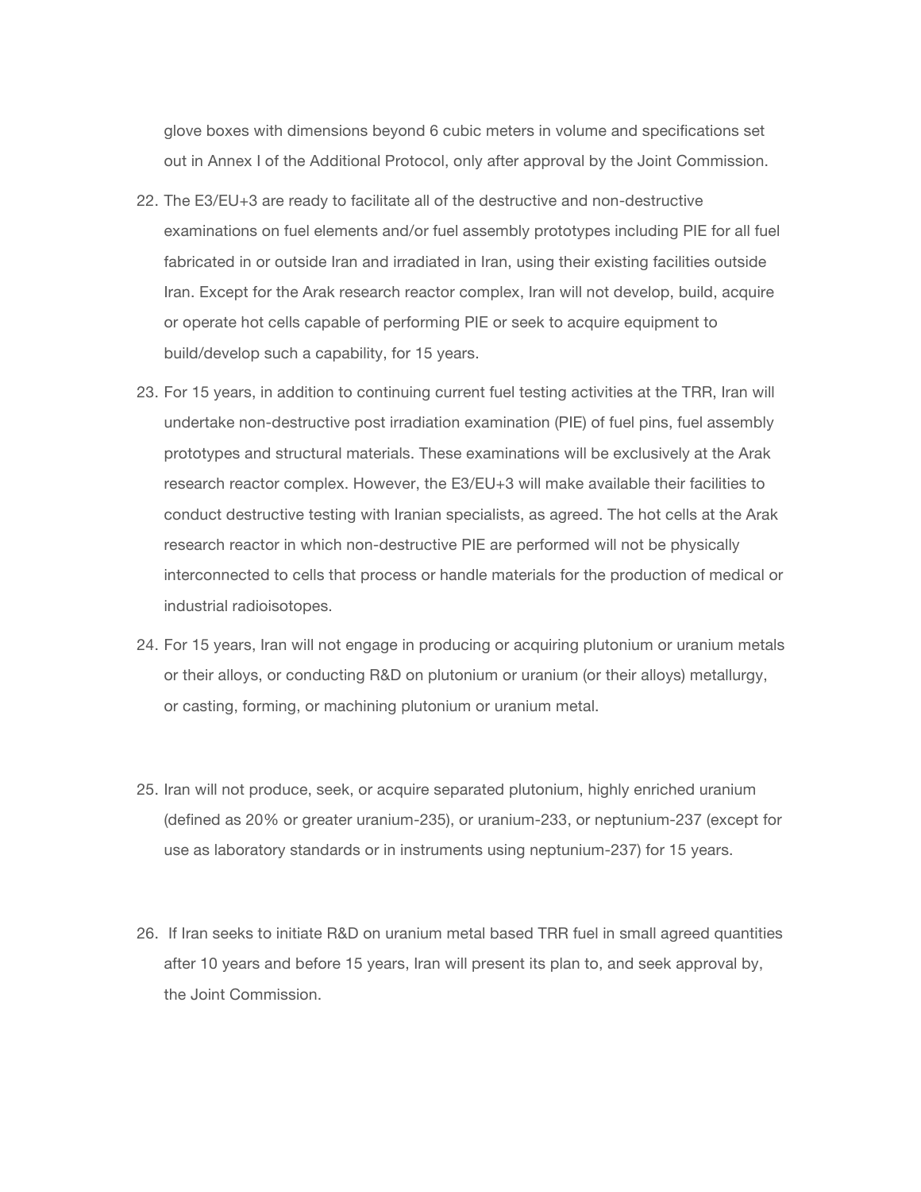glove boxes with dimensions beyond 6 cubic meters in volume and specifications set out in Annex I of the Additional Protocol, only after approval by the Joint Commission.

22. The E3/EU+3 are ready to facilitate all of the destructive and non-destructive examinations on fuel elements and/or fuel assembly prototypes including PIE for all fuel fabricated in or outside Iran and irradiated in Iran, using their existing facilities outside Iran. Except for the Arak research reactor complex, Iran will not develop, build, acquire or operate hot cells capable of performing PIE or seek to acquire equipment to build/develop such a capability, for 15 years.

23. For 15 years, in addition to continuing current fuel testing activities at the TRR, Iran will undertake non-destructive post irradiation examination (PIE) of fuel pins, fuel assembly prototypes and structural materials. These examinations will be exclusively at the Arak research reactor complex. However, the E3/EU+3 will make available their facilities to conduct destructive testing with Iranian specialists, as agreed. The hot cells at the Arak research reactor in which non-destructive PIE are performed will not be physically interconnected to cells that process or handle materials for the production of medical or industrial radioisotopes.

24. For 15 years, Iran will not engage in producing or acquiring plutonium or uranium metals or their alloys, or conducting R&D on plutonium or uranium (or their alloys) metallurgy, or casting, forming, or machining plutonium or uranium metal.

25. Iran will not produce, seek, or acquire separated plutonium, highly enriched uranium (defined as 20% or greater uranium-235), or uranium-233, or neptunium-237 (except for use as laboratory standards or in instruments using neptunium-237) for 15 years.

26. If Iran seeks to initiate R&D on uranium metal based TRR fuel in small agreed quantities after 10 years and before 15 years, Iran will present its plan to, and seek approval by, the Joint Commission.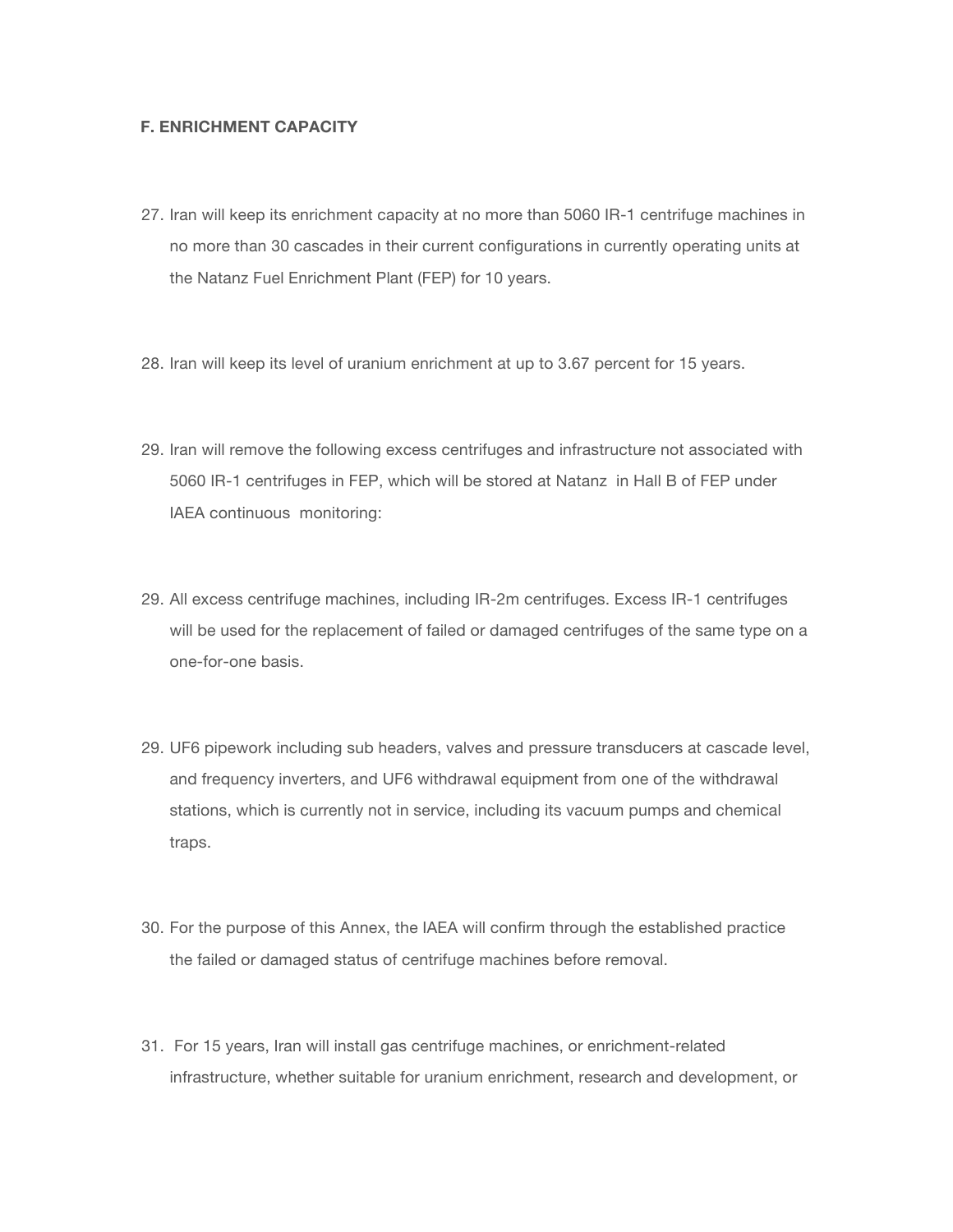**F. ENRICHMENT CAPACITY**

27. Iran will keep its enrichment capacity at no more than 5060 IR-1 centrifuge machines in no more than 30 cascades in their current configurations in currently operating units at the Natanz Fuel Enrichment Plant (FEP) for 10 years.

28. Iran will keep its level of uranium enrichment at up to 3.67 percent for 15 years.

29. Iran will remove the following excess centrifuges and infrastructure not associated with 5060 IR-1 centrifuges in FEP, which will be stored at Natanz in Hall B of FEP under IAEA continuous monitoring:

29. All excess centrifuge machines, including IR-2m centrifuges. Excess IR-1 centrifuges will be used for the replacement of failed or damaged centrifuges of the same type on a one-for-one basis.

29. UF6 pipework including sub headers, valves and pressure transducers at cascade level, and frequency inverters, and UF6 withdrawal equipment from one of the withdrawal stations, which is currently not in service, including its vacuum pumps and chemical traps.

30. For the purpose of this Annex, the IAEA will confirm through the established practice the failed or damaged status of centrifuge machines before removal.

31. For 15 years, Iran will install gas centrifuge machines, or enrichment-related infrastructure, whether suitable for uranium enrichment, research and development, or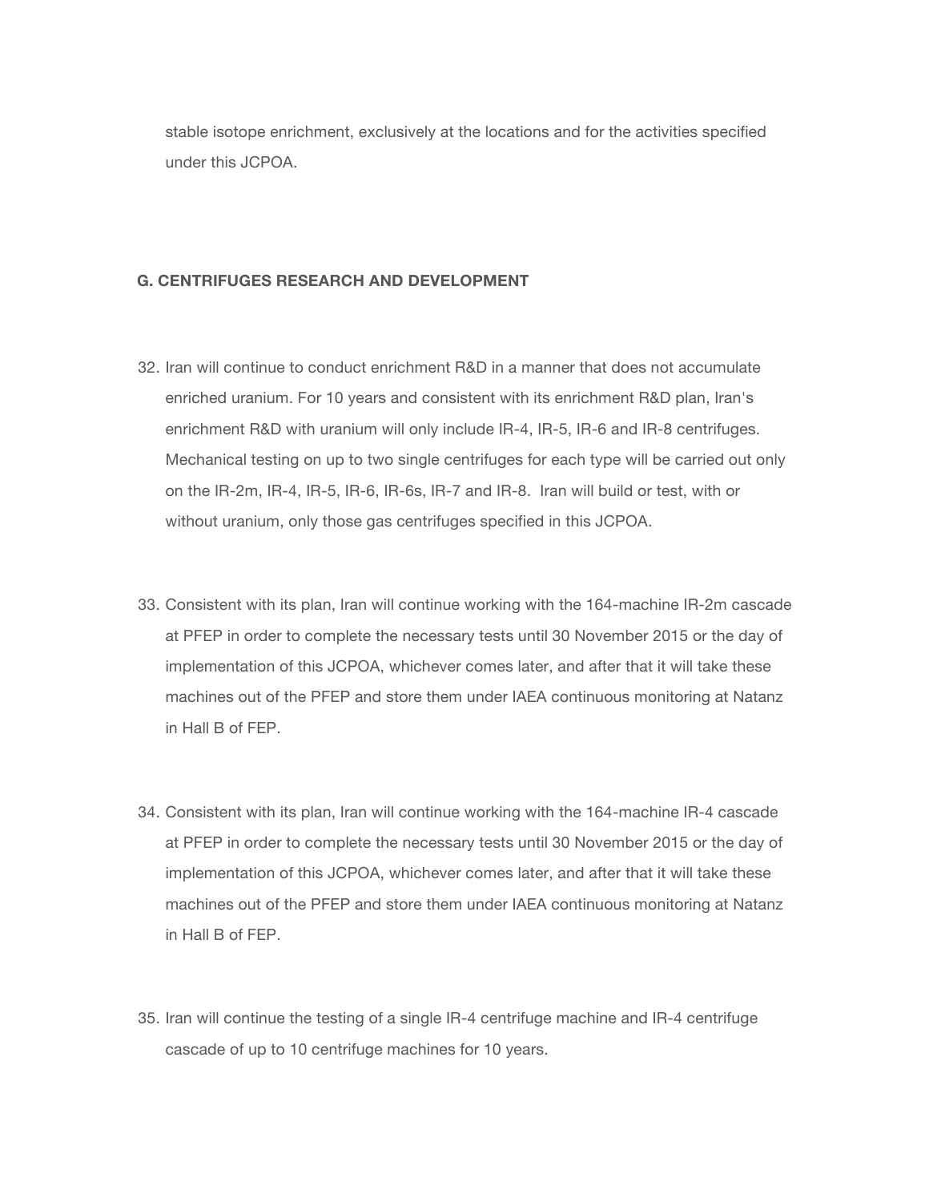stable isotope enrichment, exclusively at the locations and for the activities specified under this JCPOA.

### G. CENTRIFUGES RESEARCH AND DEVELOPMENT

32. Iran will continue to conduct enrichment R&D in a manner that does not accumulate enriched uranium. For 10 years and consistent with its enrichment R&D plan, Iran's enrichment R&D with uranium will only include IR-4, IR-5, IR-6 and IR-8 centrifuges. Mechanical testing on up to two single centrifuges for each type will be carried out only on the IR-2m, IR-4, IR-5, IR-6, IR-6s, IR-7 and IR-8. Iran will build or test, with or without uranium, only those gas centrifuges specified in this JCPOA.

33. Consistent with its plan, Iran will continue working with the 164-machine IR-2m cascade at PFEP in order to complete the necessary tests until 30 November 2015 or the day of implementation of this JCPOA, whichever comes later, and after that it will take these machines out of the PFEP and store them under IAEA continuous monitoring at Natanz in Hall B of FEP.

34. Consistent with its plan, Iran will continue working with the 164-machine IR-4 cascade at PFEP in order to complete the necessary tests until 30 November 2015 or the day of implementation of this JCPOA, whichever comes later, and after that it will take these machines out of the PFEP and store them under IAEA continuous monitoring at Natanz in Hall B of FEP.

35. Iran will continue the testing of a single IR-4 centrifuge machine and IR-4 centrifuge cascade of up to 10 centrifuge machines for 10 years.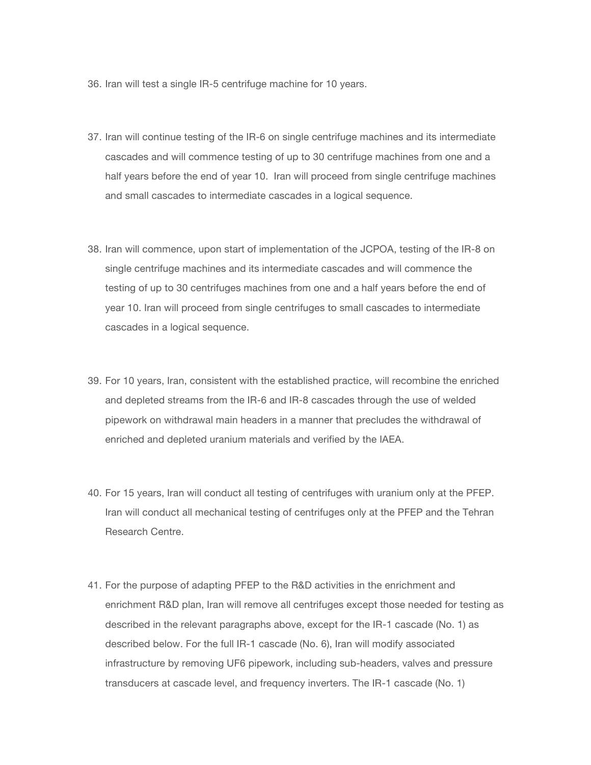36. Iran will test a single IR-5 centrifuge machine for 10 years.

37. Iran will continue testing of the IR-6 on single centrifuge machines and its intermediate cascades and will commence testing of up to 30 centrifuge machines from one and a half years before the end of year 10. Iran will proceed from single centrifuge machines and small cascades to intermediate cascades in a logical sequence.

38. Iran will commence, upon start of implementation of the JCPOA, testing of the IR-8 on single centrifuge machines and its intermediate cascades and will commence the testing of up to 30 centrifuges machines from one and a half years before the end of year 10. Iran will proceed from single centrifuges to small cascades to intermediate cascades in a logical sequence.

39. For 10 years, Iran, consistent with the established practice, will recombine the enriched and depleted streams from the IR-6 and IR-8 cascades through the use of welded pipework on withdrawal main headers in a manner that precludes the withdrawal of enriched and depleted uranium materials and verified by the IAEA.

40. For 15 years, Iran will conduct all testing of centrifuges with uranium only at the PFEP. Iran will conduct all mechanical testing of centrifuges only at the PFEP and the Tehran Research Centre.

41. For the purpose of adapting PFEP to the R&D activities in the enrichment and enrichment R&D plan, Iran will remove all centrifuges except those needed for testing as described in the relevant paragraphs above, except for the IR-1 cascade (No. 1) as described below. For the full IR-1 cascade (No. 6), Iran will modify associated infrastructure by removing UF6 pipework, including sub-headers, valves and pressure transducers at cascade level, and frequency inverters. The IR-1 cascade (No. 1)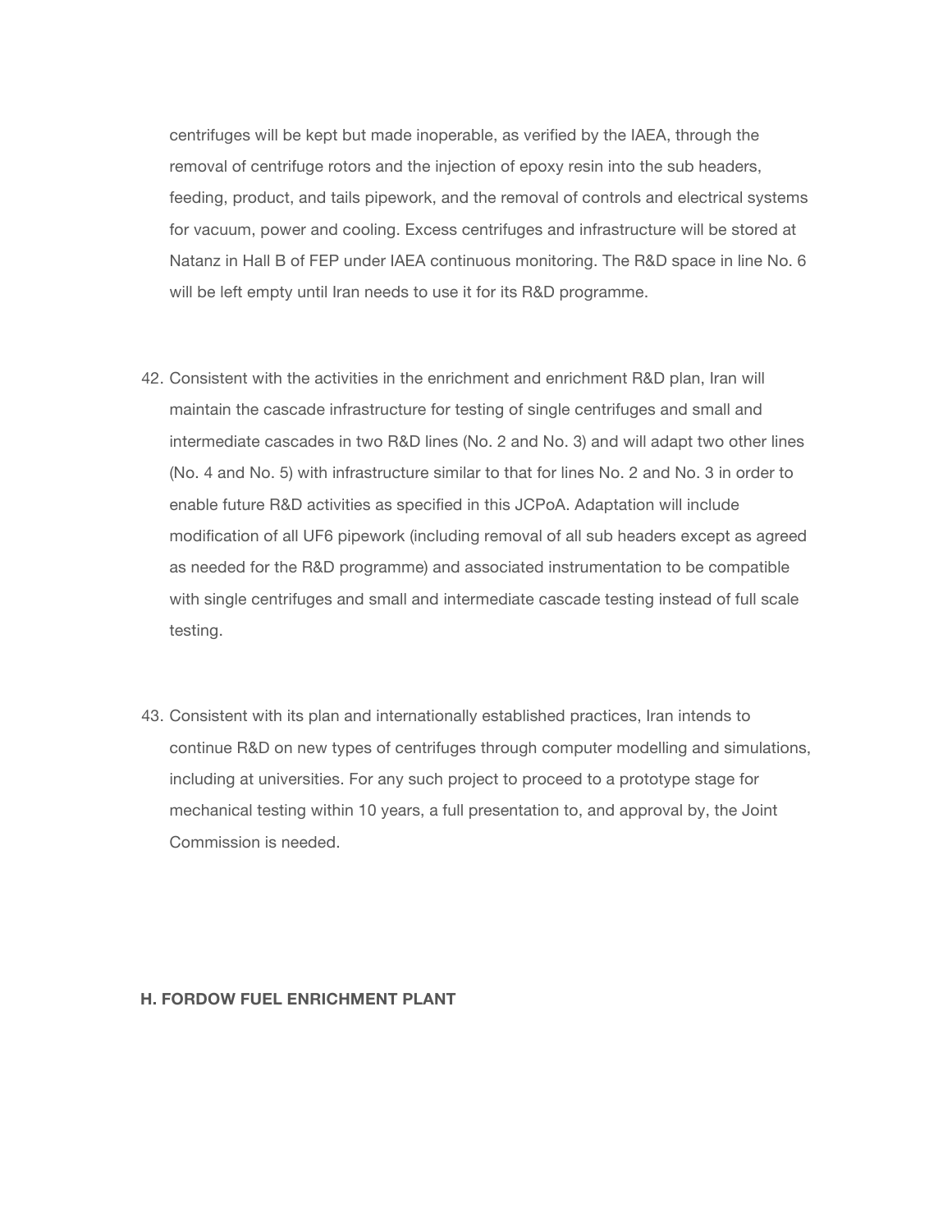centrifuges will be kept but made inoperable, as verified by the IAEA, through the removal of centrifuge rotors and the injection of epoxy resin into the sub headers, feeding, product, and tails pipework, and the removal of controls and electrical systems for vacuum, power and cooling. Excess centrifuges and infrastructure will be stored at Natanz in Hall B of FEP under IAEA continuous monitoring. The R&D space in line No. 6 will be left empty until Iran needs to use it for its R&D programme.

42. Consistent with the activities in the enrichment and enrichment R&D plan, Iran will maintain the cascade infrastructure for testing of single centrifuges and small and intermediate cascades in two R&D lines (No. 2 and No. 3) and will adapt two other lines (No. 4 and No. 5) with infrastructure similar to that for lines No. 2 and No. 3 in order to enable future R&D activities as specified in this JCPoA. Adaptation will include modification of all $UF_6$ pipework (including removal of all sub headers except as agreed as needed for the R&D programme) and associated instrumentation to be compatible with single centrifuges and small and intermediate cascade testing instead of full scale testing.

43. Consistent with its plan and internationally established practices, Iran intends to continue R&D on new types of centrifuges through computer modelling and simulations, including at universities. For any such project to proceed to a prototype stage for mechanical testing within 10 years, a full presentation to, and approval by, the Joint Commission is needed.

**H. FORDOW FUEL ENRICHMENT PLANT**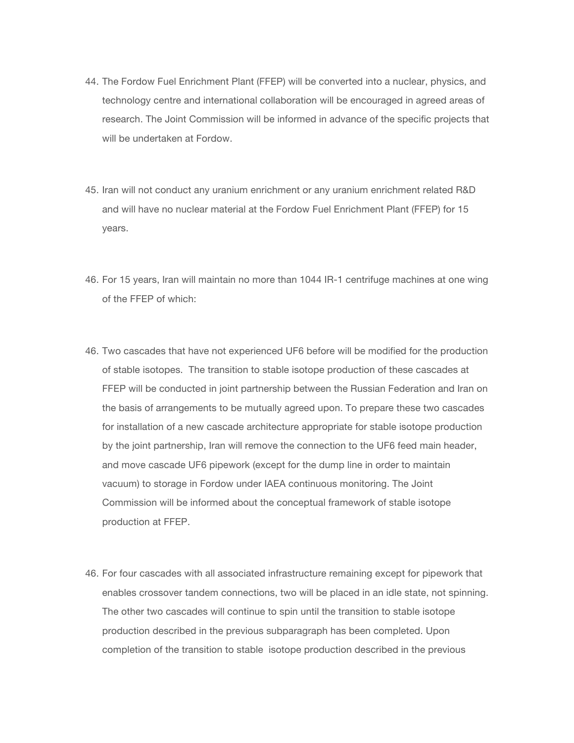44. The Fordow Fuel Enrichment Plant (FFEP) will be converted into a nuclear, physics, and technology centre and international collaboration will be encouraged in agreed areas of research. The Joint Commission will be informed in advance of the specific projects that will be undertaken at Fordow.

45. Iran will not conduct any uranium enrichment or any uranium enrichment related R&D and will have no nuclear material at the Fordow Fuel Enrichment Plant (FFEP) for 15 years.

46. For 15 years, Iran will maintain no more than 1044 IR-1 centrifuge machines at one wing of the FFEP of which:

46. Two cascades that have not experienced UF6 before will be modified for the production of stable isotopes. The transition to stable isotope production of these cascades at FFEP will be conducted in joint partnership between the Russian Federation and Iran on the basis of arrangements to be mutually agreed upon. To prepare these two cascades for installation of a new cascade architecture appropriate for stable isotope production by the joint partnership, Iran will remove the connection to the UF6 feed main header, and move cascade UF6 pipework (except for the dump line in order to maintain vacuum) to storage in Fordow under IAEA continuous monitoring. The Joint Commission will be informed about the conceptual framework of stable isotope production at FFEP.

46. For four cascades with all associated infrastructure remaining except for pipework that enables crossover tandem connections, two will be placed in an idle state, not spinning. The other two cascades will continue to spin until the transition to stable isotope production described in the previous subparagraph has been completed. Upon completion of the transition to stable isotope production described in the previous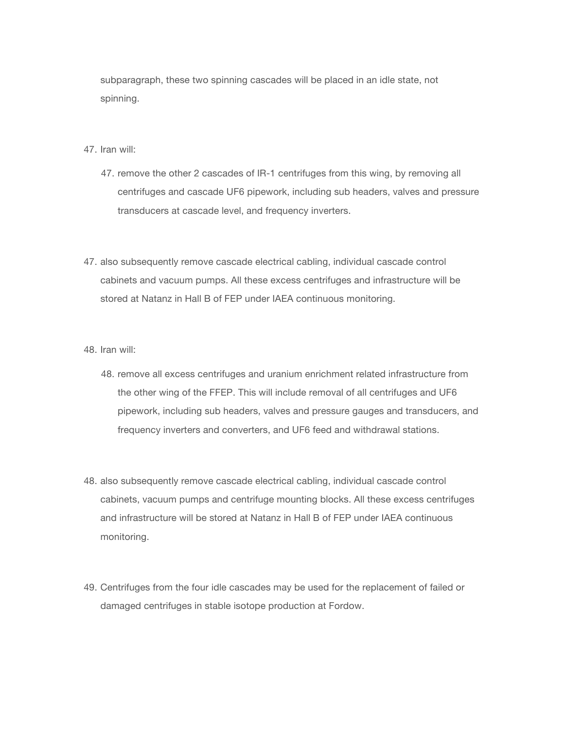subparagraph, these two spinning cascades will be placed in an idle state, not spinning.

47. Iran will:

    47. remove the other 2 cascades of IR-1 centrifuges from this wing, by removing all centrifuges and cascade UF6 pipework, including sub headers, valves and pressure transducers at cascade level, and frequency inverters.

47. also subsequently remove cascade electrical cabling, individual cascade control cabinets and vacuum pumps. All these excess centrifuges and infrastructure will be stored at Natanz in Hall B of FEP under IAEA continuous monitoring.

48. Iran will:

    48. remove all excess centrifuges and uranium enrichment related infrastructure from the other wing of the FFEP. This will include removal of all centrifuges and UF6 pipework, including sub headers, valves and pressure gauges and transducers, and frequency inverters and converters, and UF6 feed and withdrawal stations.

48. also subsequently remove cascade electrical cabling, individual cascade control cabinets, vacuum pumps and centrifuge mounting blocks. All these excess centrifuges and infrastructure will be stored at Natanz in Hall B of FEP under IAEA continuous monitoring.

49. Centrifuges from the four idle cascades may be used for the replacement of failed or damaged centrifuges in stable isotope production at Fordow.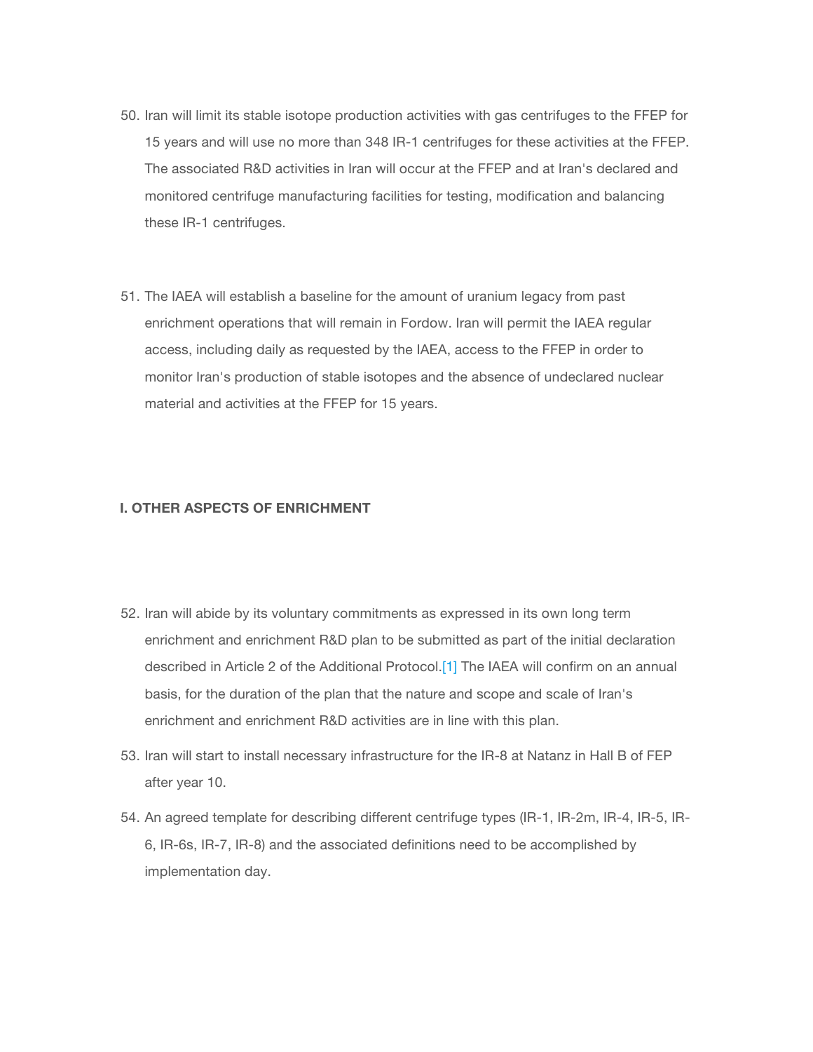50. Iran will limit its stable isotope production activities with gas centrifuges to the FFEP for 15 years and will use no more than 348 IR-1 centrifuges for these activities at the FFEP. The associated R&D activities in Iran will occur at the FFEP and at Iran's declared and monitored centrifuge manufacturing facilities for testing, modification and balancing these IR-1 centrifuges.

51. The IAEA will establish a baseline for the amount of uranium legacy from past enrichment operations that will remain in Fordow. Iran will permit the IAEA regular access, including daily as requested by the IAEA, access to the FFEP in order to monitor Iran's production of stable isotopes and the absence of undeclared nuclear material and activities at the FFEP for 15 years.

### I. OTHER ASPECTS OF ENRICHMENT

52. Iran will abide by its voluntary commitments as expressed in its own long term enrichment and enrichment R&D plan to be submitted as part of the initial declaration described in Article 2 of the Additional Protocol.[1] The IAEA will confirm on an annual basis, for the duration of the plan that the nature and scope and scale of Iran's enrichment and enrichment R&D activities are in line with this plan.

53. Iran will start to install necessary infrastructure for the IR-8 at Natanz in Hall B of FEP after year 10.

54. An agreed template for describing different centrifuge types (IR-1, IR-2m, IR-4, IR-5, IR-6, IR-6s, IR-7, IR-8) and the associated definitions need to be accomplished by implementation day.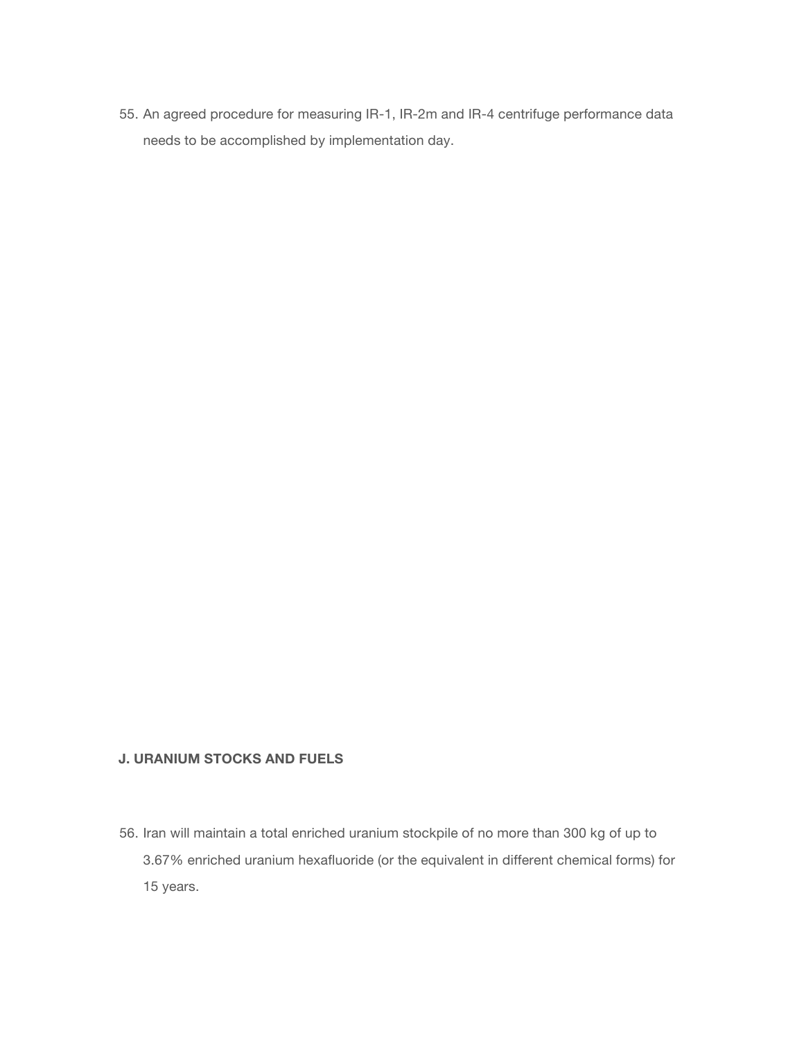55. An agreed procedure for measuring IR-1, IR-2m and IR-4 centrifuge performance data needs to be accomplished by implementation day.

## J. URANIUM STOCKS AND FUELS

56. Iran will maintain a total enriched uranium stockpile of no more than 300 kg of up to 3.67% enriched uranium hexafluoride (or the equivalent in different chemical forms) for 15 years.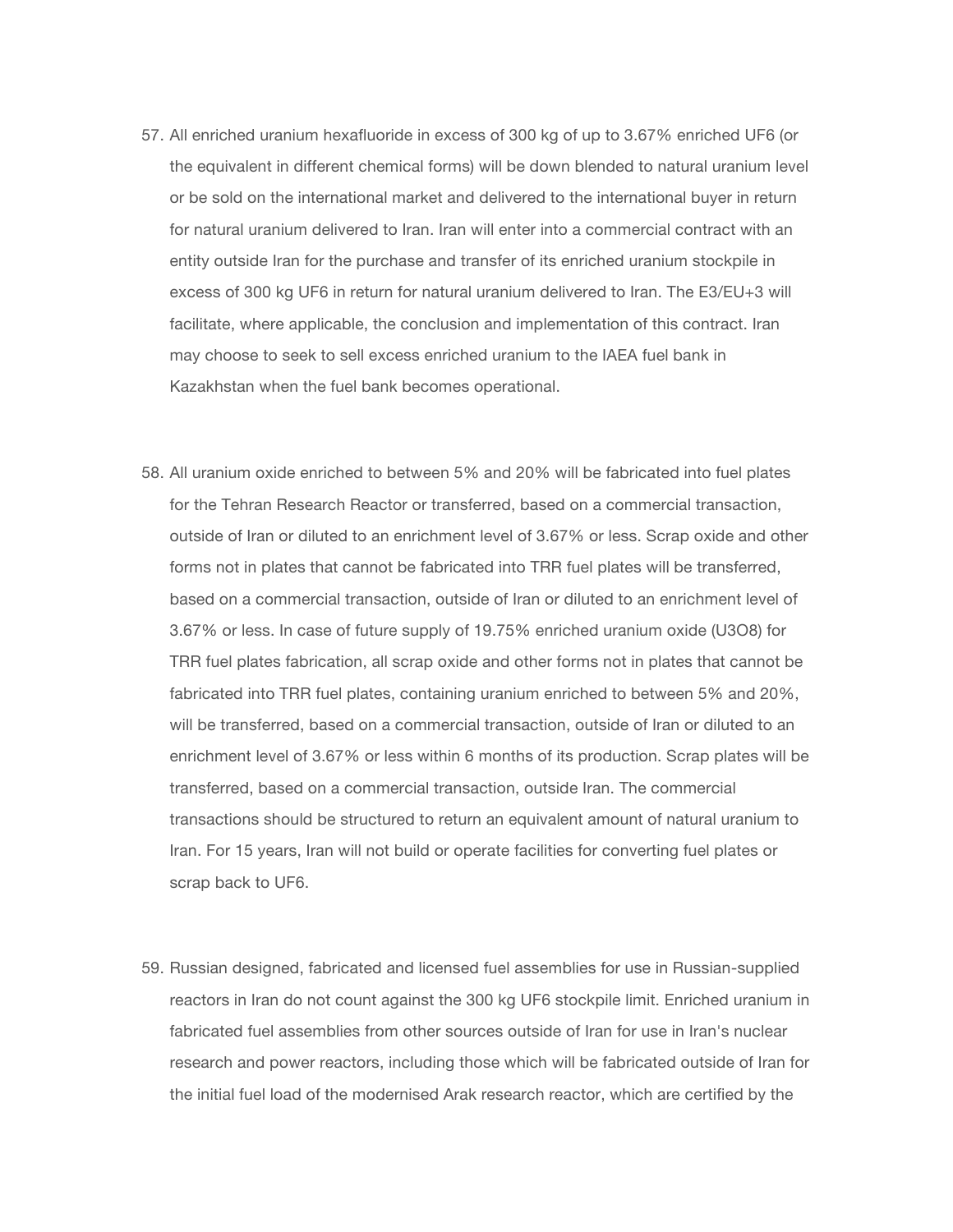57. All enriched uranium hexafluoride in excess of 300 kg of up to 3.67% enriched $UF_6$ (or the equivalent in different chemical forms) will be down blended to natural uranium level or be sold on the international market and delivered to the international buyer in return for natural uranium delivered to Iran. Iran will enter into a commercial contract with an entity outside Iran for the purchase and transfer of its enriched uranium stockpile in excess of 300 kg $UF_6$ in return for natural uranium delivered to Iran. The E3/EU+3 will facilitate, where applicable, the conclusion and implementation of this contract. Iran may choose to seek to sell excess enriched uranium to the IAEA fuel bank in Kazakhstan when the fuel bank becomes operational.

58. All uranium oxide enriched to between 5% and 20% will be fabricated into fuel plates for the Tehran Research Reactor or transferred, based on a commercial transaction, outside of Iran or diluted to an enrichment level of 3.67% or less. Scrap oxide and other forms not in plates that cannot be fabricated into TRR fuel plates will be transferred, based on a commercial transaction, outside of Iran or diluted to an enrichment level of 3.67% or less. In case of future supply of 19.75% enriched uranium oxide ($U_3O_8$) for TRR fuel plates fabrication, all scrap oxide and other forms not in plates that cannot be fabricated into TRR fuel plates, containing uranium enriched to between 5% and 20%, will be transferred, based on a commercial transaction, outside of Iran or diluted to an enrichment level of 3.67% or less within 6 months of its production. Scrap plates will be transferred, based on a commercial transaction, outside Iran. The commercial transactions should be structured to return an equivalent amount of natural uranium to Iran. For 15 years, Iran will not build or operate facilities for converting fuel plates or scrap back to $UF_6$.

59. Russian designed, fabricated and licensed fuel assemblies for use in Russian-supplied reactors in Iran do not count against the 300 kg $UF_6$ stockpile limit. Enriched uranium in fabricated fuel assemblies from other sources outside of Iran for use in Iran's nuclear research and power reactors, including those which will be fabricated outside of Iran for the initial fuel load of the modernised Arak research reactor, which are certified by the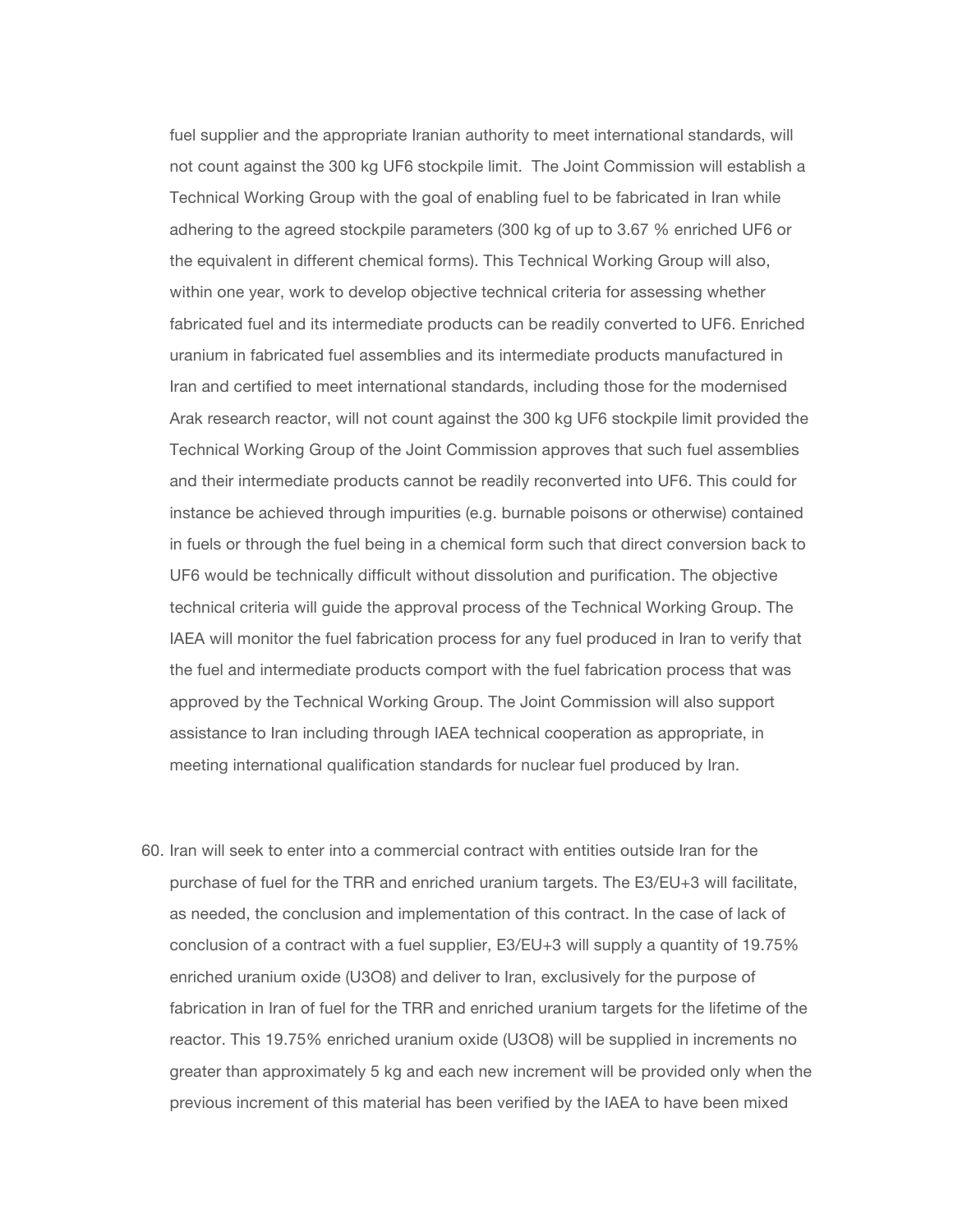fuel supplier and the appropriate Iranian authority to meet international standards, will not count against the 300 kg $UF_6$ stockpile limit. The Joint Commission will establish a Technical Working Group with the goal of enabling fuel to be fabricated in Iran while adhering to the agreed stockpile parameters (300 kg of up to 3.67 % enriched $UF_6$ or the equivalent in different chemical forms). This Technical Working Group will also, within one year, work to develop objective technical criteria for assessing whether fabricated fuel and its intermediate products can be readily converted to $UF_6$. Enriched uranium in fabricated fuel assemblies and its intermediate products manufactured in Iran and certified to meet international standards, including those for the modernised Arak research reactor, will not count against the 300 kg $UF_6$ stockpile limit provided the Technical Working Group of the Joint Commission approves that such fuel assemblies and their intermediate products cannot be readily reconverted into $UF_6$. This could for instance be achieved through impurities (e.g. burnable poisons or otherwise) contained in fuels or through the fuel being in a chemical form such that direct conversion back to $UF_6$ would be technically difficult without dissolution and purification. The objective technical criteria will guide the approval process of the Technical Working Group. The IAEA will monitor the fuel fabrication process for any fuel produced in Iran to verify that the fuel and intermediate products comport with the fuel fabrication process that was approved by the Technical Working Group. The Joint Commission will also support assistance to Iran including through IAEA technical cooperation as appropriate, in meeting international qualification standards for nuclear fuel produced by Iran.

60. Iran will seek to enter into a commercial contract with entities outside Iran for the purchase of fuel for the TRR and enriched uranium targets. The E3/EU+3 will facilitate, as needed, the conclusion and implementation of this contract. In the case of lack of conclusion of a contract with a fuel supplier, E3/EU+3 will supply a quantity of 19.75% enriched uranium oxide ($U_3O_8$) and deliver to Iran, exclusively for the purpose of fabrication in Iran of fuel for the TRR and enriched uranium targets for the lifetime of the reactor. This 19.75% enriched uranium oxide ($U_3O_8$) will be supplied in increments no greater than approximately 5 kg and each new increment will be provided only when the previous increment of this material has been verified by the IAEA to have been mixed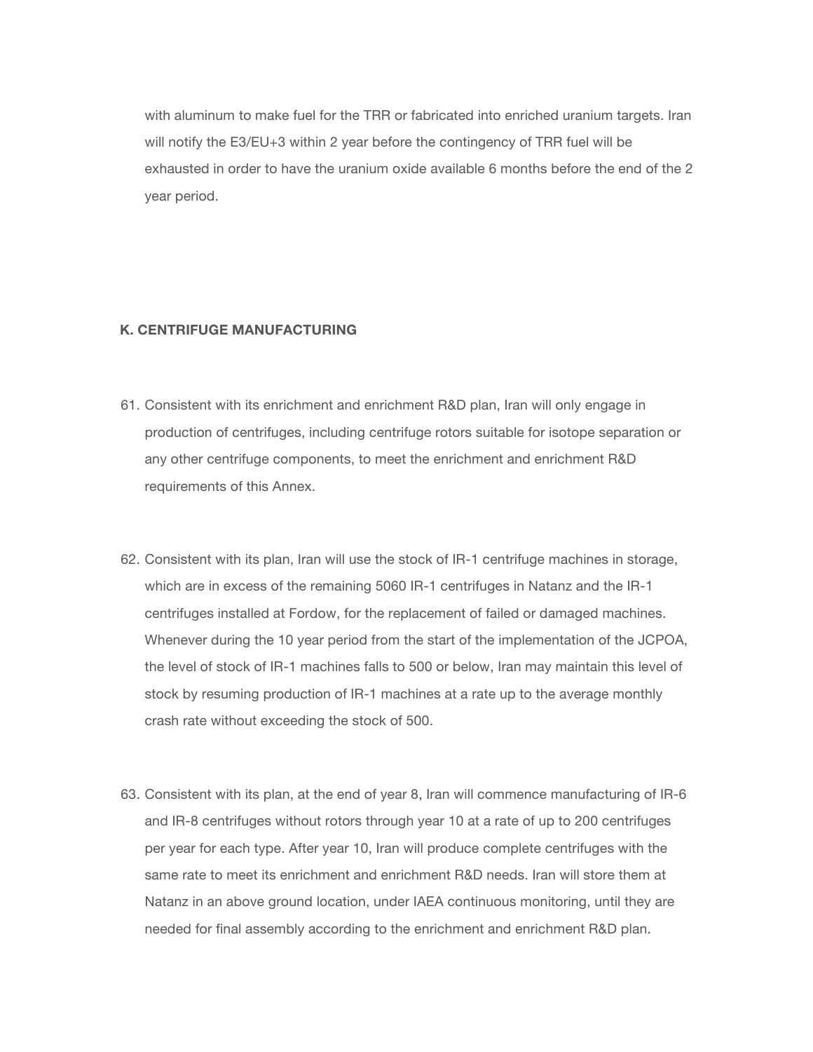with aluminum to make fuel for the TRR or fabricated into enriched uranium targets. Iran will notify the E3/EU+3 within 2 year before the contingency of TRR fuel will be exhausted in order to have the uranium oxide available 6 months before the end of the 2 year period.

## K. CENTRIFUGE MANUFACTURING

61. Consistent with its enrichment and enrichment R&D plan, Iran will only engage in production of centrifuges, including centrifuge rotors suitable for isotope separation or any other centrifuge components, to meet the enrichment and enrichment R&D requirements of this Annex.

62. Consistent with its plan, Iran will use the stock of IR-1 centrifuge machines in storage, which are in excess of the remaining 5060 IR-1 centrifuges in Natanz and the IR-1 centrifuges installed at Fordow, for the replacement of failed or damaged machines. Whenever during the 10 year period from the start of the implementation of the JCPOA, the level of stock of IR-1 machines falls to 500 or below, Iran may maintain this level of stock by resuming production of IR-1 machines at a rate up to the average monthly crash rate without exceeding the stock of 500.

63. Consistent with its plan, at the end of year 8, Iran will commence manufacturing of IR-6 and IR-8 centrifuges without rotors through year 10 at a rate of up to 200 centrifuges per year for each type. After year 10, Iran will produce complete centrifuges with the same rate to meet its enrichment and enrichment R&D needs. Iran will store them at Natanz in an above ground location, under IAEA continuous monitoring, until they are needed for final assembly according to the enrichment and enrichment R&D plan.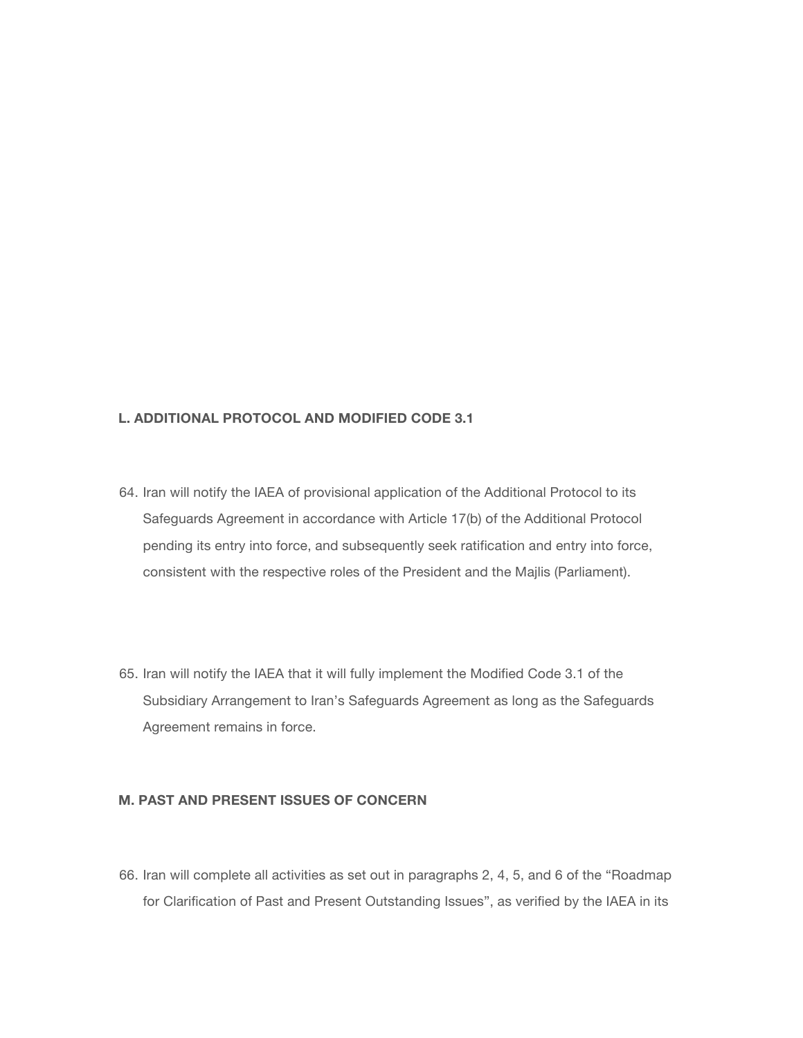## L. ADDITIONAL PROTOCOL AND MODIFIED CODE 3.1

64. Iran will notify the IAEA of provisional application of the Additional Protocol to its Safeguards Agreement in accordance with Article 17(b) of the Additional Protocol pending its entry into force, and subsequently seek ratification and entry into force, consistent with the respective roles of the President and the Majlis (Parliament).

65. Iran will notify the IAEA that it will fully implement the Modified Code 3.1 of the Subsidiary Arrangement to Iran's Safeguards Agreement as long as the Safeguards Agreement remains in force.

## M. PAST AND PRESENT ISSUES OF CONCERN

66. Iran will complete all activities as set out in paragraphs 2, 4, 5, and 6 of the "Roadmap for Clarification of Past and Present Outstanding Issues", as verified by the IAEA in its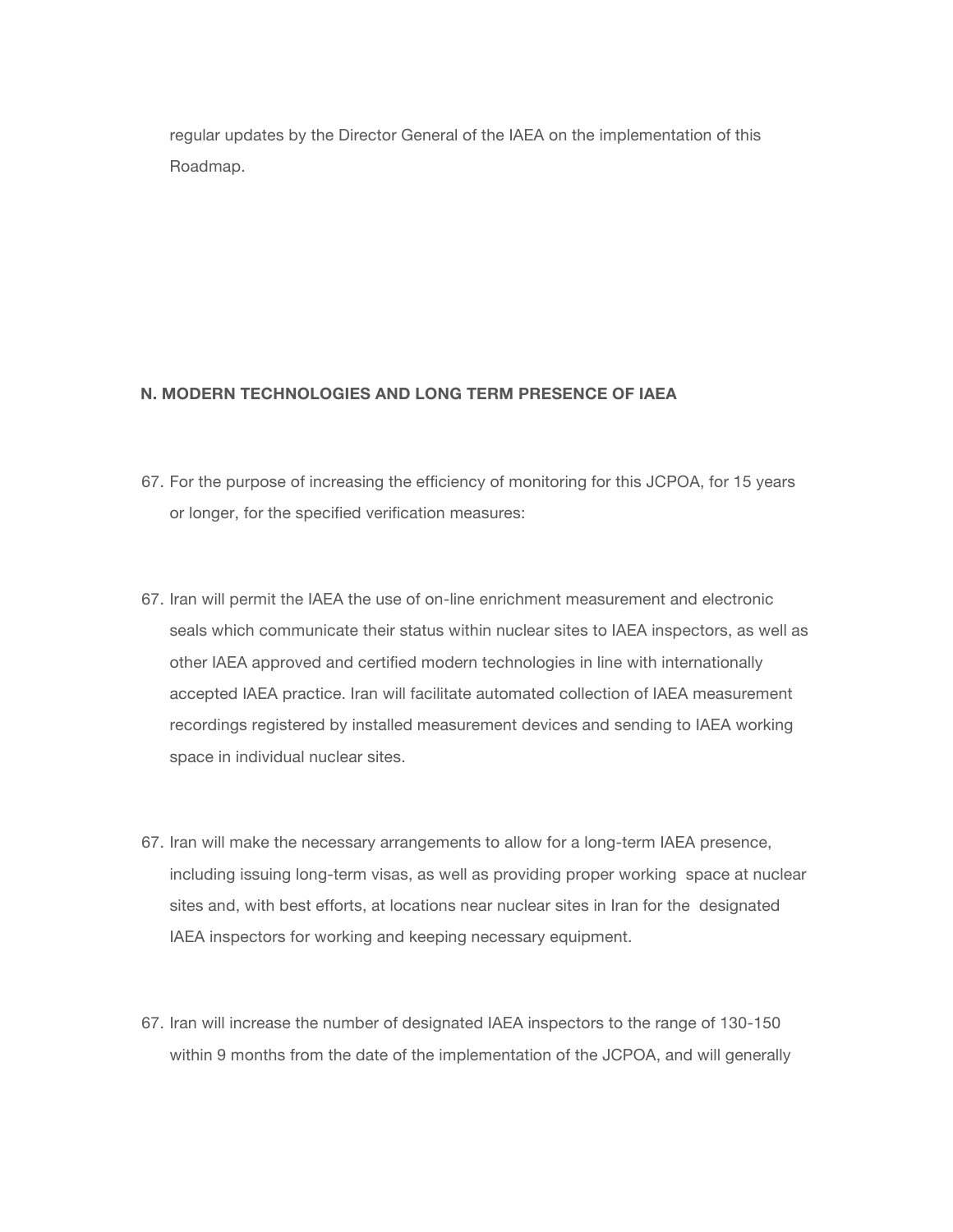regular updates by the Director General of the IAEA on the implementation of this Roadmap.

**N. MODERN TECHNOLOGIES AND LONG TERM PRESENCE OF IAEA**

67. For the purpose of increasing the efficiency of monitoring for this JCPOA, for 15 years or longer, for the specified verification measures:

67. Iran will permit the IAEA the use of on-line enrichment measurement and electronic seals which communicate their status within nuclear sites to IAEA inspectors, as well as other IAEA approved and certified modern technologies in line with internationally accepted IAEA practice. Iran will facilitate automated collection of IAEA measurement recordings registered by installed measurement devices and sending to IAEA working space in individual nuclear sites.

67. Iran will make the necessary arrangements to allow for a long-term IAEA presence, including issuing long-term visas, as well as providing proper working space at nuclear sites and, with best efforts, at locations near nuclear sites in Iran for the designated IAEA inspectors for working and keeping necessary equipment.

67. Iran will increase the number of designated IAEA inspectors to the range of 130-150 within 9 months from the date of the implementation of the JCPOA, and will generally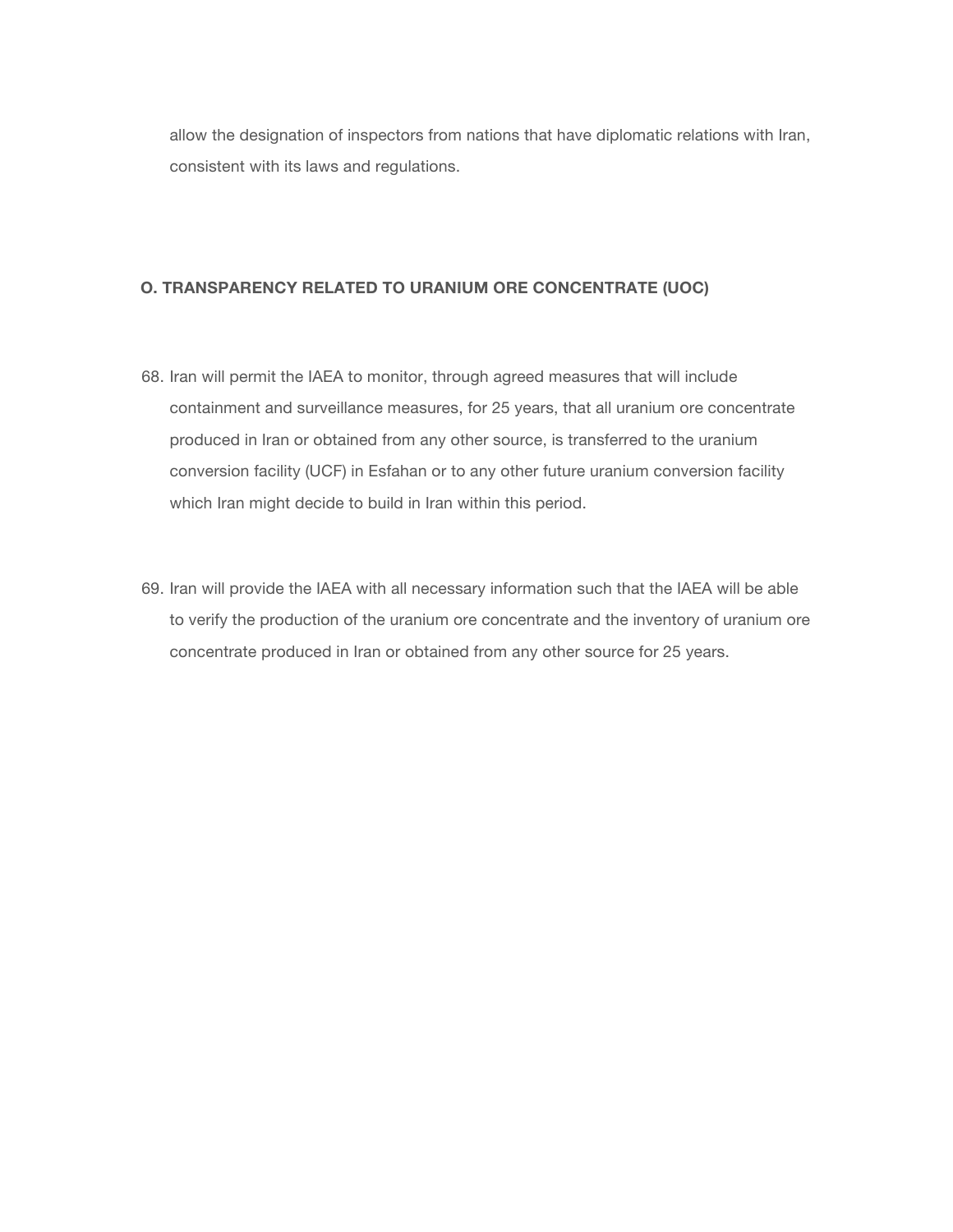allow the designation of inspectors from nations that have diplomatic relations with Iran, consistent with its laws and regulations.

## O. TRANSPARENCY RELATED TO URANIUM ORE CONCENTRATE (UOC)

68. Iran will permit the IAEA to monitor, through agreed measures that will include containment and surveillance measures, for 25 years, that all uranium ore concentrate produced in Iran or obtained from any other source, is transferred to the uranium conversion facility (UCF) in Esfahan or to any other future uranium conversion facility which Iran might decide to build in Iran within this period.

69. Iran will provide the IAEA with all necessary information such that the IAEA will be able to verify the production of the uranium ore concentrate and the inventory of uranium ore concentrate produced in Iran or obtained from any other source for 25 years.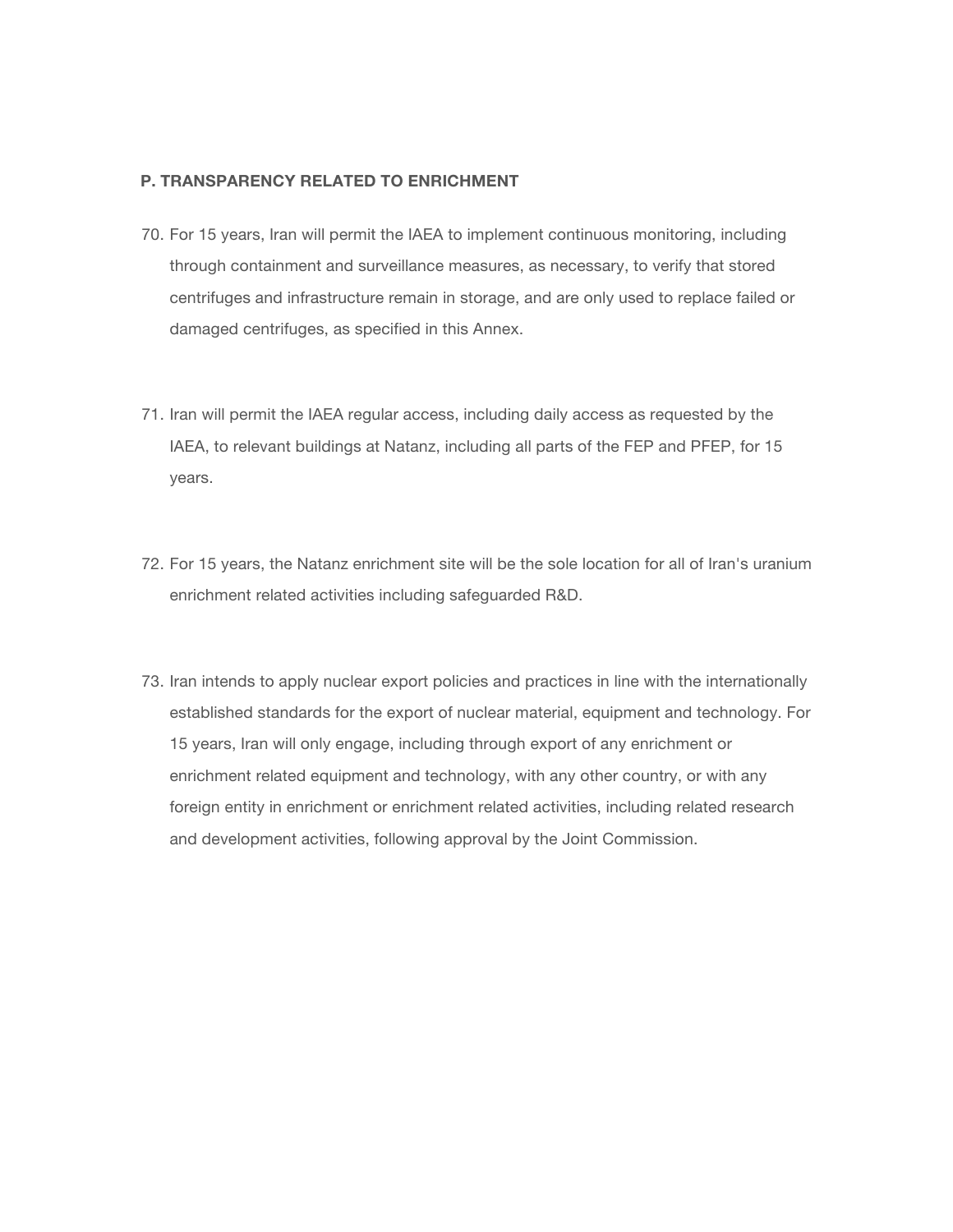**P. TRANSPARENCY RELATED TO ENRICHMENT**

70. For 15 years, Iran will permit the IAEA to implement continuous monitoring, including through containment and surveillance measures, as necessary, to verify that stored centrifuges and infrastructure remain in storage, and are only used to replace failed or damaged centrifuges, as specified in this Annex.

71. Iran will permit the IAEA regular access, including daily access as requested by the IAEA, to relevant buildings at Natanz, including all parts of the FEP and PFEP, for 15 years.

72. For 15 years, the Natanz enrichment site will be the sole location for all of Iran's uranium enrichment related activities including safeguarded R&D.

73. Iran intends to apply nuclear export policies and practices in line with the internationally established standards for the export of nuclear material, equipment and technology. For 15 years, Iran will only engage, including through export of any enrichment or enrichment related equipment and technology, with any other country, or with any foreign entity in enrichment or enrichment related activities, including related research and development activities, following approval by the Joint Commission.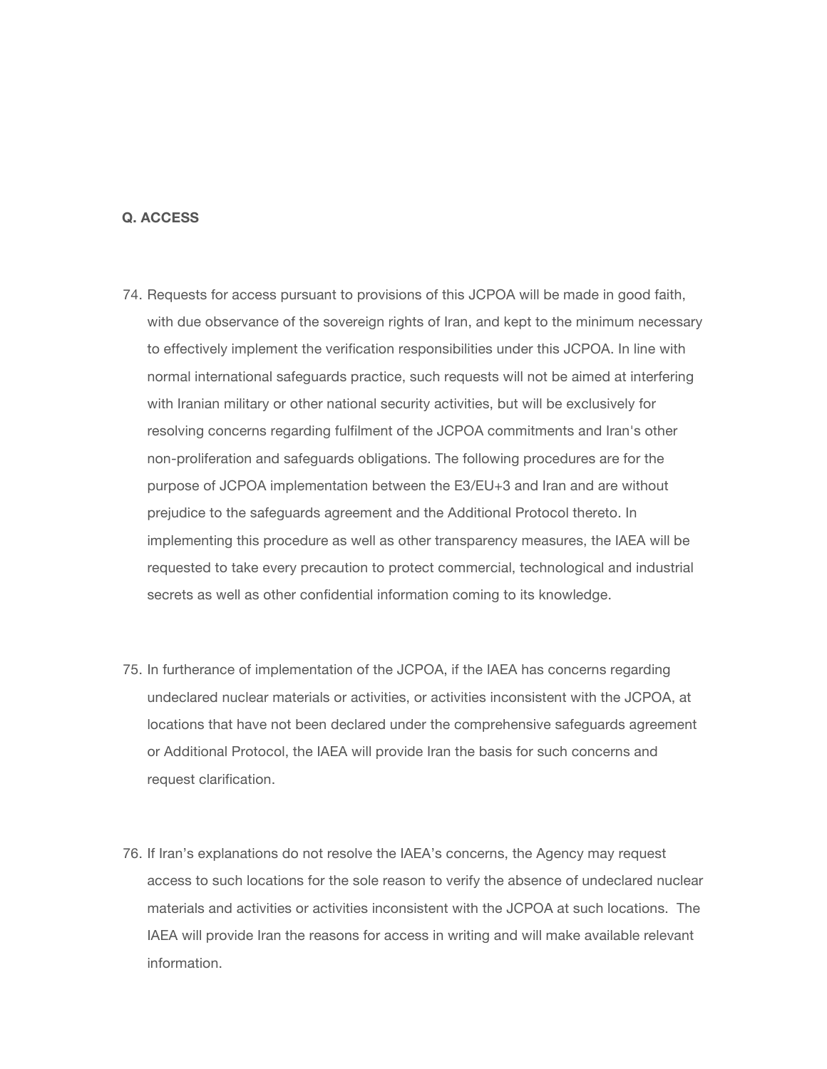**Q. ACCESS**

74. Requests for access pursuant to provisions of this JCPOA will be made in good faith, with due observance of the sovereign rights of Iran, and kept to the minimum necessary to effectively implement the verification responsibilities under this JCPOA. In line with normal international safeguards practice, such requests will not be aimed at interfering with Iranian military or other national security activities, but will be exclusively for resolving concerns regarding fulfilment of the JCPOA commitments and Iran's other non-proliferation and safeguards obligations. The following procedures are for the purpose of JCPOA implementation between the E3/EU+3 and Iran and are without prejudice to the safeguards agreement and the Additional Protocol thereto. In implementing this procedure as well as other transparency measures, the IAEA will be requested to take every precaution to protect commercial, technological and industrial secrets as well as other confidential information coming to its knowledge.

75. In furtherance of implementation of the JCPOA, if the IAEA has concerns regarding undeclared nuclear materials or activities, or activities inconsistent with the JCPOA, at locations that have not been declared under the comprehensive safeguards agreement or Additional Protocol, the IAEA will provide Iran the basis for such concerns and request clarification.

76. If Iran's explanations do not resolve the IAEA's concerns, the Agency may request access to such locations for the sole reason to verify the absence of undeclared nuclear materials and activities or activities inconsistent with the JCPOA at such locations. The IAEA will provide Iran the reasons for access in writing and will make available relevant information.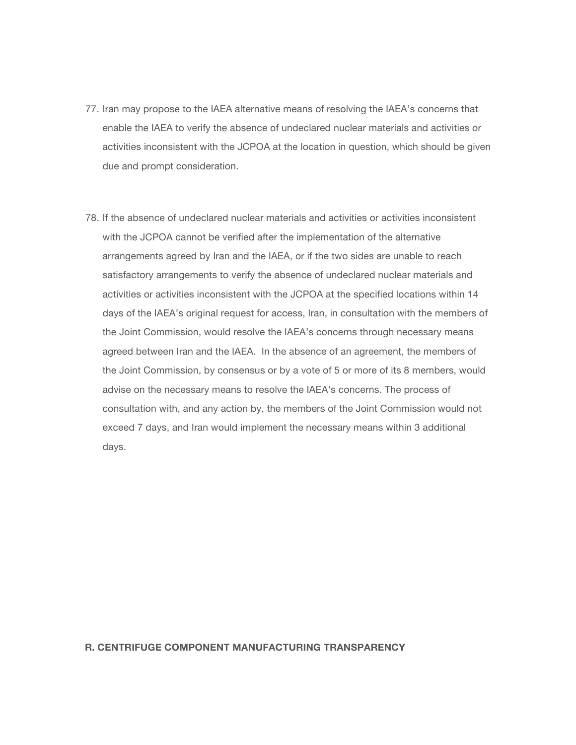77. Iran may propose to the IAEA alternative means of resolving the IAEA's concerns that enable the IAEA to verify the absence of undeclared nuclear materials and activities or activities inconsistent with the JCPOA at the location in question, which should be given due and prompt consideration.

78. If the absence of undeclared nuclear materials and activities or activities inconsistent with the JCPOA cannot be verified after the implementation of the alternative arrangements agreed by Iran and the IAEA, or if the two sides are unable to reach satisfactory arrangements to verify the absence of undeclared nuclear materials and activities or activities inconsistent with the JCPOA at the specified locations within 14 days of the IAEA's original request for access, Iran, in consultation with the members of the Joint Commission, would resolve the IAEA's concerns through necessary means agreed between Iran and the IAEA. In the absence of an agreement, the members of the Joint Commission, by consensus or by a vote of 5 or more of its 8 members, would advise on the necessary means to resolve the IAEA's concerns. The process of consultation with, and any action by, the members of the Joint Commission would not exceed 7 days, and Iran would implement the necessary means within 3 additional days.

**R. CENTRIFUGE COMPONENT MANUFACTURING TRANSPARENCY**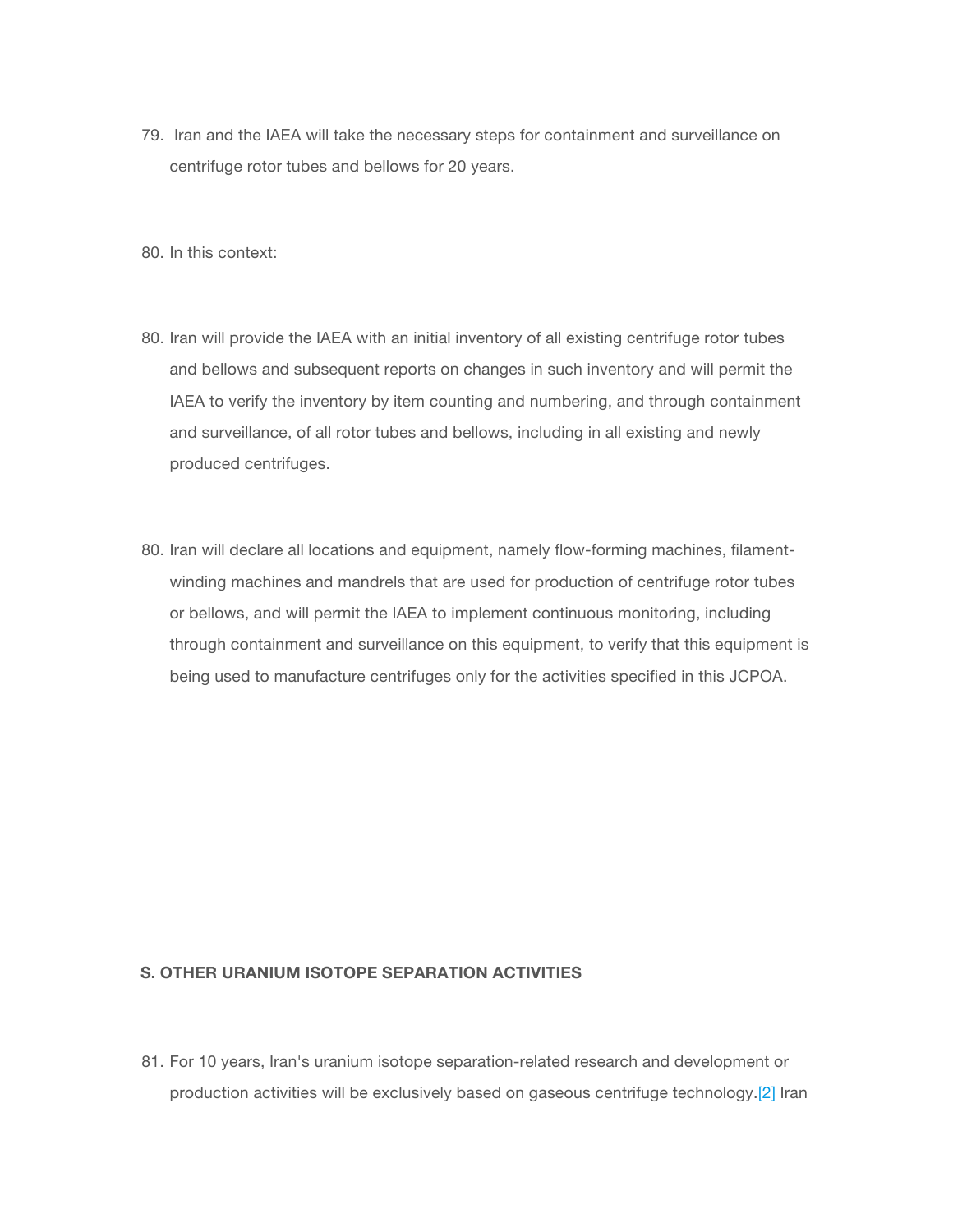79. Iran and the IAEA will take the necessary steps for containment and surveillance on centrifuge rotor tubes and bellows for 20 years.

80. In this context:

80. Iran will provide the IAEA with an initial inventory of all existing centrifuge rotor tubes and bellows and subsequent reports on changes in such inventory and will permit the IAEA to verify the inventory by item counting and numbering, and through containment and surveillance, of all rotor tubes and bellows, including in all existing and newly produced centrifuges.

80. Iran will declare all locations and equipment, namely flow-forming machines, filament-winding machines and mandrels that are used for production of centrifuge rotor tubes or bellows, and will permit the IAEA to implement continuous monitoring, including through containment and surveillance on this equipment, to verify that this equipment is being used to manufacture centrifuges only for the activities specified in this JCPOA.

**S. OTHER URANIUM ISOTOPE SEPARATION ACTIVITIES**

81. For 10 years, Iran's uranium isotope separation-related research and development or production activities will be exclusively based on gaseous centrifuge technology.[2] Iran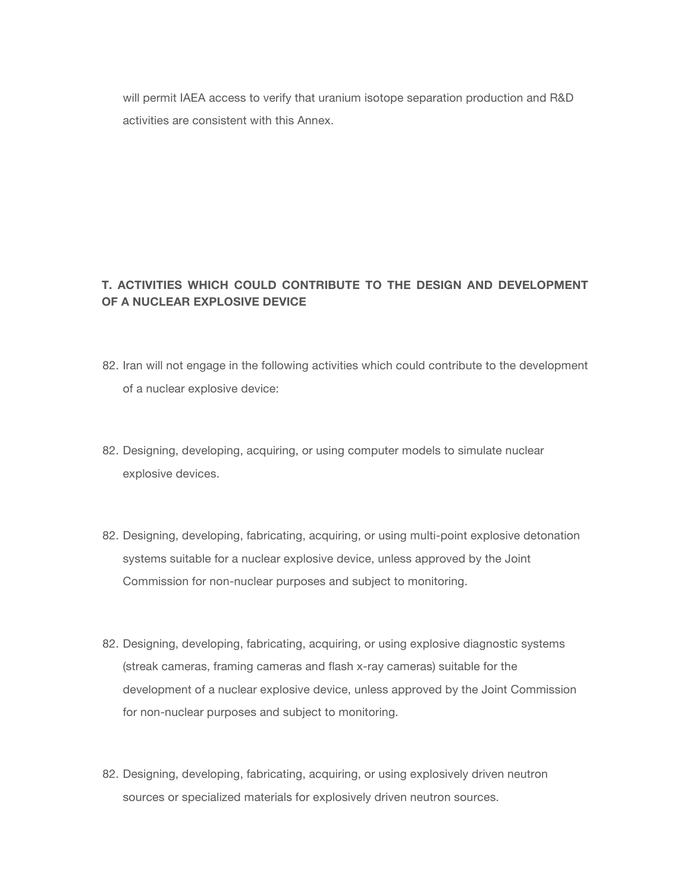will permit IAEA access to verify that uranium isotope separation production and R&D activities are consistent with this Annex.

**T. ACTIVITIES WHICH COULD CONTRIBUTE TO THE DESIGN AND DEVELOPMENT OF A NUCLEAR EXPLOSIVE DEVICE**

82. Iran will not engage in the following activities which could contribute to the development of a nuclear explosive device:

82. Designing, developing, acquiring, or using computer models to simulate nuclear explosive devices.

82. Designing, developing, fabricating, acquiring, or using multi-point explosive detonation systems suitable for a nuclear explosive device, unless approved by the Joint Commission for non-nuclear purposes and subject to monitoring.

82. Designing, developing, fabricating, acquiring, or using explosive diagnostic systems (streak cameras, framing cameras and flash x-ray cameras) suitable for the development of a nuclear explosive device, unless approved by the Joint Commission for non-nuclear purposes and subject to monitoring.

82. Designing, developing, fabricating, acquiring, or using explosively driven neutron sources or specialized materials for explosively driven neutron sources.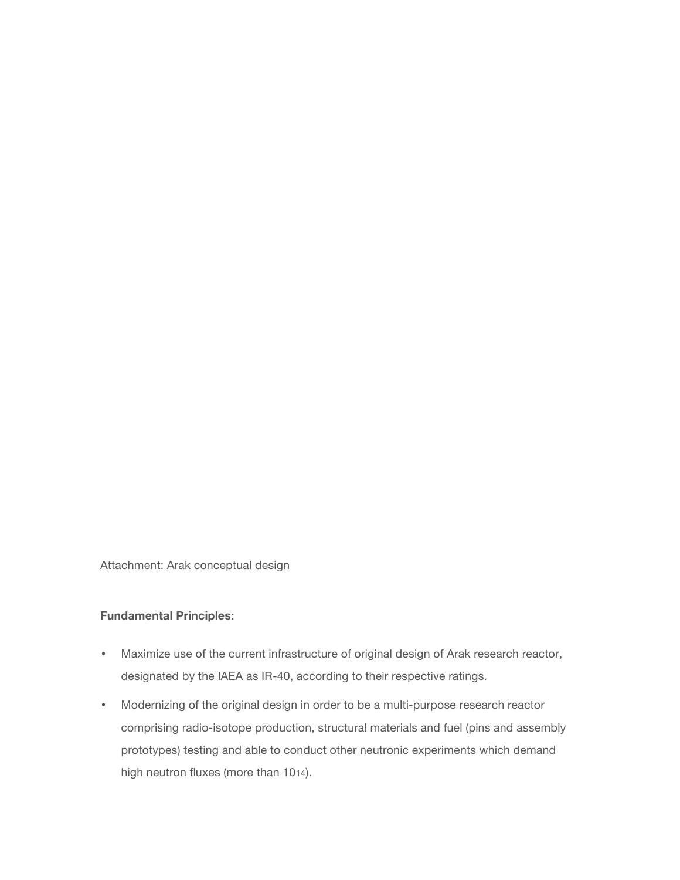Attachment: Arak conceptual design

**Fundamental Principles:**

- Maximize use of the current infrastructure of original design of Arak research reactor, designated by the IAEA as IR-40, according to their respective ratings.
- Modernizing of the original design in order to be a multi-purpose research reactor comprising radio-isotope production, structural materials and fuel (pins and assembly prototypes) testing and able to conduct other neutronic experiments which demand high neutron fluxes (more than $10^{14}$).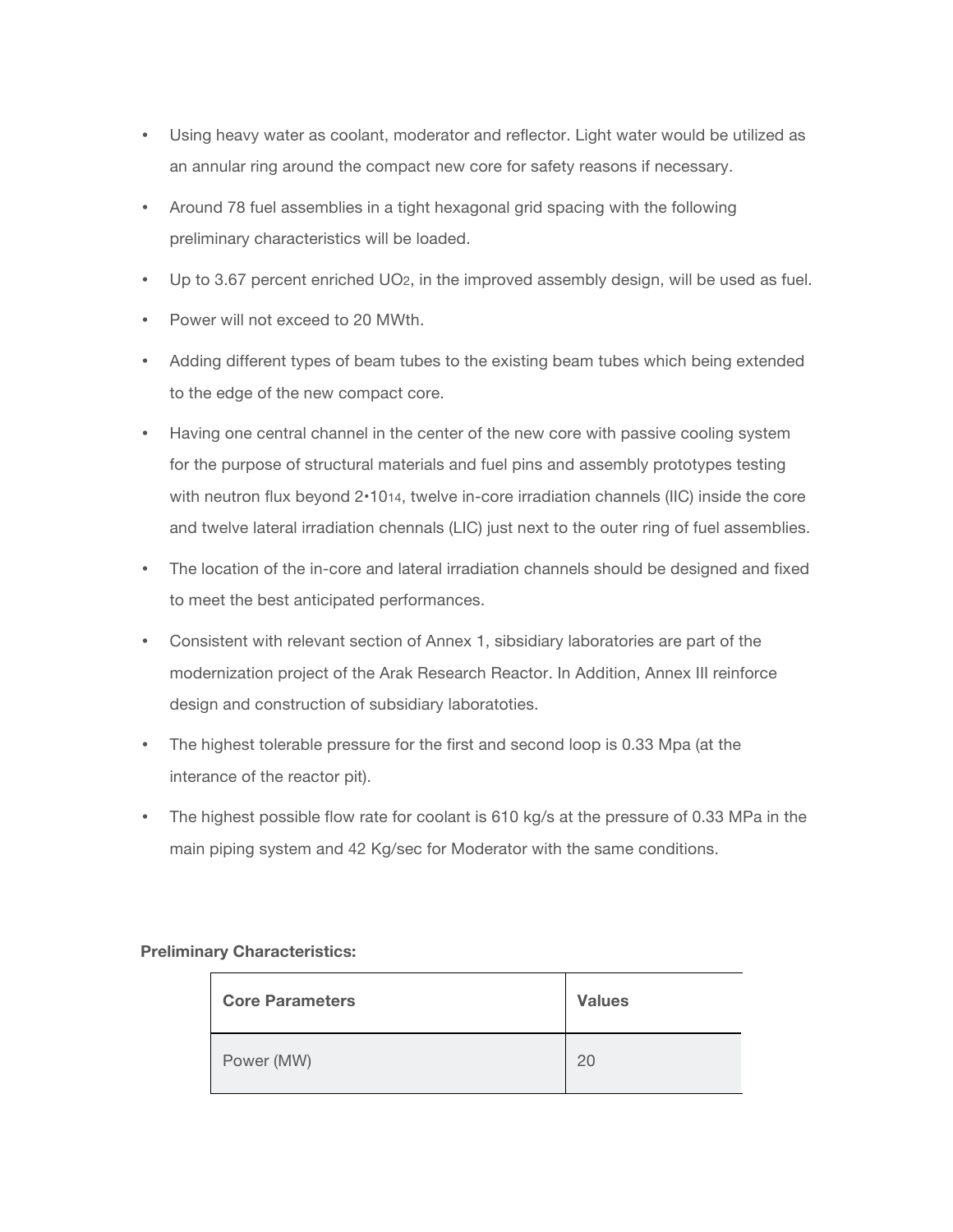- Using heavy water as coolant, moderator and reflector. Light water would be utilized as an annular ring around the compact new core for safety reasons if necessary.
- Around 78 fuel assemblies in a tight hexagonal grid spacing with the following preliminary characteristics will be loaded.
- Up to 3.67 percent enriched $UO_2$, in the improved assembly design, will be used as fuel.
- Power will not exceed to 20 MWth.
- Adding different types of beam tubes to the existing beam tubes which being extended to the edge of the new compact core.
- Having one central channel in the center of the new core with passive cooling system for the purpose of structural materials and fuel pins and assembly prototypes testing with neutron flux beyond $2 \cdot 10^{14}$, twelve in-core irradiation channels (IIC) inside the core and twelve lateral irradiation chennals (LIC) just next to the outer ring of fuel assemblies.
- The location of the in-core and lateral irradiation channels should be designed and fixed to meet the best anticipated performances.
- Consistent with relevant section of Annex 1, sibsidiary laboratories are part of the modernization project of the Arak Research Reactor. In Addition, Annex III reinforce design and construction of subsidiary laboratoties.
- The highest tolerable pressure for the first and second loop is 0.33 Mpa (at the interance of the reactor pit).
- The highest possible flow rate for coolant is 610 kg/s at the pressure of 0.33 MPa in the main piping system and 42 Kg/sec for Moderator with the same conditions.

**Preliminary Characteristics:**

| Core Parameters | Values |
|---|---|
| Power (MW) | 20 |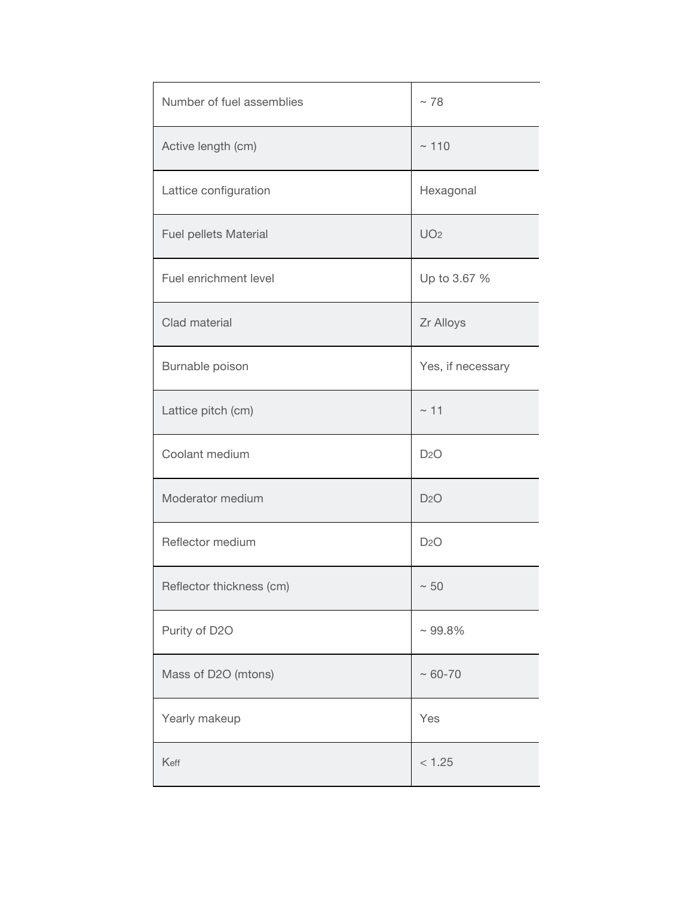| | |
|---|---|
| Number of fuel assemblies | ~ 78 |
| Active length (cm) | ~ 110 |
| Lattice configuration | Hexagonal |
| Fuel pellets Material | $UO_2$ |
| Fuel enrichment level | Up to 3.67 % |
| Clad material | Zr Alloys |
| Burnable poison | Yes, if necessary |
| Lattice pitch (cm) | ~ 11 |
| Coolant medium | $D_2O$ |
| Moderator medium | $D_2O$ |
| Reflector medium | $D_2O$ |
| Reflector thickness (cm) | ~ 50 |
| Purity of D2O | ~ 99.8% |
| Mass of D2O (mtons) | ~ 60-70 |
| Yearly makeup | Yes |
| $K_{eff}$ | < 1.25 |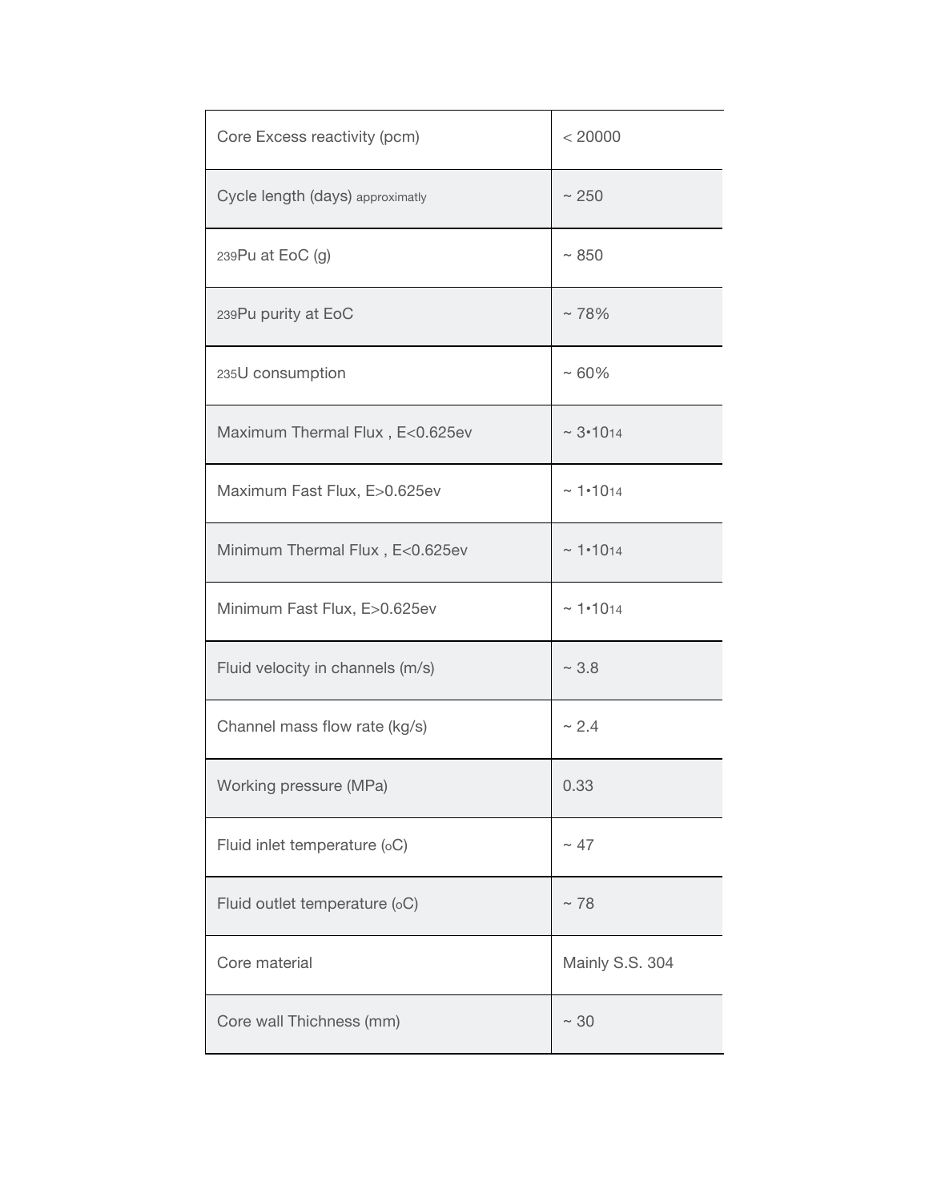| Core Excess reactivity (pcm) | < 20000 |
|---|---|
| Cycle length (days) approximatly | ~ 250 |
| $^{239}$Pu at EoC (g) | ~ 850 |
| $^{239}$Pu purity at EoC | ~ 78% |
| $^{235}$U consumption | ~ 60% |
| Maximum Thermal Flux , E<0.625ev | ~ $3 \cdot 10^{14}$ |
| Maximum Fast Flux, E>0.625ev | ~ $1 \cdot 10^{14}$ |
| Minimum Thermal Flux , E<0.625ev | ~ $1 \cdot 10^{14}$ |
| Minimum Fast Flux, E>0.625ev | ~ $1 \cdot 10^{14}$ |
| Fluid velocity in channels (m/s) | ~ 3.8 |
| Channel mass flow rate (kg/s) | ~ 2.4 |
| Working pressure (MPa) | 0.33 |
| Fluid inlet temperature ($^{o}$C) | ~ 47 |
| Fluid outlet temperature ($^{o}$C) | ~ 78 |
| Core material | Mainly S.S. 304 |
| Core wall Thichness (mm) | ~ 30 |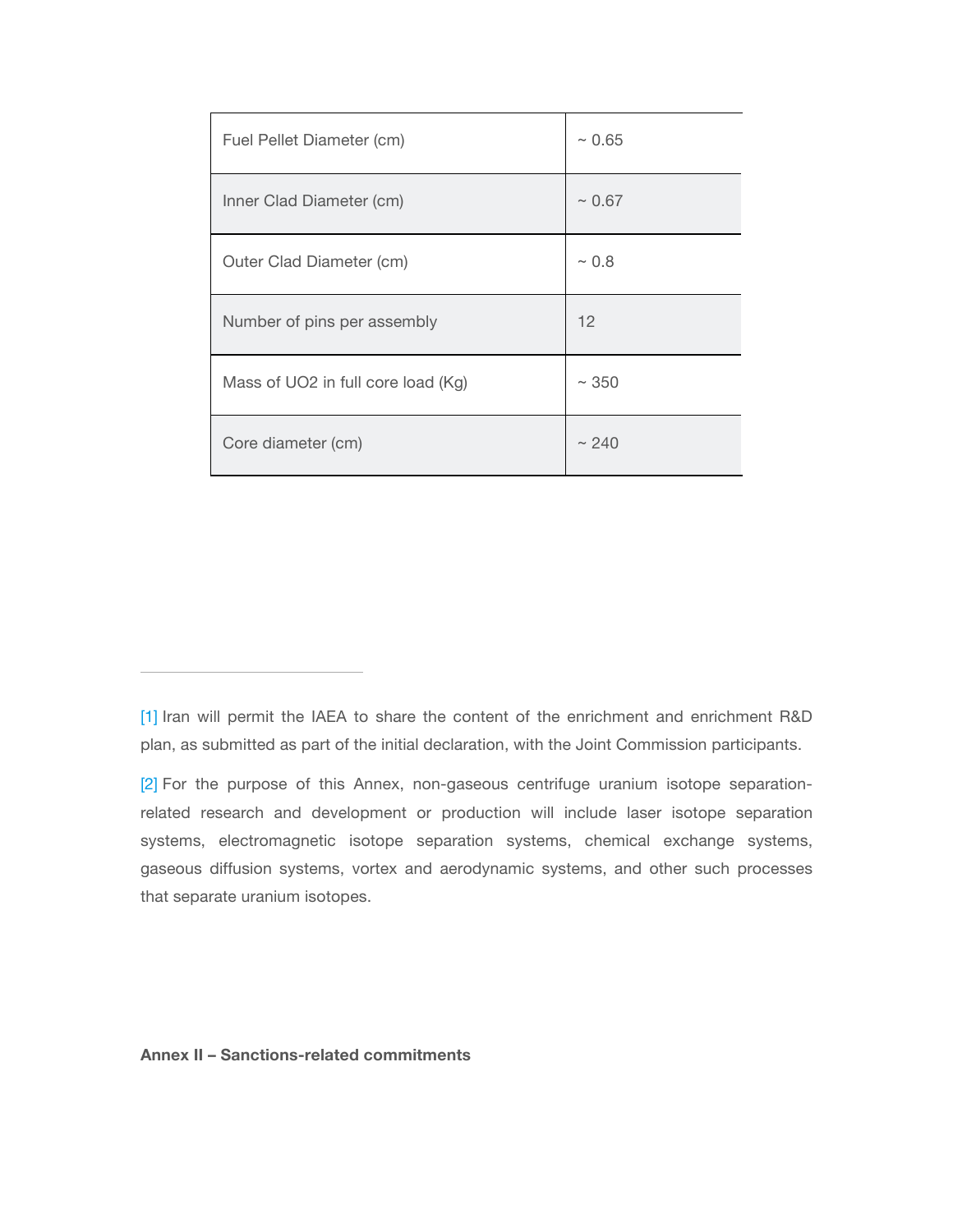| Fuel Pellet Diameter (cm) | ~ 0.65 |
|---|---|
| Inner Clad Diameter (cm) | ~ 0.67 |
| Outer Clad Diameter (cm) | ~ 0.8 |
| Number of pins per assembly | 12 |
| Mass of $UO_2$ in full core load (Kg) | ~ 350 |
| Core diameter (cm) | ~ 240 |

---

[1] Iran will permit the IAEA to share the content of the enrichment and enrichment R&D plan, as submitted as part of the initial declaration, with the Joint Commission participants.

[2] For the purpose of this Annex, non-gaseous centrifuge uranium isotope separation-related research and development or production will include laser isotope separation systems, electromagnetic isotope separation systems, chemical exchange systems, gaseous diffusion systems, vortex and aerodynamic systems, and other such processes that separate uranium isotopes.

**Annex II – Sanctions-related commitments**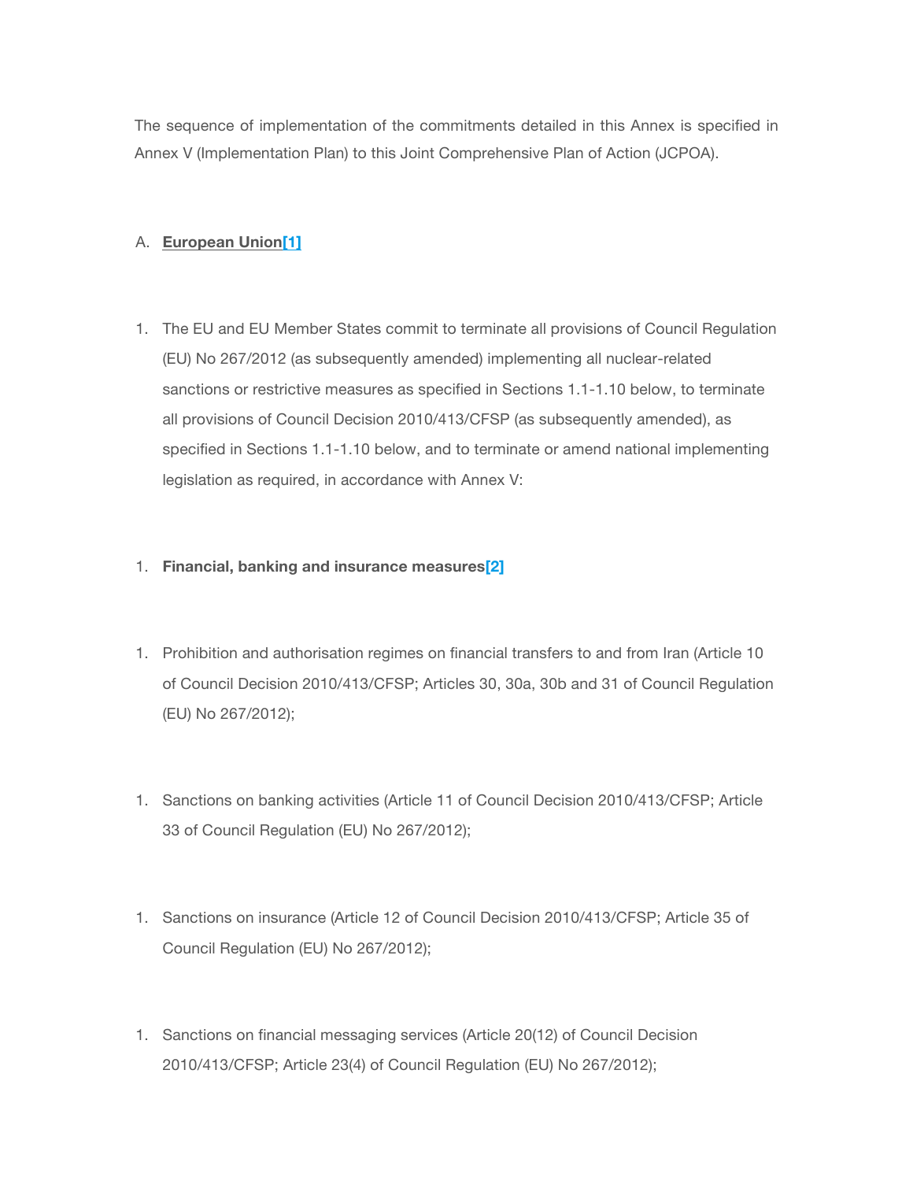The sequence of implementation of the commitments detailed in this Annex is specified in Annex V (Implementation Plan) to this Joint Comprehensive Plan of Action (JCPOA).

A. **European Union[1]**

1. The EU and EU Member States commit to terminate all provisions of Council Regulation (EU) No 267/2012 (as subsequently amended) implementing all nuclear-related sanctions or restrictive measures as specified in Sections 1.1-1.10 below, to terminate all provisions of Council Decision 2010/413/CFSP (as subsequently amended), as specified in Sections 1.1-1.10 below, and to terminate or amend national implementing legislation as required, in accordance with Annex V:

1. **Financial, banking and insurance measures[2]**

1. Prohibition and authorisation regimes on financial transfers to and from Iran (Article 10 of Council Decision 2010/413/CFSP; Articles 30, 30a, 30b and 31 of Council Regulation (EU) No 267/2012);

1. Sanctions on banking activities (Article 11 of Council Decision 2010/413/CFSP; Article 33 of Council Regulation (EU) No 267/2012);

1. Sanctions on insurance (Article 12 of Council Decision 2010/413/CFSP; Article 35 of Council Regulation (EU) No 267/2012);

1. Sanctions on financial messaging services (Article 20(12) of Council Decision 2010/413/CFSP; Article 23(4) of Council Regulation (EU) No 267/2012);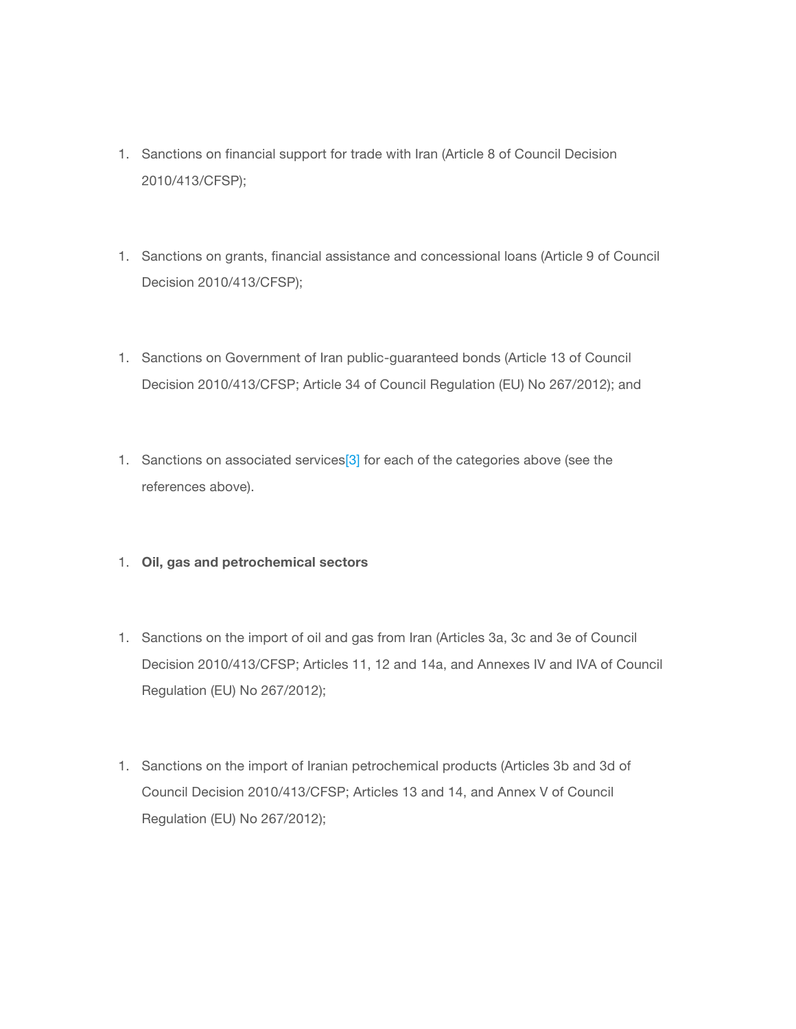1. Sanctions on financial support for trade with Iran (Article 8 of Council Decision 2010/413/CFSP);

1. Sanctions on grants, financial assistance and concessional loans (Article 9 of Council Decision 2010/413/CFSP);

1. Sanctions on Government of Iran public-guaranteed bonds (Article 13 of Council Decision 2010/413/CFSP; Article 34 of Council Regulation (EU) No 267/2012); and

1. Sanctions on associated services[3] for each of the categories above (see the references above).

1. **Oil, gas and petrochemical sectors**

1. Sanctions on the import of oil and gas from Iran (Articles 3a, 3c and 3e of Council Decision 2010/413/CFSP; Articles 11, 12 and 14a, and Annexes IV and IVA of Council Regulation (EU) No 267/2012);

1. Sanctions on the import of Iranian petrochemical products (Articles 3b and 3d of Council Decision 2010/413/CFSP; Articles 13 and 14, and Annex V of Council Regulation (EU) No 267/2012);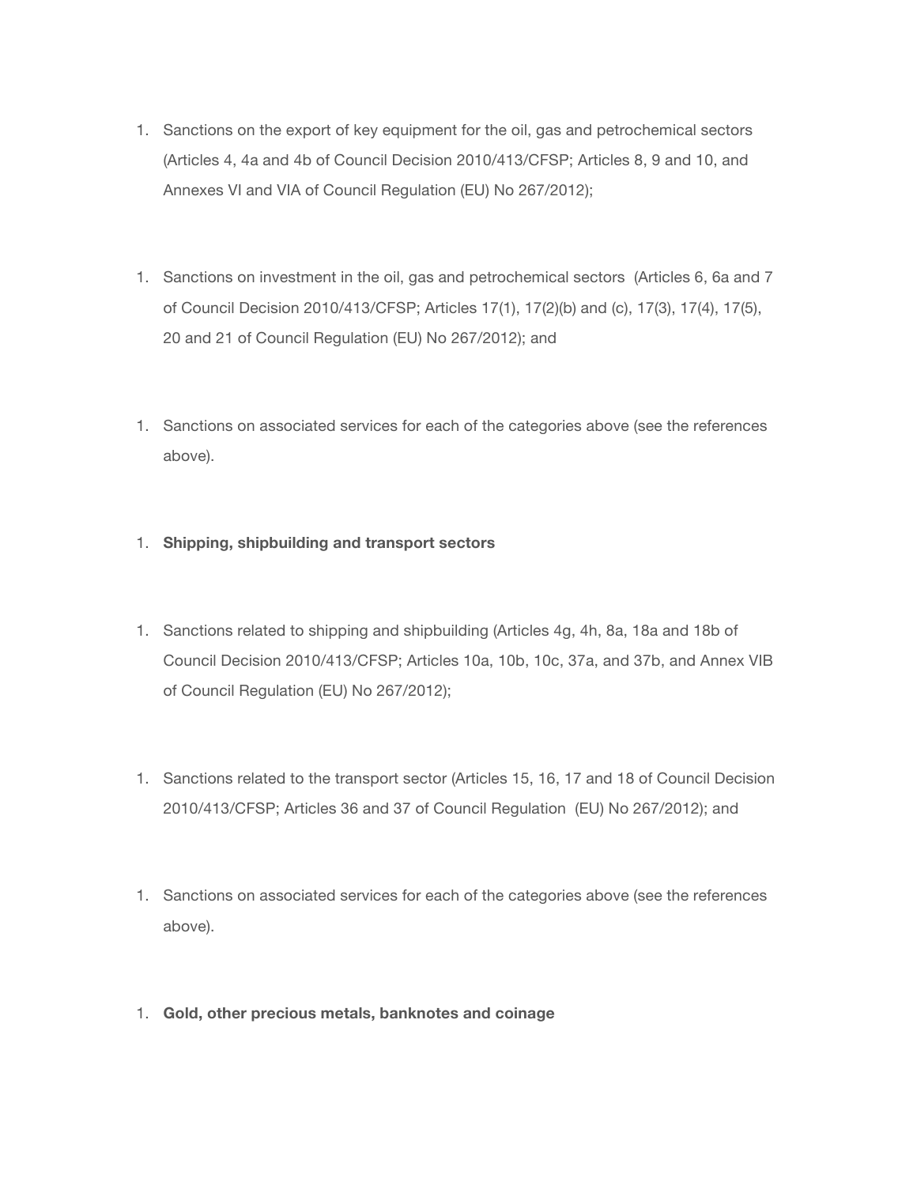1. Sanctions on the export of key equipment for the oil, gas and petrochemical sectors (Articles 4, 4a and 4b of Council Decision 2010/413/CFSP; Articles 8, 9 and 10, and Annexes VI and VIA of Council Regulation (EU) No 267/2012);

1. Sanctions on investment in the oil, gas and petrochemical sectors (Articles 6, 6a and 7 of Council Decision 2010/413/CFSP; Articles 17(1), 17(2)(b) and (c), 17(3), 17(4), 17(5), 20 and 21 of Council Regulation (EU) No 267/2012); and

1. Sanctions on associated services for each of the categories above (see the references above).

1. **Shipping, shipbuilding and transport sectors**

1. Sanctions related to shipping and shipbuilding (Articles 4g, 4h, 8a, 18a and 18b of Council Decision 2010/413/CFSP; Articles 10a, 10b, 10c, 37a, and 37b, and Annex VIB of Council Regulation (EU) No 267/2012);

1. Sanctions related to the transport sector (Articles 15, 16, 17 and 18 of Council Decision 2010/413/CFSP; Articles 36 and 37 of Council Regulation (EU) No 267/2012); and

1. Sanctions on associated services for each of the categories above (see the references above).

1. **Gold, other precious metals, banknotes and coinage**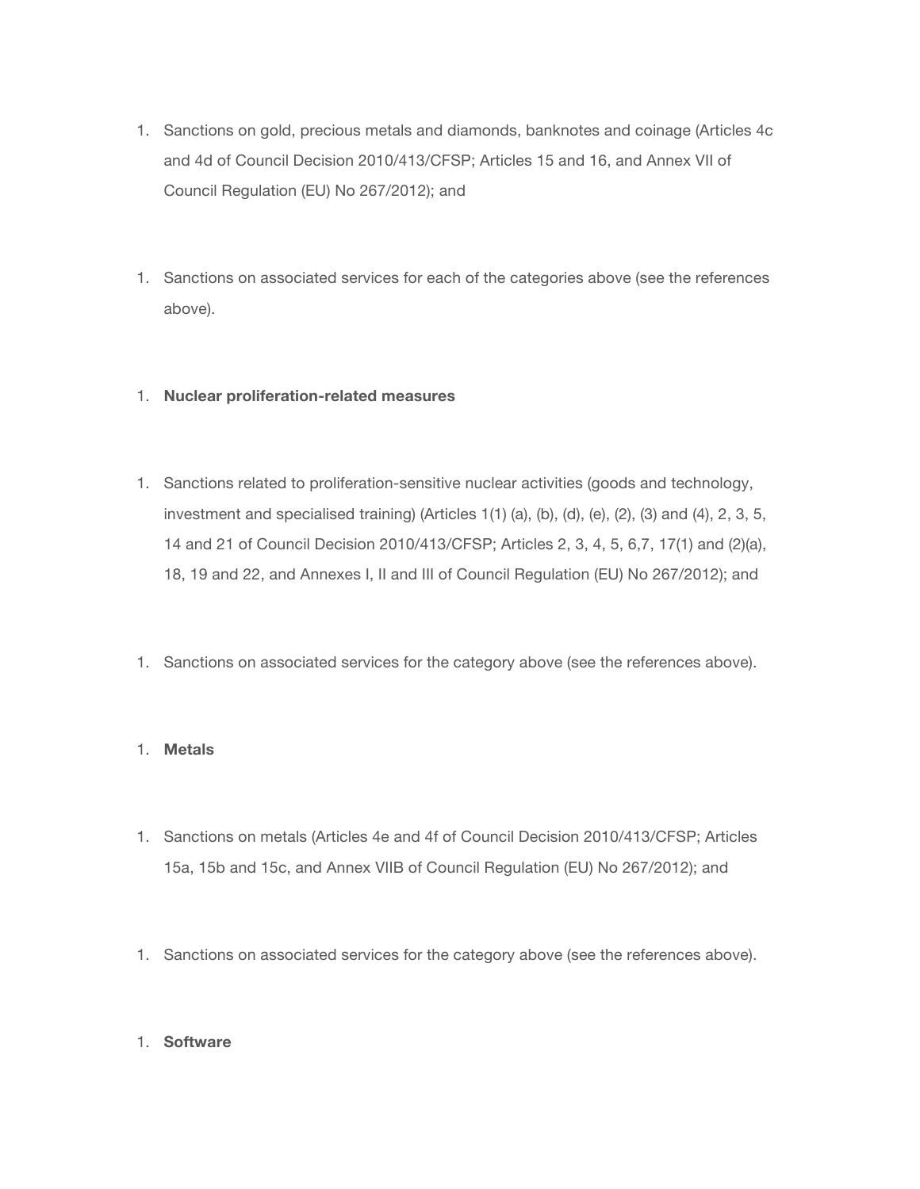1. Sanctions on gold, precious metals and diamonds, banknotes and coinage (Articles 4c and 4d of Council Decision 2010/413/CFSP; Articles 15 and 16, and Annex VII of Council Regulation (EU) No 267/2012); and

1. Sanctions on associated services for each of the categories above (see the references above).

1. **Nuclear proliferation-related measures**

1. Sanctions related to proliferation-sensitive nuclear activities (goods and technology, investment and specialised training) (Articles 1(1) (a), (b), (d), (e), (2), (3) and (4), 2, 3, 5, 14 and 21 of Council Decision 2010/413/CFSP; Articles 2, 3, 4, 5, 6,7, 17(1) and (2)(a), 18, 19 and 22, and Annexes I, II and III of Council Regulation (EU) No 267/2012); and

1. Sanctions on associated services for the category above (see the references above).

1. **Metals**

1. Sanctions on metals (Articles 4e and 4f of Council Decision 2010/413/CFSP; Articles 15a, 15b and 15c, and Annex VIIB of Council Regulation (EU) No 267/2012); and

1. Sanctions on associated services for the category above (see the references above).

1. **Software**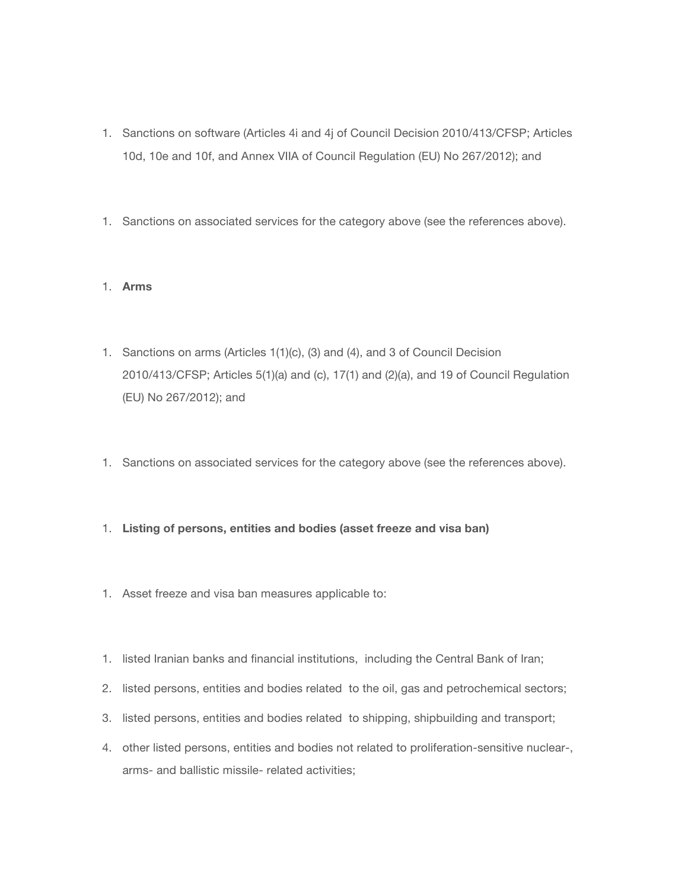1. Sanctions on software (Articles 4i and 4j of Council Decision 2010/413/CFSP; Articles 10d, 10e and 10f, and Annex VIIA of Council Regulation (EU) No 267/2012); and

1. Sanctions on associated services for the category above (see the references above).

1. **Arms**

1. Sanctions on arms (Articles 1(1)(c), (3) and (4), and 3 of Council Decision 2010/413/CFSP; Articles 5(1)(a) and (c), 17(1) and (2)(a), and 19 of Council Regulation (EU) No 267/2012); and

1. Sanctions on associated services for the category above (see the references above).

1. **Listing of persons, entities and bodies (asset freeze and visa ban)**

1. Asset freeze and visa ban measures applicable to:

1. listed Iranian banks and financial institutions, including the Central Bank of Iran;
2. listed persons, entities and bodies related to the oil, gas and petrochemical sectors;
3. listed persons, entities and bodies related to shipping, shipbuilding and transport;
4. other listed persons, entities and bodies not related to proliferation-sensitive nuclear-, arms- and ballistic missile- related activities;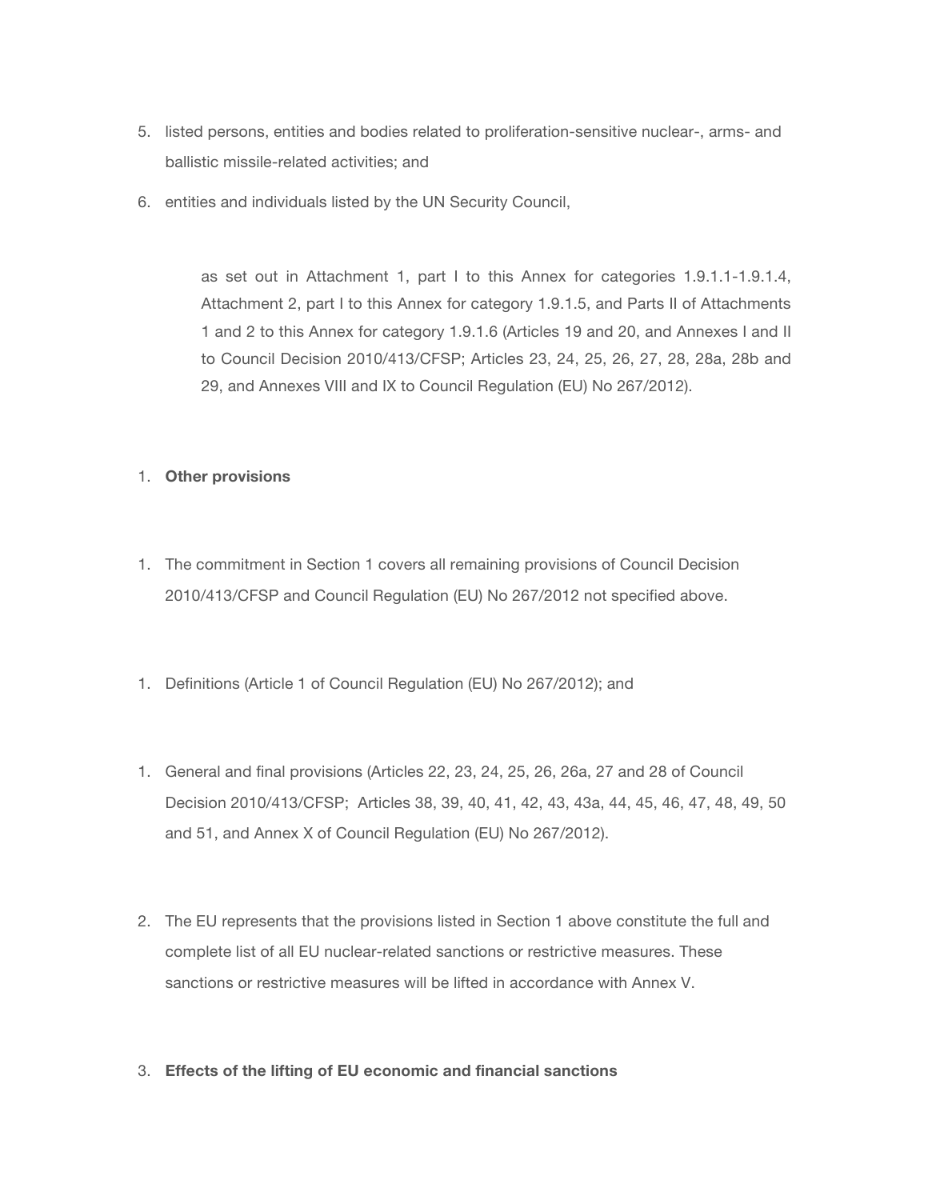5. listed persons, entities and bodies related to proliferation-sensitive nuclear-, arms- and ballistic missile-related activities; and
6. entities and individuals listed by the UN Security Council,

   as set out in Attachment 1, part I to this Annex for categories 1.9.1.1-1.9.1.4, Attachment 2, part I to this Annex for category 1.9.1.5, and Parts II of Attachments 1 and 2 to this Annex for category 1.9.1.6 (Articles 19 and 20, and Annexes I and II to Council Decision 2010/413/CFSP; Articles 23, 24, 25, 26, 27, 28, 28a, 28b and 29, and Annexes VIII and IX to Council Regulation (EU) No 267/2012).

1. **Other provisions**

1. The commitment in Section 1 covers all remaining provisions of Council Decision 2010/413/CFSP and Council Regulation (EU) No 267/2012 not specified above.

1. Definitions (Article 1 of Council Regulation (EU) No 267/2012); and

1. General and final provisions (Articles 22, 23, 24, 25, 26, 26a, 27 and 28 of Council Decision 2010/413/CFSP; Articles 38, 39, 40, 41, 42, 43, 43a, 44, 45, 46, 47, 48, 49, 50 and 51, and Annex X of Council Regulation (EU) No 267/2012).

2. The EU represents that the provisions listed in Section 1 above constitute the full and complete list of all EU nuclear-related sanctions or restrictive measures. These sanctions or restrictive measures will be lifted in accordance with Annex V.

3. **Effects of the lifting of EU economic and financial sanctions**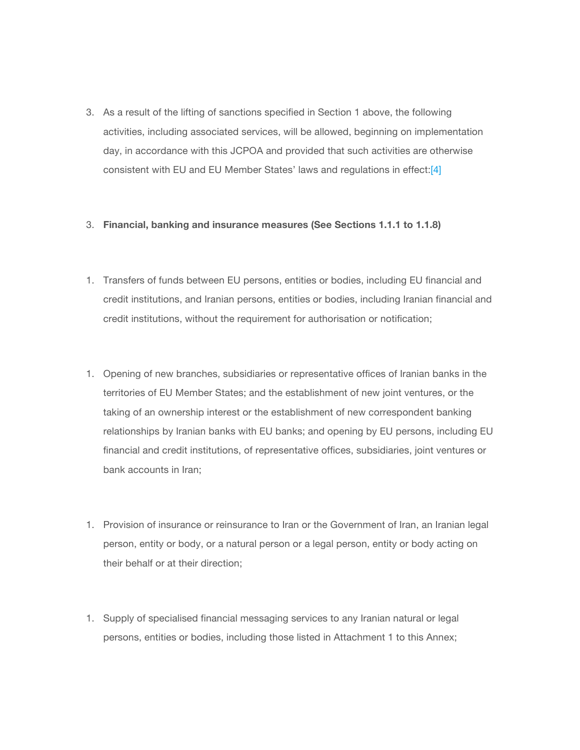3. As a result of the lifting of sanctions specified in Section 1 above, the following activities, including associated services, will be allowed, beginning on implementation day, in accordance with this JCPOA and provided that such activities are otherwise consistent with EU and EU Member States' laws and regulations in effect:[4]

3. **Financial, banking and insurance measures (See Sections 1.1.1 to 1.1.8)**

1. Transfers of funds between EU persons, entities or bodies, including EU financial and credit institutions, and Iranian persons, entities or bodies, including Iranian financial and credit institutions, without the requirement for authorisation or notification;

1. Opening of new branches, subsidiaries or representative offices of Iranian banks in the territories of EU Member States; and the establishment of new joint ventures, or the taking of an ownership interest or the establishment of new correspondent banking relationships by Iranian banks with EU banks; and opening by EU persons, including EU financial and credit institutions, of representative offices, subsidiaries, joint ventures or bank accounts in Iran;

1. Provision of insurance or reinsurance to Iran or the Government of Iran, an Iranian legal person, entity or body, or a natural person or a legal person, entity or body acting on their behalf or at their direction;

1. Supply of specialised financial messaging services to any Iranian natural or legal persons, entities or bodies, including those listed in Attachment 1 to this Annex;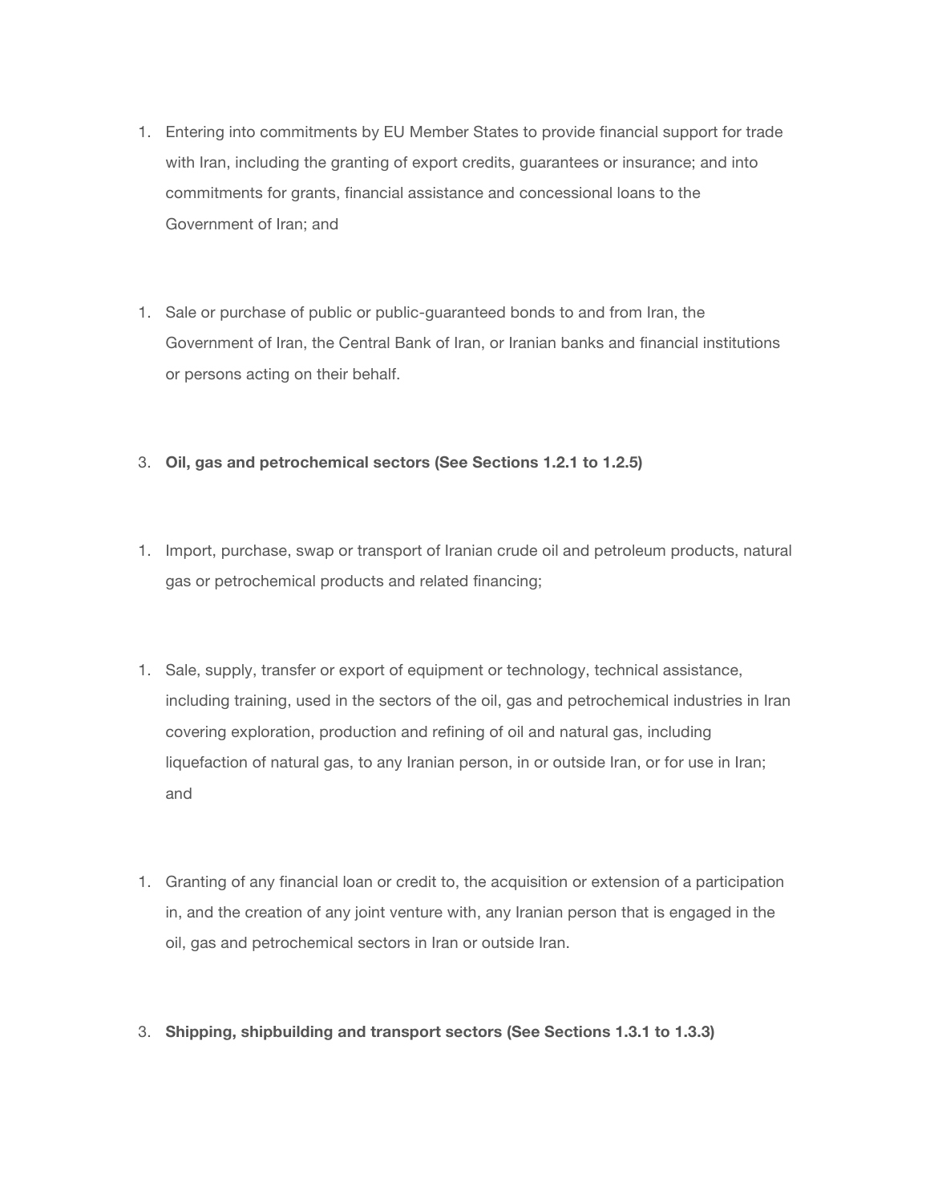1. Entering into commitments by EU Member States to provide financial support for trade with Iran, including the granting of export credits, guarantees or insurance; and into commitments for grants, financial assistance and concessional loans to the Government of Iran; and

1. Sale or purchase of public or public-guaranteed bonds to and from Iran, the Government of Iran, the Central Bank of Iran, or Iranian banks and financial institutions or persons acting on their behalf.

3. **Oil, gas and petrochemical sectors (See Sections 1.2.1 to 1.2.5)**

1. Import, purchase, swap or transport of Iranian crude oil and petroleum products, natural gas or petrochemical products and related financing;

1. Sale, supply, transfer or export of equipment or technology, technical assistance, including training, used in the sectors of the oil, gas and petrochemical industries in Iran covering exploration, production and refining of oil and natural gas, including liquefaction of natural gas, to any Iranian person, in or outside Iran, or for use in Iran; and

1. Granting of any financial loan or credit to, the acquisition or extension of a participation in, and the creation of any joint venture with, any Iranian person that is engaged in the oil, gas and petrochemical sectors in Iran or outside Iran.

3. **Shipping, shipbuilding and transport sectors (See Sections 1.3.1 to 1.3.3)**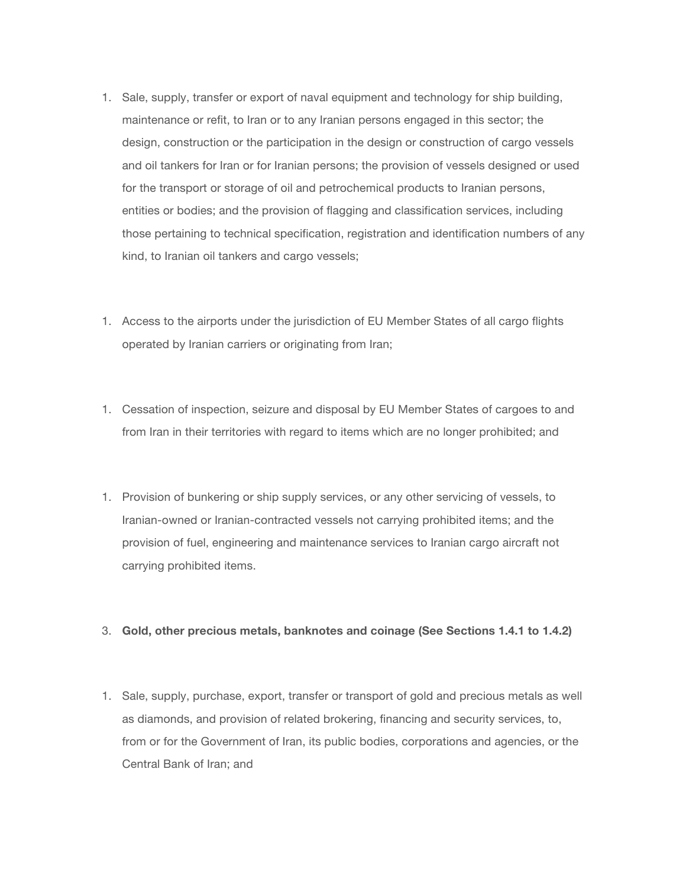1. Sale, supply, transfer or export of naval equipment and technology for ship building, maintenance or refit, to Iran or to any Iranian persons engaged in this sector; the design, construction or the participation in the design or construction of cargo vessels and oil tankers for Iran or for Iranian persons; the provision of vessels designed or used for the transport or storage of oil and petrochemical products to Iranian persons, entities or bodies; and the provision of flagging and classification services, including those pertaining to technical specification, registration and identification numbers of any kind, to Iranian oil tankers and cargo vessels;

1. Access to the airports under the jurisdiction of EU Member States of all cargo flights operated by Iranian carriers or originating from Iran;

1. Cessation of inspection, seizure and disposal by EU Member States of cargoes to and from Iran in their territories with regard to items which are no longer prohibited; and

1. Provision of bunkering or ship supply services, or any other servicing of vessels, to Iranian-owned or Iranian-contracted vessels not carrying prohibited items; and the provision of fuel, engineering and maintenance services to Iranian cargo aircraft not carrying prohibited items.

3. **Gold, other precious metals, banknotes and coinage (See Sections 1.4.1 to 1.4.2)**

1. Sale, supply, purchase, export, transfer or transport of gold and precious metals as well as diamonds, and provision of related brokering, financing and security services, to, from or for the Government of Iran, its public bodies, corporations and agencies, or the Central Bank of Iran; and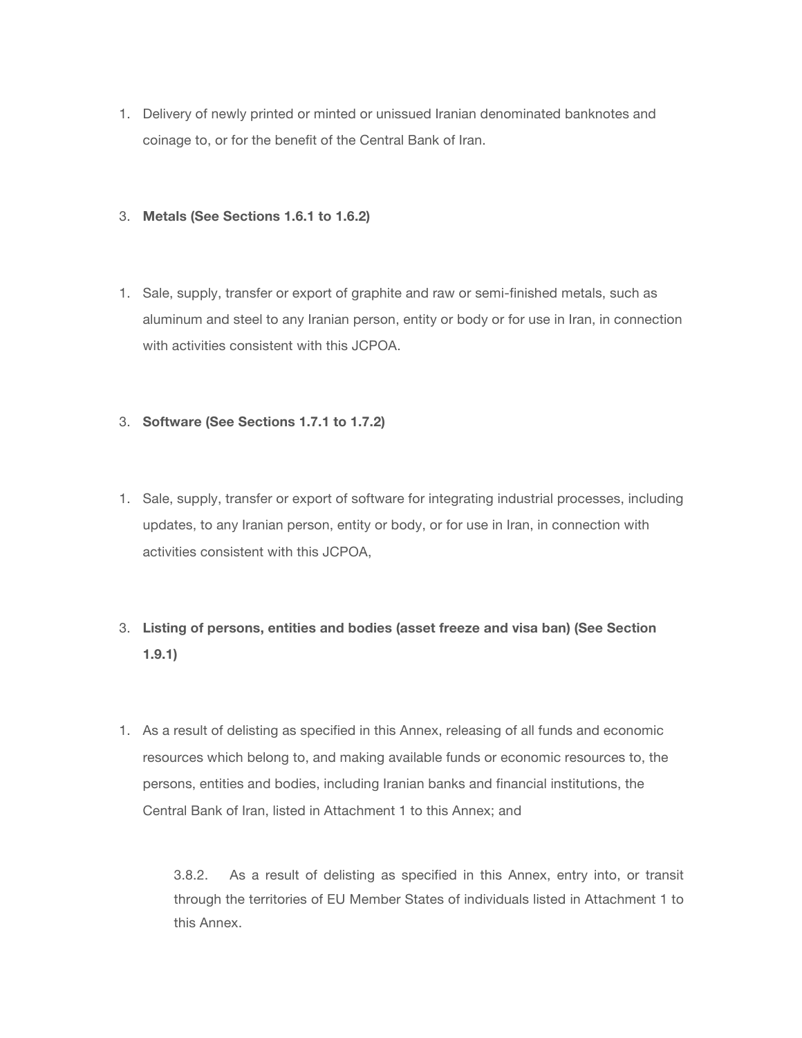1. Delivery of newly printed or minted or unissued Iranian denominated banknotes and coinage to, or for the benefit of the Central Bank of Iran.

3. **Metals (See Sections 1.6.1 to 1.6.2)**

1. Sale, supply, transfer or export of graphite and raw or semi-finished metals, such as aluminum and steel to any Iranian person, entity or body or for use in Iran, in connection with activities consistent with this JCPOA.

3. **Software (See Sections 1.7.1 to 1.7.2)**

1. Sale, supply, transfer or export of software for integrating industrial processes, including updates, to any Iranian person, entity or body, or for use in Iran, in connection with activities consistent with this JCPOA,

3. **Listing of persons, entities and bodies (asset freeze and visa ban) (See Section 1.9.1)**

1. As a result of delisting as specified in this Annex, releasing of all funds and economic resources which belong to, and making available funds or economic resources to, the persons, entities and bodies, including Iranian banks and financial institutions, the Central Bank of Iran, listed in Attachment 1 to this Annex; and

3.8.2. As a result of delisting as specified in this Annex, entry into, or transit through the territories of EU Member States of individuals listed in Attachment 1 to this Annex.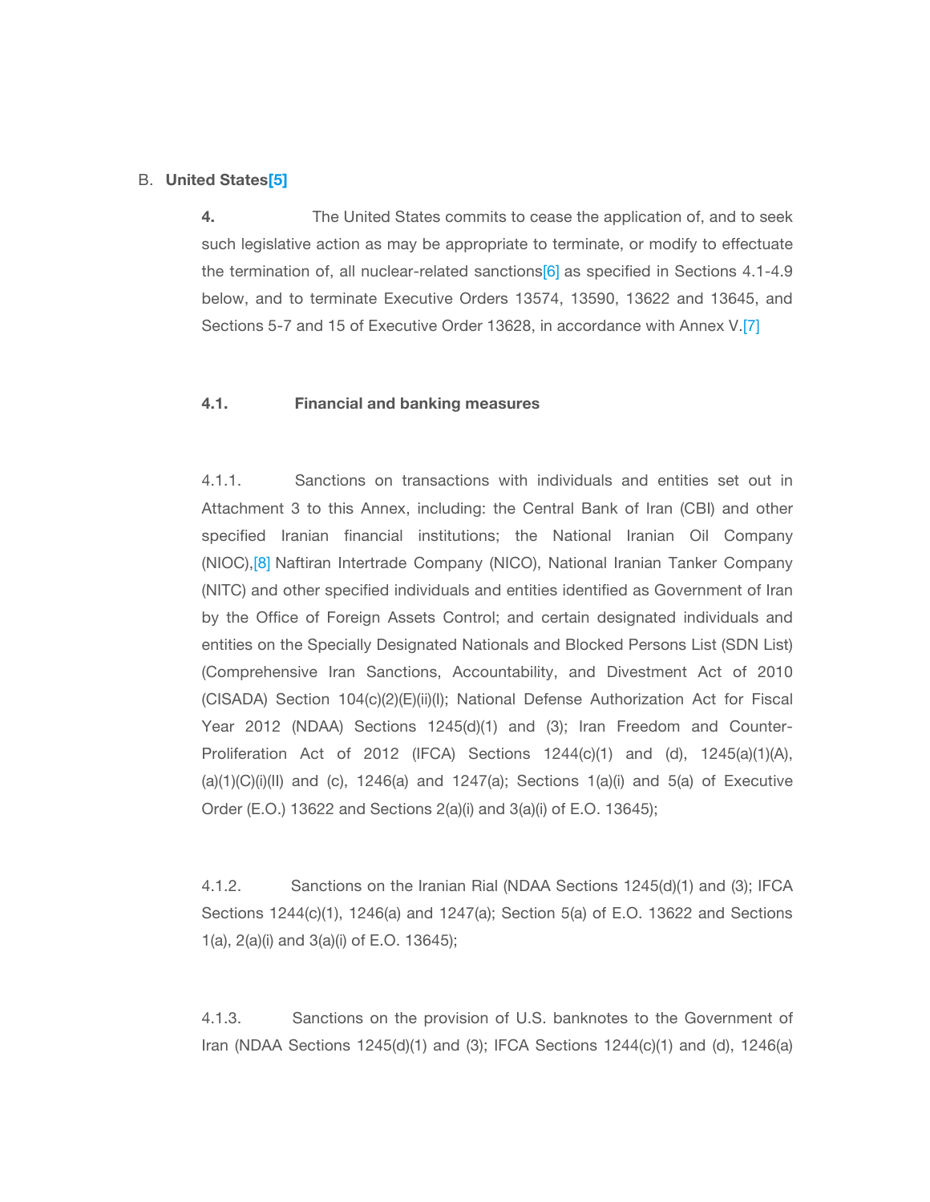B. **United States[5]**

**4.** The United States commits to cease the application of, and to seek such legislative action as may be appropriate to terminate, or modify to effectuate the termination of, all nuclear-related sanctions[6] as specified in Sections 4.1-4.9 below, and to terminate Executive Orders 13574, 13590, 13622 and 13645, and Sections 5-7 and 15 of Executive Order 13628, in accordance with Annex V.[7]

**4.1. Financial and banking measures**

4.1.1. Sanctions on transactions with individuals and entities set out in Attachment 3 to this Annex, including: the Central Bank of Iran (CBI) and other specified Iranian financial institutions; the National Iranian Oil Company (NIOC),[8] Naftiran Intertrade Company (NICO), National Iranian Tanker Company (NITC) and other specified individuals and entities identified as Government of Iran by the Office of Foreign Assets Control; and certain designated individuals and entities on the Specially Designated Nationals and Blocked Persons List (SDN List) (Comprehensive Iran Sanctions, Accountability, and Divestment Act of 2010 (CISADA) Section 104(c)(2)(E)(ii)(I); National Defense Authorization Act for Fiscal Year 2012 (NDAA) Sections 1245(d)(1) and (3); Iran Freedom and Counter-Proliferation Act of 2012 (IFCA) Sections 1244(c)(1) and (d), 1245(a)(1)(A), (a)(1)(C)(i)(II) and (c), 1246(a) and 1247(a); Sections 1(a)(i) and 5(a) of Executive Order (E.O.) 13622 and Sections 2(a)(i) and 3(a)(i) of E.O. 13645);

4.1.2. Sanctions on the Iranian Rial (NDAA Sections 1245(d)(1) and (3); IFCA Sections 1244(c)(1), 1246(a) and 1247(a); Section 5(a) of E.O. 13622 and Sections 1(a), 2(a)(i) and 3(a)(i) of E.O. 13645);

4.1.3. Sanctions on the provision of U.S. banknotes to the Government of Iran (NDAA Sections 1245(d)(1) and (3); IFCA Sections 1244(c)(1) and (d), 1246(a)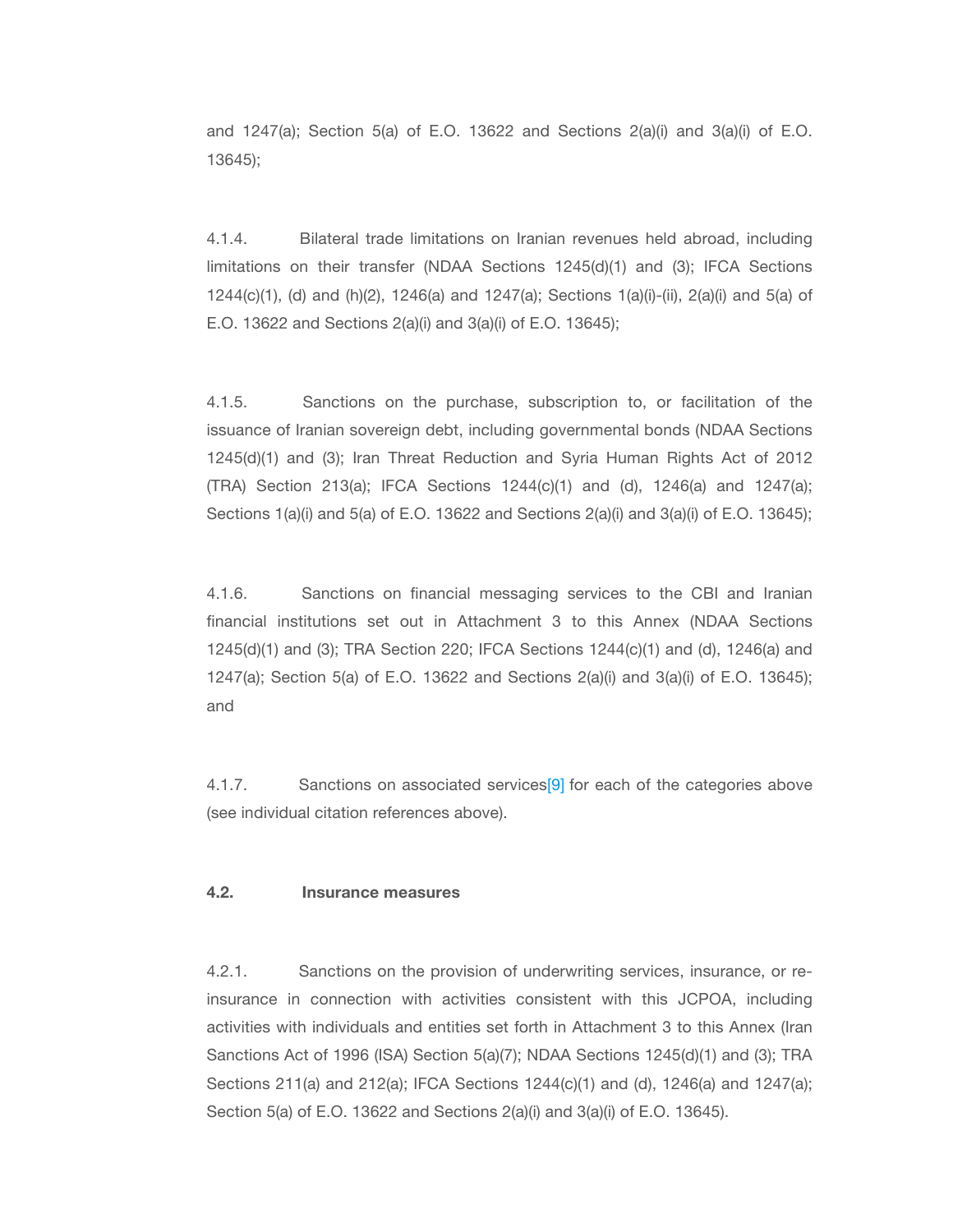and 1247(a); Section 5(a) of E.O. 13622 and Sections 2(a)(i) and 3(a)(i) of E.O. 13645);

4.1.4. Bilateral trade limitations on Iranian revenues held abroad, including limitations on their transfer (NDAA Sections 1245(d)(1) and (3); IFCA Sections 1244(c)(1), (d) and (h)(2), 1246(a) and 1247(a); Sections 1(a)(i)-(ii), 2(a)(i) and 5(a) of E.O. 13622 and Sections 2(a)(i) and 3(a)(i) of E.O. 13645);

4.1.5. Sanctions on the purchase, subscription to, or facilitation of the issuance of Iranian sovereign debt, including governmental bonds (NDAA Sections 1245(d)(1) and (3); Iran Threat Reduction and Syria Human Rights Act of 2012 (TRA) Section 213(a); IFCA Sections 1244(c)(1) and (d), 1246(a) and 1247(a); Sections 1(a)(i) and 5(a) of E.O. 13622 and Sections 2(a)(i) and 3(a)(i) of E.O. 13645);

4.1.6. Sanctions on financial messaging services to the CBI and Iranian financial institutions set out in Attachment 3 to this Annex (NDAA Sections 1245(d)(1) and (3); TRA Section 220; IFCA Sections 1244(c)(1) and (d), 1246(a) and 1247(a); Section 5(a) of E.O. 13622 and Sections 2(a)(i) and 3(a)(i) of E.O. 13645); and

4.1.7. Sanctions on associated services[9] for each of the categories above (see individual citation references above).

**4.2. Insurance measures**

4.2.1. Sanctions on the provision of underwriting services, insurance, or re-insurance in connection with activities consistent with this JCPOA, including activities with individuals and entities set forth in Attachment 3 to this Annex (Iran Sanctions Act of 1996 (ISA) Section 5(a)(7); NDAA Sections 1245(d)(1) and (3); TRA Sections 211(a) and 212(a); IFCA Sections 1244(c)(1) and (d), 1246(a) and 1247(a); Section 5(a) of E.O. 13622 and Sections 2(a)(i) and 3(a)(i) of E.O. 13645).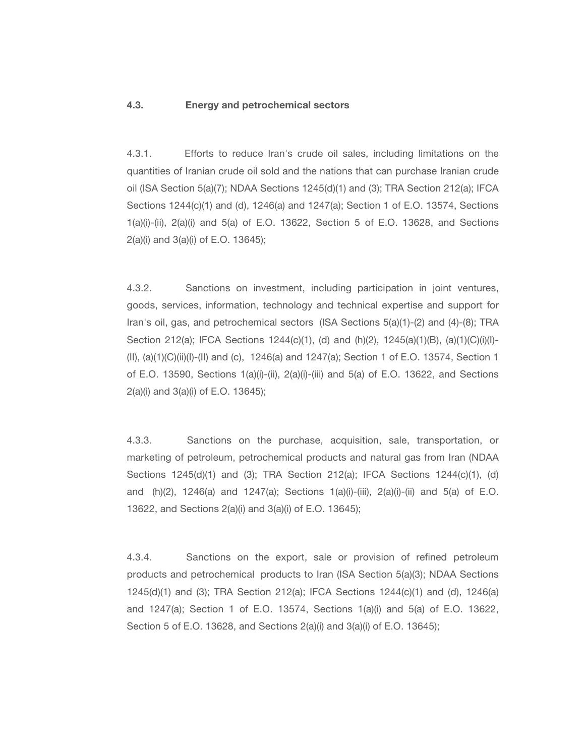**4.3. Energy and petrochemical sectors**

4.3.1. Efforts to reduce Iran's crude oil sales, including limitations on the quantities of Iranian crude oil sold and the nations that can purchase Iranian crude oil (ISA Section 5(a)(7); NDAA Sections 1245(d)(1) and (3); TRA Section 212(a); IFCA Sections 1244(c)(1) and (d), 1246(a) and 1247(a); Section 1 of E.O. 13574, Sections 1(a)(i)-(ii), 2(a)(i) and 5(a) of E.O. 13622, Section 5 of E.O. 13628, and Sections 2(a)(i) and 3(a)(i) of E.O. 13645);

4.3.2. Sanctions on investment, including participation in joint ventures, goods, services, information, technology and technical expertise and support for Iran's oil, gas, and petrochemical sectors (ISA Sections 5(a)(1)-(2) and (4)-(8); TRA Section 212(a); IFCA Sections 1244(c)(1), (d) and (h)(2), 1245(a)(1)(B), (a)(1)(C)(i)(I)-(II), (a)(1)(C)(ii)(I)-(II) and (c), 1246(a) and 1247(a); Section 1 of E.O. 13574, Section 1 of E.O. 13590, Sections 1(a)(i)-(ii), 2(a)(i)-(iii) and 5(a) of E.O. 13622, and Sections 2(a)(i) and 3(a)(i) of E.O. 13645);

4.3.3. Sanctions on the purchase, acquisition, sale, transportation, or marketing of petroleum, petrochemical products and natural gas from Iran (NDAA Sections 1245(d)(1) and (3); TRA Section 212(a); IFCA Sections 1244(c)(1), (d) and (h)(2), 1246(a) and 1247(a); Sections 1(a)(i)-(iii), 2(a)(i)-(ii) and 5(a) of E.O. 13622, and Sections 2(a)(i) and 3(a)(i) of E.O. 13645);

4.3.4. Sanctions on the export, sale or provision of refined petroleum products and petrochemical products to Iran (ISA Section 5(a)(3); NDAA Sections 1245(d)(1) and (3); TRA Section 212(a); IFCA Sections 1244(c)(1) and (d), 1246(a) and 1247(a); Section 1 of E.O. 13574, Sections 1(a)(i) and 5(a) of E.O. 13622, Section 5 of E.O. 13628, and Sections 2(a)(i) and 3(a)(i) of E.O. 13645);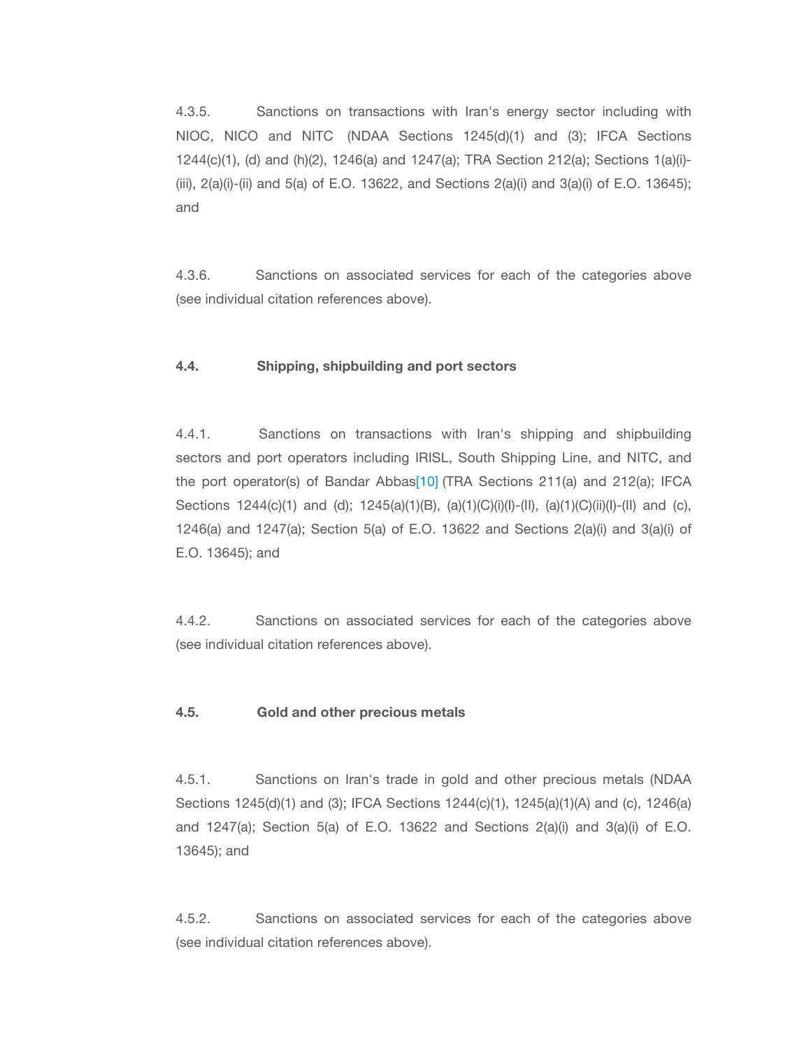4.3.5. Sanctions on transactions with Iran's energy sector including with NIOC, NICO and NITC (NDAA Sections 1245(d)(1) and (3); IFCA Sections 1244(c)(1), (d) and (h)(2), 1246(a) and 1247(a); TRA Section 212(a); Sections 1(a)(i)-(iii), 2(a)(i)-(ii) and 5(a) of E.O. 13622, and Sections 2(a)(i) and 3(a)(i) of E.O. 13645); and

4.3.6. Sanctions on associated services for each of the categories above (see individual citation references above).

**4.4. Shipping, shipbuilding and port sectors**

4.4.1. Sanctions on transactions with Iran's shipping and shipbuilding sectors and port operators including IRISL, South Shipping Line, and NITC, and the port operator(s) of Bandar Abbas[10] (TRA Sections 211(a) and 212(a); IFCA Sections 1244(c)(1) and (d); 1245(a)(1)(B), (a)(1)(C)(i)(I)-(II), (a)(1)(C)(ii)(I)-(II) and (c), 1246(a) and 1247(a); Section 5(a) of E.O. 13622 and Sections 2(a)(i) and 3(a)(i) of E.O. 13645); and

4.4.2. Sanctions on associated services for each of the categories above (see individual citation references above).

**4.5. Gold and other precious metals**

4.5.1. Sanctions on Iran's trade in gold and other precious metals (NDAA Sections 1245(d)(1) and (3); IFCA Sections 1244(c)(1), 1245(a)(1)(A) and (c), 1246(a) and 1247(a); Section 5(a) of E.O. 13622 and Sections 2(a)(i) and 3(a)(i) of E.O. 13645); and

4.5.2. Sanctions on associated services for each of the categories above (see individual citation references above).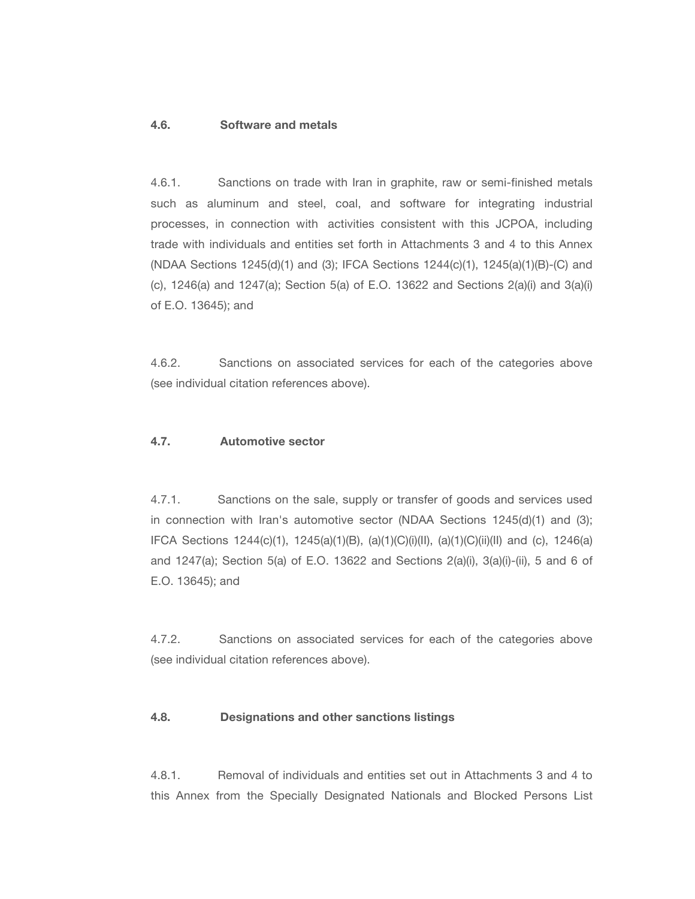### 4.6. Software and metals

4.6.1. Sanctions on trade with Iran in graphite, raw or semi-finished metals such as aluminum and steel, coal, and software for integrating industrial processes, in connection with activities consistent with this JCPOA, including trade with individuals and entities set forth in Attachments 3 and 4 to this Annex (NDAA Sections 1245(d)(1) and (3); IFCA Sections 1244(c)(1), 1245(a)(1)(B)-(C) and (c), 1246(a) and 1247(a); Section 5(a) of E.O. 13622 and Sections 2(a)(i) and 3(a)(i) of E.O. 13645); and

4.6.2. Sanctions on associated services for each of the categories above (see individual citation references above).

### 4.7. Automotive sector

4.7.1. Sanctions on the sale, supply or transfer of goods and services used in connection with Iran's automotive sector (NDAA Sections 1245(d)(1) and (3); IFCA Sections 1244(c)(1), 1245(a)(1)(B), (a)(1)(C)(i)(II), (a)(1)(C)(ii)(II) and (c), 1246(a) and 1247(a); Section 5(a) of E.O. 13622 and Sections 2(a)(i), 3(a)(i)-(ii), 5 and 6 of E.O. 13645); and

4.7.2. Sanctions on associated services for each of the categories above (see individual citation references above).

### 4.8. Designations and other sanctions listings

4.8.1. Removal of individuals and entities set out in Attachments 3 and 4 to this Annex from the Specially Designated Nationals and Blocked Persons List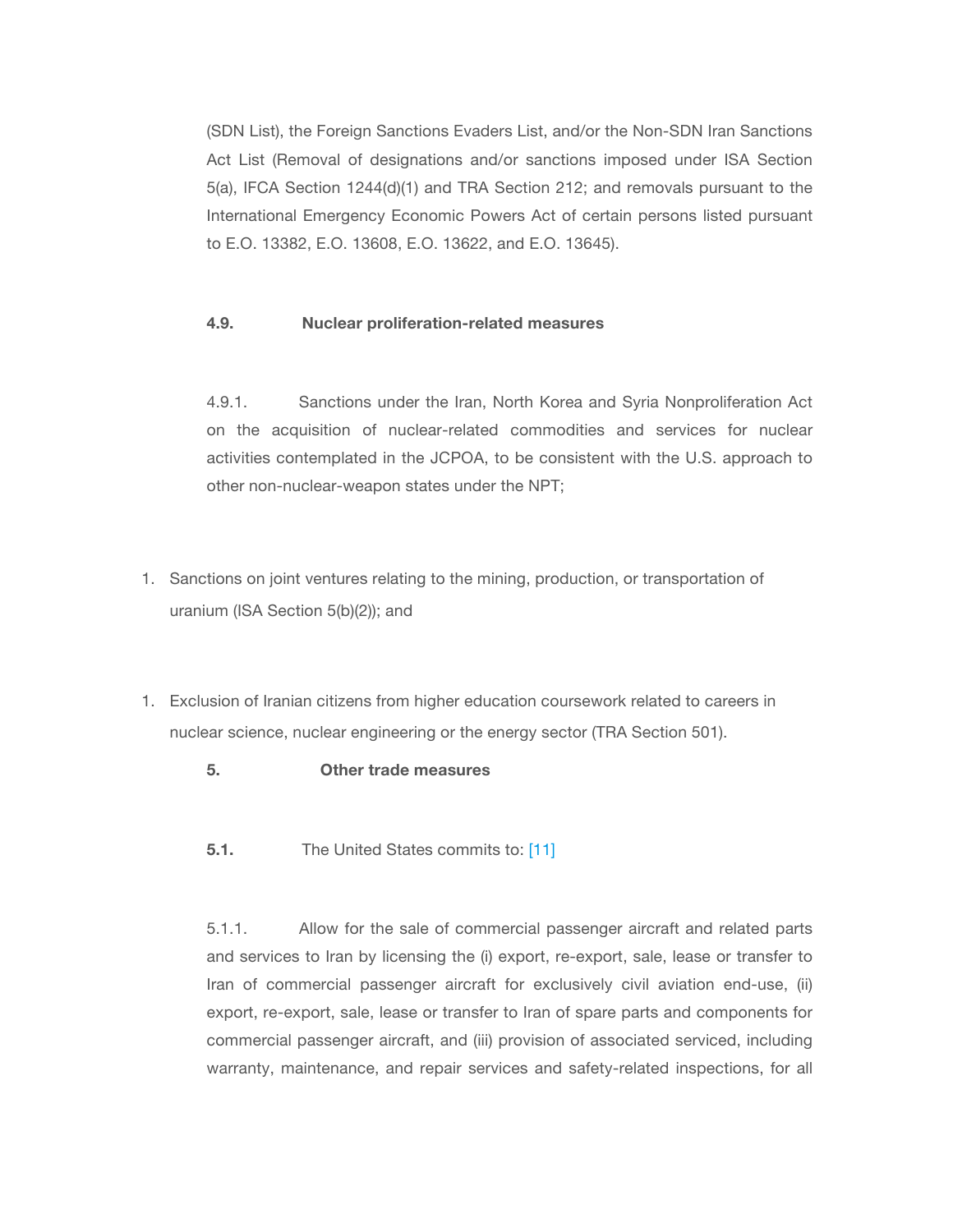(SDN List), the Foreign Sanctions Evaders List, and/or the Non-SDN Iran Sanctions Act List (Removal of designations and/or sanctions imposed under ISA Section 5(a), IFCA Section 1244(d)(1) and TRA Section 212; and removals pursuant to the International Emergency Economic Powers Act of certain persons listed pursuant to E.O. 13382, E.O. 13608, E.O. 13622, and E.O. 13645).

**4.9. Nuclear proliferation-related measures**

4.9.1. Sanctions under the Iran, North Korea and Syria Nonproliferation Act on the acquisition of nuclear-related commodities and services for nuclear activities contemplated in the JCPOA, to be consistent with the U.S. approach to other non-nuclear-weapon states under the NPT;

1. Sanctions on joint ventures relating to the mining, production, or transportation of uranium (ISA Section 5(b)(2)); and

1. Exclusion of Iranian citizens from higher education coursework related to careers in nuclear science, nuclear engineering or the energy sector (TRA Section 501).

**5. Other trade measures**

**5.1.** The United States commits to: [11]

5.1.1. Allow for the sale of commercial passenger aircraft and related parts and services to Iran by licensing the (i) export, re-export, sale, lease or transfer to Iran of commercial passenger aircraft for exclusively civil aviation end-use, (ii) export, re-export, sale, lease or transfer to Iran of spare parts and components for commercial passenger aircraft, and (iii) provision of associated serviced, including warranty, maintenance, and repair services and safety-related inspections, for all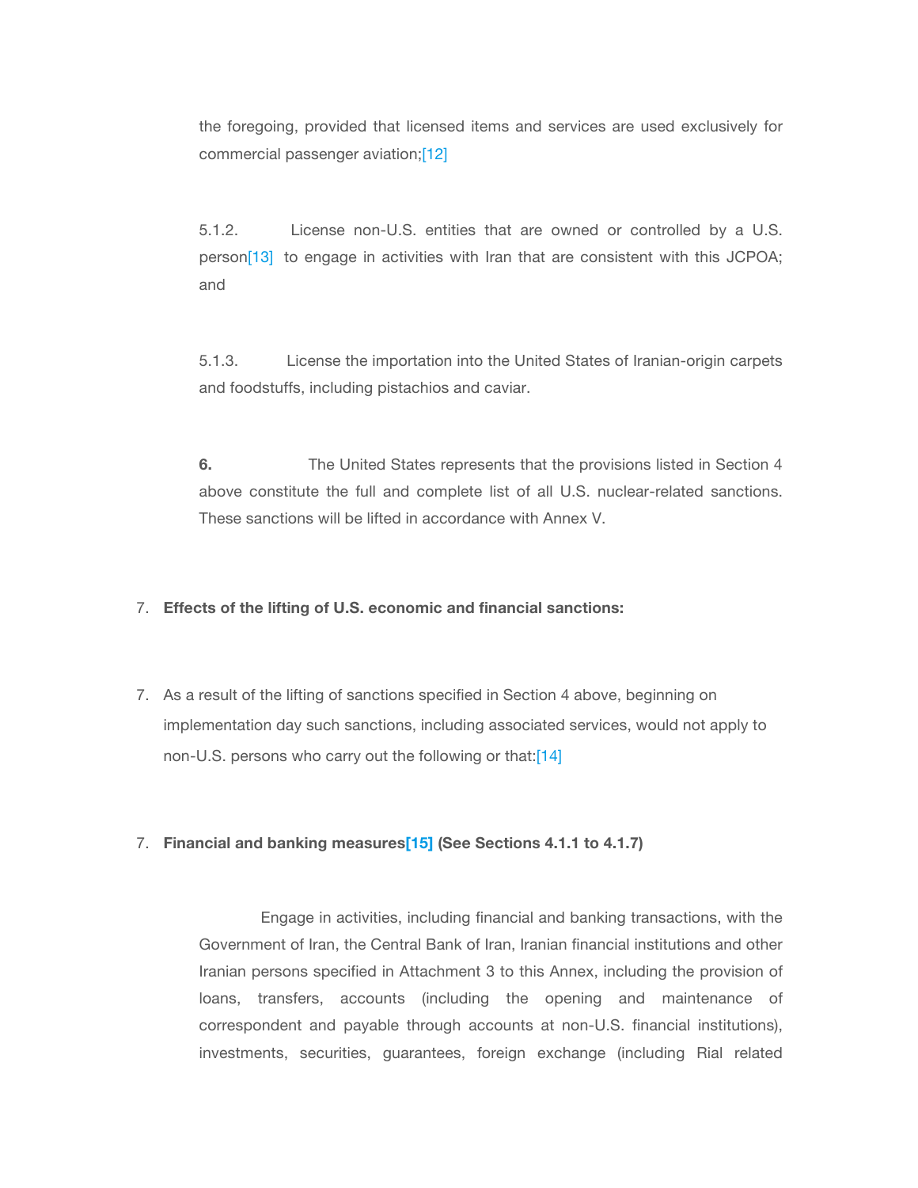the foregoing, provided that licensed items and services are used exclusively for commercial passenger aviation;[12]

5.1.2. License non-U.S. entities that are owned or controlled by a U.S. person[13] to engage in activities with Iran that are consistent with this JCPOA; and

5.1.3. License the importation into the United States of Iranian-origin carpets and foodstuffs, including pistachios and caviar.

**6.** The United States represents that the provisions listed in Section 4 above constitute the full and complete list of all U.S. nuclear-related sanctions. These sanctions will be lifted in accordance with Annex V.

7. **Effects of the lifting of U.S. economic and financial sanctions:**

7. As a result of the lifting of sanctions specified in Section 4 above, beginning on implementation day such sanctions, including associated services, would not apply to non-U.S. persons who carry out the following or that:[14]

7. **Financial and banking measures[15] (See Sections 4.1.1 to 4.1.7)**

Engage in activities, including financial and banking transactions, with the Government of Iran, the Central Bank of Iran, Iranian financial institutions and other Iranian persons specified in Attachment 3 to this Annex, including the provision of loans, transfers, accounts (including the opening and maintenance of correspondent and payable through accounts at non-U.S. financial institutions), investments, securities, guarantees, foreign exchange (including Rial related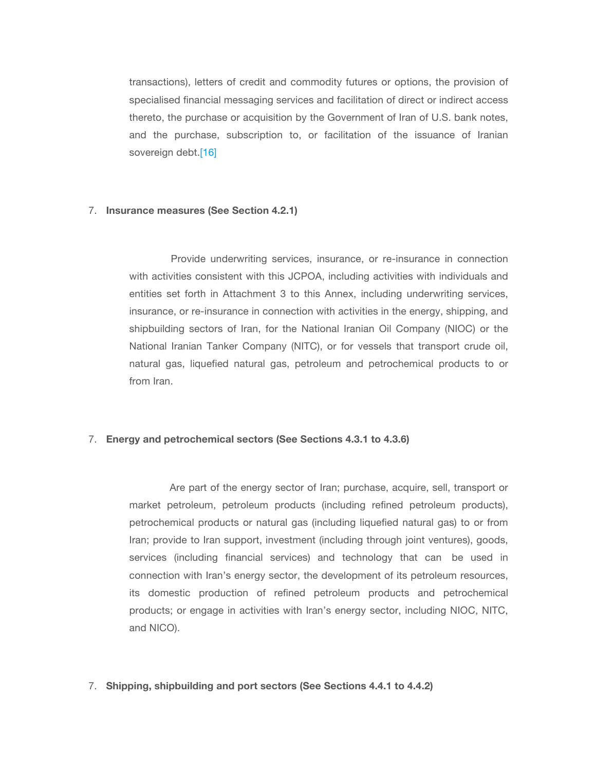transactions), letters of credit and commodity futures or options, the provision of specialised financial messaging services and facilitation of direct or indirect access thereto, the purchase or acquisition by the Government of Iran of U.S. bank notes, and the purchase, subscription to, or facilitation of the issuance of Iranian sovereign debt.[16]

7. **Insurance measures (See Section 4.2.1)**

   Provide underwriting services, insurance, or re-insurance in connection with activities consistent with this JCPOA, including activities with individuals and entities set forth in Attachment 3 to this Annex, including underwriting services, insurance, or re-insurance in connection with activities in the energy, shipping, and shipbuilding sectors of Iran, for the National Iranian Oil Company (NIOC) or the National Iranian Tanker Company (NITC), or for vessels that transport crude oil, natural gas, liquefied natural gas, petroleum and petrochemical products to or from Iran.

7. **Energy and petrochemical sectors (See Sections 4.3.1 to 4.3.6)**

   Are part of the energy sector of Iran; purchase, acquire, sell, transport or market petroleum, petroleum products (including refined petroleum products), petrochemical products or natural gas (including liquefied natural gas) to or from Iran; provide to Iran support, investment (including through joint ventures), goods, services (including financial services) and technology that can be used in connection with Iran's energy sector, the development of its petroleum resources, its domestic production of refined petroleum products and petrochemical products; or engage in activities with Iran's energy sector, including NIOC, NITC, and NICO).

7. **Shipping, shipbuilding and port sectors (See Sections 4.4.1 to 4.4.2)**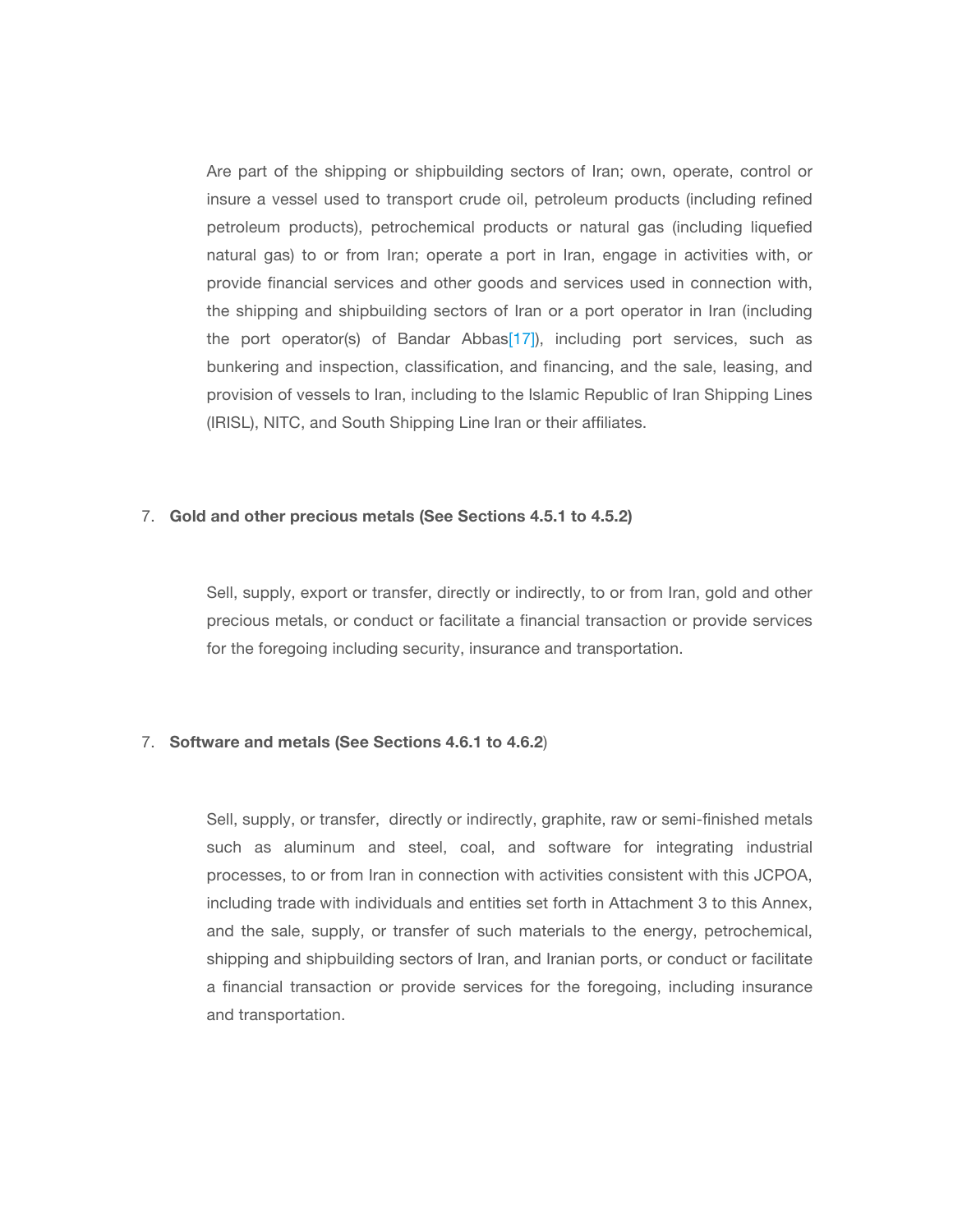Are part of the shipping or shipbuilding sectors of Iran; own, operate, control or insure a vessel used to transport crude oil, petroleum products (including refined petroleum products), petrochemical products or natural gas (including liquefied natural gas) to or from Iran; operate a port in Iran, engage in activities with, or provide financial services and other goods and services used in connection with, the shipping and shipbuilding sectors of Iran or a port operator in Iran (including the port operator(s) of Bandar Abbas[17]), including port services, such as bunkering and inspection, classification, and financing, and the sale, leasing, and provision of vessels to Iran, including to the Islamic Republic of Iran Shipping Lines (IRISL), NITC, and South Shipping Line Iran or their affiliates.

7. **Gold and other precious metals (See Sections 4.5.1 to 4.5.2)**

   Sell, supply, export or transfer, directly or indirectly, to or from Iran, gold and other precious metals, or conduct or facilitate a financial transaction or provide services for the foregoing including security, insurance and transportation.

7. **Software and metals (See Sections 4.6.1 to 4.6.2**)

   Sell, supply, or transfer, directly or indirectly, graphite, raw or semi-finished metals such as aluminum and steel, coal, and software for integrating industrial processes, to or from Iran in connection with activities consistent with this JCPOA, including trade with individuals and entities set forth in Attachment 3 to this Annex, and the sale, supply, or transfer of such materials to the energy, petrochemical, shipping and shipbuilding sectors of Iran, and Iranian ports, or conduct or facilitate a financial transaction or provide services for the foregoing, including insurance and transportation.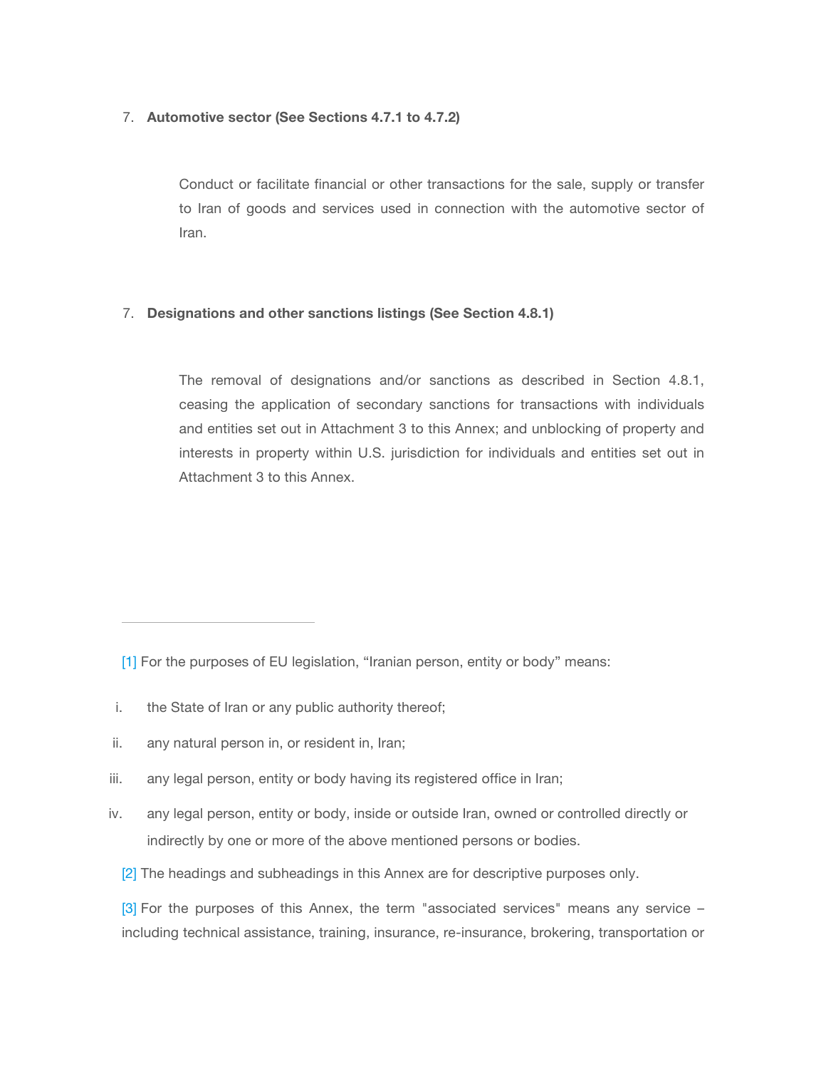7. **Automotive sector (See Sections 4.7.1 to 4.7.2)**

   Conduct or facilitate financial or other transactions for the sale, supply or transfer to Iran of goods and services used in connection with the automotive sector of Iran.

7. **Designations and other sanctions listings (See Section 4.8.1)**

   The removal of designations and/or sanctions as described in Section 4.8.1, ceasing the application of secondary sanctions for transactions with individuals and entities set out in Attachment 3 to this Annex; and unblocking of property and interests in property within U.S. jurisdiction for individuals and entities set out in Attachment 3 to this Annex.

---

[1] For the purposes of EU legislation, "Iranian person, entity or body" means:

i. the State of Iran or any public authority thereof;

ii. any natural person in, or resident in, Iran;

iii. any legal person, entity or body having its registered office in Iran;

iv. any legal person, entity or body, inside or outside Iran, owned or controlled directly or indirectly by one or more of the above mentioned persons or bodies.

[2] The headings and subheadings in this Annex are for descriptive purposes only.

[3] For the purposes of this Annex, the term "associated services" means any service – including technical assistance, training, insurance, re-insurance, brokering, transportation or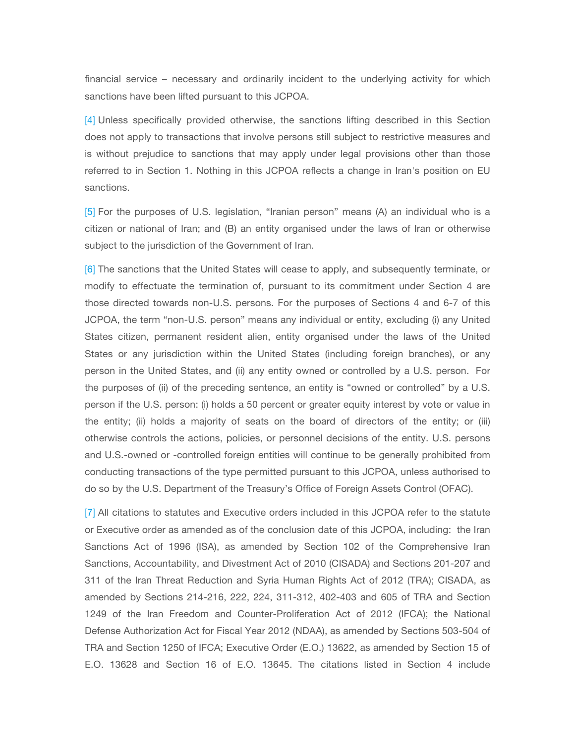financial service – necessary and ordinarily incident to the underlying activity for which sanctions have been lifted pursuant to this JCPOA.

[4] Unless specifically provided otherwise, the sanctions lifting described in this Section does not apply to transactions that involve persons still subject to restrictive measures and is without prejudice to sanctions that may apply under legal provisions other than those referred to in Section 1. Nothing in this JCPOA reflects a change in Iran's position on EU sanctions.

[5] For the purposes of U.S. legislation, "Iranian person" means (A) an individual who is a citizen or national of Iran; and (B) an entity organised under the laws of Iran or otherwise subject to the jurisdiction of the Government of Iran.

[6] The sanctions that the United States will cease to apply, and subsequently terminate, or modify to effectuate the termination of, pursuant to its commitment under Section 4 are those directed towards non-U.S. persons. For the purposes of Sections 4 and 6-7 of this JCPOA, the term "non-U.S. person" means any individual or entity, excluding (i) any United States citizen, permanent resident alien, entity organised under the laws of the United States or any jurisdiction within the United States (including foreign branches), or any person in the United States, and (ii) any entity owned or controlled by a U.S. person. For the purposes of (ii) of the preceding sentence, an entity is "owned or controlled" by a U.S. person if the U.S. person: (i) holds a 50 percent or greater equity interest by vote or value in the entity; (ii) holds a majority of seats on the board of directors of the entity; or (iii) otherwise controls the actions, policies, or personnel decisions of the entity. U.S. persons and U.S.-owned or -controlled foreign entities will continue to be generally prohibited from conducting transactions of the type permitted pursuant to this JCPOA, unless authorised to do so by the U.S. Department of the Treasury's Office of Foreign Assets Control (OFAC).

[7] All citations to statutes and Executive orders included in this JCPOA refer to the statute or Executive order as amended as of the conclusion date of this JCPOA, including: the Iran Sanctions Act of 1996 (ISA), as amended by Section 102 of the Comprehensive Iran Sanctions, Accountability, and Divestment Act of 2010 (CISADA) and Sections 201-207 and 311 of the Iran Threat Reduction and Syria Human Rights Act of 2012 (TRA); CISADA, as amended by Sections 214-216, 222, 224, 311-312, 402-403 and 605 of TRA and Section 1249 of the Iran Freedom and Counter-Proliferation Act of 2012 (IFCA); the National Defense Authorization Act for Fiscal Year 2012 (NDAA), as amended by Sections 503-504 of TRA and Section 1250 of IFCA; Executive Order (E.O.) 13622, as amended by Section 15 of E.O. 13628 and Section 16 of E.O. 13645. The citations listed in Section 4 include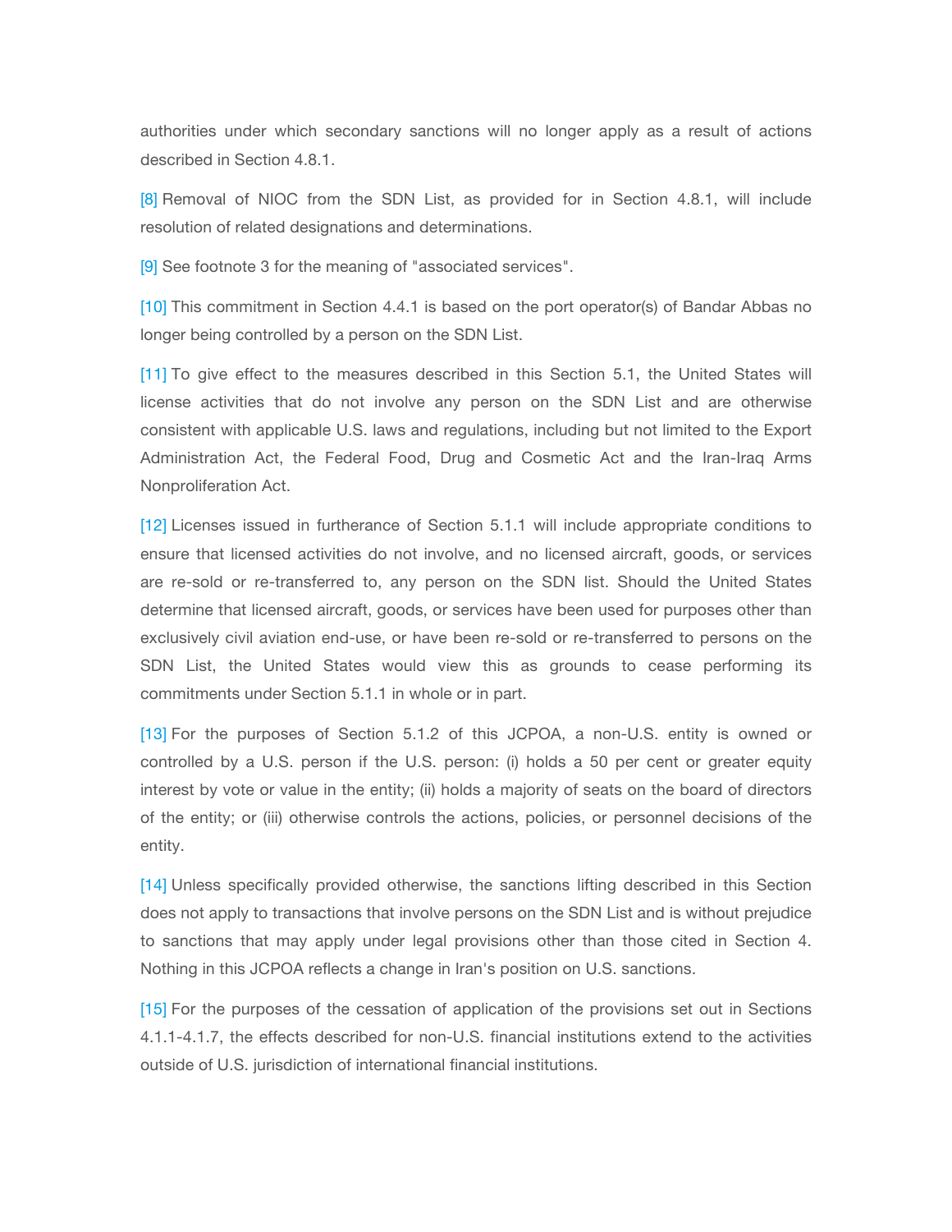authorities under which secondary sanctions will no longer apply as a result of actions described in Section 4.8.1.

[8] Removal of NIOC from the SDN List, as provided for in Section 4.8.1, will include resolution of related designations and determinations.

[9] See footnote 3 for the meaning of "associated services".

[10] This commitment in Section 4.4.1 is based on the port operator(s) of Bandar Abbas no longer being controlled by a person on the SDN List.

[11] To give effect to the measures described in this Section 5.1, the United States will license activities that do not involve any person on the SDN List and are otherwise consistent with applicable U.S. laws and regulations, including but not limited to the Export Administration Act, the Federal Food, Drug and Cosmetic Act and the Iran-Iraq Arms Nonproliferation Act.

[12] Licenses issued in furtherance of Section 5.1.1 will include appropriate conditions to ensure that licensed activities do not involve, and no licensed aircraft, goods, or services are re-sold or re-transferred to, any person on the SDN list. Should the United States determine that licensed aircraft, goods, or services have been used for purposes other than exclusively civil aviation end-use, or have been re-sold or re-transferred to persons on the SDN List, the United States would view this as grounds to cease performing its commitments under Section 5.1.1 in whole or in part.

[13] For the purposes of Section 5.1.2 of this JCPOA, a non-U.S. entity is owned or controlled by a U.S. person if the U.S. person: (i) holds a 50 per cent or greater equity interest by vote or value in the entity; (ii) holds a majority of seats on the board of directors of the entity; or (iii) otherwise controls the actions, policies, or personnel decisions of the entity.

[14] Unless specifically provided otherwise, the sanctions lifting described in this Section does not apply to transactions that involve persons on the SDN List and is without prejudice to sanctions that may apply under legal provisions other than those cited in Section 4. Nothing in this JCPOA reflects a change in Iran's position on U.S. sanctions.

[15] For the purposes of the cessation of application of the provisions set out in Sections 4.1.1-4.1.7, the effects described for non-U.S. financial institutions extend to the activities outside of U.S. jurisdiction of international financial institutions.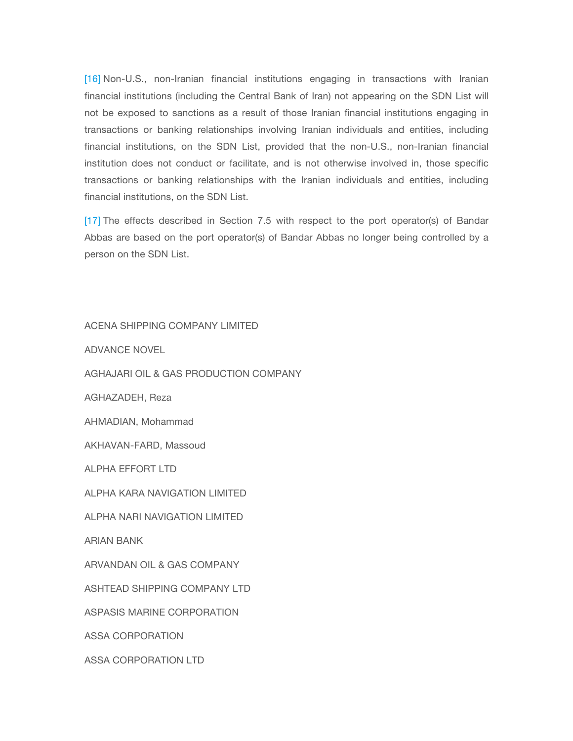[16] Non-U.S., non-Iranian financial institutions engaging in transactions with Iranian financial institutions (including the Central Bank of Iran) not appearing on the SDN List will not be exposed to sanctions as a result of those Iranian financial institutions engaging in transactions or banking relationships involving Iranian individuals and entities, including financial institutions, on the SDN List, provided that the non-U.S., non-Iranian financial institution does not conduct or facilitate, and is not otherwise involved in, those specific transactions or banking relationships with the Iranian individuals and entities, including financial institutions, on the SDN List.

[17] The effects described in Section 7.5 with respect to the port operator(s) of Bandar Abbas are based on the port operator(s) of Bandar Abbas no longer being controlled by a person on the SDN List.

ACENA SHIPPING COMPANY LIMITED

ADVANCE NOVEL

AGHAJARI OIL & GAS PRODUCTION COMPANY

AGHAZADEH, Reza

AHMADIAN, Mohammad

AKHAVAN-FARD, Massoud

ALPHA EFFORT LTD

ALPHA KARA NAVIGATION LIMITED

ALPHA NARI NAVIGATION LIMITED

ARIAN BANK

ARVANDAN OIL & GAS COMPANY

ASHTEAD SHIPPING COMPANY LTD

ASPASIS MARINE CORPORATION

ASSA CORPORATION

ASSA CORPORATION LTD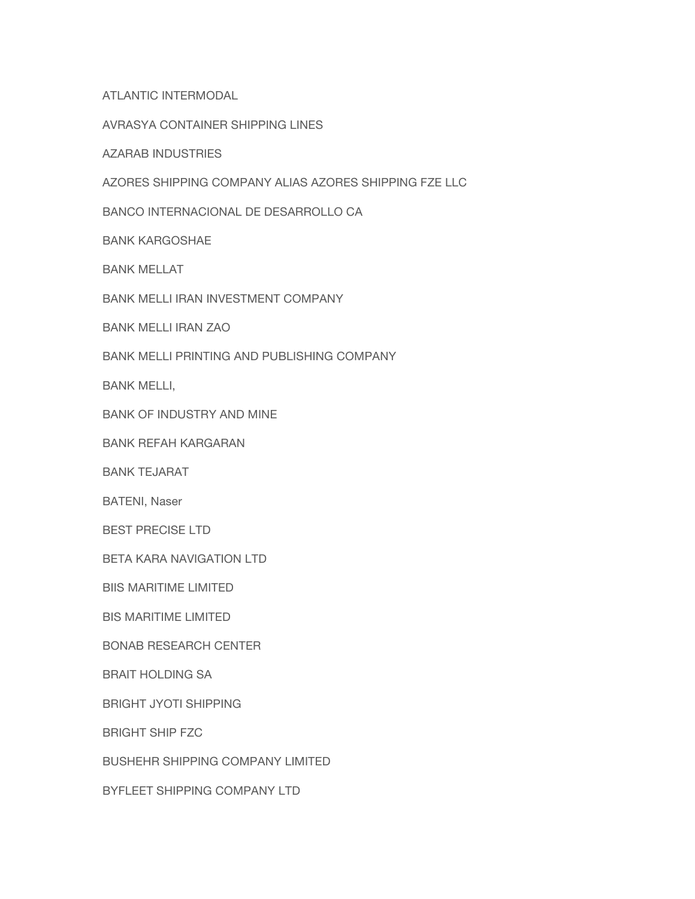ATLANTIC INTERMODAL

AVRASYA CONTAINER SHIPPING LINES

AZARAB INDUSTRIES

AZORES SHIPPING COMPANY ALIAS AZORES SHIPPING FZE LLC

BANCO INTERNACIONAL DE DESARROLLO CA

BANK KARGOSHAE

BANK MELLAT

BANK MELLI IRAN INVESTMENT COMPANY

BANK MELLI IRAN ZAO

BANK MELLI PRINTING AND PUBLISHING COMPANY

BANK MELLI,

BANK OF INDUSTRY AND MINE

BANK REFAH KARGARAN

BANK TEJARAT

BATENI, Naser

BEST PRECISE LTD

BETA KARA NAVIGATION LTD

BIIS MARITIME LIMITED

BIS MARITIME LIMITED

BONAB RESEARCH CENTER

BRAIT HOLDING SA

BRIGHT JYOTI SHIPPING

BRIGHT SHIP FZC

BUSHEHR SHIPPING COMPANY LIMITED

BYFLEET SHIPPING COMPANY LTD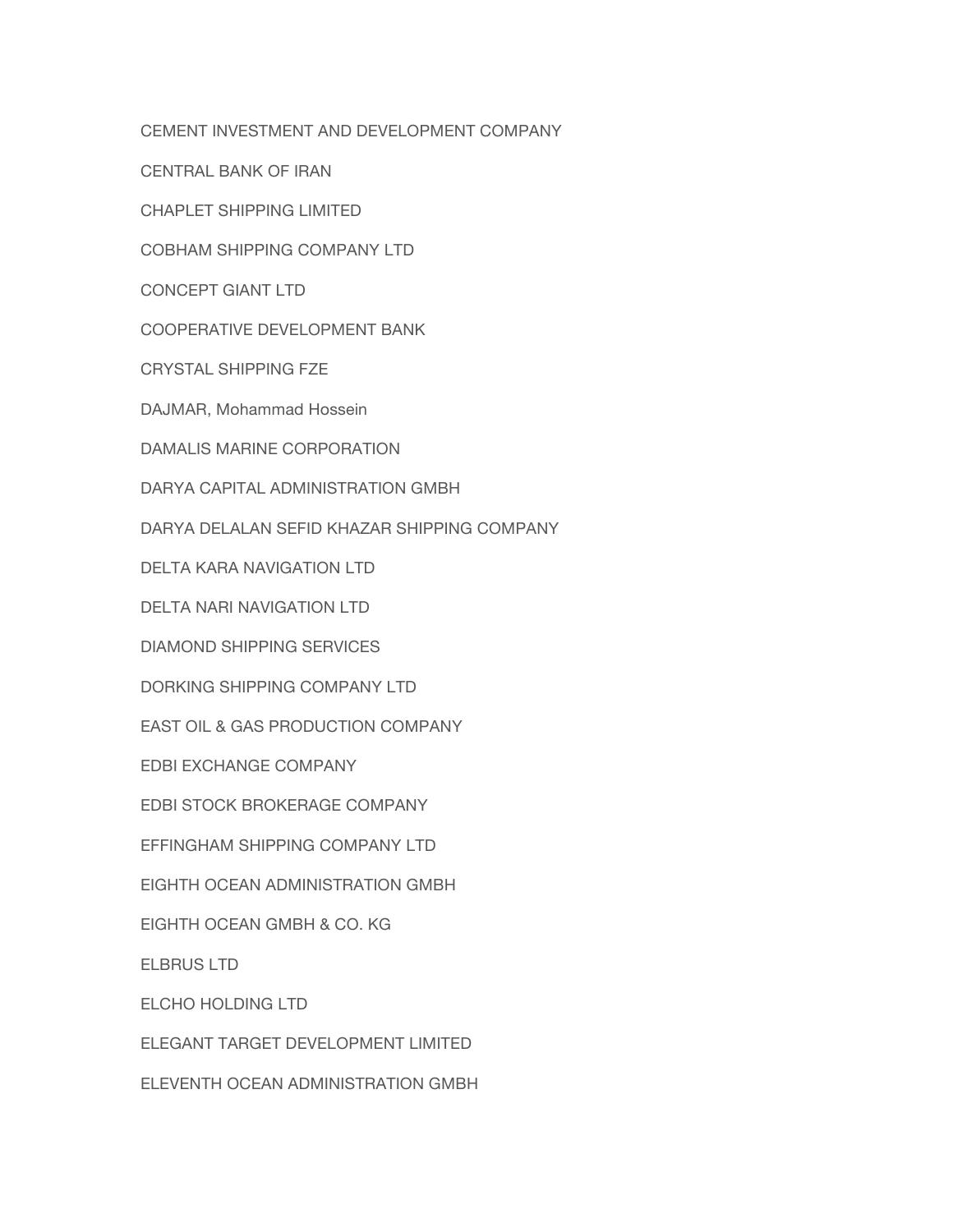CEMENT INVESTMENT AND DEVELOPMENT COMPANY

CENTRAL BANK OF IRAN

CHAPLET SHIPPING LIMITED

COBHAM SHIPPING COMPANY LTD

CONCEPT GIANT LTD

COOPERATIVE DEVELOPMENT BANK

CRYSTAL SHIPPING FZE

DAJMAR, Mohammad Hossein

DAMALIS MARINE CORPORATION

DARYA CAPITAL ADMINISTRATION GMBH

DARYA DELALAN SEFID KHAZAR SHIPPING COMPANY

DELTA KARA NAVIGATION LTD

DELTA NARI NAVIGATION LTD

DIAMOND SHIPPING SERVICES

DORKING SHIPPING COMPANY LTD

EAST OIL & GAS PRODUCTION COMPANY

EDBI EXCHANGE COMPANY

EDBI STOCK BROKERAGE COMPANY

EFFINGHAM SHIPPING COMPANY LTD

EIGHTH OCEAN ADMINISTRATION GMBH

EIGHTH OCEAN GMBH & CO. KG

ELBRUS LTD

ELCHO HOLDING LTD

ELEGANT TARGET DEVELOPMENT LIMITED

ELEVENTH OCEAN ADMINISTRATION GMBH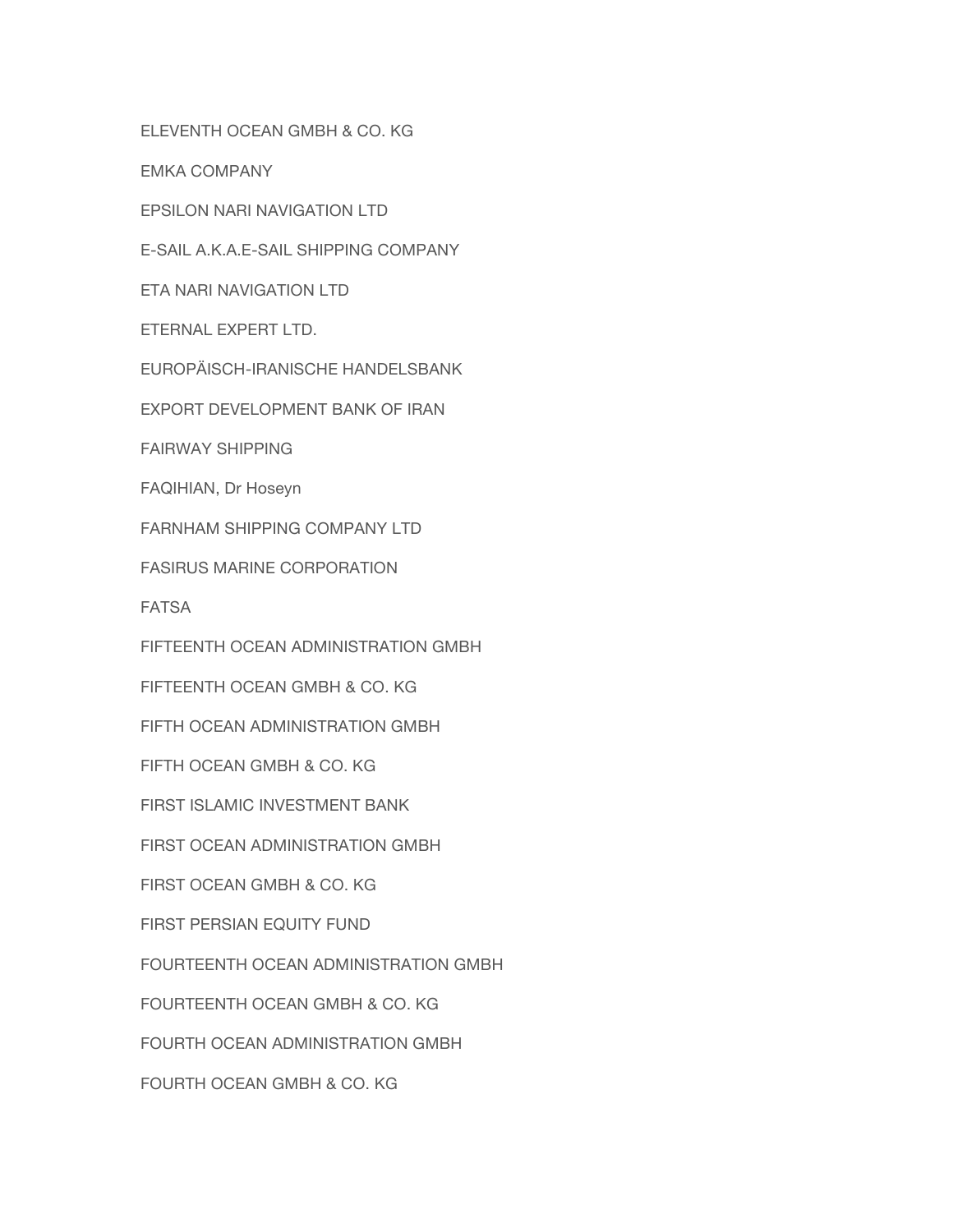ELEVENTH OCEAN GMBH & CO. KG

EMKA COMPANY

EPSILON NARI NAVIGATION LTD

E-SAIL A.K.A.E-SAIL SHIPPING COMPANY

ETA NARI NAVIGATION LTD

ETERNAL EXPERT LTD.

EUROPÄISCH-IRANISCHE HANDELSBANK

EXPORT DEVELOPMENT BANK OF IRAN

FAIRWAY SHIPPING

FAQIHIAN, Dr Hoseyn

FARNHAM SHIPPING COMPANY LTD

FASIRUS MARINE CORPORATION

FATSA

FIFTEENTH OCEAN ADMINISTRATION GMBH

FIFTEENTH OCEAN GMBH & CO. KG

FIFTH OCEAN ADMINISTRATION GMBH

FIFTH OCEAN GMBH & CO. KG

FIRST ISLAMIC INVESTMENT BANK

FIRST OCEAN ADMINISTRATION GMBH

FIRST OCEAN GMBH & CO. KG

FIRST PERSIAN EQUITY FUND

FOURTEENTH OCEAN ADMINISTRATION GMBH

FOURTEENTH OCEAN GMBH & CO. KG

FOURTH OCEAN ADMINISTRATION GMBH

FOURTH OCEAN GMBH & CO. KG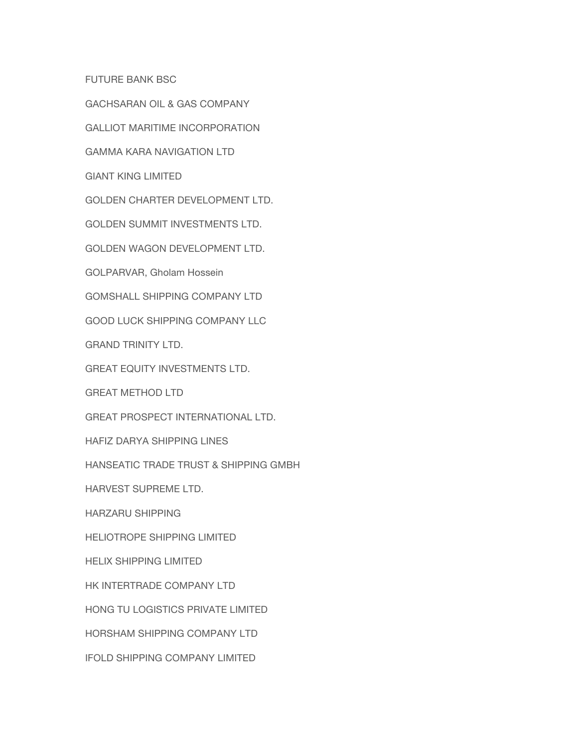FUTURE BANK BSC

GACHSARAN OIL & GAS COMPANY

GALLIOT MARITIME INCORPORATION

GAMMA KARA NAVIGATION LTD

GIANT KING LIMITED

GOLDEN CHARTER DEVELOPMENT LTD.

GOLDEN SUMMIT INVESTMENTS LTD.

GOLDEN WAGON DEVELOPMENT LTD.

GOLPARVAR, Gholam Hossein

GOMSHALL SHIPPING COMPANY LTD

GOOD LUCK SHIPPING COMPANY LLC

GRAND TRINITY LTD.

GREAT EQUITY INVESTMENTS LTD.

GREAT METHOD LTD

GREAT PROSPECT INTERNATIONAL LTD.

HAFIZ DARYA SHIPPING LINES

HANSEATIC TRADE TRUST & SHIPPING GMBH

HARVEST SUPREME LTD.

HARZARU SHIPPING

HELIOTROPE SHIPPING LIMITED

HELIX SHIPPING LIMITED

HK INTERTRADE COMPANY LTD

HONG TU LOGISTICS PRIVATE LIMITED

HORSHAM SHIPPING COMPANY LTD

IFOLD SHIPPING COMPANY LIMITED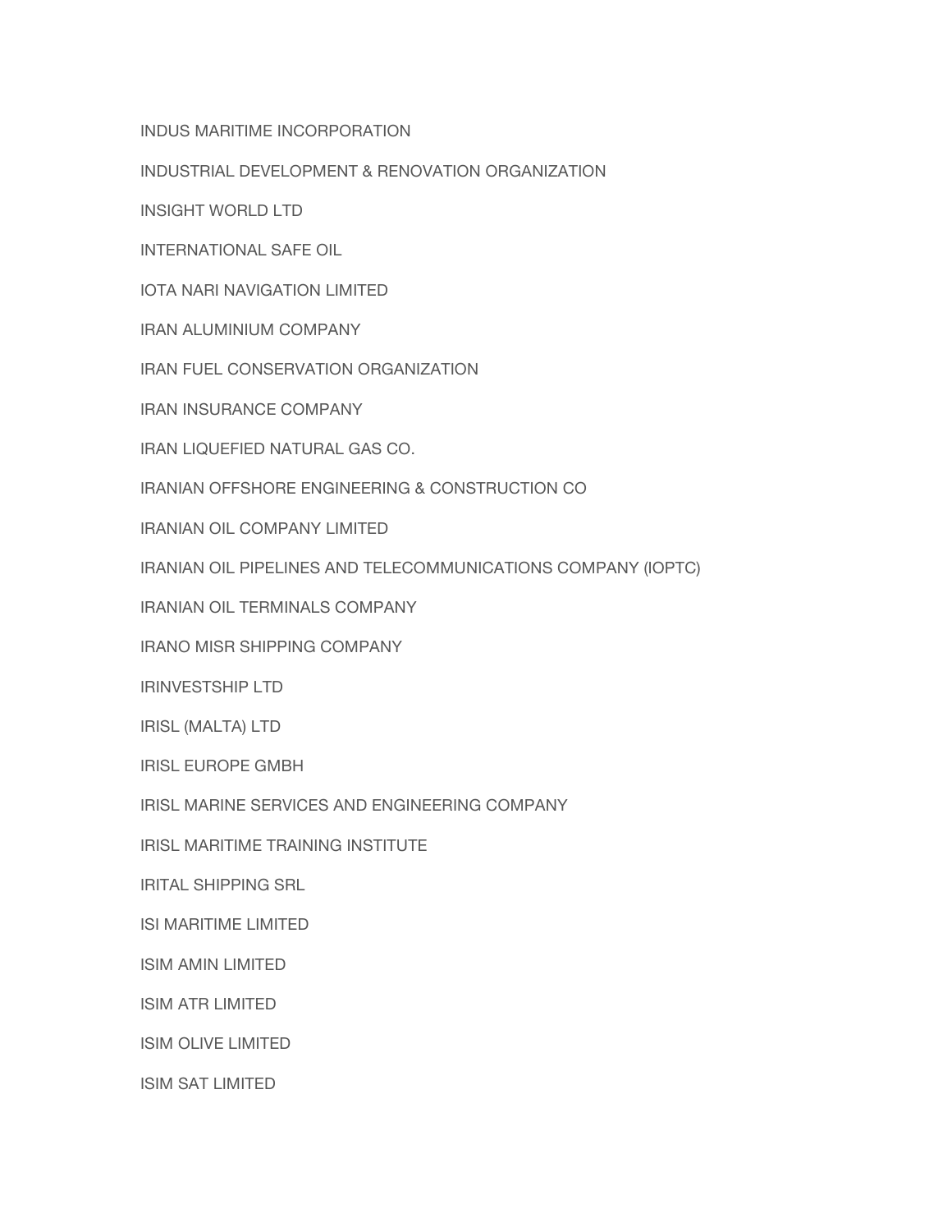INDUS MARITIME INCORPORATION

INDUSTRIAL DEVELOPMENT & RENOVATION ORGANIZATION

INSIGHT WORLD LTD

INTERNATIONAL SAFE OIL

IOTA NARI NAVIGATION LIMITED

IRAN ALUMINIUM COMPANY

IRAN FUEL CONSERVATION ORGANIZATION

IRAN INSURANCE COMPANY

IRAN LIQUEFIED NATURAL GAS CO.

IRANIAN OFFSHORE ENGINEERING & CONSTRUCTION CO

IRANIAN OIL COMPANY LIMITED

IRANIAN OIL PIPELINES AND TELECOMMUNICATIONS COMPANY (IOPTC)

IRANIAN OIL TERMINALS COMPANY

IRANO MISR SHIPPING COMPANY

IRINVESTSHIP LTD

IRISL (MALTA) LTD

IRISL EUROPE GMBH

IRISL MARINE SERVICES AND ENGINEERING COMPANY

IRISL MARITIME TRAINING INSTITUTE

IRITAL SHIPPING SRL

ISI MARITIME LIMITED

ISIM AMIN LIMITED

ISIM ATR LIMITED

ISIM OLIVE LIMITED

ISIM SAT LIMITED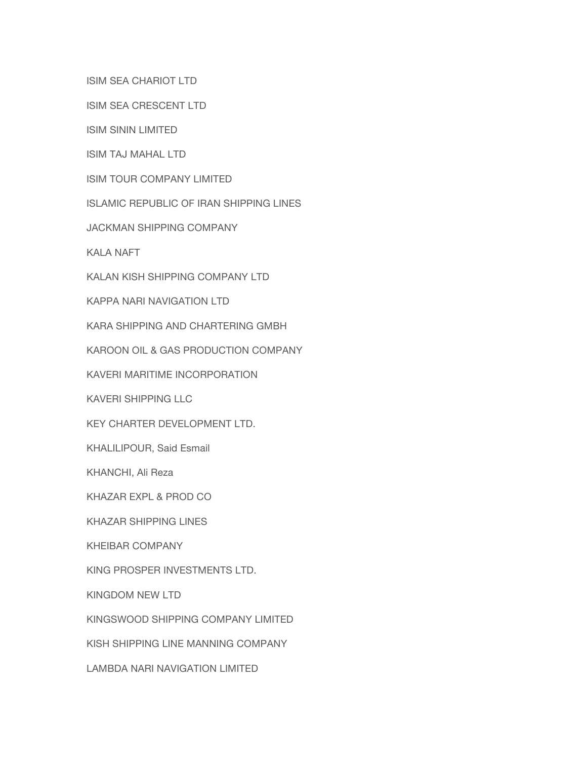ISIM SEA CHARIOT LTD

ISIM SEA CRESCENT LTD

ISIM SININ LIMITED

ISIM TAJ MAHAL LTD

ISIM TOUR COMPANY LIMITED

ISLAMIC REPUBLIC OF IRAN SHIPPING LINES

JACKMAN SHIPPING COMPANY

KALA NAFT

KALAN KISH SHIPPING COMPANY LTD

KAPPA NARI NAVIGATION LTD

KARA SHIPPING AND CHARTERING GMBH

KAROON OIL & GAS PRODUCTION COMPANY

KAVERI MARITIME INCORPORATION

KAVERI SHIPPING LLC

KEY CHARTER DEVELOPMENT LTD.

KHALILIPOUR, Said Esmail

KHANCHI, Ali Reza

KHAZAR EXPL & PROD CO

KHAZAR SHIPPING LINES

KHEIBAR COMPANY

KING PROSPER INVESTMENTS LTD.

KINGDOM NEW LTD

KINGSWOOD SHIPPING COMPANY LIMITED

KISH SHIPPING LINE MANNING COMPANY

LAMBDA NARI NAVIGATION LIMITED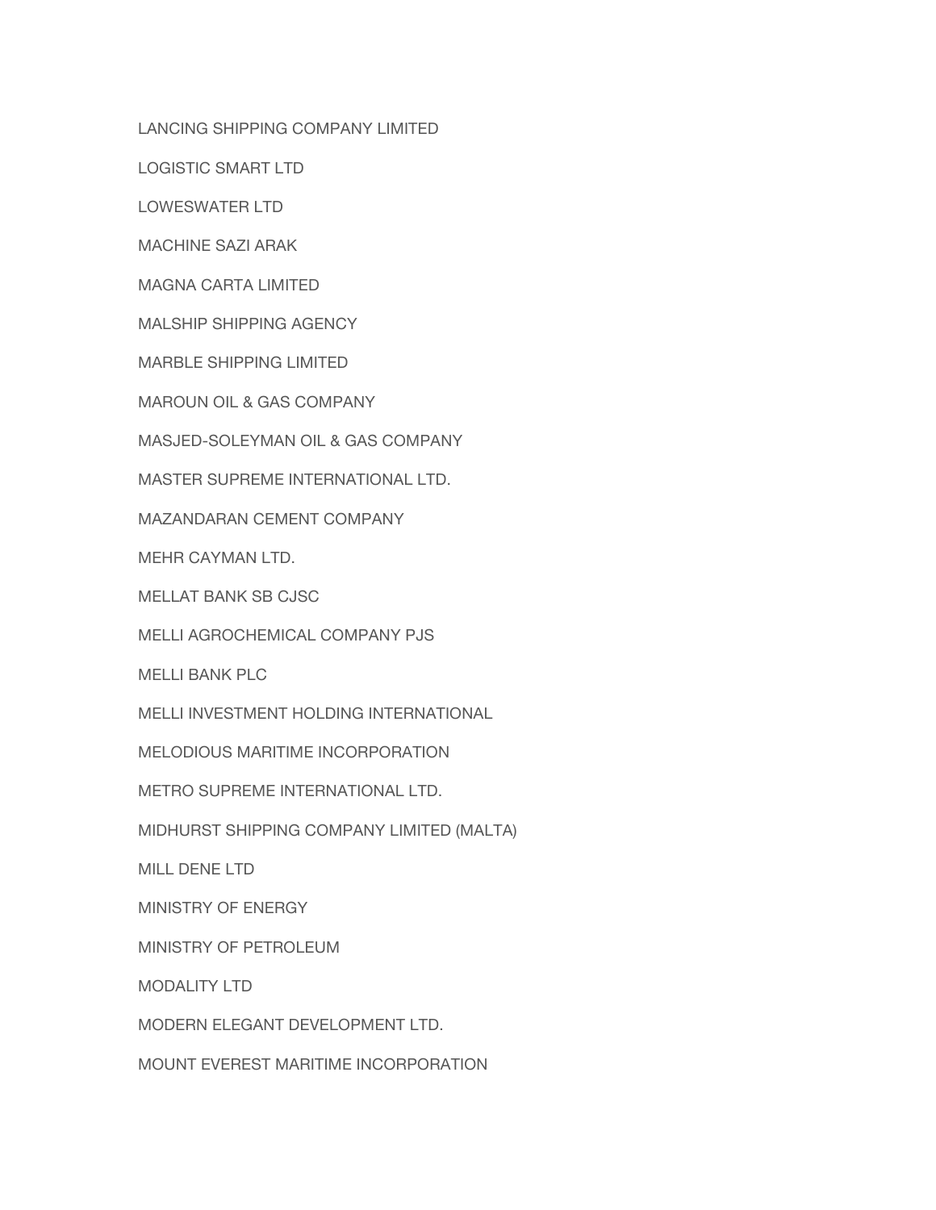LANCING SHIPPING COMPANY LIMITED

LOGISTIC SMART LTD

LOWESWATER LTD

MACHINE SAZI ARAK

MAGNA CARTA LIMITED

MALSHIP SHIPPING AGENCY

MARBLE SHIPPING LIMITED

MAROUN OIL & GAS COMPANY

MASJED-SOLEYMAN OIL & GAS COMPANY

MASTER SUPREME INTERNATIONAL LTD.

MAZANDARAN CEMENT COMPANY

MEHR CAYMAN LTD.

MELLAT BANK SB CJSC

MELLI AGROCHEMICAL COMPANY PJS

MELLI BANK PLC

MELLI INVESTMENT HOLDING INTERNATIONAL

MELODIOUS MARITIME INCORPORATION

METRO SUPREME INTERNATIONAL LTD.

MIDHURST SHIPPING COMPANY LIMITED (MALTA)

MILL DENE LTD

MINISTRY OF ENERGY

MINISTRY OF PETROLEUM

MODALITY LTD

MODERN ELEGANT DEVELOPMENT LTD.

MOUNT EVEREST MARITIME INCORPORATION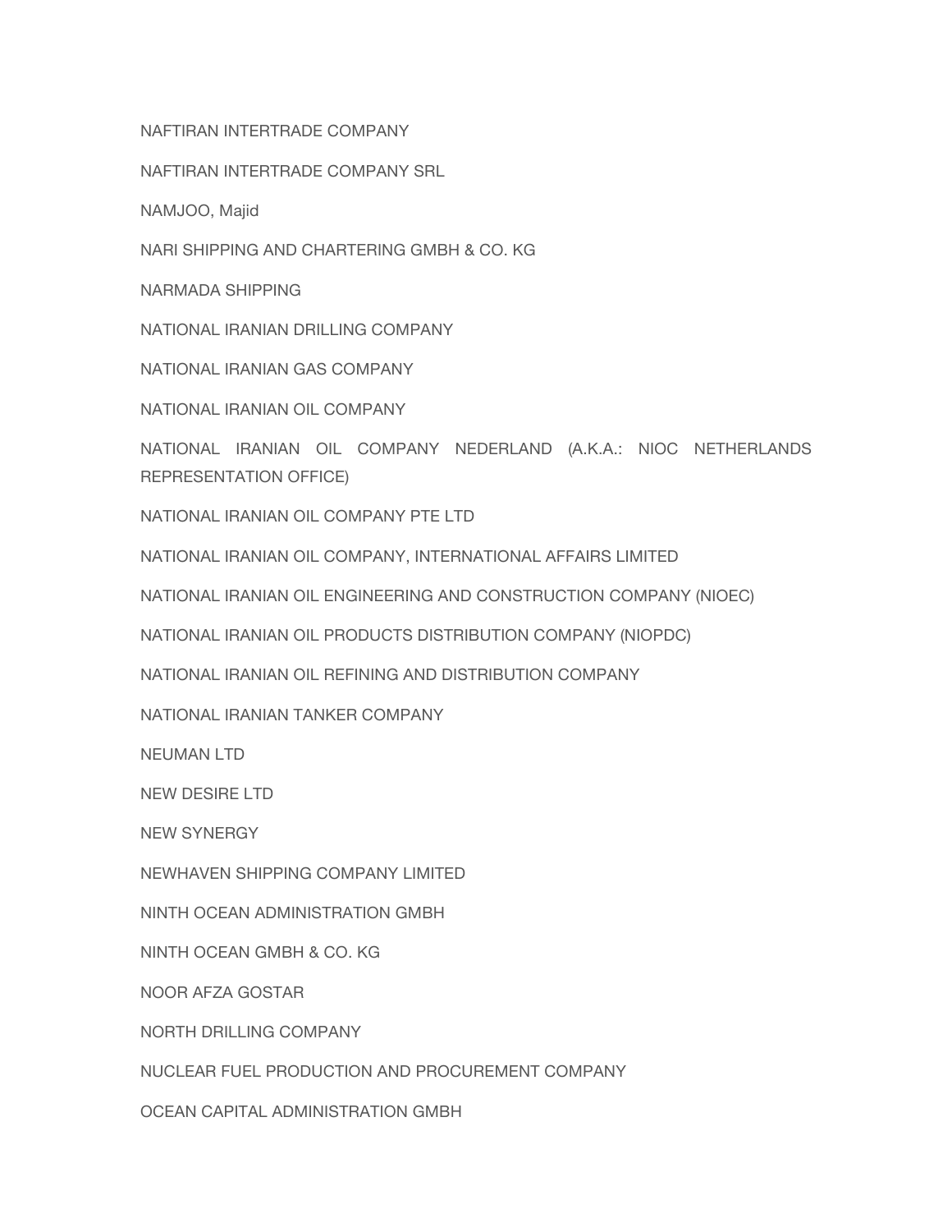NAFTIRAN INTERTRADE COMPANY

NAFTIRAN INTERTRADE COMPANY SRL

NAMJOO, Majid

NARI SHIPPING AND CHARTERING GMBH & CO. KG

NARMADA SHIPPING

NATIONAL IRANIAN DRILLING COMPANY

NATIONAL IRANIAN GAS COMPANY

NATIONAL IRANIAN OIL COMPANY

NATIONAL IRANIAN OIL COMPANY NEDERLAND (A.K.A.: NIOC NETHERLANDS REPRESENTATION OFFICE)

NATIONAL IRANIAN OIL COMPANY PTE LTD

NATIONAL IRANIAN OIL COMPANY, INTERNATIONAL AFFAIRS LIMITED

NATIONAL IRANIAN OIL ENGINEERING AND CONSTRUCTION COMPANY (NIOEC)

NATIONAL IRANIAN OIL PRODUCTS DISTRIBUTION COMPANY (NIOPDC)

NATIONAL IRANIAN OIL REFINING AND DISTRIBUTION COMPANY

NATIONAL IRANIAN TANKER COMPANY

NEUMAN LTD

NEW DESIRE LTD

NEW SYNERGY

NEWHAVEN SHIPPING COMPANY LIMITED

NINTH OCEAN ADMINISTRATION GMBH

NINTH OCEAN GMBH & CO. KG

NOOR AFZA GOSTAR

NORTH DRILLING COMPANY

NUCLEAR FUEL PRODUCTION AND PROCUREMENT COMPANY

OCEAN CAPITAL ADMINISTRATION GMBH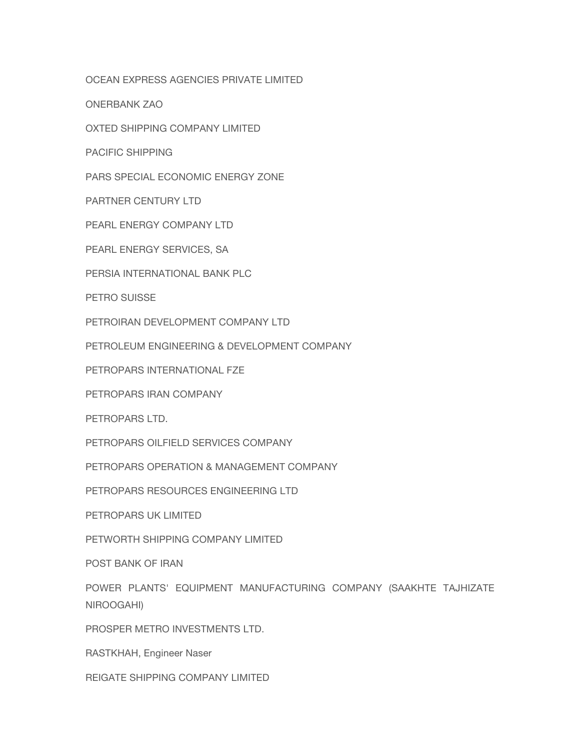OCEAN EXPRESS AGENCIES PRIVATE LIMITED

ONERBANK ZAO

OXTED SHIPPING COMPANY LIMITED

PACIFIC SHIPPING

PARS SPECIAL ECONOMIC ENERGY ZONE

PARTNER CENTURY LTD

PEARL ENERGY COMPANY LTD

PEARL ENERGY SERVICES, SA

PERSIA INTERNATIONAL BANK PLC

PETRO SUISSE

PETROIRAN DEVELOPMENT COMPANY LTD

PETROLEUM ENGINEERING & DEVELOPMENT COMPANY

PETROPARS INTERNATIONAL FZE

PETROPARS IRAN COMPANY

PETROPARS LTD.

PETROPARS OILFIELD SERVICES COMPANY

PETROPARS OPERATION & MANAGEMENT COMPANY

PETROPARS RESOURCES ENGINEERING LTD

PETROPARS UK LIMITED

PETWORTH SHIPPING COMPANY LIMITED

POST BANK OF IRAN

POWER PLANTS' EQUIPMENT MANUFACTURING COMPANY (SAAKHTE TAJHIZATE NIROOGAHI)

PROSPER METRO INVESTMENTS LTD.

RASTKHAH, Engineer Naser

REIGATE SHIPPING COMPANY LIMITED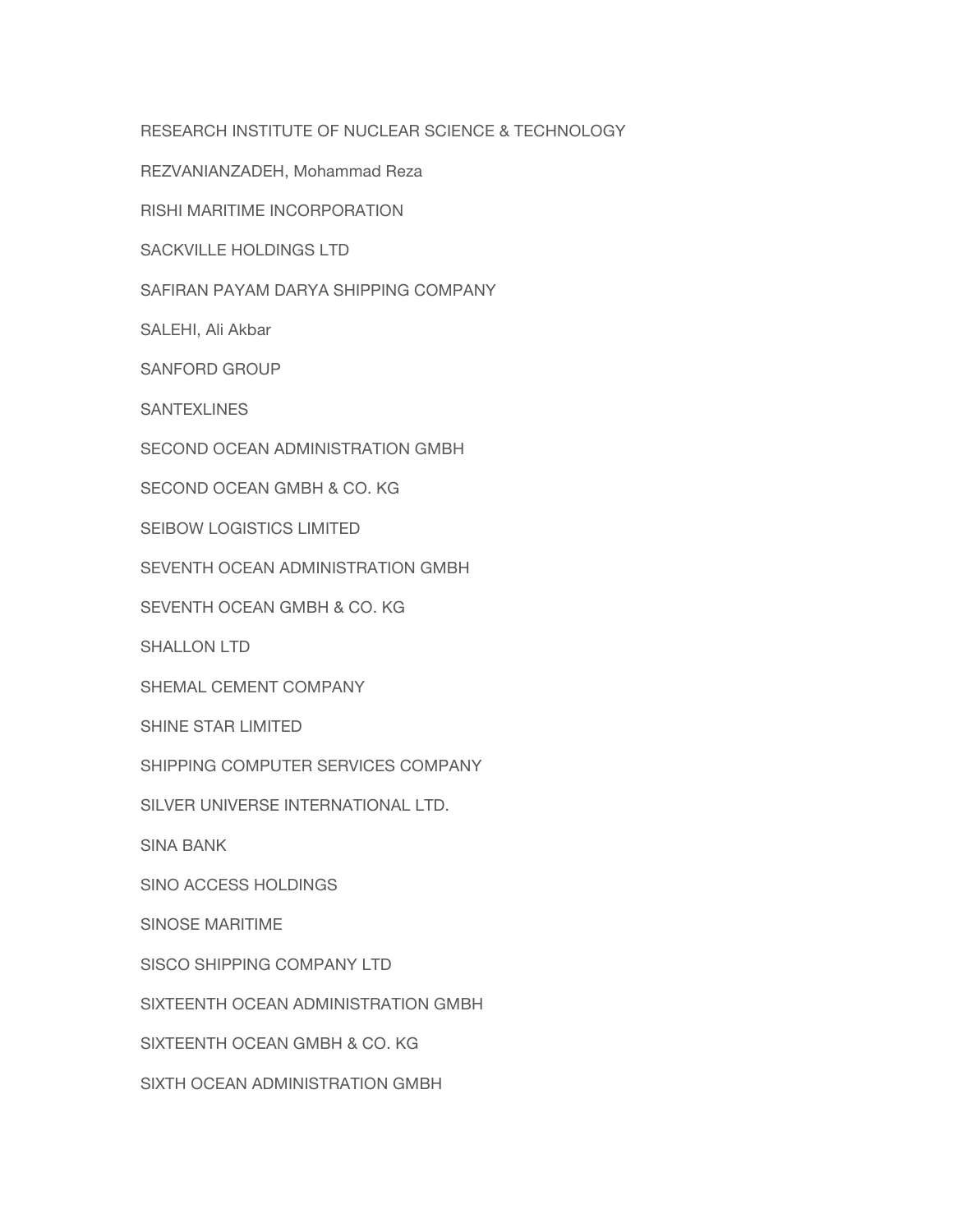RESEARCH INSTITUTE OF NUCLEAR SCIENCE & TECHNOLOGY

REZVANIANZADEH, Mohammad Reza

RISHI MARITIME INCORPORATION

SACKVILLE HOLDINGS LTD

SAFIRAN PAYAM DARYA SHIPPING COMPANY

SALEHI, Ali Akbar

SANFORD GROUP

SANTEXLINES

SECOND OCEAN ADMINISTRATION GMBH

SECOND OCEAN GMBH & CO. KG

SEIBOW LOGISTICS LIMITED

SEVENTH OCEAN ADMINISTRATION GMBH

SEVENTH OCEAN GMBH & CO. KG

SHALLON LTD

SHEMAL CEMENT COMPANY

SHINE STAR LIMITED

SHIPPING COMPUTER SERVICES COMPANY

SILVER UNIVERSE INTERNATIONAL LTD.

SINA BANK

SINO ACCESS HOLDINGS

SINOSE MARITIME

SISCO SHIPPING COMPANY LTD

SIXTEENTH OCEAN ADMINISTRATION GMBH

SIXTEENTH OCEAN GMBH & CO. KG

SIXTH OCEAN ADMINISTRATION GMBH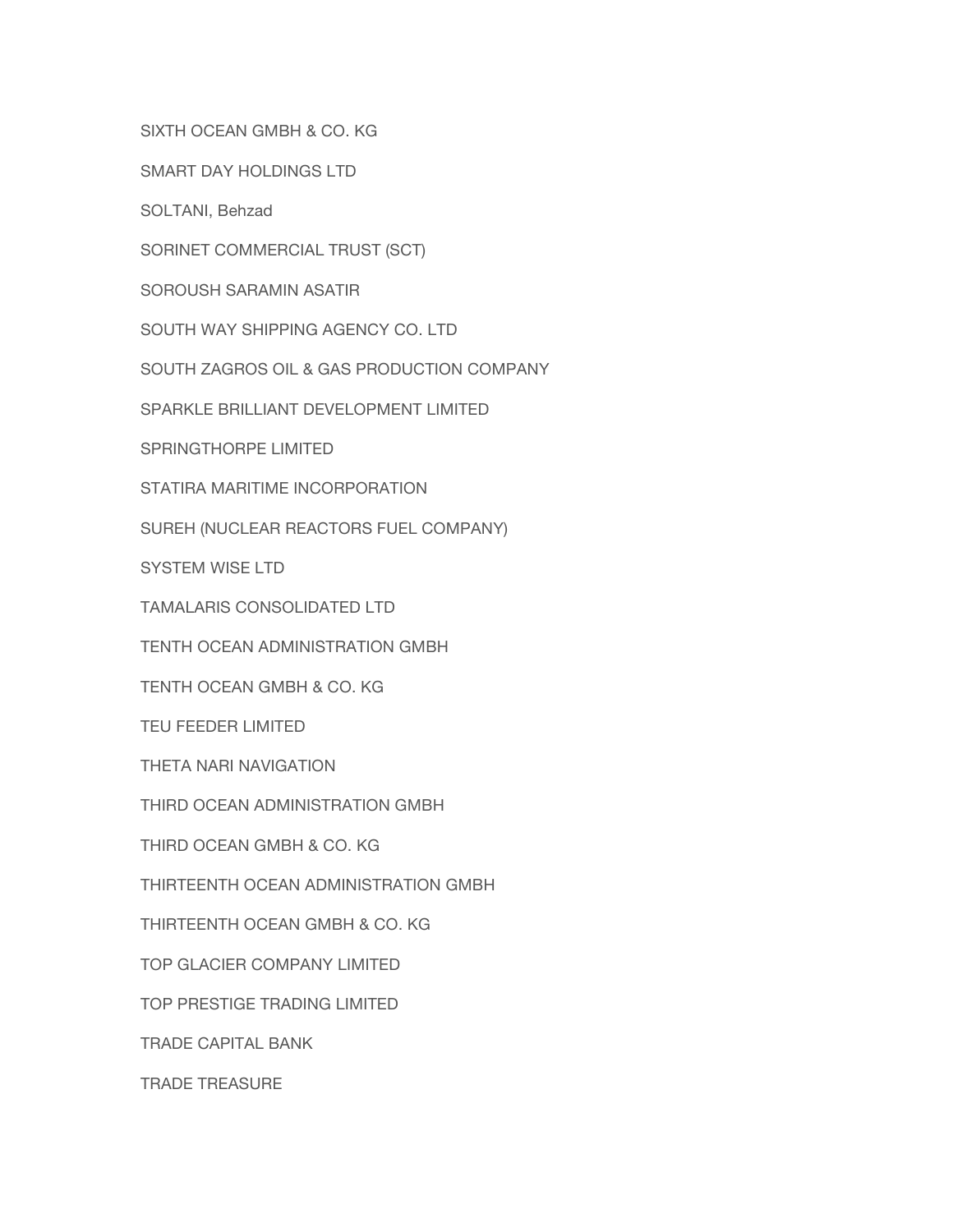SIXTH OCEAN GMBH & CO. KG

SMART DAY HOLDINGS LTD

SOLTANI, Behzad

SORINET COMMERCIAL TRUST (SCT)

SOROUSH SARAMIN ASATIR

SOUTH WAY SHIPPING AGENCY CO. LTD

SOUTH ZAGROS OIL & GAS PRODUCTION COMPANY

SPARKLE BRILLIANT DEVELOPMENT LIMITED

SPRINGTHORPE LIMITED

STATIRA MARITIME INCORPORATION

SUREH (NUCLEAR REACTORS FUEL COMPANY)

SYSTEM WISE LTD

TAMALARIS CONSOLIDATED LTD

TENTH OCEAN ADMINISTRATION GMBH

TENTH OCEAN GMBH & CO. KG

TEU FEEDER LIMITED

THETA NARI NAVIGATION

THIRD OCEAN ADMINISTRATION GMBH

THIRD OCEAN GMBH & CO. KG

THIRTEENTH OCEAN ADMINISTRATION GMBH

THIRTEENTH OCEAN GMBH & CO. KG

TOP GLACIER COMPANY LIMITED

TOP PRESTIGE TRADING LIMITED

TRADE CAPITAL BANK

TRADE TREASURE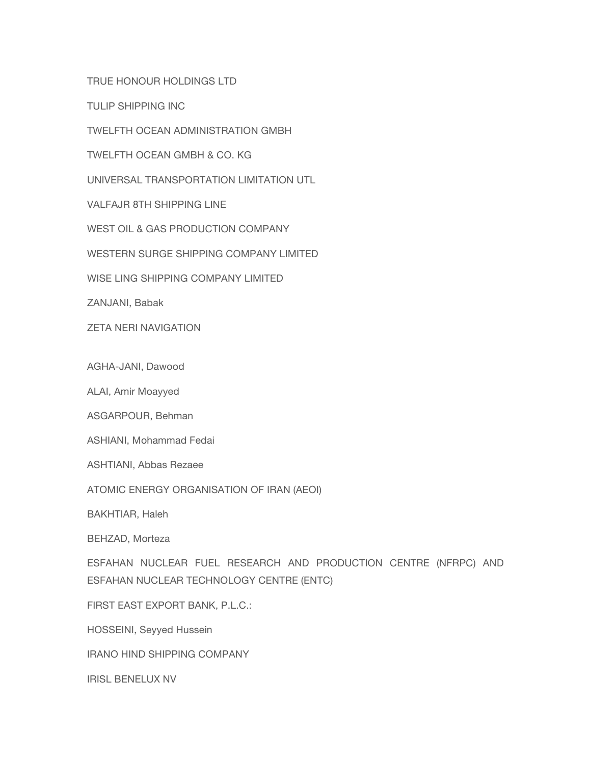TRUE HONOUR HOLDINGS LTD

TULIP SHIPPING INC

TWELFTH OCEAN ADMINISTRATION GMBH

TWELFTH OCEAN GMBH & CO. KG

UNIVERSAL TRANSPORTATION LIMITATION UTL

VALFAJR 8TH SHIPPING LINE

WEST OIL & GAS PRODUCTION COMPANY

WESTERN SURGE SHIPPING COMPANY LIMITED

WISE LING SHIPPING COMPANY LIMITED

ZANJANI, Babak

ZETA NERI NAVIGATION

AGHA-JANI, Dawood

ALAI, Amir Moayyed

ASGARPOUR, Behman

ASHIANI, Mohammad Fedai

ASHTIANI, Abbas Rezaee

ATOMIC ENERGY ORGANISATION OF IRAN (AEOI)

BAKHTIAR, Haleh

BEHZAD, Morteza

ESFAHAN NUCLEAR FUEL RESEARCH AND PRODUCTION CENTRE (NFRPC) AND ESFAHAN NUCLEAR TECHNOLOGY CENTRE (ENTC)

FIRST EAST EXPORT BANK, P.L.C.:

HOSSEINI, Seyyed Hussein

IRANO HIND SHIPPING COMPANY

IRISL BENELUX NV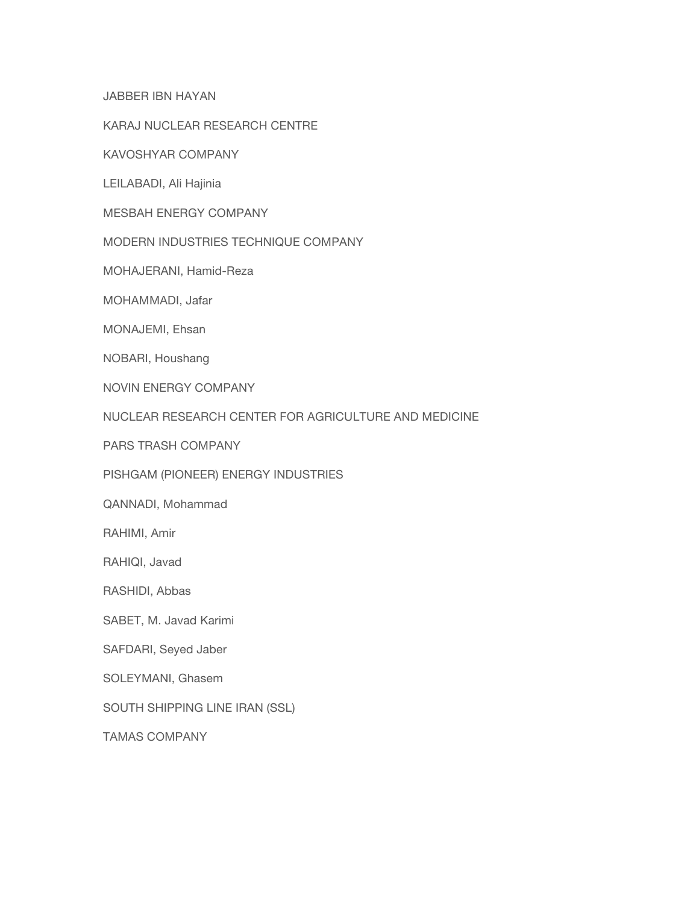JABBER IBN HAYAN

KARAJ NUCLEAR RESEARCH CENTRE

KAVOSHYAR COMPANY

LEILABADI, Ali Hajinia

MESBAH ENERGY COMPANY

MODERN INDUSTRIES TECHNIQUE COMPANY

MOHAJERANI, Hamid-Reza

MOHAMMADI, Jafar

MONAJEMI, Ehsan

NOBARI, Houshang

NOVIN ENERGY COMPANY

NUCLEAR RESEARCH CENTER FOR AGRICULTURE AND MEDICINE

PARS TRASH COMPANY

PISHGAM (PIONEER) ENERGY INDUSTRIES

QANNADI, Mohammad

RAHIMI, Amir

RAHIQI, Javad

RASHIDI, Abbas

SABET, M. Javad Karimi

SAFDARI, Seyed Jaber

SOLEYMANI, Ghasem

SOUTH SHIPPING LINE IRAN (SSL)

TAMAS COMPANY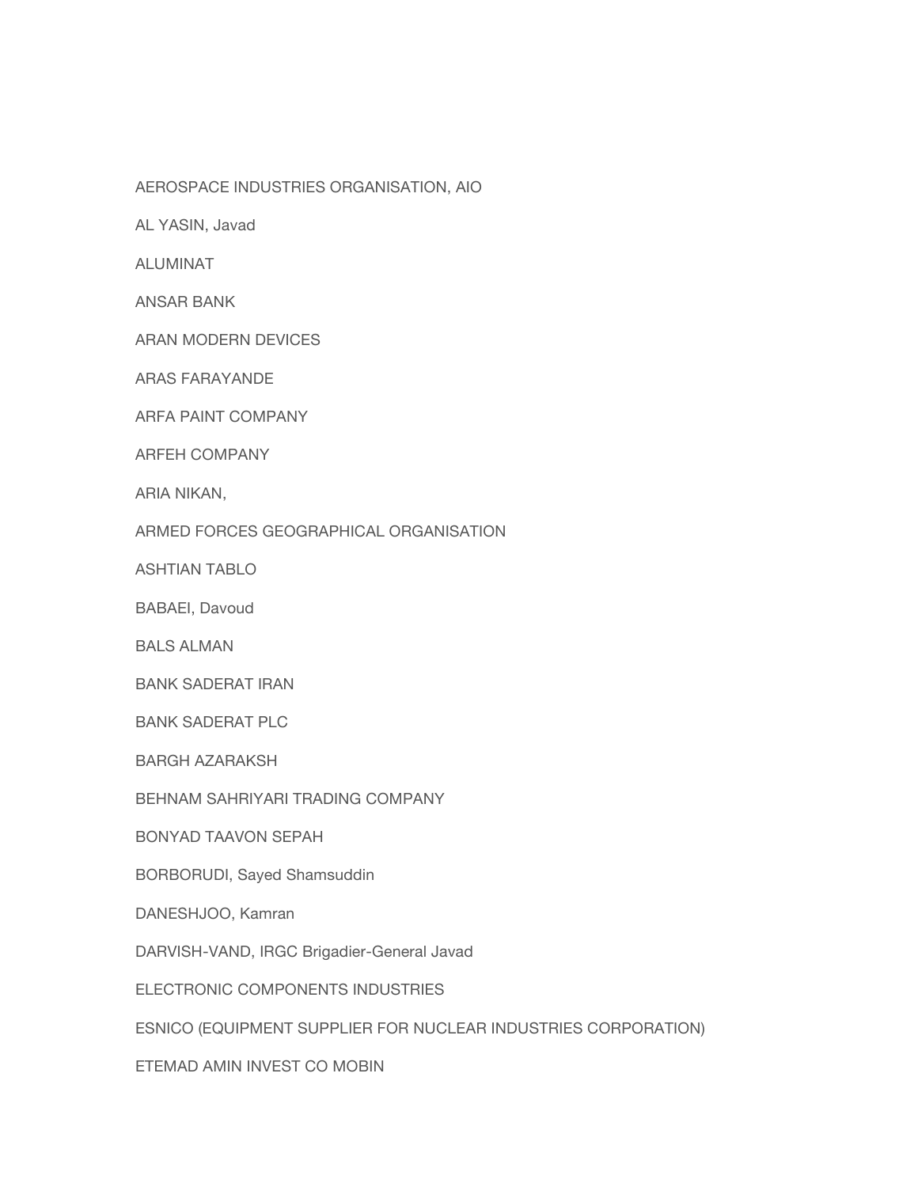AEROSPACE INDUSTRIES ORGANISATION, AIO

AL YASIN, Javad

ALUMINAT

ANSAR BANK

ARAN MODERN DEVICES

ARAS FARAYANDE

ARFA PAINT COMPANY

ARFEH COMPANY

ARIA NIKAN,

ARMED FORCES GEOGRAPHICAL ORGANISATION

ASHTIAN TABLO

BABAEI, Davoud

BALS ALMAN

BANK SADERAT IRAN

BANK SADERAT PLC

BARGH AZARAKSH

BEHNAM SAHRIYARI TRADING COMPANY

BONYAD TAAVON SEPAH

BORBORUDI, Sayed Shamsuddin

DANESHJOO, Kamran

DARVISH-VAND, IRGC Brigadier-General Javad

ELECTRONIC COMPONENTS INDUSTRIES

ESNICO (EQUIPMENT SUPPLIER FOR NUCLEAR INDUSTRIES CORPORATION)

ETEMAD AMIN INVEST CO MOBIN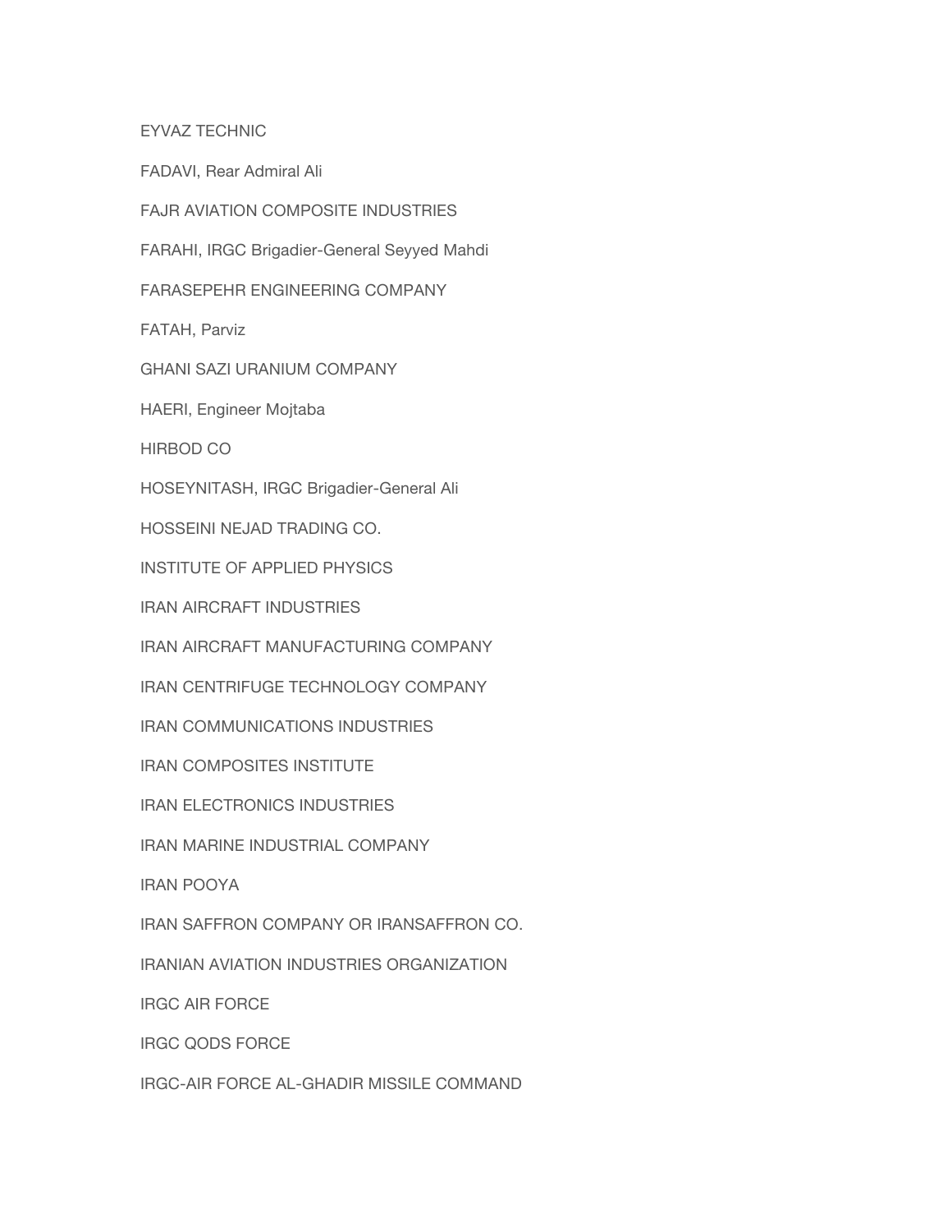EYVAZ TECHNIC

FADAVI, Rear Admiral Ali

FAJR AVIATION COMPOSITE INDUSTRIES

FARAHI, IRGC Brigadier-General Seyyed Mahdi

FARASEPEHR ENGINEERING COMPANY

FATAH, Parviz

GHANI SAZI URANIUM COMPANY

HAERI, Engineer Mojtaba

HIRBOD CO

HOSEYNITASH, IRGC Brigadier-General Ali

HOSSEINI NEJAD TRADING CO.

INSTITUTE OF APPLIED PHYSICS

IRAN AIRCRAFT INDUSTRIES

IRAN AIRCRAFT MANUFACTURING COMPANY

IRAN CENTRIFUGE TECHNOLOGY COMPANY

IRAN COMMUNICATIONS INDUSTRIES

IRAN COMPOSITES INSTITUTE

IRAN ELECTRONICS INDUSTRIES

IRAN MARINE INDUSTRIAL COMPANY

IRAN POOYA

IRAN SAFFRON COMPANY OR IRANSAFFRON CO.

IRANIAN AVIATION INDUSTRIES ORGANIZATION

IRGC AIR FORCE

IRGC QODS FORCE

IRGC-AIR FORCE AL-GHADIR MISSILE COMMAND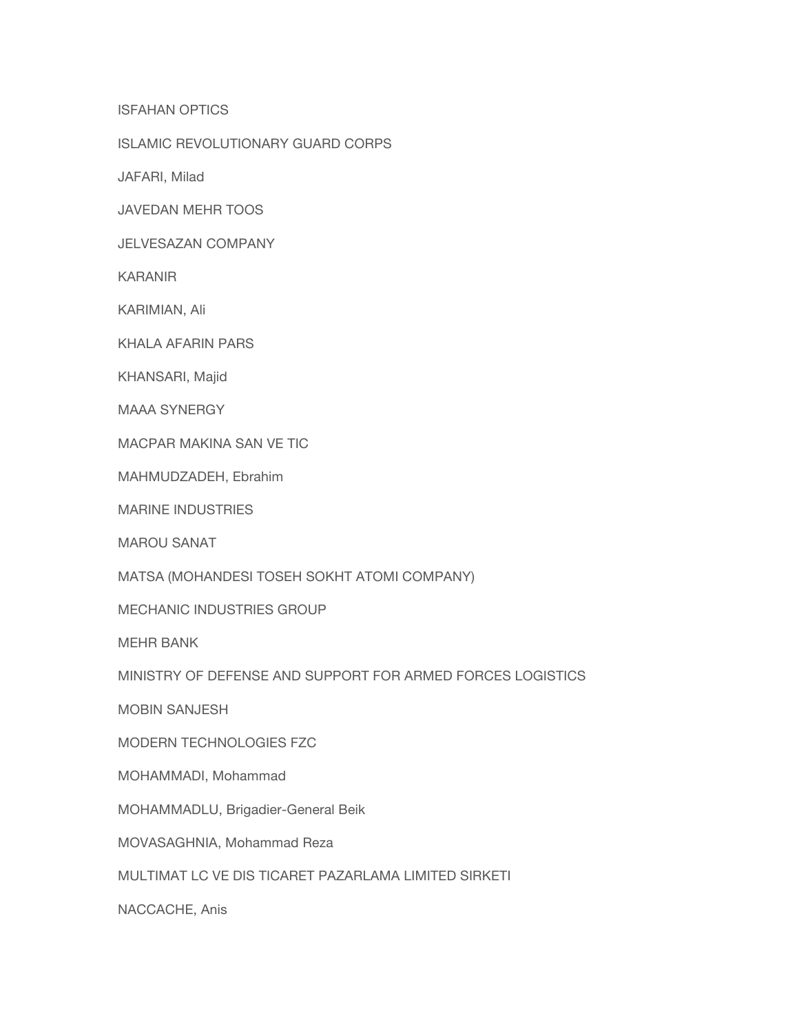ISFAHAN OPTICS

ISLAMIC REVOLUTIONARY GUARD CORPS

JAFARI, Milad

JAVEDAN MEHR TOOS

JELVESAZAN COMPANY

KARANIR

KARIMIAN, Ali

KHALA AFARIN PARS

KHANSARI, Majid

MAAA SYNERGY

MACPAR MAKINA SAN VE TIC

MAHMUDZADEH, Ebrahim

MARINE INDUSTRIES

MAROU SANAT

MATSA (MOHANDESI TOSEH SOKHT ATOMI COMPANY)

MECHANIC INDUSTRIES GROUP

MEHR BANK

MINISTRY OF DEFENSE AND SUPPORT FOR ARMED FORCES LOGISTICS

MOBIN SANJESH

MODERN TECHNOLOGIES FZC

MOHAMMADI, Mohammad

MOHAMMADLU, Brigadier-General Beik

MOVASAGHNIA, Mohammad Reza

MULTIMAT LC VE DIS TICARET PAZARLAMA LIMITED SIRKETI

NACCACHE, Anis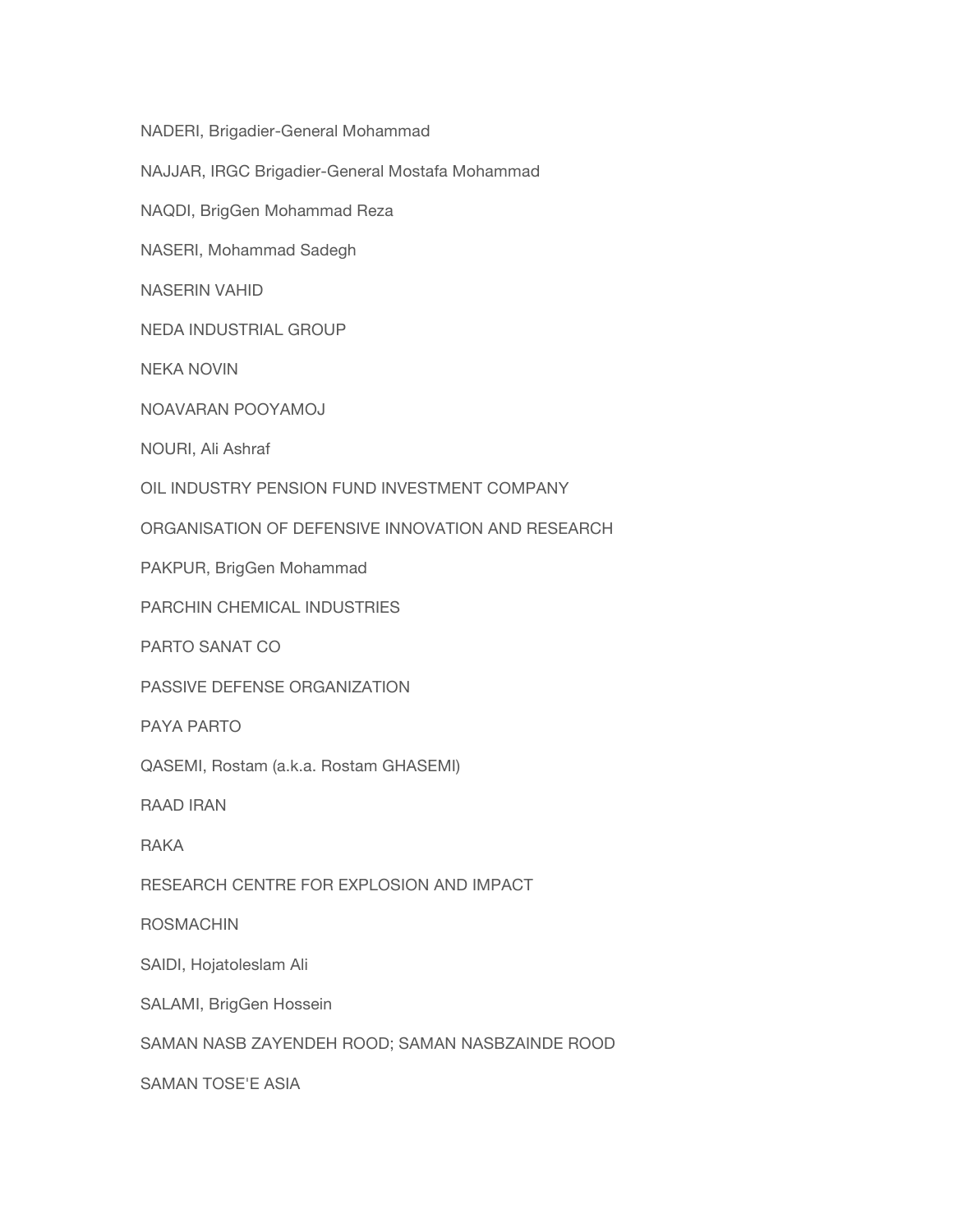NADERI, Brigadier-General Mohammad

NAJJAR, IRGC Brigadier-General Mostafa Mohammad

NAQDI, BrigGen Mohammad Reza

NASERI, Mohammad Sadegh

NASERIN VAHID

NEDA INDUSTRIAL GROUP

NEKA NOVIN

NOAVARAN POOYAMOJ

NOURI, Ali Ashraf

OIL INDUSTRY PENSION FUND INVESTMENT COMPANY

ORGANISATION OF DEFENSIVE INNOVATION AND RESEARCH

PAKPUR, BrigGen Mohammad

PARCHIN CHEMICAL INDUSTRIES

PARTO SANAT CO

PASSIVE DEFENSE ORGANIZATION

PAYA PARTO

QASEMI, Rostam (a.k.a. Rostam GHASEMI)

RAAD IRAN

RAKA

RESEARCH CENTRE FOR EXPLOSION AND IMPACT

ROSMACHIN

SAIDI, Hojatoleslam Ali

SALAMI, BrigGen Hossein

SAMAN NASB ZAYENDEH ROOD; SAMAN NASBZAINDE ROOD

SAMAN TOSE'E ASIA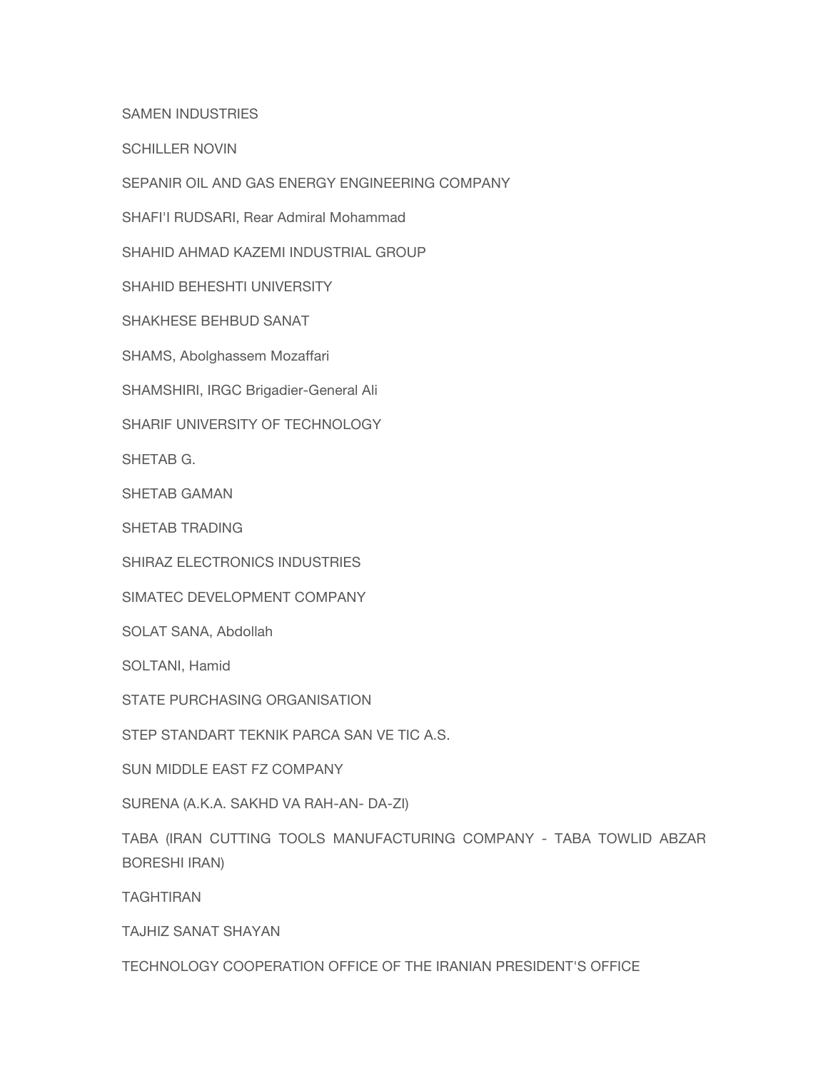SAMEN INDUSTRIES

SCHILLER NOVIN

SEPANIR OIL AND GAS ENERGY ENGINEERING COMPANY

SHAFI'I RUDSARI, Rear Admiral Mohammad

SHAHID AHMAD KAZEMI INDUSTRIAL GROUP

SHAHID BEHESHTI UNIVERSITY

SHAKHESE BEHBUD SANAT

SHAMS, Abolghassem Mozaffari

SHAMSHIRI, IRGC Brigadier-General Ali

SHARIF UNIVERSITY OF TECHNOLOGY

SHETAB G.

SHETAB GAMAN

SHETAB TRADING

SHIRAZ ELECTRONICS INDUSTRIES

SIMATEC DEVELOPMENT COMPANY

SOLAT SANA, Abdollah

SOLTANI, Hamid

STATE PURCHASING ORGANISATION

STEP STANDART TEKNIK PARCA SAN VE TIC A.S.

SUN MIDDLE EAST FZ COMPANY

SURENA (A.K.A. SAKHD VA RAH-AN- DA-ZI)

TABA (IRAN CUTTING TOOLS MANUFACTURING COMPANY - TABA TOWLID ABZAR BORESHI IRAN)

TAGHTIRAN

TAJHIZ SANAT SHAYAN

TECHNOLOGY COOPERATION OFFICE OF THE IRANIAN PRESIDENT'S OFFICE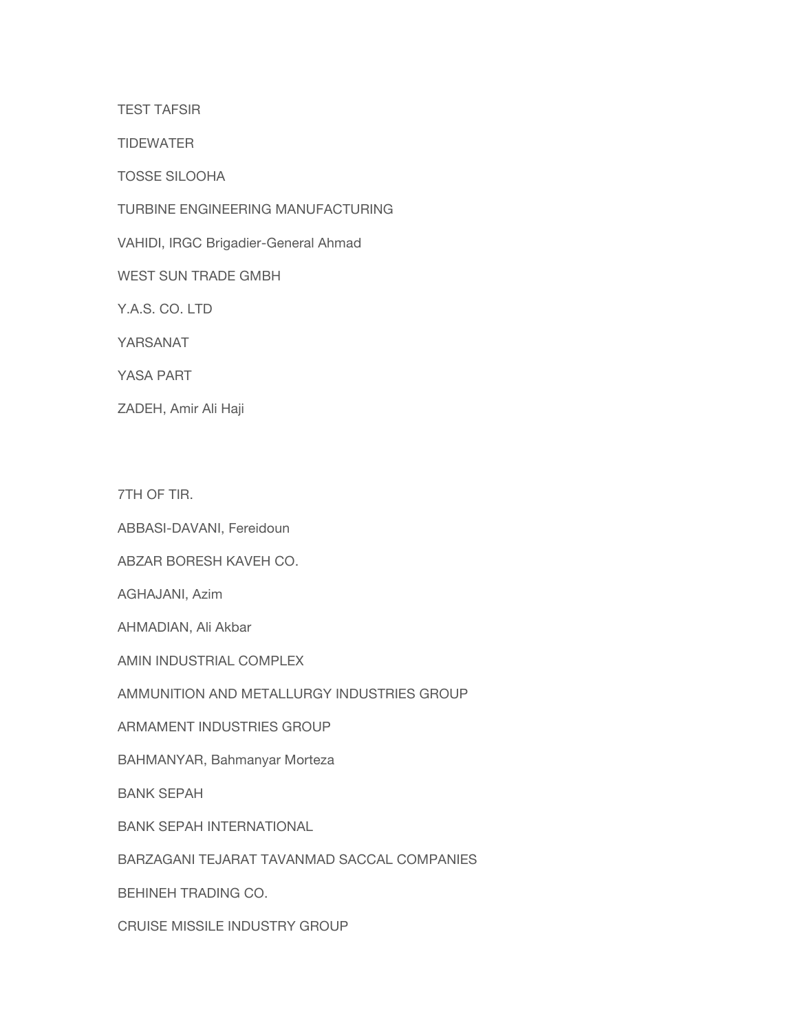TEST TAFSIR

TIDEWATER

TOSSE SILOOHA

TURBINE ENGINEERING MANUFACTURING

VAHIDI, IRGC Brigadier-General Ahmad

WEST SUN TRADE GMBH

Y.A.S. CO. LTD

YARSANAT

YASA PART

ZADEH, Amir Ali Haji

7TH OF TIR.

ABBASI-DAVANI, Fereidoun

ABZAR BORESH KAVEH CO.

AGHAJANI, Azim

AHMADIAN, Ali Akbar

AMIN INDUSTRIAL COMPLEX

AMMUNITION AND METALLURGY INDUSTRIES GROUP

ARMAMENT INDUSTRIES GROUP

BAHMANYAR, Bahmanyar Morteza

BANK SEPAH

BANK SEPAH INTERNATIONAL

BARZAGANI TEJARAT TAVANMAD SACCAL COMPANIES

BEHINEH TRADING CO.

CRUISE MISSILE INDUSTRY GROUP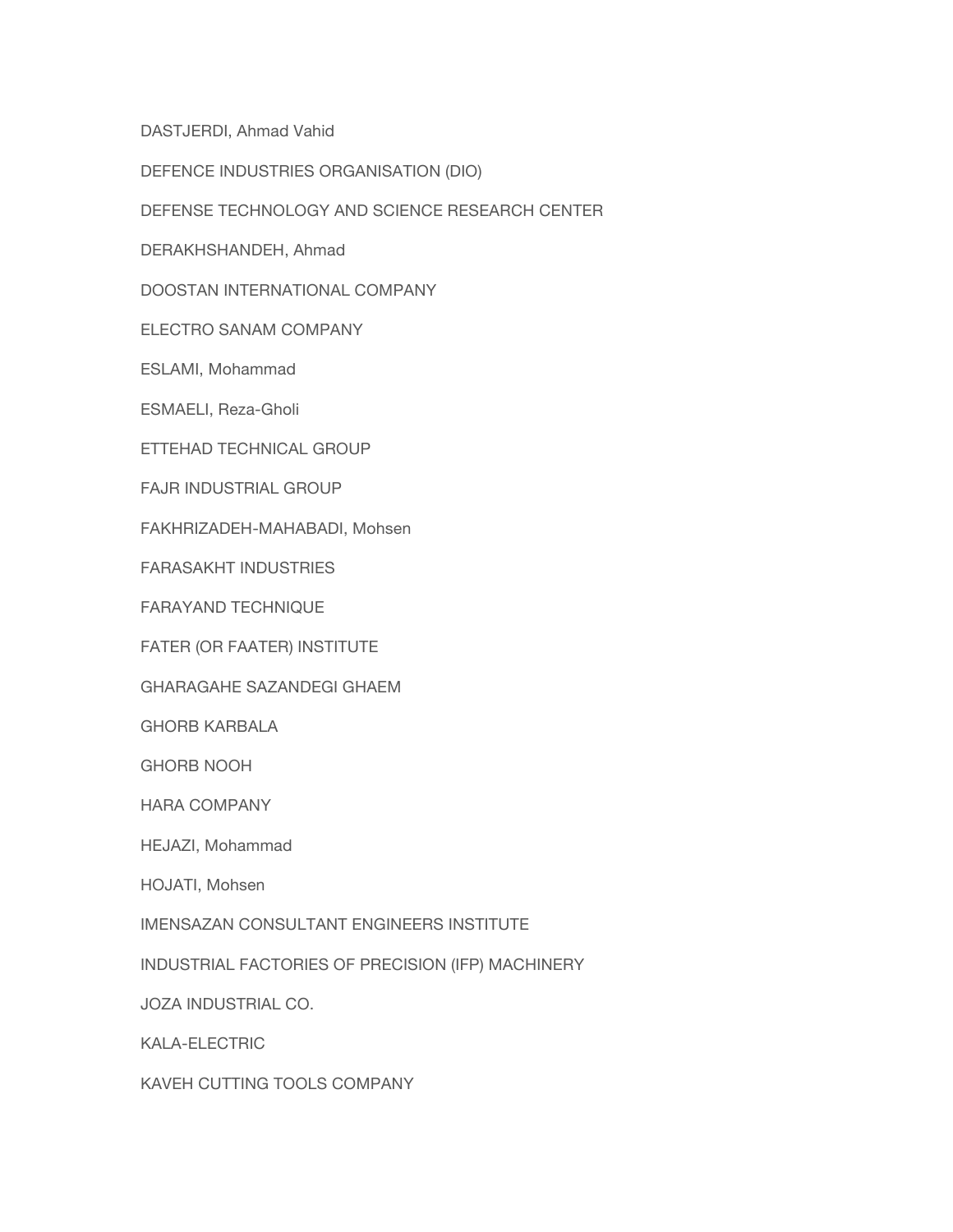DASTJERDI, Ahmad Vahid

DEFENCE INDUSTRIES ORGANISATION (DIO)

DEFENSE TECHNOLOGY AND SCIENCE RESEARCH CENTER

DERAKHSHANDEH, Ahmad

DOOSTAN INTERNATIONAL COMPANY

ELECTRO SANAM COMPANY

ESLAMI, Mohammad

ESMAELI, Reza-Gholi

ETTEHAD TECHNICAL GROUP

FAJR INDUSTRIAL GROUP

FAKHRIZADEH-MAHABADI, Mohsen

FARASAKHT INDUSTRIES

FARAYAND TECHNIQUE

FATER (OR FAATER) INSTITUTE

GHARAGAHE SAZANDEGI GHAEM

GHORB KARBALA

GHORB NOOH

HARA COMPANY

HEJAZI, Mohammad

HOJATI, Mohsen

IMENSAZAN CONSULTANT ENGINEERS INSTITUTE

INDUSTRIAL FACTORIES OF PRECISION (IFP) MACHINERY

JOZA INDUSTRIAL CO.

KALA-ELECTRIC

KAVEH CUTTING TOOLS COMPANY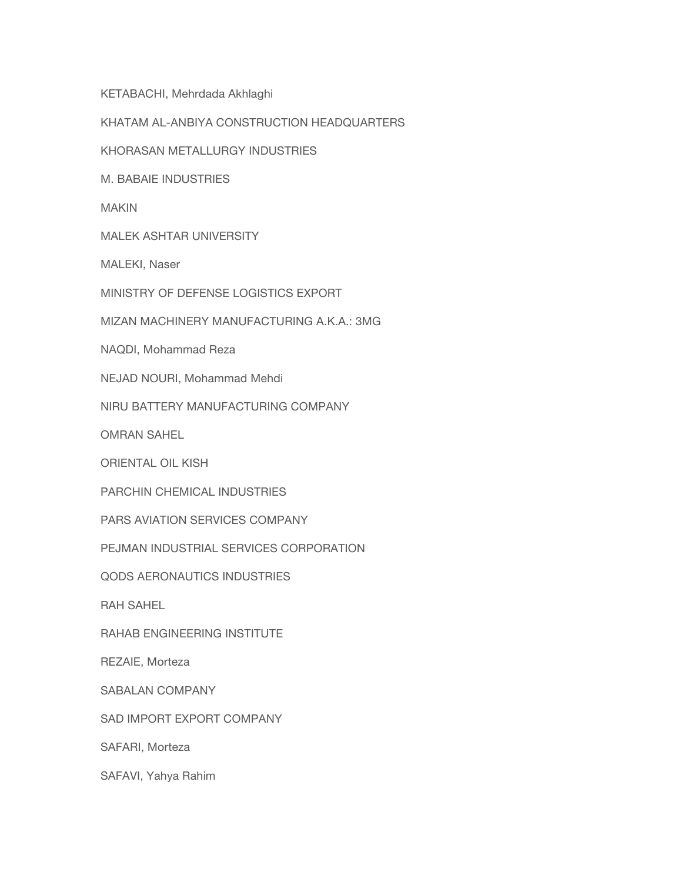KETABACHI, Mehrdada Akhlaghi

KHATAM AL-ANBIYA CONSTRUCTION HEADQUARTERS

KHORASAN METALLURGY INDUSTRIES

M. BABAIE INDUSTRIES

MAKIN

MALEK ASHTAR UNIVERSITY

MALEKI, Naser

MINISTRY OF DEFENSE LOGISTICS EXPORT

MIZAN MACHINERY MANUFACTURING A.K.A.: 3MG

NAQDI, Mohammad Reza

NEJAD NOURI, Mohammad Mehdi

NIRU BATTERY MANUFACTURING COMPANY

OMRAN SAHEL

ORIENTAL OIL KISH

PARCHIN CHEMICAL INDUSTRIES

PARS AVIATION SERVICES COMPANY

PEJMAN INDUSTRIAL SERVICES CORPORATION

QODS AERONAUTICS INDUSTRIES

RAH SAHEL

RAHAB ENGINEERING INSTITUTE

REZAIE, Morteza

SABALAN COMPANY

SAD IMPORT EXPORT COMPANY

SAFARI, Morteza

SAFAVI, Yahya Rahim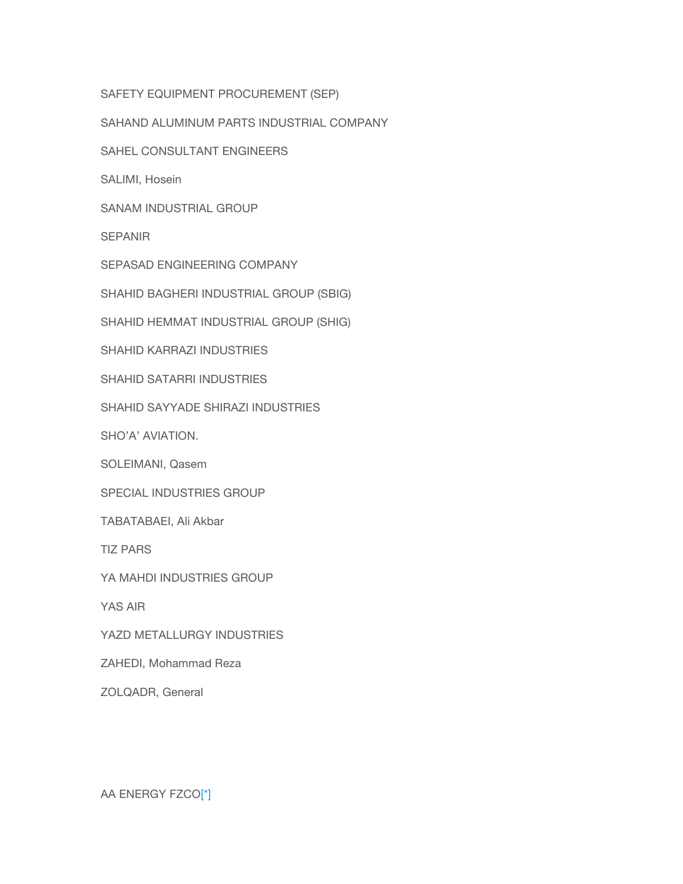SAFETY EQUIPMENT PROCUREMENT (SEP)

SAHAND ALUMINUM PARTS INDUSTRIAL COMPANY

SAHEL CONSULTANT ENGINEERS

SALIMI, Hosein

SANAM INDUSTRIAL GROUP

SEPANIR

SEPASAD ENGINEERING COMPANY

SHAHID BAGHERI INDUSTRIAL GROUP (SBIG)

SHAHID HEMMAT INDUSTRIAL GROUP (SHIG)

SHAHID KARRAZI INDUSTRIES

SHAHID SATARRI INDUSTRIES

SHAHID SAYYADE SHIRAZI INDUSTRIES

SHO'A' AVIATION.

SOLEIMANI, Qasem

SPECIAL INDUSTRIES GROUP

TABATABAEI, Ali Akbar

TIZ PARS

YA MAHDI INDUSTRIES GROUP

YAS AIR

YAZD METALLURGY INDUSTRIES

ZAHEDI, Mohammad Reza

ZOLQADR, General

AA ENERGY FZCO[*]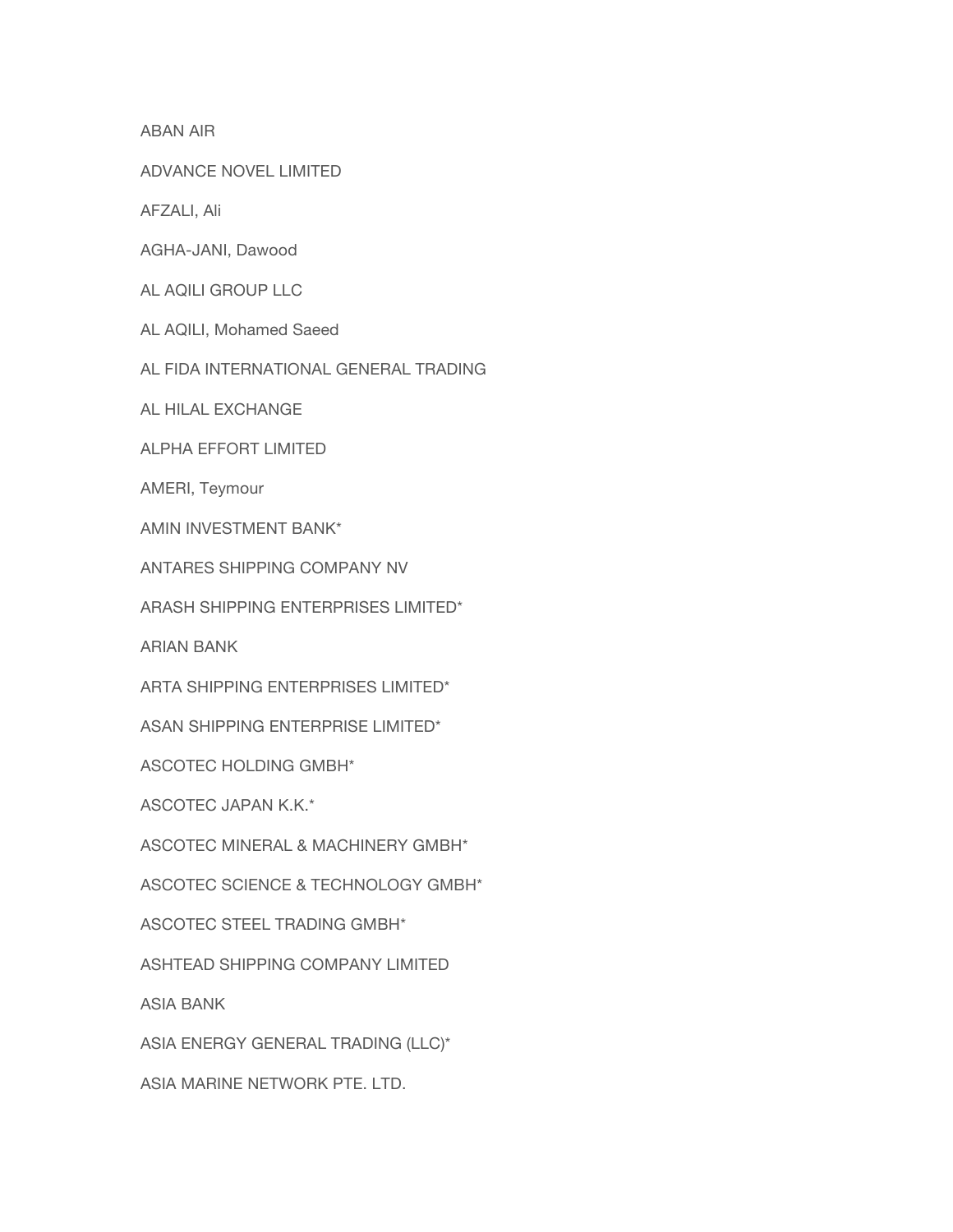ABAN AIR

ADVANCE NOVEL LIMITED

AFZALI, Ali

AGHA-JANI, Dawood

AL AQILI GROUP LLC

AL AQILI, Mohamed Saeed

AL FIDA INTERNATIONAL GENERAL TRADING

AL HILAL EXCHANGE

ALPHA EFFORT LIMITED

AMERI, Teymour

AMIN INVESTMENT BANK*

ANTARES SHIPPING COMPANY NV

ARASH SHIPPING ENTERPRISES LIMITED*

ARIAN BANK

ARTA SHIPPING ENTERPRISES LIMITED*

ASAN SHIPPING ENTERPRISE LIMITED*

ASCOTEC HOLDING GMBH*

ASCOTEC JAPAN K.K.*

ASCOTEC MINERAL & MACHINERY GMBH*

ASCOTEC SCIENCE & TECHNOLOGY GMBH*

ASCOTEC STEEL TRADING GMBH*

ASHTEAD SHIPPING COMPANY LIMITED

ASIA BANK

ASIA ENERGY GENERAL TRADING (LLC)*

ASIA MARINE NETWORK PTE. LTD.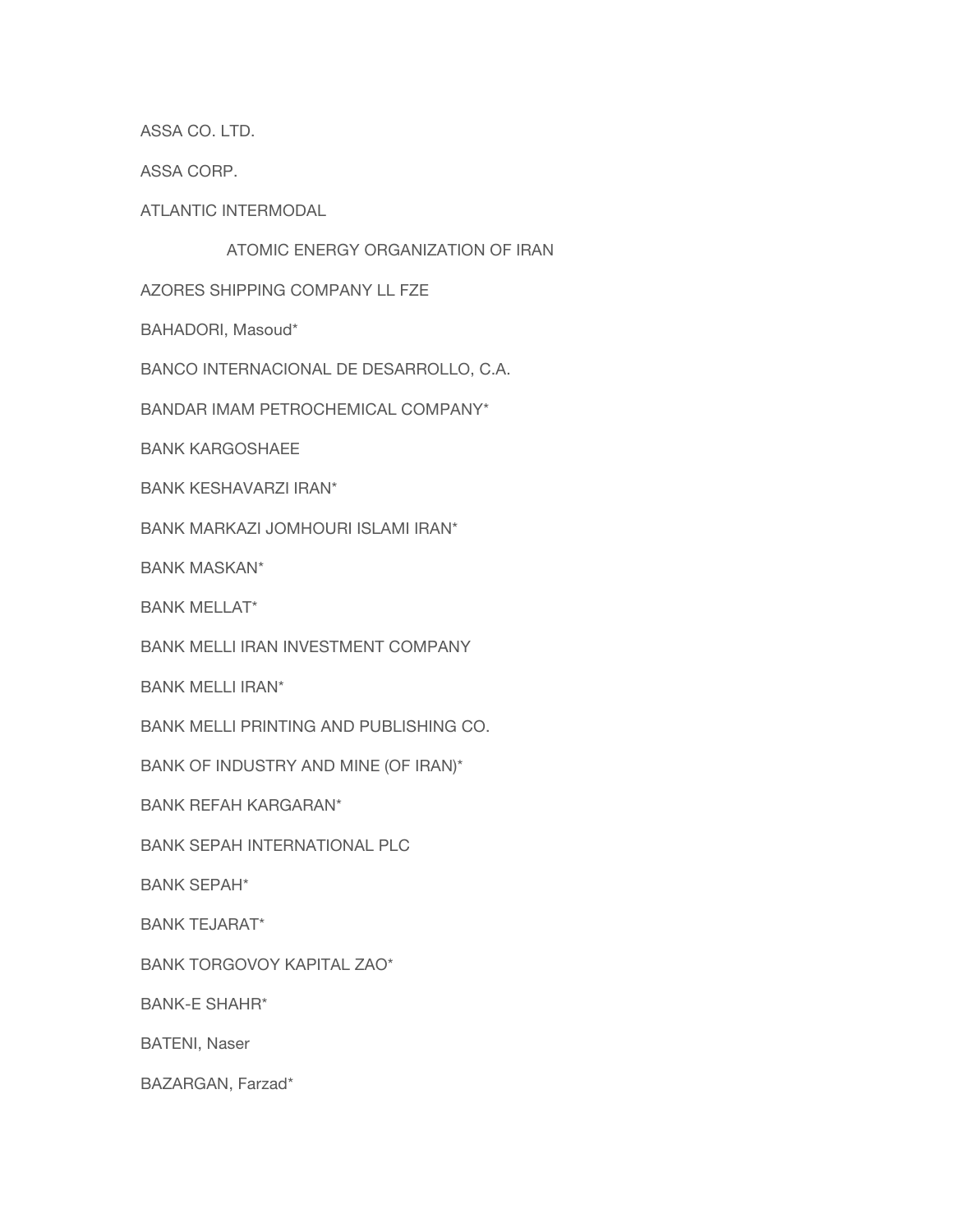ASSA CO. LTD.

ASSA CORP.

ATLANTIC INTERMODAL

ATOMIC ENERGY ORGANIZATION OF IRAN

AZORES SHIPPING COMPANY LL FZE

BAHADORI, Masoud*

BANCO INTERNACIONAL DE DESARROLLO, C.A.

BANDAR IMAM PETROCHEMICAL COMPANY*

BANK KARGOSHAEE

BANK KESHAVARZI IRAN*

BANK MARKAZI JOMHOURI ISLAMI IRAN*

BANK MASKAN*

BANK MELLAT*

BANK MELLI IRAN INVESTMENT COMPANY

BANK MELLI IRAN*

BANK MELLI PRINTING AND PUBLISHING CO.

BANK OF INDUSTRY AND MINE (OF IRAN)*

BANK REFAH KARGARAN*

BANK SEPAH INTERNATIONAL PLC

BANK SEPAH*

BANK TEJARAT*

BANK TORGOVOY KAPITAL ZAO*

BANK-E SHAHR*

BATENI, Naser

BAZARGAN, Farzad*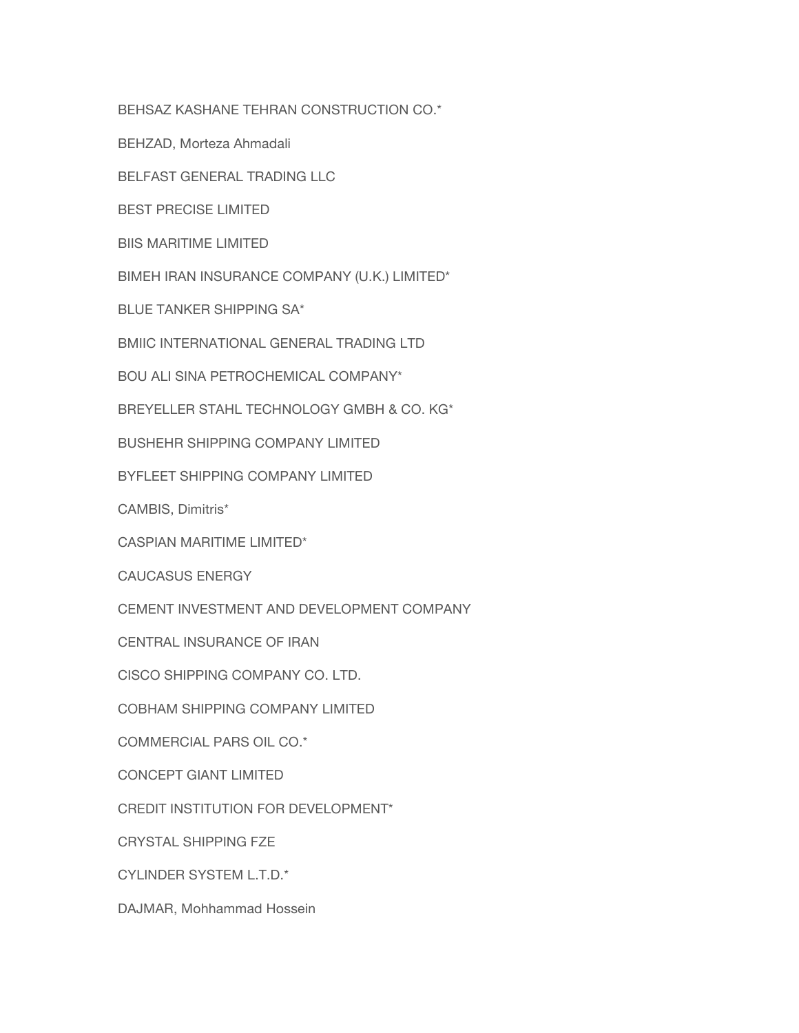BEHSAZ KASHANE TEHRAN CONSTRUCTION CO.*

BEHZAD, Morteza Ahmadali

BELFAST GENERAL TRADING LLC

BEST PRECISE LIMITED

BIIS MARITIME LIMITED

BIMEH IRAN INSURANCE COMPANY (U.K.) LIMITED*

BLUE TANKER SHIPPING SA*

BMIIC INTERNATIONAL GENERAL TRADING LTD

BOU ALI SINA PETROCHEMICAL COMPANY*

BREYELLER STAHL TECHNOLOGY GMBH & CO. KG*

BUSHEHR SHIPPING COMPANY LIMITED

BYFLEET SHIPPING COMPANY LIMITED

CAMBIS, Dimitris*

CASPIAN MARITIME LIMITED*

CAUCASUS ENERGY

CEMENT INVESTMENT AND DEVELOPMENT COMPANY

CENTRAL INSURANCE OF IRAN

CISCO SHIPPING COMPANY CO. LTD.

COBHAM SHIPPING COMPANY LIMITED

COMMERCIAL PARS OIL CO.*

CONCEPT GIANT LIMITED

CREDIT INSTITUTION FOR DEVELOPMENT*

CRYSTAL SHIPPING FZE

CYLINDER SYSTEM L.T.D.*

DAJMAR, Mohhammad Hossein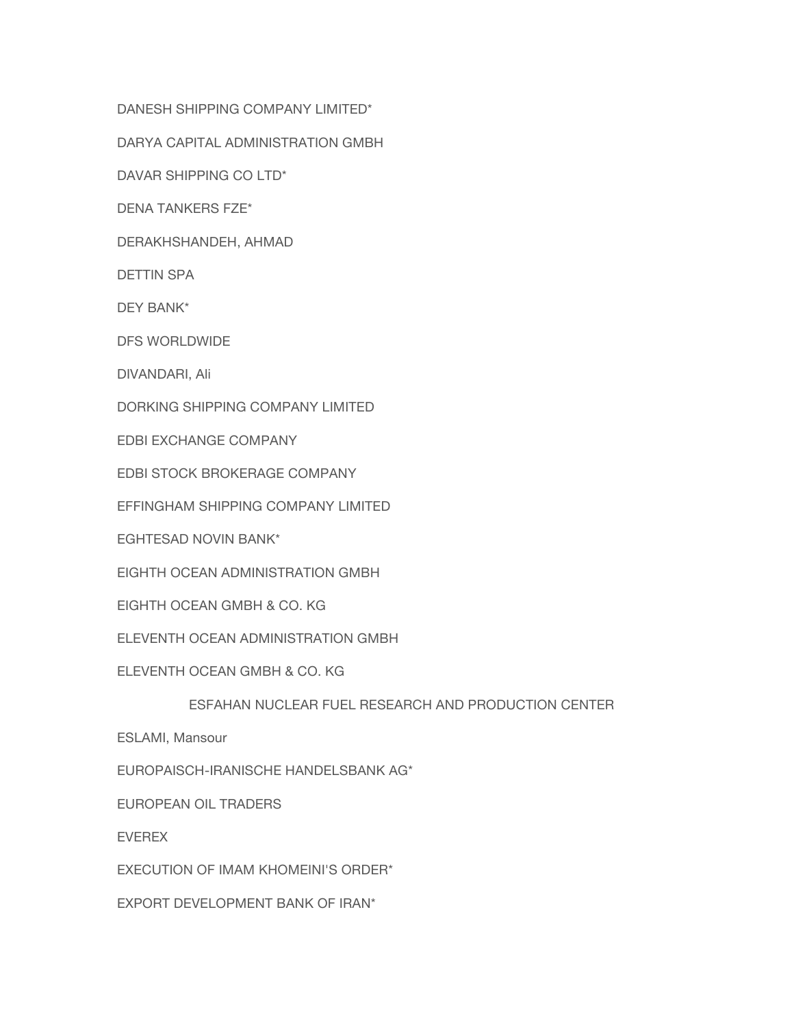DANESH SHIPPING COMPANY LIMITED*

DARYA CAPITAL ADMINISTRATION GMBH

DAVAR SHIPPING CO LTD*

DENA TANKERS FZE*

DERAKHSHANDEH, AHMAD

DETTIN SPA

DEY BANK*

DFS WORLDWIDE

DIVANDARI, Ali

DORKING SHIPPING COMPANY LIMITED

EDBI EXCHANGE COMPANY

EDBI STOCK BROKERAGE COMPANY

EFFINGHAM SHIPPING COMPANY LIMITED

EGHTESAD NOVIN BANK*

EIGHTH OCEAN ADMINISTRATION GMBH

EIGHTH OCEAN GMBH & CO. KG

ELEVENTH OCEAN ADMINISTRATION GMBH

ELEVENTH OCEAN GMBH & CO. KG

ESFAHAN NUCLEAR FUEL RESEARCH AND PRODUCTION CENTER

ESLAMI, Mansour

EUROPAISCH-IRANISCHE HANDELSBANK AG*

EUROPEAN OIL TRADERS

EVEREX

EXECUTION OF IMAM KHOMEINI'S ORDER*

EXPORT DEVELOPMENT BANK OF IRAN*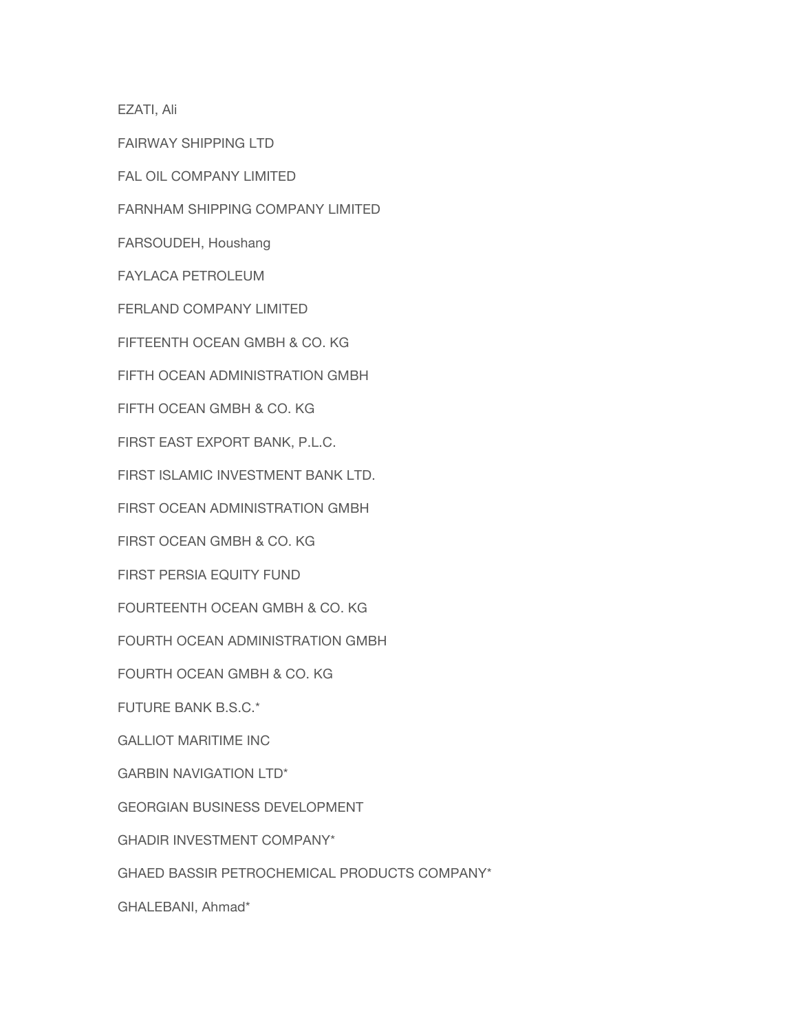EZATI, Ali

FAIRWAY SHIPPING LTD

FAL OIL COMPANY LIMITED

FARNHAM SHIPPING COMPANY LIMITED

FARSOUDEH, Houshang

FAYLACA PETROLEUM

FERLAND COMPANY LIMITED

FIFTEENTH OCEAN GMBH & CO. KG

FIFTH OCEAN ADMINISTRATION GMBH

FIFTH OCEAN GMBH & CO. KG

FIRST EAST EXPORT BANK, P.L.C.

FIRST ISLAMIC INVESTMENT BANK LTD.

FIRST OCEAN ADMINISTRATION GMBH

FIRST OCEAN GMBH & CO. KG

FIRST PERSIA EQUITY FUND

FOURTEENTH OCEAN GMBH & CO. KG

FOURTH OCEAN ADMINISTRATION GMBH

FOURTH OCEAN GMBH & CO. KG

FUTURE BANK B.S.C.*

GALLIOT MARITIME INC

GARBIN NAVIGATION LTD*

GEORGIAN BUSINESS DEVELOPMENT

GHADIR INVESTMENT COMPANY*

GHAED BASSIR PETROCHEMICAL PRODUCTS COMPANY*

GHALEBANI, Ahmad*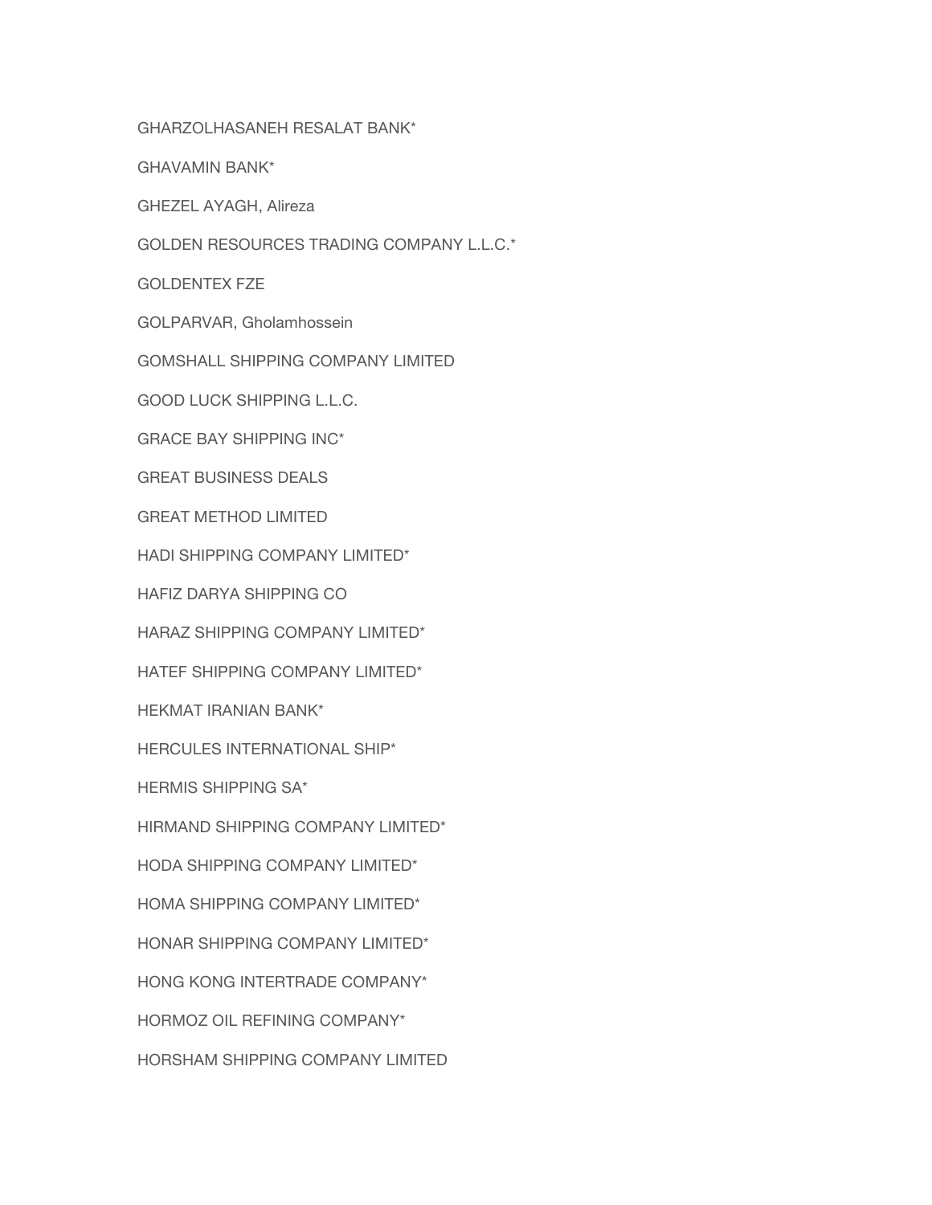GHARZOLHASANEH RESALAT BANK*

GHAVAMIN BANK*

GHEZEL AYAGH, Alireza

GOLDEN RESOURCES TRADING COMPANY L.L.C.*

GOLDENTEX FZE

GOLPARVAR, Gholamhossein

GOMSHALL SHIPPING COMPANY LIMITED

GOOD LUCK SHIPPING L.L.C.

GRACE BAY SHIPPING INC*

GREAT BUSINESS DEALS

GREAT METHOD LIMITED

HADI SHIPPING COMPANY LIMITED*

HAFIZ DARYA SHIPPING CO

HARAZ SHIPPING COMPANY LIMITED*

HATEF SHIPPING COMPANY LIMITED*

HEKMAT IRANIAN BANK*

HERCULES INTERNATIONAL SHIP*

HERMIS SHIPPING SA*

HIRMAND SHIPPING COMPANY LIMITED*

HODA SHIPPING COMPANY LIMITED*

HOMA SHIPPING COMPANY LIMITED*

HONAR SHIPPING COMPANY LIMITED*

HONG KONG INTERTRADE COMPANY*

HORMOZ OIL REFINING COMPANY*

HORSHAM SHIPPING COMPANY LIMITED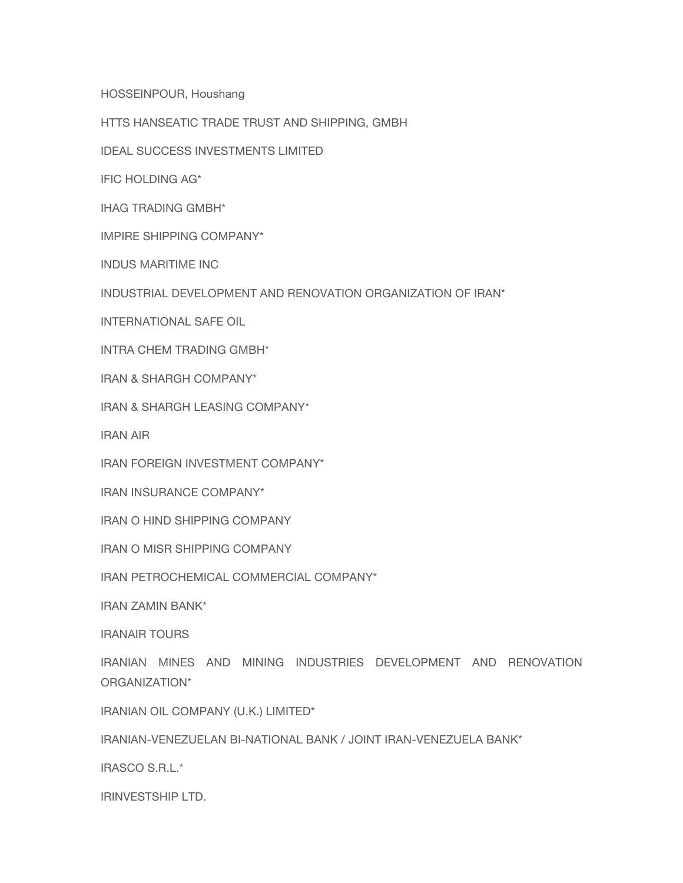HOSSEINPOUR, Houshang

HTTS HANSEATIC TRADE TRUST AND SHIPPING, GMBH

IDEAL SUCCESS INVESTMENTS LIMITED

IFIC HOLDING AG*

IHAG TRADING GMBH*

IMPIRE SHIPPING COMPANY*

INDUS MARITIME INC

INDUSTRIAL DEVELOPMENT AND RENOVATION ORGANIZATION OF IRAN*

INTERNATIONAL SAFE OIL

INTRA CHEM TRADING GMBH*

IRAN & SHARGH COMPANY*

IRAN & SHARGH LEASING COMPANY*

IRAN AIR

IRAN FOREIGN INVESTMENT COMPANY*

IRAN INSURANCE COMPANY*

IRAN O HIND SHIPPING COMPANY

IRAN O MISR SHIPPING COMPANY

IRAN PETROCHEMICAL COMMERCIAL COMPANY*

IRAN ZAMIN BANK*

IRANAIR TOURS

IRANIAN MINES AND MINING INDUSTRIES DEVELOPMENT AND RENOVATION ORGANIZATION*

IRANIAN OIL COMPANY (U.K.) LIMITED*

IRANIAN-VENEZUELAN BI-NATIONAL BANK / JOINT IRAN-VENEZUELA BANK*

IRASCO S.R.L.*

IRINVESTSHIP LTD.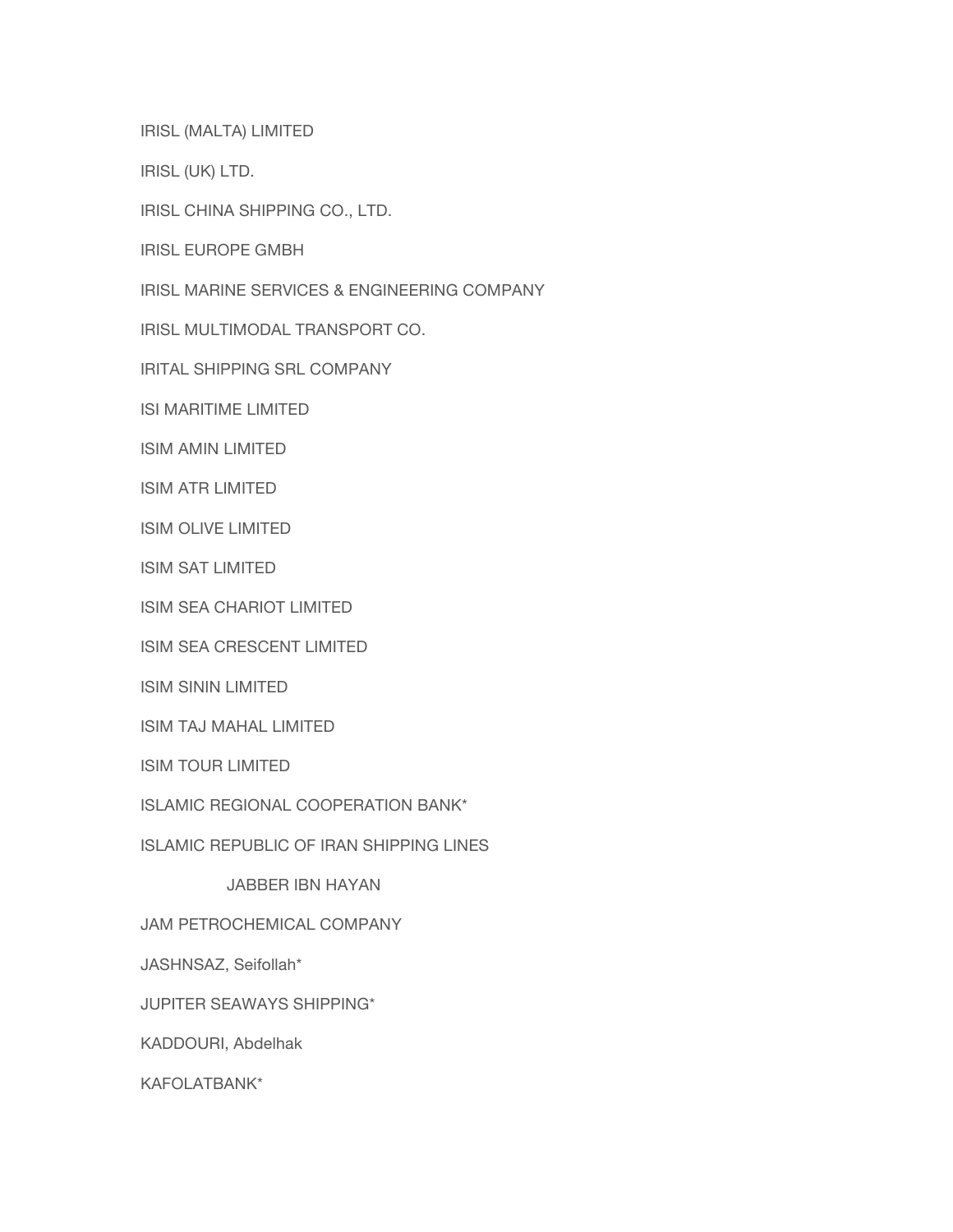IRISL (MALTA) LIMITED

IRISL (UK) LTD.

IRISL CHINA SHIPPING CO., LTD.

IRISL EUROPE GMBH

IRISL MARINE SERVICES & ENGINEERING COMPANY

IRISL MULTIMODAL TRANSPORT CO.

IRITAL SHIPPING SRL COMPANY

ISI MARITIME LIMITED

ISIM AMIN LIMITED

ISIM ATR LIMITED

ISIM OLIVE LIMITED

ISIM SAT LIMITED

ISIM SEA CHARIOT LIMITED

ISIM SEA CRESCENT LIMITED

ISIM SININ LIMITED

ISIM TAJ MAHAL LIMITED

ISIM TOUR LIMITED

ISLAMIC REGIONAL COOPERATION BANK*

ISLAMIC REPUBLIC OF IRAN SHIPPING LINES

JABBER IBN HAYAN

JAM PETROCHEMICAL COMPANY

JASHNSAZ, Seifollah*

JUPITER SEAWAYS SHIPPING*

KADDOURI, Abdelhak

KAFOLATBANK*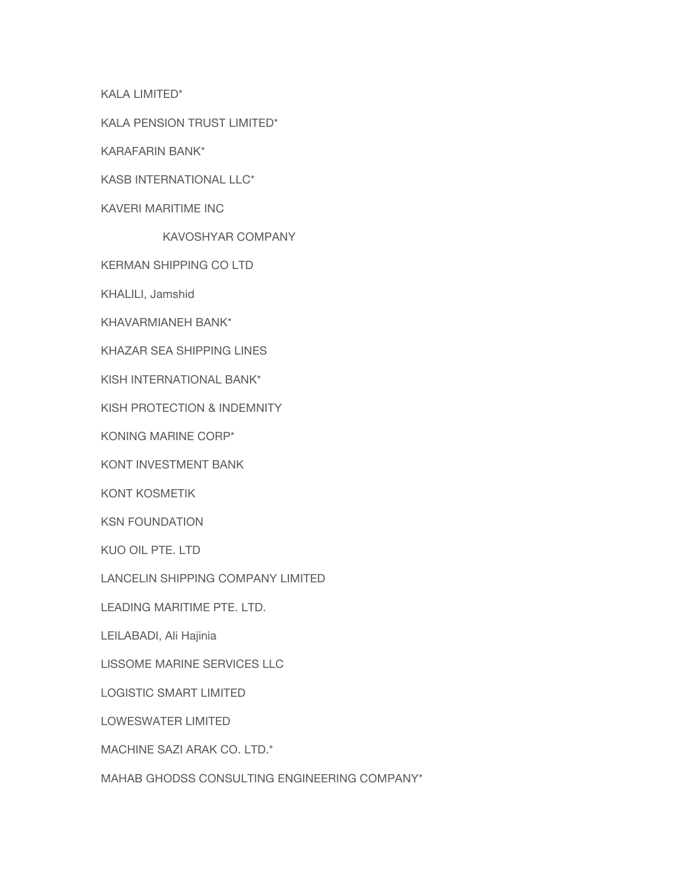KALA LIMITED*

KALA PENSION TRUST LIMITED*

KARAFARIN BANK*

KASB INTERNATIONAL LLC*

KAVERI MARITIME INC

KAVOSHYAR COMPANY

KERMAN SHIPPING CO LTD

KHALILI, Jamshid

KHAVARMIANEH BANK*

KHAZAR SEA SHIPPING LINES

KISH INTERNATIONAL BANK*

KISH PROTECTION & INDEMNITY

KONING MARINE CORP*

KONT INVESTMENT BANK

KONT KOSMETIK

KSN FOUNDATION

KUO OIL PTE. LTD

LANCELIN SHIPPING COMPANY LIMITED

LEADING MARITIME PTE. LTD.

LEILABADI, Ali Hajinia

LISSOME MARINE SERVICES LLC

LOGISTIC SMART LIMITED

LOWESWATER LIMITED

MACHINE SAZI ARAK CO. LTD.*

MAHAB GHODSS CONSULTING ENGINEERING COMPANY*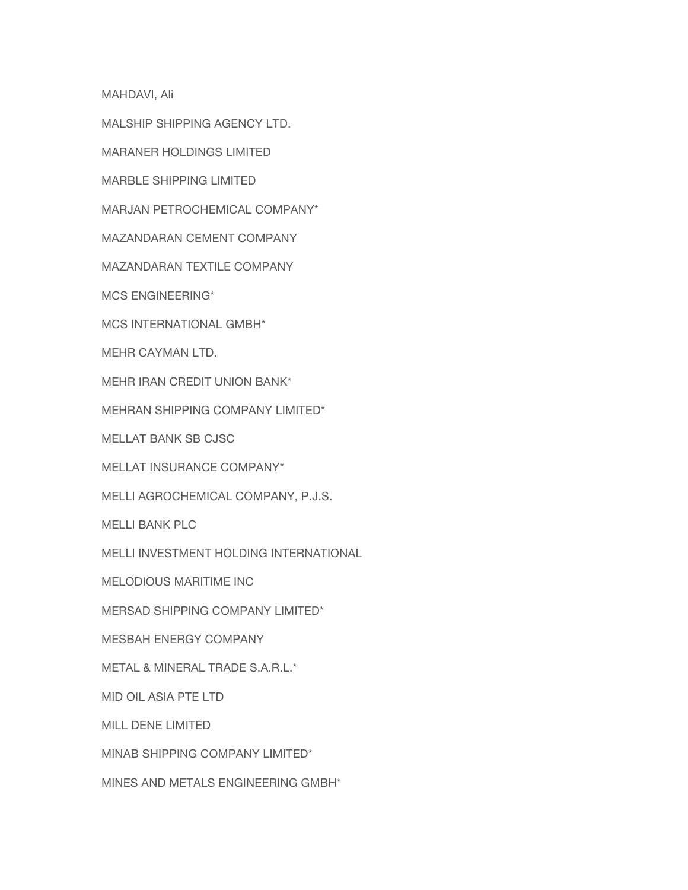MAHDAVI, Ali

MALSHIP SHIPPING AGENCY LTD.

MARANER HOLDINGS LIMITED

MARBLE SHIPPING LIMITED

MARJAN PETROCHEMICAL COMPANY*

MAZANDARAN CEMENT COMPANY

MAZANDARAN TEXTILE COMPANY

MCS ENGINEERING*

MCS INTERNATIONAL GMBH*

MEHR CAYMAN LTD.

MEHR IRAN CREDIT UNION BANK*

MEHRAN SHIPPING COMPANY LIMITED*

MELLAT BANK SB CJSC

MELLAT INSURANCE COMPANY*

MELLI AGROCHEMICAL COMPANY, P.J.S.

MELLI BANK PLC

MELLI INVESTMENT HOLDING INTERNATIONAL

MELODIOUS MARITIME INC

MERSAD SHIPPING COMPANY LIMITED*

MESBAH ENERGY COMPANY

METAL & MINERAL TRADE S.A.R.L.*

MID OIL ASIA PTE LTD

MILL DENE LIMITED

MINAB SHIPPING COMPANY LIMITED*

MINES AND METALS ENGINEERING GMBH*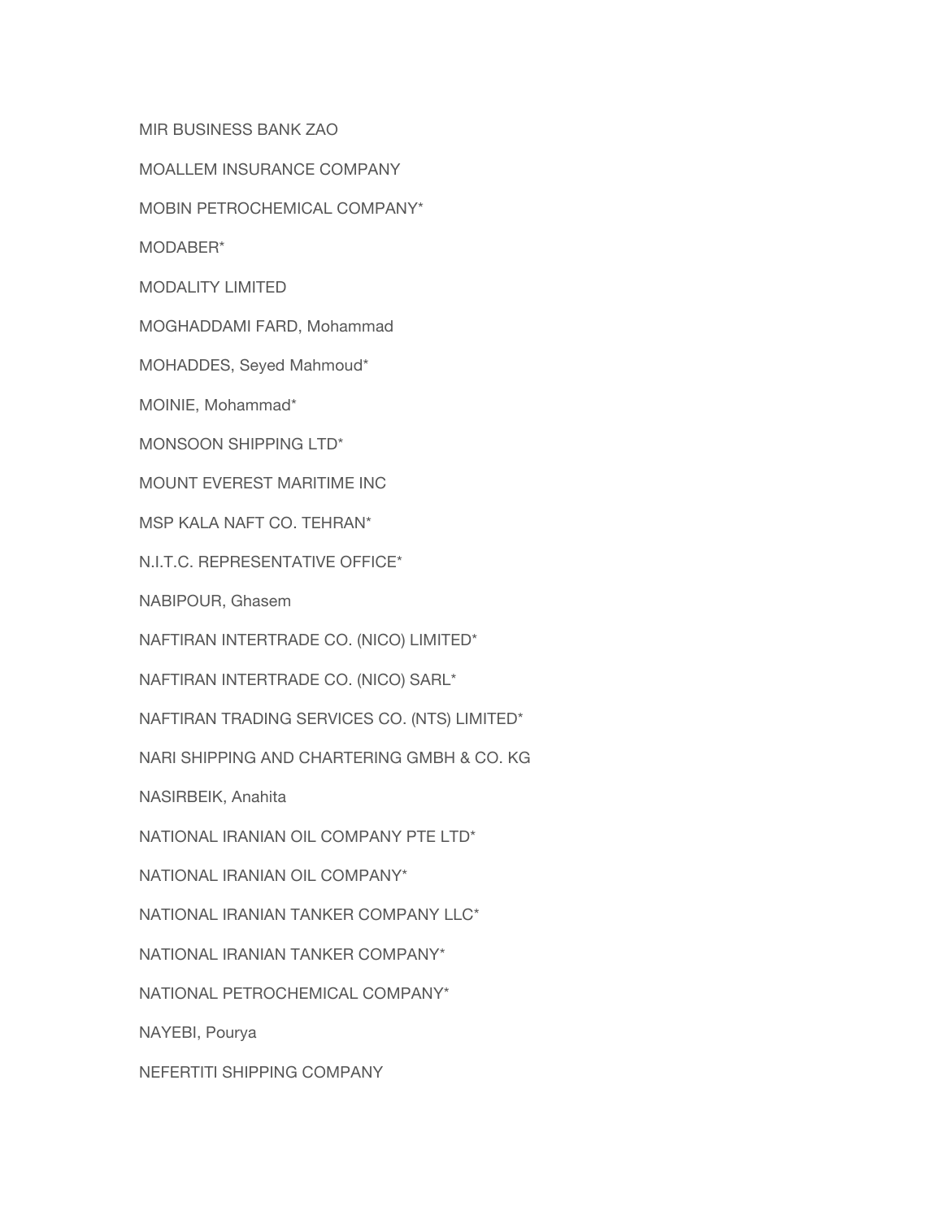MIR BUSINESS BANK ZAO

MOALLEM INSURANCE COMPANY

MOBIN PETROCHEMICAL COMPANY*

MODABER*

MODALITY LIMITED

MOGHADDAMI FARD, Mohammad

MOHADDES, Seyed Mahmoud*

MOINIE, Mohammad*

MONSOON SHIPPING LTD*

MOUNT EVEREST MARITIME INC

MSP KALA NAFT CO. TEHRAN*

N.I.T.C. REPRESENTATIVE OFFICE*

NABIPOUR, Ghasem

NAFTIRAN INTERTRADE CO. (NICO) LIMITED*

NAFTIRAN INTERTRADE CO. (NICO) SARL*

NAFTIRAN TRADING SERVICES CO. (NTS) LIMITED*

NARI SHIPPING AND CHARTERING GMBH & CO. KG

NASIRBEIK, Anahita

NATIONAL IRANIAN OIL COMPANY PTE LTD*

NATIONAL IRANIAN OIL COMPANY*

NATIONAL IRANIAN TANKER COMPANY LLC*

NATIONAL IRANIAN TANKER COMPANY*

NATIONAL PETROCHEMICAL COMPANY*

NAYEBI, Pourya

NEFERTITI SHIPPING COMPANY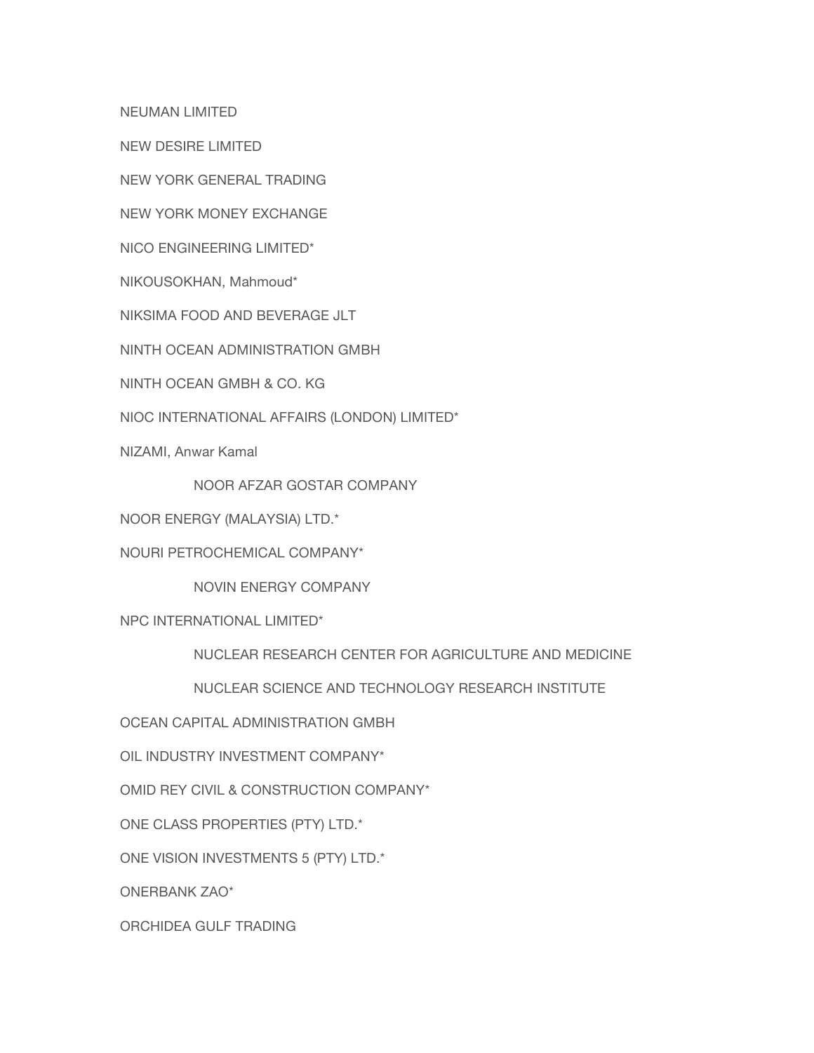NEUMAN LIMITED

NEW DESIRE LIMITED

NEW YORK GENERAL TRADING

NEW YORK MONEY EXCHANGE

NICO ENGINEERING LIMITED*

NIKOUSOKHAN, Mahmoud*

NIKSIMA FOOD AND BEVERAGE JLT

NINTH OCEAN ADMINISTRATION GMBH

NINTH OCEAN GMBH & CO. KG

NIOC INTERNATIONAL AFFAIRS (LONDON) LIMITED*

NIZAMI, Anwar Kamal

NOOR AFZAR GOSTAR COMPANY

NOOR ENERGY (MALAYSIA) LTD.*

NOURI PETROCHEMICAL COMPANY*

NOVIN ENERGY COMPANY

NPC INTERNATIONAL LIMITED*

NUCLEAR RESEARCH CENTER FOR AGRICULTURE AND MEDICINE

NUCLEAR SCIENCE AND TECHNOLOGY RESEARCH INSTITUTE

OCEAN CAPITAL ADMINISTRATION GMBH

OIL INDUSTRY INVESTMENT COMPANY*

OMID REY CIVIL & CONSTRUCTION COMPANY*

ONE CLASS PROPERTIES (PTY) LTD.*

ONE VISION INVESTMENTS 5 (PTY) LTD.*

ONERBANK ZAO*

ORCHIDEA GULF TRADING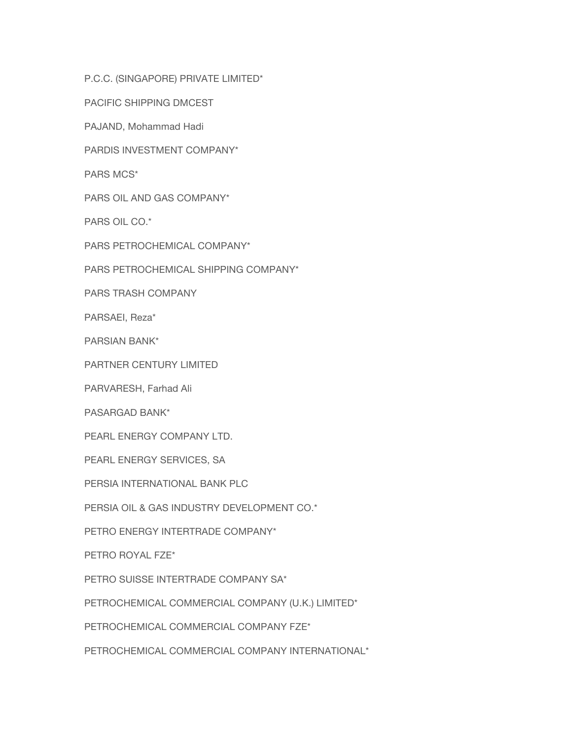P.C.C. (SINGAPORE) PRIVATE LIMITED*

PACIFIC SHIPPING DMCEST

PAJAND, Mohammad Hadi

PARDIS INVESTMENT COMPANY*

PARS MCS*

PARS OIL AND GAS COMPANY*

PARS OIL CO.*

PARS PETROCHEMICAL COMPANY*

PARS PETROCHEMICAL SHIPPING COMPANY*

PARS TRASH COMPANY

PARSAEI, Reza*

PARSIAN BANK*

PARTNER CENTURY LIMITED

PARVARESH, Farhad Ali

PASARGAD BANK*

PEARL ENERGY COMPANY LTD.

PEARL ENERGY SERVICES, SA

PERSIA INTERNATIONAL BANK PLC

PERSIA OIL & GAS INDUSTRY DEVELOPMENT CO.*

PETRO ENERGY INTERTRADE COMPANY*

PETRO ROYAL FZE*

PETRO SUISSE INTERTRADE COMPANY SA*

PETROCHEMICAL COMMERCIAL COMPANY (U.K.) LIMITED*

PETROCHEMICAL COMMERCIAL COMPANY FZE*

PETROCHEMICAL COMMERCIAL COMPANY INTERNATIONAL*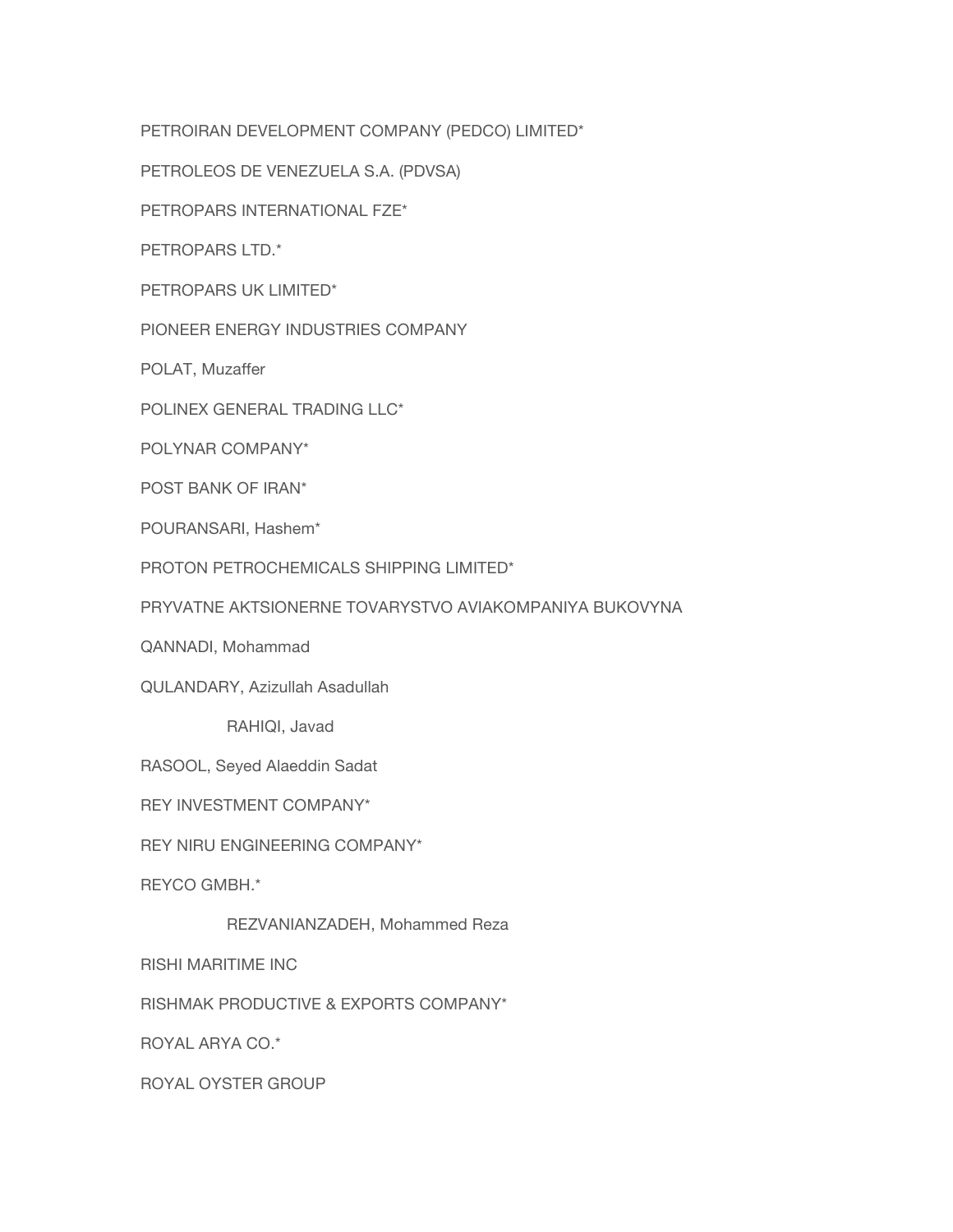PETROIRAN DEVELOPMENT COMPANY (PEDCO) LIMITED*

PETROLEOS DE VENEZUELA S.A. (PDVSA)

PETROPARS INTERNATIONAL FZE*

PETROPARS LTD.*

PETROPARS UK LIMITED*

PIONEER ENERGY INDUSTRIES COMPANY

POLAT, Muzaffer

POLINEX GENERAL TRADING LLC*

POLYNAR COMPANY*

POST BANK OF IRAN*

POURANSARI, Hashem*

PROTON PETROCHEMICALS SHIPPING LIMITED*

PRYVATNE AKTSIONERNE TOVARYSTVO AVIAKOMPANIYA BUKOVYNA

QANNADI, Mohammad

QULANDARY, Azizullah Asadullah

RAHIQI, Javad

RASOOL, Seyed Alaeddin Sadat

REY INVESTMENT COMPANY*

REY NIRU ENGINEERING COMPANY*

REYCO GMBH.*

REZVANIANZADEH, Mohammed Reza

RISHI MARITIME INC

RISHMAK PRODUCTIVE & EXPORTS COMPANY*

ROYAL ARYA CO.*

ROYAL OYSTER GROUP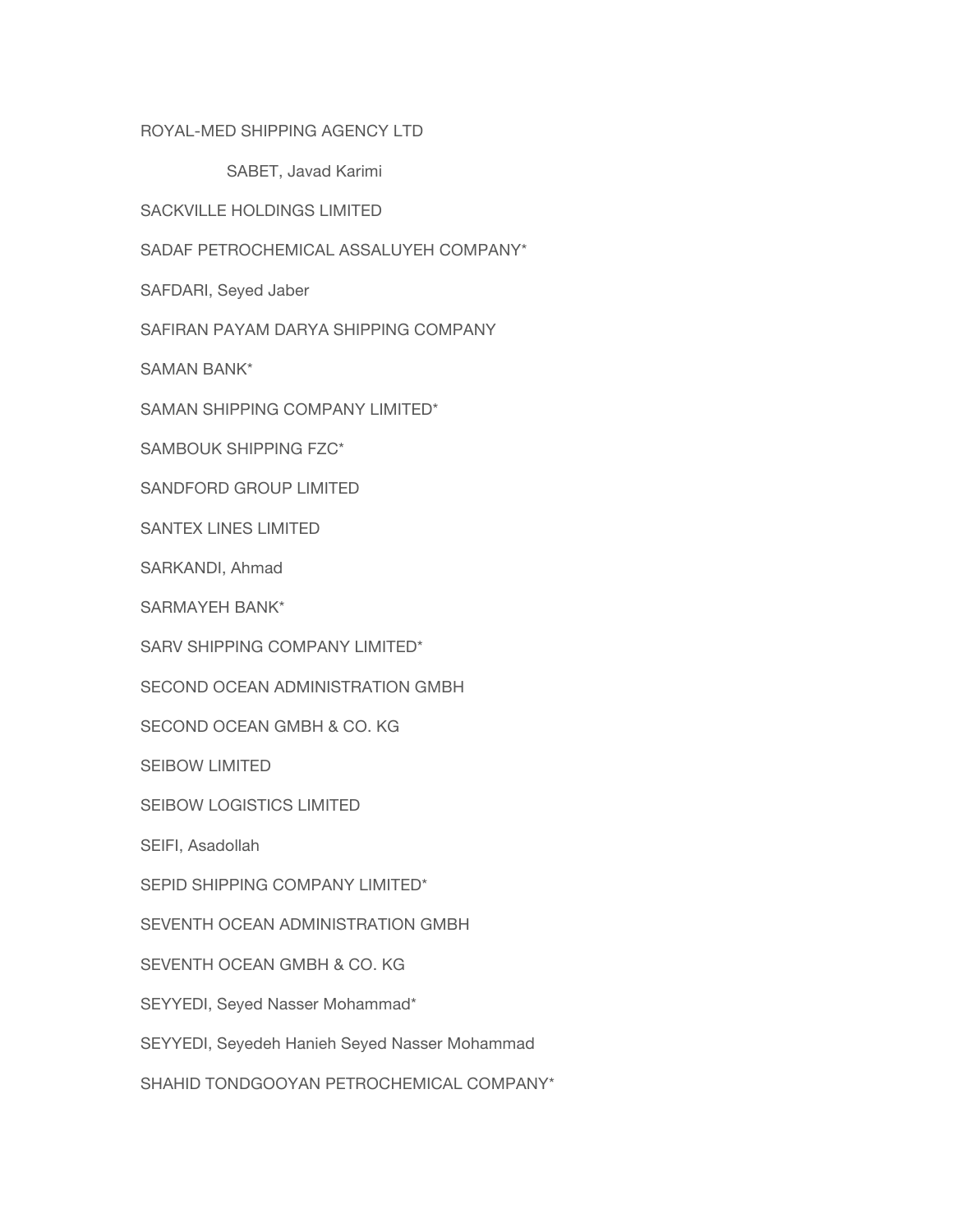ROYAL-MED SHIPPING AGENCY LTD

SABET, Javad Karimi

SACKVILLE HOLDINGS LIMITED

SADAF PETROCHEMICAL ASSALUYEH COMPANY*

SAFDARI, Seyed Jaber

SAFIRAN PAYAM DARYA SHIPPING COMPANY

SAMAN BANK*

SAMAN SHIPPING COMPANY LIMITED*

SAMBOUK SHIPPING FZC*

SANDFORD GROUP LIMITED

SANTEX LINES LIMITED

SARKANDI, Ahmad

SARMAYEH BANK*

SARV SHIPPING COMPANY LIMITED*

SECOND OCEAN ADMINISTRATION GMBH

SECOND OCEAN GMBH & CO. KG

SEIBOW LIMITED

SEIBOW LOGISTICS LIMITED

SEIFI, Asadollah

SEPID SHIPPING COMPANY LIMITED*

SEVENTH OCEAN ADMINISTRATION GMBH

SEVENTH OCEAN GMBH & CO. KG

SEYYEDI, Seyed Nasser Mohammad*

SEYYEDI, Seyedeh Hanieh Seyed Nasser Mohammad

SHAHID TONDGOOYAN PETROCHEMICAL COMPANY*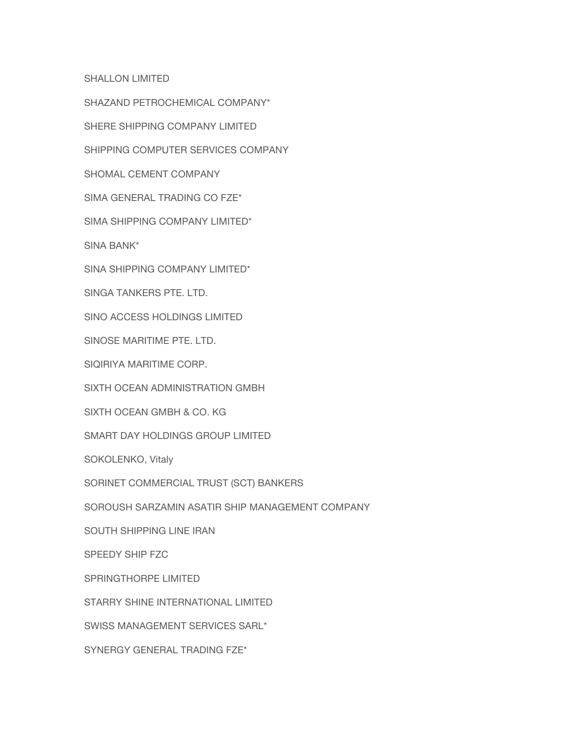SHALLON LIMITED

SHAZAND PETROCHEMICAL COMPANY*

SHERE SHIPPING COMPANY LIMITED

SHIPPING COMPUTER SERVICES COMPANY

SHOMAL CEMENT COMPANY

SIMA GENERAL TRADING CO FZE*

SIMA SHIPPING COMPANY LIMITED*

SINA BANK*

SINA SHIPPING COMPANY LIMITED*

SINGA TANKERS PTE. LTD.

SINO ACCESS HOLDINGS LIMITED

SINOSE MARITIME PTE. LTD.

SIQIRIYA MARITIME CORP.

SIXTH OCEAN ADMINISTRATION GMBH

SIXTH OCEAN GMBH & CO. KG

SMART DAY HOLDINGS GROUP LIMITED

SOKOLENKO, Vitaly

SORINET COMMERCIAL TRUST (SCT) BANKERS

SOROUSH SARZAMIN ASATIR SHIP MANAGEMENT COMPANY

SOUTH SHIPPING LINE IRAN

SPEEDY SHIP FZC

SPRINGTHORPE LIMITED

STARRY SHINE INTERNATIONAL LIMITED

SWISS MANAGEMENT SERVICES SARL*

SYNERGY GENERAL TRADING FZE*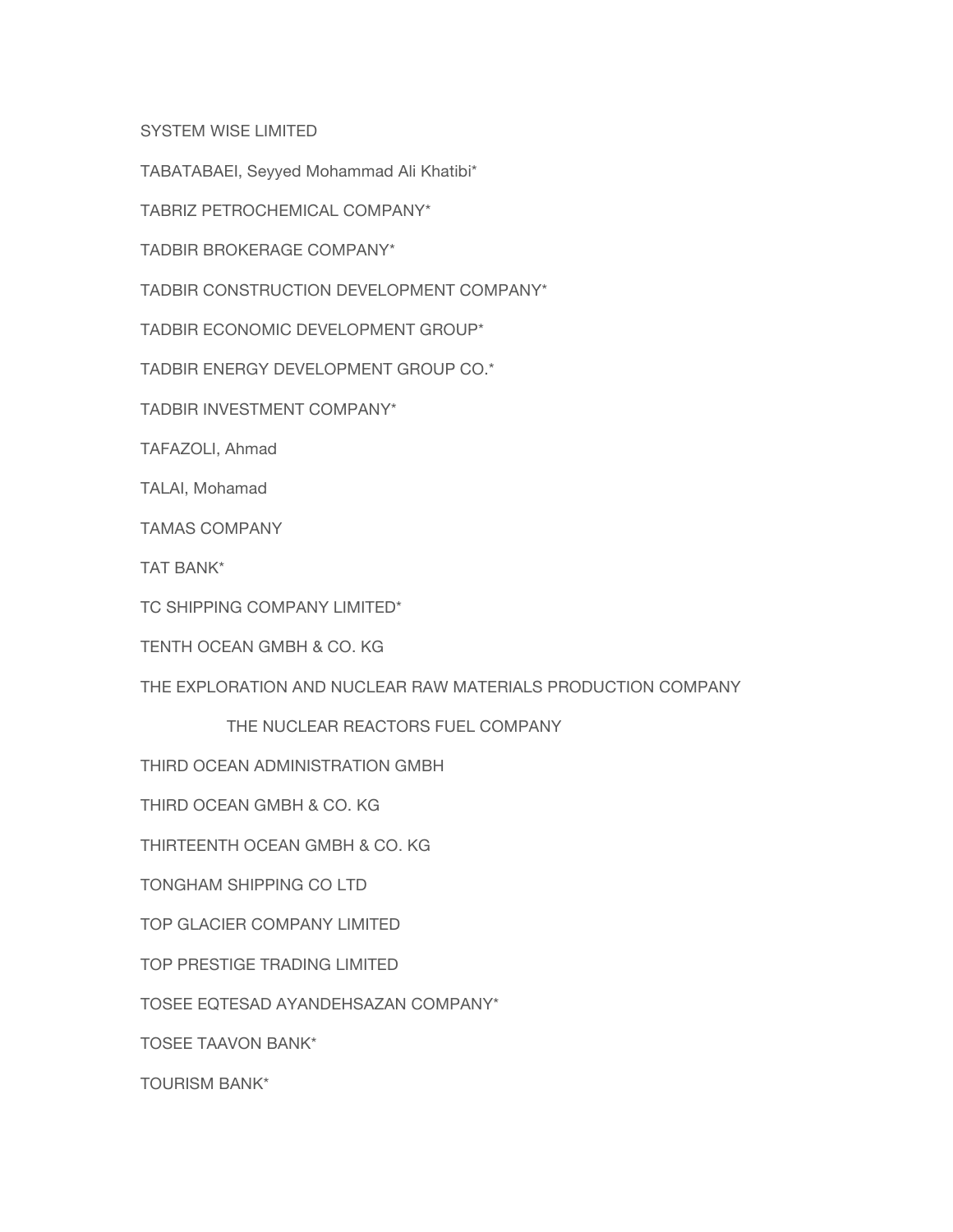SYSTEM WISE LIMITED

TABATABAEI, Seyyed Mohammad Ali Khatibi*

TABRIZ PETROCHEMICAL COMPANY*

TADBIR BROKERAGE COMPANY*

TADBIR CONSTRUCTION DEVELOPMENT COMPANY*

TADBIR ECONOMIC DEVELOPMENT GROUP*

TADBIR ENERGY DEVELOPMENT GROUP CO.*

TADBIR INVESTMENT COMPANY*

TAFAZOLI, Ahmad

TALAI, Mohamad

TAMAS COMPANY

TAT BANK*

TC SHIPPING COMPANY LIMITED*

TENTH OCEAN GMBH & CO. KG

THE EXPLORATION AND NUCLEAR RAW MATERIALS PRODUCTION COMPANY

THE NUCLEAR REACTORS FUEL COMPANY

THIRD OCEAN ADMINISTRATION GMBH

THIRD OCEAN GMBH & CO. KG

THIRTEENTH OCEAN GMBH & CO. KG

TONGHAM SHIPPING CO LTD

TOP GLACIER COMPANY LIMITED

TOP PRESTIGE TRADING LIMITED

TOSEE EQTESAD AYANDEHSAZAN COMPANY*

TOSEE TAAVON BANK*

TOURISM BANK*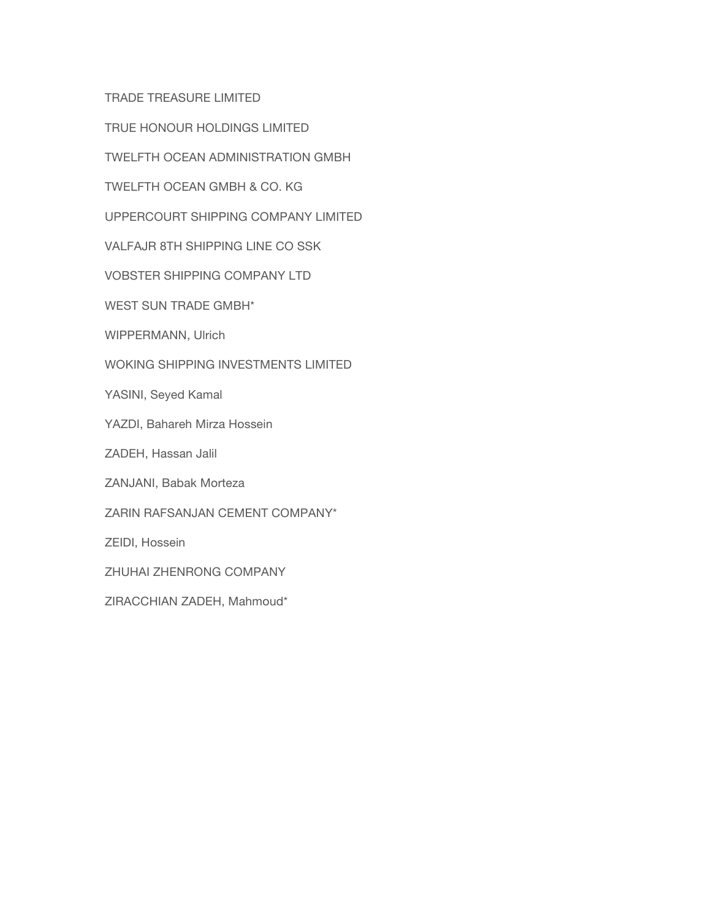TRADE TREASURE LIMITED

TRUE HONOUR HOLDINGS LIMITED

TWELFTH OCEAN ADMINISTRATION GMBH

TWELFTH OCEAN GMBH & CO. KG

UPPERCOURT SHIPPING COMPANY LIMITED

VALFAJR 8TH SHIPPING LINE CO SSK

VOBSTER SHIPPING COMPANY LTD

WEST SUN TRADE GMBH*

WIPPERMANN, Ulrich

WOKING SHIPPING INVESTMENTS LIMITED

YASINI, Seyed Kamal

YAZDI, Bahareh Mirza Hossein

ZADEH, Hassan Jalil

ZANJANI, Babak Morteza

ZARIN RAFSANJAN CEMENT COMPANY*

ZEIDI, Hossein

ZHUHAI ZHENRONG COMPANY

ZIRACCHIAN ZADEH, Mahmoud*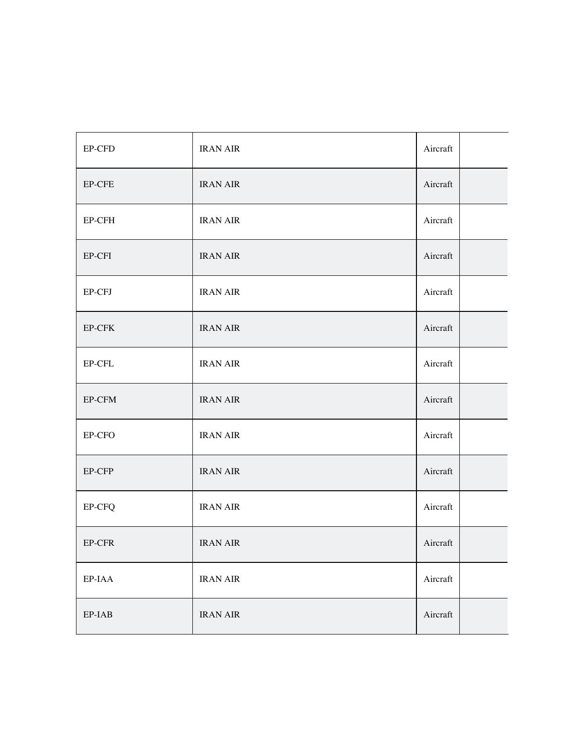| EP-CFD | IRAN AIR | Aircraft | |
|---|---|---|---|
| EP-CFE | IRAN AIR | Aircraft | |
| EP-CFH | IRAN AIR | Aircraft | |
| EP-CFI | IRAN AIR | Aircraft | |
| EP-CFJ | IRAN AIR | Aircraft | |
| EP-CFK | IRAN AIR | Aircraft | |
| EP-CFL | IRAN AIR | Aircraft | |
| EP-CFM | IRAN AIR | Aircraft | |
| EP-CFO | IRAN AIR | Aircraft | |
| EP-CFP | IRAN AIR | Aircraft | |
| EP-CFQ | IRAN AIR | Aircraft | |
| EP-CFR | IRAN AIR | Aircraft | |
| EP-IAA | IRAN AIR | Aircraft | |
| EP-IAB | IRAN AIR | Aircraft | |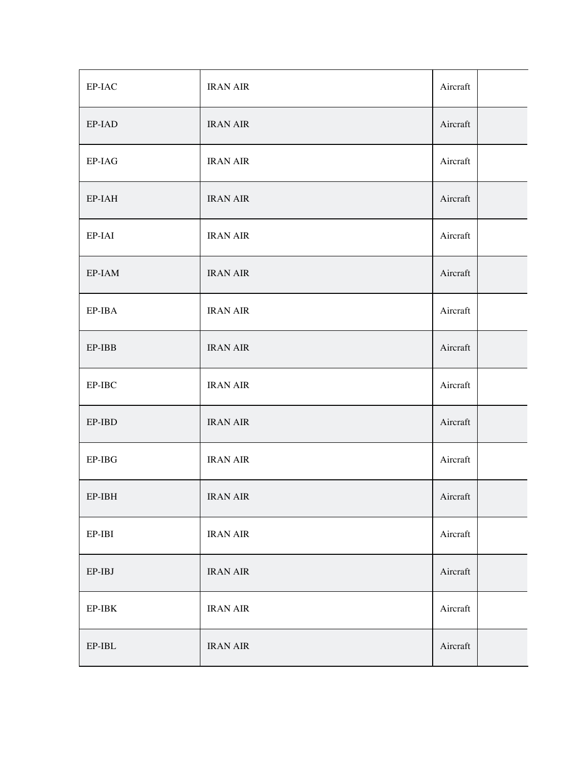| | | | |
|---|---|---|---|
| EP-IAC | IRAN AIR | Aircraft | |
| EP-IAD | IRAN AIR | Aircraft | |
| EP-IAG | IRAN AIR | Aircraft | |
| EP-IAH | IRAN AIR | Aircraft | |
| EP-IAI | IRAN AIR | Aircraft | |
| EP-IAM | IRAN AIR | Aircraft | |
| EP-IBA | IRAN AIR | Aircraft | |
| EP-IBB | IRAN AIR | Aircraft | |
| EP-IBC | IRAN AIR | Aircraft | |
| EP-IBD | IRAN AIR | Aircraft | |
| EP-IBG | IRAN AIR | Aircraft | |
| EP-IBH | IRAN AIR | Aircraft | |
| EP-IBI | IRAN AIR | Aircraft | |
| EP-IBJ | IRAN AIR | Aircraft | |
| EP-IBK | IRAN AIR | Aircraft | |
| EP-IBL | IRAN AIR | Aircraft | |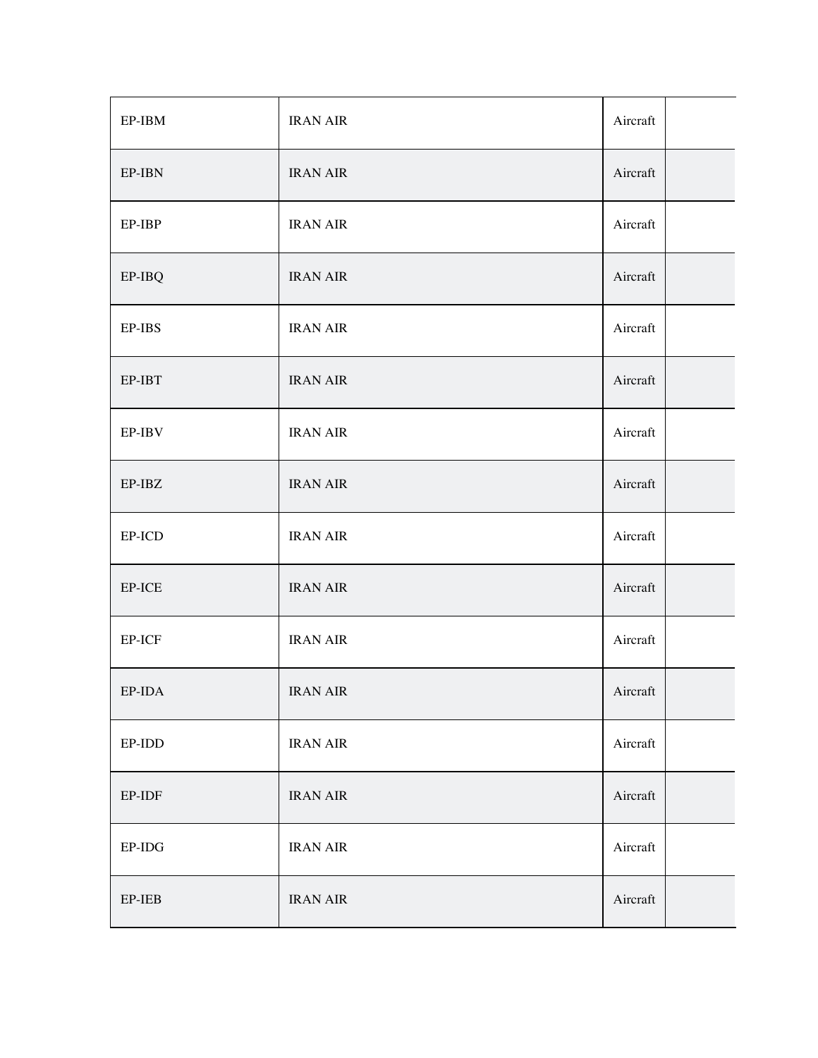| | | | |
|---|---|---|---|
| EP-IBM | IRAN AIR | Aircraft | |
| EP-IBN | IRAN AIR | Aircraft | |
| EP-IBP | IRAN AIR | Aircraft | |
| EP-IBQ | IRAN AIR | Aircraft | |
| EP-IBS | IRAN AIR | Aircraft | |
| EP-IBT | IRAN AIR | Aircraft | |
| EP-IBV | IRAN AIR | Aircraft | |
| EP-IBZ | IRAN AIR | Aircraft | |
| EP-ICD | IRAN AIR | Aircraft | |
| EP-ICE | IRAN AIR | Aircraft | |
| EP-ICF | IRAN AIR | Aircraft | |
| EP-IDA | IRAN AIR | Aircraft | |
| EP-IDD | IRAN AIR | Aircraft | |
| EP-IDF | IRAN AIR | Aircraft | |
| EP-IDG | IRAN AIR | Aircraft | |
| EP-IEB | IRAN AIR | Aircraft | |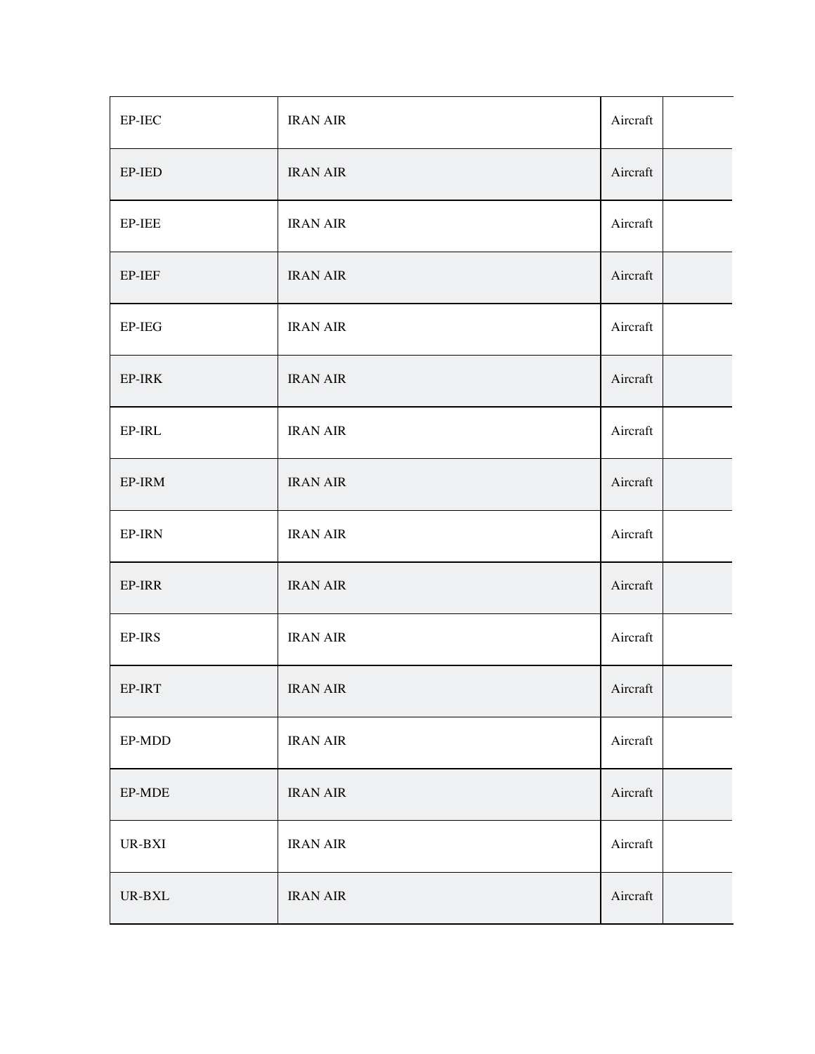| | | | |
|---|---|---|---|
| EP-IEC | IRAN AIR | Aircraft | |
| EP-IED | IRAN AIR | Aircraft | |
| EP-IEE | IRAN AIR | Aircraft | |
| EP-IEF | IRAN AIR | Aircraft | |
| EP-IEG | IRAN AIR | Aircraft | |
| EP-IRK | IRAN AIR | Aircraft | |
| EP-IRL | IRAN AIR | Aircraft | |
| EP-IRM | IRAN AIR | Aircraft | |
| EP-IRN | IRAN AIR | Aircraft | |
| EP-IRR | IRAN AIR | Aircraft | |
| EP-IRS | IRAN AIR | Aircraft | |
| EP-IRT | IRAN AIR | Aircraft | |
| EP-MDD | IRAN AIR | Aircraft | |
| EP-MDE | IRAN AIR | Aircraft | |
| UR-BXI | IRAN AIR | Aircraft | |
| UR-BXL | IRAN AIR | Aircraft | |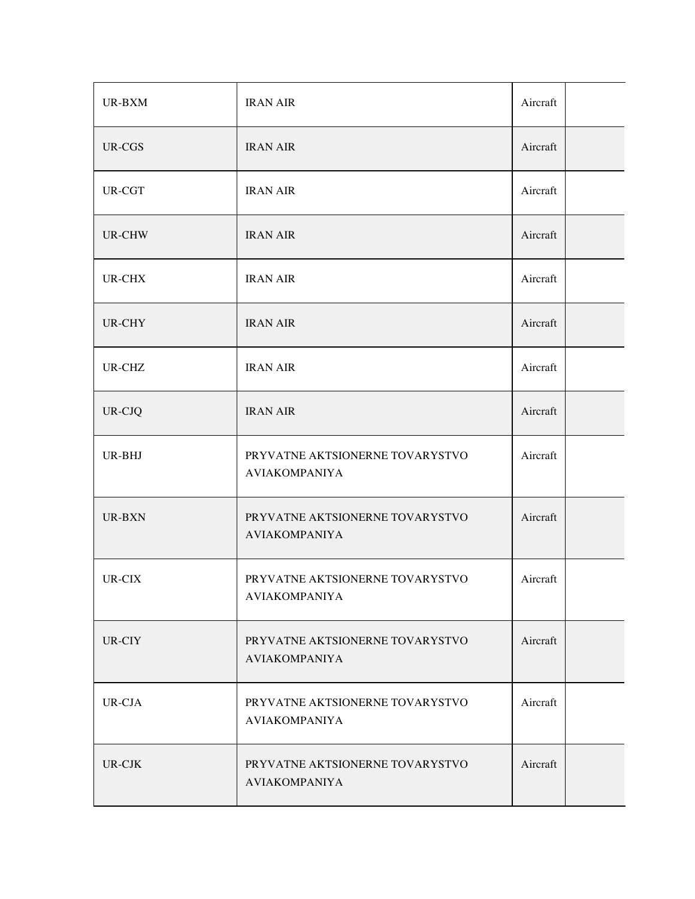| | | | |
|---|---|---|---|
| UR-BXM | IRAN AIR | Aircraft | |
| UR-CGS | IRAN AIR | Aircraft | |
| UR-CGT | IRAN AIR | Aircraft | |
| UR-CHW | IRAN AIR | Aircraft | |
| UR-CHX | IRAN AIR | Aircraft | |
| UR-CHY | IRAN AIR | Aircraft | |
| UR-CHZ | IRAN AIR | Aircraft | |
| UR-CJQ | IRAN AIR | Aircraft | |
| UR-BHJ | PRYVATNE AKTSIONERNE TOVARYSTVO AVIAKOMPANIYA | Aircraft | |
| UR-BXN | PRYVATNE AKTSIONERNE TOVARYSTVO AVIAKOMPANIYA | Aircraft | |
| UR-CIX | PRYVATNE AKTSIONERNE TOVARYSTVO AVIAKOMPANIYA | Aircraft | |
| UR-CIY | PRYVATNE AKTSIONERNE TOVARYSTVO AVIAKOMPANIYA | Aircraft | |
| UR-CJA | PRYVATNE AKTSIONERNE TOVARYSTVO AVIAKOMPANIYA | Aircraft | |
| UR-CJK | PRYVATNE AKTSIONERNE TOVARYSTVO AVIAKOMPANIYA | Aircraft | |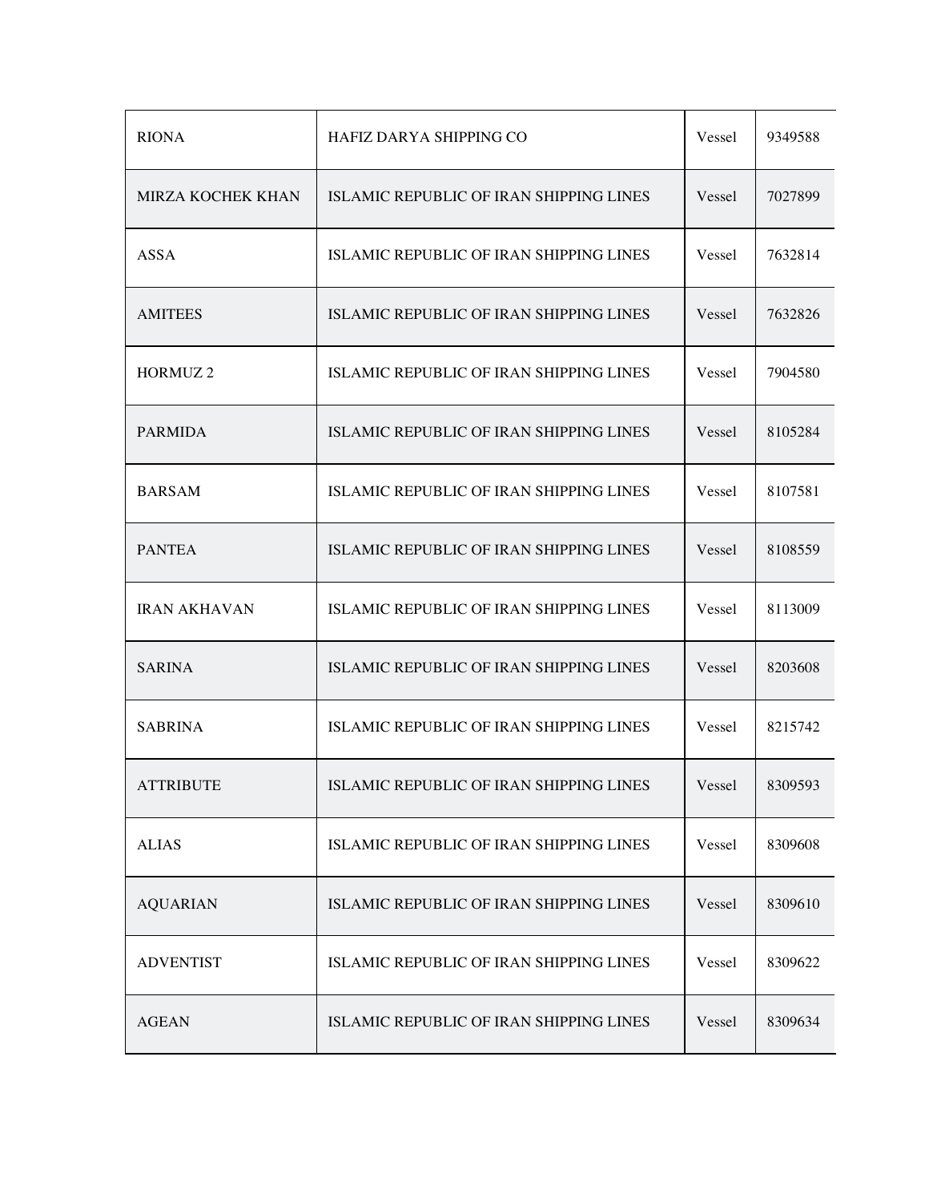| RIONA | HAFIZ DARYA SHIPPING CO | Vessel | 9349588 |
|---|---|---|---|
| MIRZA KOCHEK KHAN | ISLAMIC REPUBLIC OF IRAN SHIPPING LINES | Vessel | 7027899 |
| ASSA | ISLAMIC REPUBLIC OF IRAN SHIPPING LINES | Vessel | 7632814 |
| AMITEES | ISLAMIC REPUBLIC OF IRAN SHIPPING LINES | Vessel | 7632826 |
| HORMUZ 2 | ISLAMIC REPUBLIC OF IRAN SHIPPING LINES | Vessel | 7904580 |
| PARMIDA | ISLAMIC REPUBLIC OF IRAN SHIPPING LINES | Vessel | 8105284 |
| BARSAM | ISLAMIC REPUBLIC OF IRAN SHIPPING LINES | Vessel | 8107581 |
| PANTEA | ISLAMIC REPUBLIC OF IRAN SHIPPING LINES | Vessel | 8108559 |
| IRAN AKHAVAN | ISLAMIC REPUBLIC OF IRAN SHIPPING LINES | Vessel | 8113009 |
| SARINA | ISLAMIC REPUBLIC OF IRAN SHIPPING LINES | Vessel | 8203608 |
| SABRINA | ISLAMIC REPUBLIC OF IRAN SHIPPING LINES | Vessel | 8215742 |
| ATTRIBUTE | ISLAMIC REPUBLIC OF IRAN SHIPPING LINES | Vessel | 8309593 |
| ALIAS | ISLAMIC REPUBLIC OF IRAN SHIPPING LINES | Vessel | 8309608 |
| AQUARIAN | ISLAMIC REPUBLIC OF IRAN SHIPPING LINES | Vessel | 8309610 |
| ADVENTIST | ISLAMIC REPUBLIC OF IRAN SHIPPING LINES | Vessel | 8309622 |
| AGEAN | ISLAMIC REPUBLIC OF IRAN SHIPPING LINES | Vessel | 8309634 |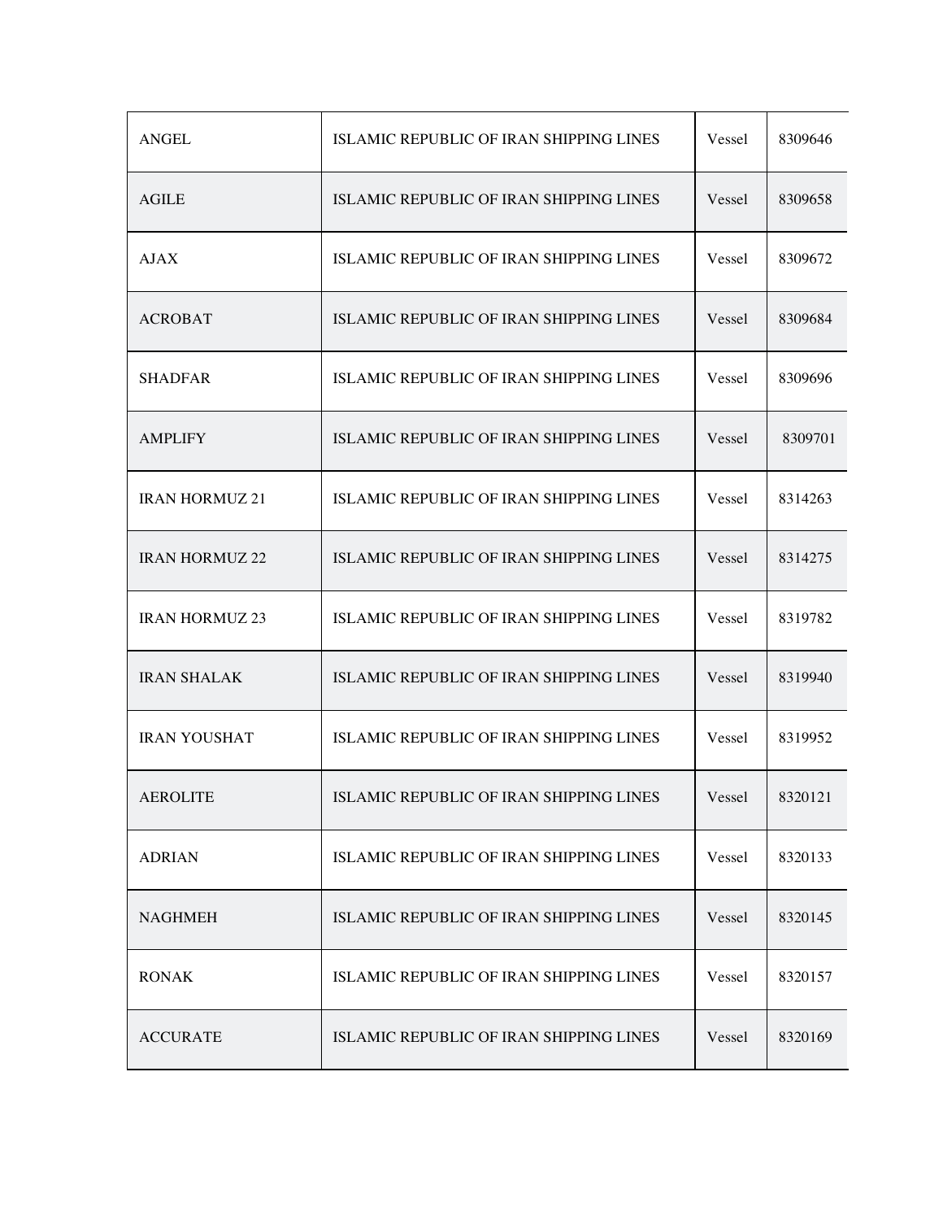| | | | |
|---|---|---|---|
| ANGEL | ISLAMIC REPUBLIC OF IRAN SHIPPING LINES | Vessel | 8309646 |
| AGILE | ISLAMIC REPUBLIC OF IRAN SHIPPING LINES | Vessel | 8309658 |
| AJAX | ISLAMIC REPUBLIC OF IRAN SHIPPING LINES | Vessel | 8309672 |
| ACROBAT | ISLAMIC REPUBLIC OF IRAN SHIPPING LINES | Vessel | 8309684 |
| SHADFAR | ISLAMIC REPUBLIC OF IRAN SHIPPING LINES | Vessel | 8309696 |
| AMPLIFY | ISLAMIC REPUBLIC OF IRAN SHIPPING LINES | Vessel | 8309701 |
| IRAN HORMUZ 21 | ISLAMIC REPUBLIC OF IRAN SHIPPING LINES | Vessel | 8314263 |
| IRAN HORMUZ 22 | ISLAMIC REPUBLIC OF IRAN SHIPPING LINES | Vessel | 8314275 |
| IRAN HORMUZ 23 | ISLAMIC REPUBLIC OF IRAN SHIPPING LINES | Vessel | 8319782 |
| IRAN SHALAK | ISLAMIC REPUBLIC OF IRAN SHIPPING LINES | Vessel | 8319940 |
| IRAN YOUSHAT | ISLAMIC REPUBLIC OF IRAN SHIPPING LINES | Vessel | 8319952 |
| AEROLITE | ISLAMIC REPUBLIC OF IRAN SHIPPING LINES | Vessel | 8320121 |
| ADRIAN | ISLAMIC REPUBLIC OF IRAN SHIPPING LINES | Vessel | 8320133 |
| NAGHMEH | ISLAMIC REPUBLIC OF IRAN SHIPPING LINES | Vessel | 8320145 |
| RONAK | ISLAMIC REPUBLIC OF IRAN SHIPPING LINES | Vessel | 8320157 |
| ACCURATE | ISLAMIC REPUBLIC OF IRAN SHIPPING LINES | Vessel | 8320169 |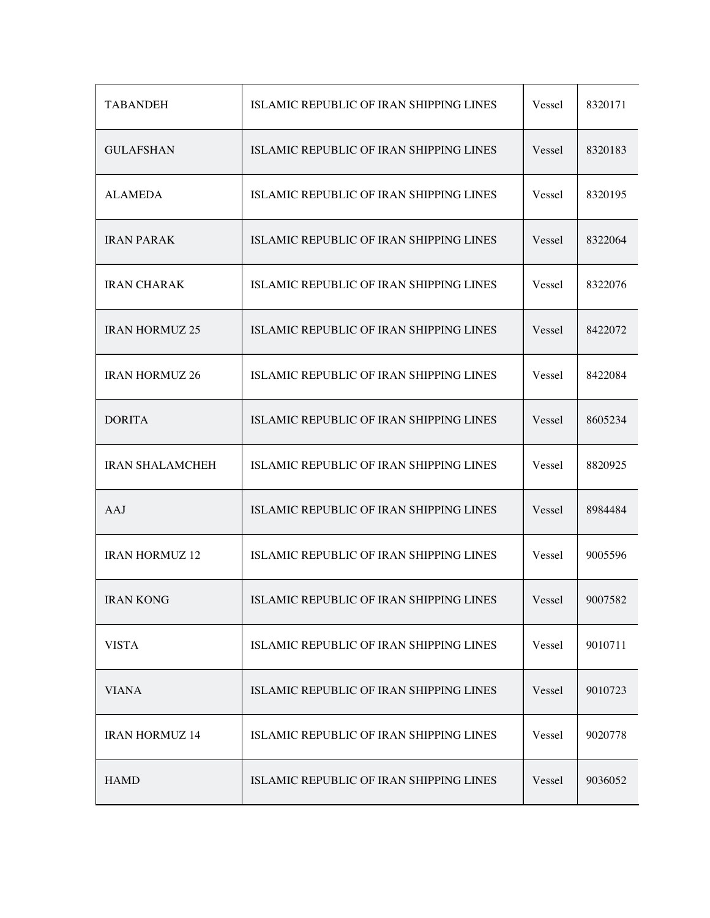| TABANDEH | ISLAMIC REPUBLIC OF IRAN SHIPPING LINES | Vessel | 8320171 |
| --- | --- | --- | --- |
| GULAFSHAN | ISLAMIC REPUBLIC OF IRAN SHIPPING LINES | Vessel | 8320183 |
| ALAMEDA | ISLAMIC REPUBLIC OF IRAN SHIPPING LINES | Vessel | 8320195 |
| IRAN PARAK | ISLAMIC REPUBLIC OF IRAN SHIPPING LINES | Vessel | 8322064 |
| IRAN CHARAK | ISLAMIC REPUBLIC OF IRAN SHIPPING LINES | Vessel | 8322076 |
| IRAN HORMUZ 25 | ISLAMIC REPUBLIC OF IRAN SHIPPING LINES | Vessel | 8422072 |
| IRAN HORMUZ 26 | ISLAMIC REPUBLIC OF IRAN SHIPPING LINES | Vessel | 8422084 |
| DORITA | ISLAMIC REPUBLIC OF IRAN SHIPPING LINES | Vessel | 8605234 |
| IRAN SHALAMCHEH | ISLAMIC REPUBLIC OF IRAN SHIPPING LINES | Vessel | 8820925 |
| AAJ | ISLAMIC REPUBLIC OF IRAN SHIPPING LINES | Vessel | 8984484 |
| IRAN HORMUZ 12 | ISLAMIC REPUBLIC OF IRAN SHIPPING LINES | Vessel | 9005596 |
| IRAN KONG | ISLAMIC REPUBLIC OF IRAN SHIPPING LINES | Vessel | 9007582 |
| VISTA | ISLAMIC REPUBLIC OF IRAN SHIPPING LINES | Vessel | 9010711 |
| VIANA | ISLAMIC REPUBLIC OF IRAN SHIPPING LINES | Vessel | 9010723 |
| IRAN HORMUZ 14 | ISLAMIC REPUBLIC OF IRAN SHIPPING LINES | Vessel | 9020778 |
| HAMD | ISLAMIC REPUBLIC OF IRAN SHIPPING LINES | Vessel | 9036052 |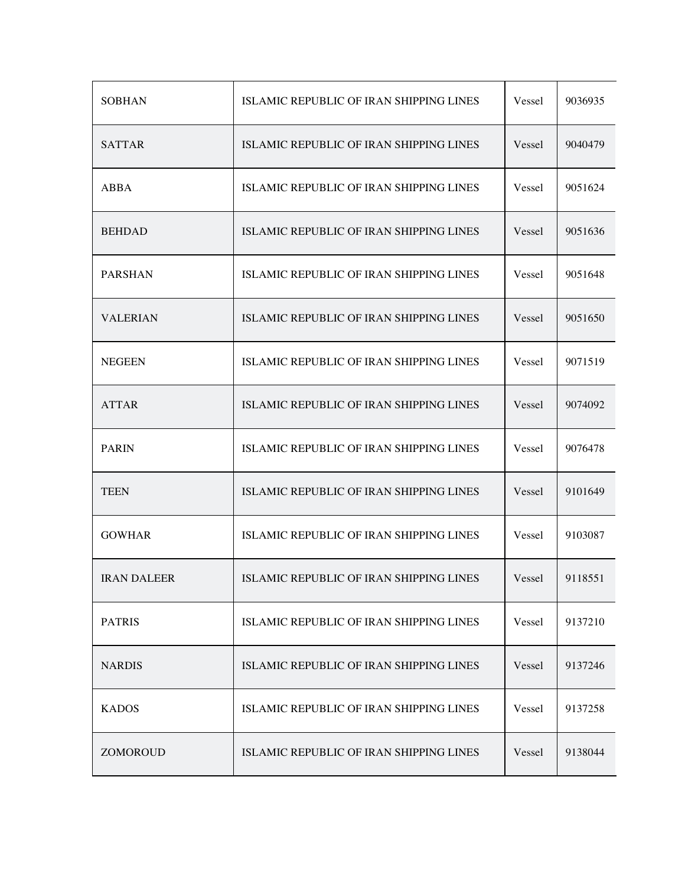| | | | |
|---|---|---|---|
| SOBHAN | ISLAMIC REPUBLIC OF IRAN SHIPPING LINES | Vessel | 9036935 |
| SATTAR | ISLAMIC REPUBLIC OF IRAN SHIPPING LINES | Vessel | 9040479 |
| ABBA | ISLAMIC REPUBLIC OF IRAN SHIPPING LINES | Vessel | 9051624 |
| BEHDAD | ISLAMIC REPUBLIC OF IRAN SHIPPING LINES | Vessel | 9051636 |
| PARSHAN | ISLAMIC REPUBLIC OF IRAN SHIPPING LINES | Vessel | 9051648 |
| VALERIAN | ISLAMIC REPUBLIC OF IRAN SHIPPING LINES | Vessel | 9051650 |
| NEGEEN | ISLAMIC REPUBLIC OF IRAN SHIPPING LINES | Vessel | 9071519 |
| ATTAR | ISLAMIC REPUBLIC OF IRAN SHIPPING LINES | Vessel | 9074092 |
| PARIN | ISLAMIC REPUBLIC OF IRAN SHIPPING LINES | Vessel | 9076478 |
| TEEN | ISLAMIC REPUBLIC OF IRAN SHIPPING LINES | Vessel | 9101649 |
| GOWHAR | ISLAMIC REPUBLIC OF IRAN SHIPPING LINES | Vessel | 9103087 |
| IRAN DALEER | ISLAMIC REPUBLIC OF IRAN SHIPPING LINES | Vessel | 9118551 |
| PATRIS | ISLAMIC REPUBLIC OF IRAN SHIPPING LINES | Vessel | 9137210 |
| NARDIS | ISLAMIC REPUBLIC OF IRAN SHIPPING LINES | Vessel | 9137246 |
| KADOS | ISLAMIC REPUBLIC OF IRAN SHIPPING LINES | Vessel | 9137258 |
| ZOMOROUD | ISLAMIC REPUBLIC OF IRAN SHIPPING LINES | Vessel | 9138044 |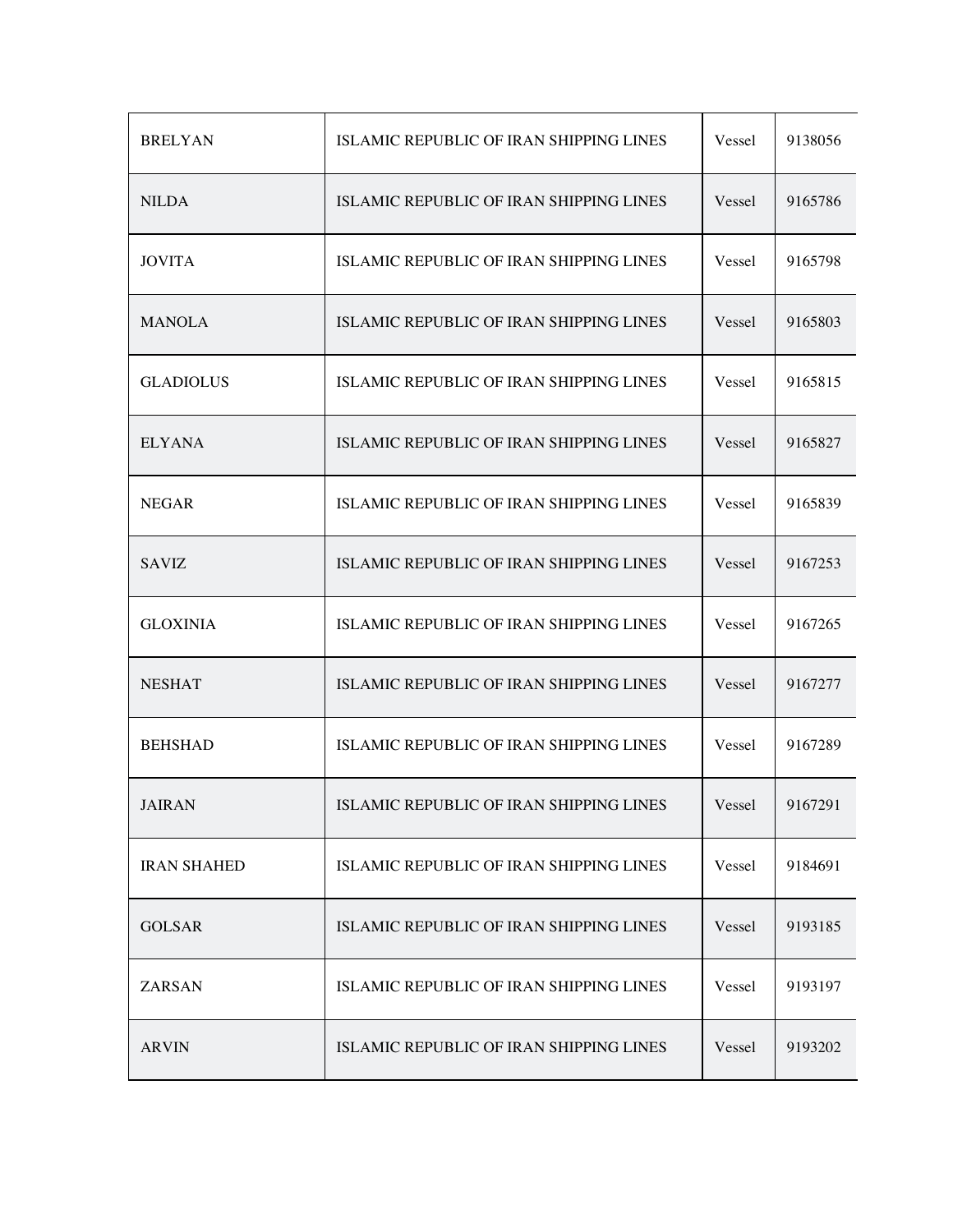| BRELYAN | ISLAMIC REPUBLIC OF IRAN SHIPPING LINES | Vessel | 9138056 |
|---|---|---|---|
| NILDA | ISLAMIC REPUBLIC OF IRAN SHIPPING LINES | Vessel | 9165786 |
| JOVITA | ISLAMIC REPUBLIC OF IRAN SHIPPING LINES | Vessel | 9165798 |
| MANOLA | ISLAMIC REPUBLIC OF IRAN SHIPPING LINES | Vessel | 9165803 |
| GLADIOLUS | ISLAMIC REPUBLIC OF IRAN SHIPPING LINES | Vessel | 9165815 |
| ELYANA | ISLAMIC REPUBLIC OF IRAN SHIPPING LINES | Vessel | 9165827 |
| NEGAR | ISLAMIC REPUBLIC OF IRAN SHIPPING LINES | Vessel | 9165839 |
| SAVIZ | ISLAMIC REPUBLIC OF IRAN SHIPPING LINES | Vessel | 9167253 |
| GLOXINIA | ISLAMIC REPUBLIC OF IRAN SHIPPING LINES | Vessel | 9167265 |
| NESHAT | ISLAMIC REPUBLIC OF IRAN SHIPPING LINES | Vessel | 9167277 |
| BEHSHAD | ISLAMIC REPUBLIC OF IRAN SHIPPING LINES | Vessel | 9167289 |
| JAIRAN | ISLAMIC REPUBLIC OF IRAN SHIPPING LINES | Vessel | 9167291 |
| IRAN SHAHED | ISLAMIC REPUBLIC OF IRAN SHIPPING LINES | Vessel | 9184691 |
| GOLSAR | ISLAMIC REPUBLIC OF IRAN SHIPPING LINES | Vessel | 9193185 |
| ZARSAN | ISLAMIC REPUBLIC OF IRAN SHIPPING LINES | Vessel | 9193197 |
| ARVIN | ISLAMIC REPUBLIC OF IRAN SHIPPING LINES | Vessel | 9193202 |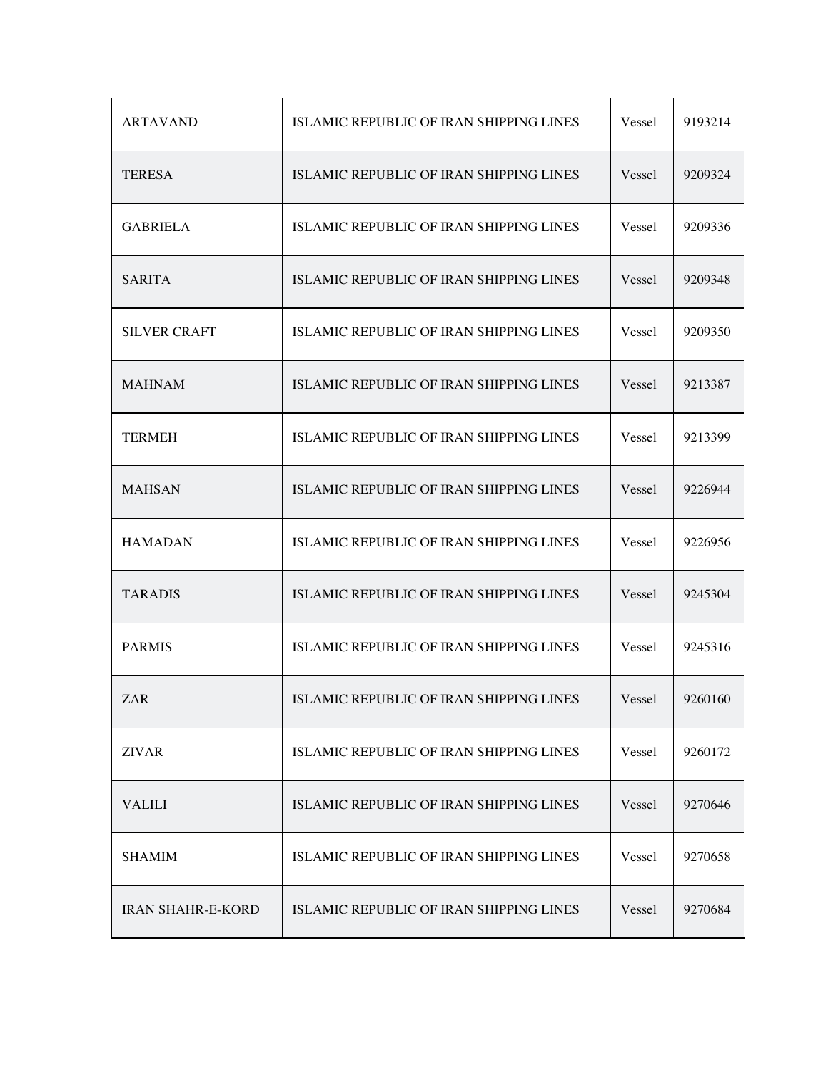| | | | |
|---|---|---|---|
| ARTAVAND | ISLAMIC REPUBLIC OF IRAN SHIPPING LINES | Vessel | 9193214 |
| TERESA | ISLAMIC REPUBLIC OF IRAN SHIPPING LINES | Vessel | 9209324 |
| GABRIELA | ISLAMIC REPUBLIC OF IRAN SHIPPING LINES | Vessel | 9209336 |
| SARITA | ISLAMIC REPUBLIC OF IRAN SHIPPING LINES | Vessel | 9209348 |
| SILVER CRAFT | ISLAMIC REPUBLIC OF IRAN SHIPPING LINES | Vessel | 9209350 |
| MAHNAM | ISLAMIC REPUBLIC OF IRAN SHIPPING LINES | Vessel | 9213387 |
| TERMEH | ISLAMIC REPUBLIC OF IRAN SHIPPING LINES | Vessel | 9213399 |
| MAHSAN | ISLAMIC REPUBLIC OF IRAN SHIPPING LINES | Vessel | 9226944 |
| HAMADAN | ISLAMIC REPUBLIC OF IRAN SHIPPING LINES | Vessel | 9226956 |
| TARADIS | ISLAMIC REPUBLIC OF IRAN SHIPPING LINES | Vessel | 9245304 |
| PARMIS | ISLAMIC REPUBLIC OF IRAN SHIPPING LINES | Vessel | 9245316 |
| ZAR | ISLAMIC REPUBLIC OF IRAN SHIPPING LINES | Vessel | 9260160 |
| ZIVAR | ISLAMIC REPUBLIC OF IRAN SHIPPING LINES | Vessel | 9260172 |
| VALILI | ISLAMIC REPUBLIC OF IRAN SHIPPING LINES | Vessel | 9270646 |
| SHAMIM | ISLAMIC REPUBLIC OF IRAN SHIPPING LINES | Vessel | 9270658 |
| IRAN SHAHR-E-KORD | ISLAMIC REPUBLIC OF IRAN SHIPPING LINES | Vessel | 9270684 |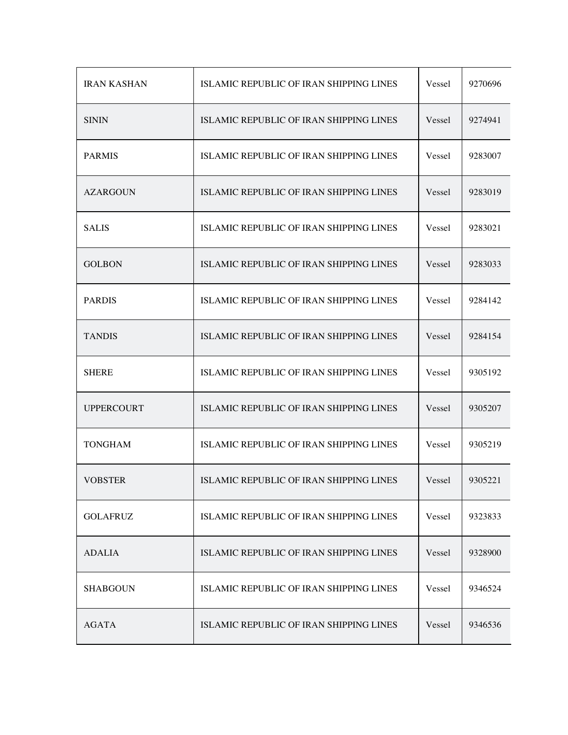| | | | |
|---|---|---|---|
| IRAN KASHAN | ISLAMIC REPUBLIC OF IRAN SHIPPING LINES | Vessel | 9270696 |
| SININ | ISLAMIC REPUBLIC OF IRAN SHIPPING LINES | Vessel | 9274941 |
| PARMIS | ISLAMIC REPUBLIC OF IRAN SHIPPING LINES | Vessel | 9283007 |
| AZARGOUN | ISLAMIC REPUBLIC OF IRAN SHIPPING LINES | Vessel | 9283019 |
| SALIS | ISLAMIC REPUBLIC OF IRAN SHIPPING LINES | Vessel | 9283021 |
| GOLBON | ISLAMIC REPUBLIC OF IRAN SHIPPING LINES | Vessel | 9283033 |
| PARDIS | ISLAMIC REPUBLIC OF IRAN SHIPPING LINES | Vessel | 9284142 |
| TANDIS | ISLAMIC REPUBLIC OF IRAN SHIPPING LINES | Vessel | 9284154 |
| SHERE | ISLAMIC REPUBLIC OF IRAN SHIPPING LINES | Vessel | 9305192 |
| UPPERCOURT | ISLAMIC REPUBLIC OF IRAN SHIPPING LINES | Vessel | 9305207 |
| TONGHAM | ISLAMIC REPUBLIC OF IRAN SHIPPING LINES | Vessel | 9305219 |
| VOBSTER | ISLAMIC REPUBLIC OF IRAN SHIPPING LINES | Vessel | 9305221 |
| GOLAFRUZ | ISLAMIC REPUBLIC OF IRAN SHIPPING LINES | Vessel | 9323833 |
| ADALIA | ISLAMIC REPUBLIC OF IRAN SHIPPING LINES | Vessel | 9328900 |
| SHABGOUN | ISLAMIC REPUBLIC OF IRAN SHIPPING LINES | Vessel | 9346524 |
| AGATA | ISLAMIC REPUBLIC OF IRAN SHIPPING LINES | Vessel | 9346536 |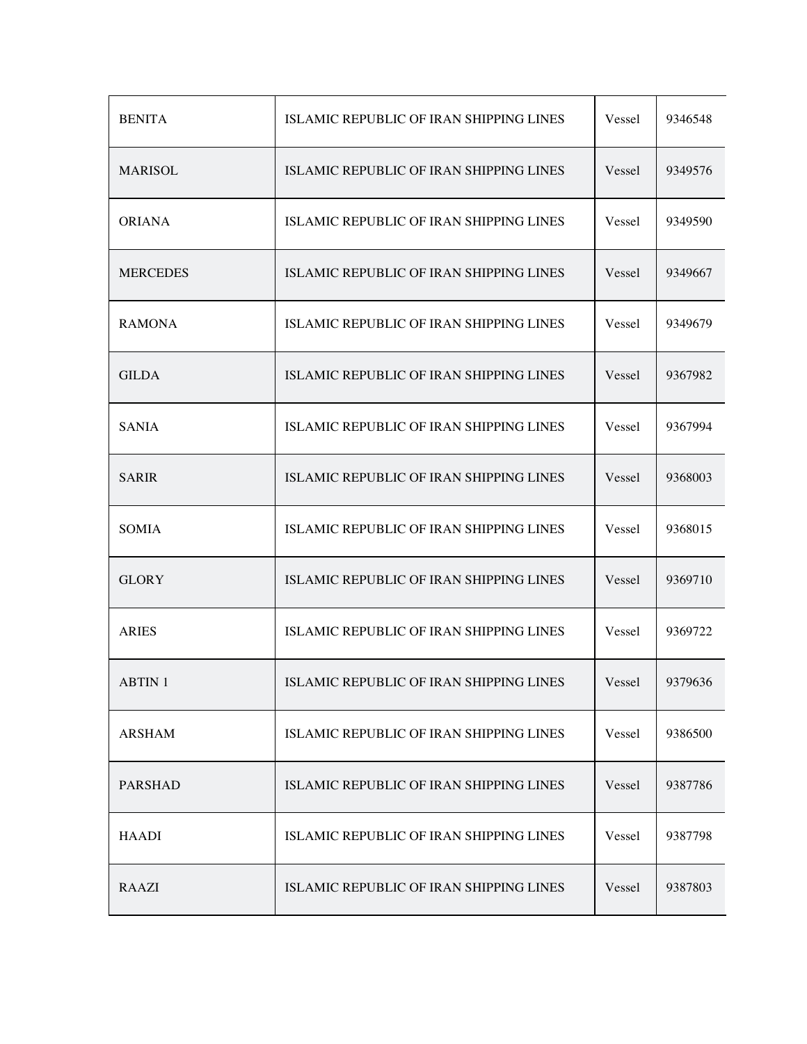| | | | |
|---|---|---|---|
| BENITA | ISLAMIC REPUBLIC OF IRAN SHIPPING LINES | Vessel | 9346548 |
| MARISOL | ISLAMIC REPUBLIC OF IRAN SHIPPING LINES | Vessel | 9349576 |
| ORIANA | ISLAMIC REPUBLIC OF IRAN SHIPPING LINES | Vessel | 9349590 |
| MERCEDES | ISLAMIC REPUBLIC OF IRAN SHIPPING LINES | Vessel | 9349667 |
| RAMONA | ISLAMIC REPUBLIC OF IRAN SHIPPING LINES | Vessel | 9349679 |
| GILDA | ISLAMIC REPUBLIC OF IRAN SHIPPING LINES | Vessel | 9367982 |
| SANIA | ISLAMIC REPUBLIC OF IRAN SHIPPING LINES | Vessel | 9367994 |
| SARIR | ISLAMIC REPUBLIC OF IRAN SHIPPING LINES | Vessel | 9368003 |
| SOMIA | ISLAMIC REPUBLIC OF IRAN SHIPPING LINES | Vessel | 9368015 |
| GLORY | ISLAMIC REPUBLIC OF IRAN SHIPPING LINES | Vessel | 9369710 |
| ARIES | ISLAMIC REPUBLIC OF IRAN SHIPPING LINES | Vessel | 9369722 |
| ABTIN 1 | ISLAMIC REPUBLIC OF IRAN SHIPPING LINES | Vessel | 9379636 |
| ARSHAM | ISLAMIC REPUBLIC OF IRAN SHIPPING LINES | Vessel | 9386500 |
| PARSHAD | ISLAMIC REPUBLIC OF IRAN SHIPPING LINES | Vessel | 9387786 |
| HAADI | ISLAMIC REPUBLIC OF IRAN SHIPPING LINES | Vessel | 9387798 |
| RAAZI | ISLAMIC REPUBLIC OF IRAN SHIPPING LINES | Vessel | 9387803 |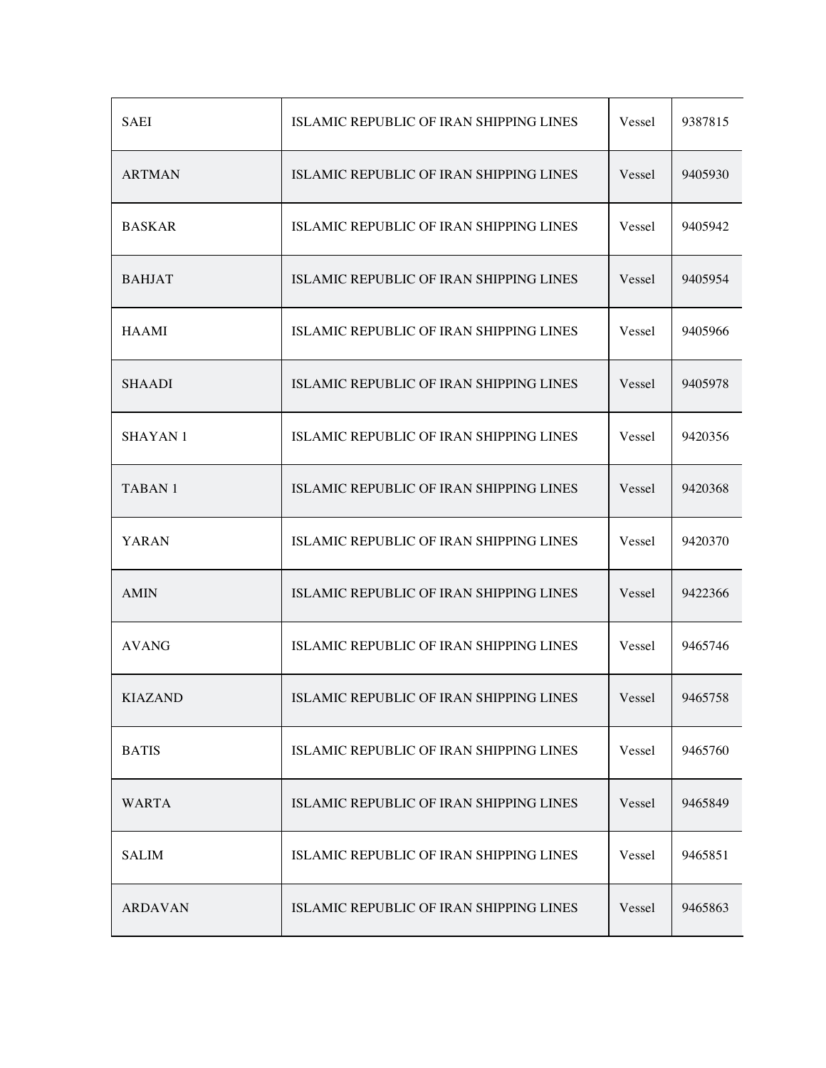| SAEI | ISLAMIC REPUBLIC OF IRAN SHIPPING LINES | Vessel | 9387815 |
|---|---|---|---|
| ARTMAN | ISLAMIC REPUBLIC OF IRAN SHIPPING LINES | Vessel | 9405930 |
| BASKAR | ISLAMIC REPUBLIC OF IRAN SHIPPING LINES | Vessel | 9405942 |
| BAHJAT | ISLAMIC REPUBLIC OF IRAN SHIPPING LINES | Vessel | 9405954 |
| HAAMI | ISLAMIC REPUBLIC OF IRAN SHIPPING LINES | Vessel | 9405966 |
| SHAADI | ISLAMIC REPUBLIC OF IRAN SHIPPING LINES | Vessel | 9405978 |
| SHAYAN 1 | ISLAMIC REPUBLIC OF IRAN SHIPPING LINES | Vessel | 9420356 |
| TABAN 1 | ISLAMIC REPUBLIC OF IRAN SHIPPING LINES | Vessel | 9420368 |
| YARAN | ISLAMIC REPUBLIC OF IRAN SHIPPING LINES | Vessel | 9420370 |
| AMIN | ISLAMIC REPUBLIC OF IRAN SHIPPING LINES | Vessel | 9422366 |
| AVANG | ISLAMIC REPUBLIC OF IRAN SHIPPING LINES | Vessel | 9465746 |
| KIAZAND | ISLAMIC REPUBLIC OF IRAN SHIPPING LINES | Vessel | 9465758 |
| BATIS | ISLAMIC REPUBLIC OF IRAN SHIPPING LINES | Vessel | 9465760 |
| WARTA | ISLAMIC REPUBLIC OF IRAN SHIPPING LINES | Vessel | 9465849 |
| SALIM | ISLAMIC REPUBLIC OF IRAN SHIPPING LINES | Vessel | 9465851 |
| ARDAVAN | ISLAMIC REPUBLIC OF IRAN SHIPPING LINES | Vessel | 9465863 |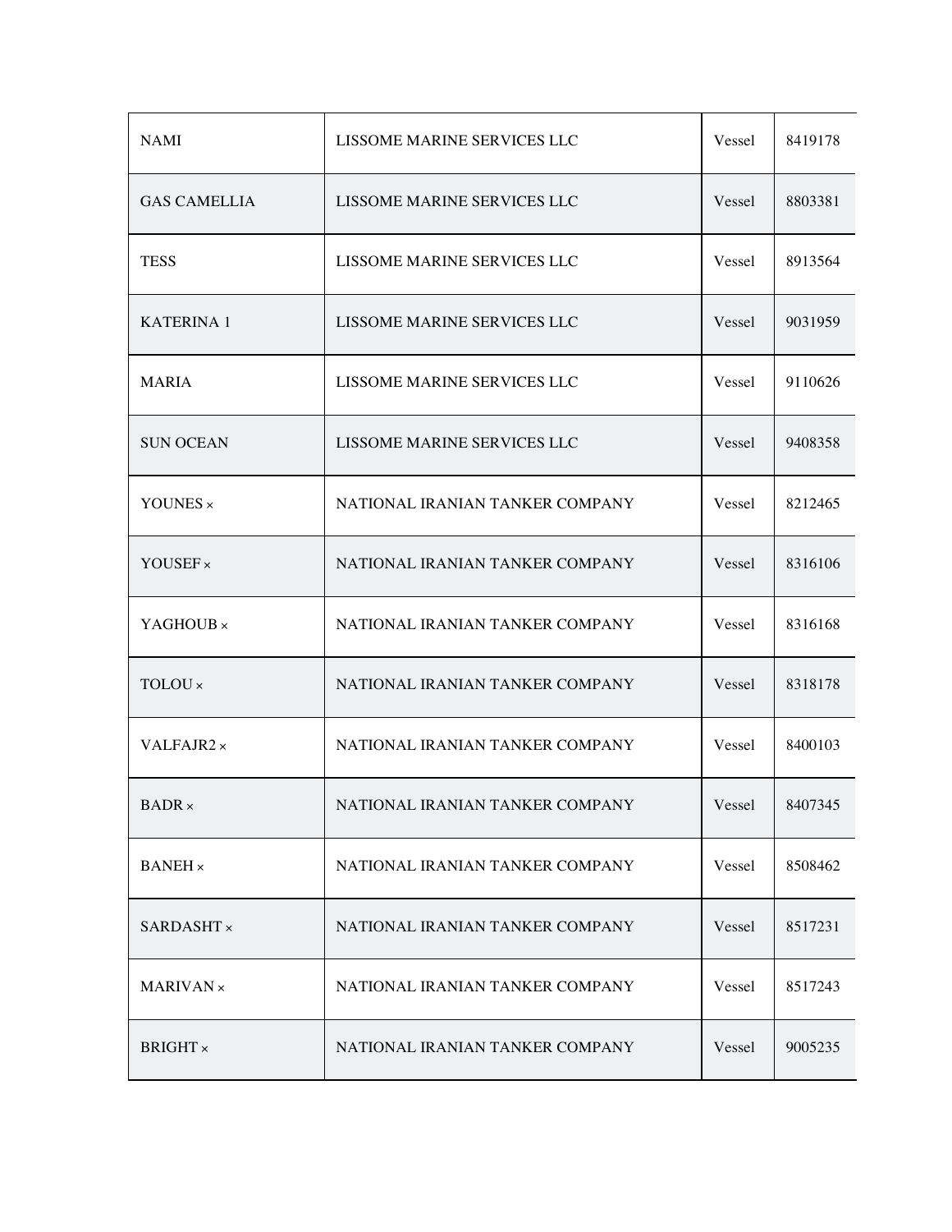| NAMI | LISSOME MARINE SERVICES LLC | Vessel | 8419178 |
|---|---|---|---|
| GAS CAMELLIA | LISSOME MARINE SERVICES LLC | Vessel | 8803381 |
| TESS | LISSOME MARINE SERVICES LLC | Vessel | 8913564 |
| KATERINA 1 | LISSOME MARINE SERVICES LLC | Vessel | 9031959 |
| MARIA | LISSOME MARINE SERVICES LLC | Vessel | 9110626 |
| SUN OCEAN | LISSOME MARINE SERVICES LLC | Vessel | 9408358 |
| YOUNES × | NATIONAL IRANIAN TANKER COMPANY | Vessel | 8212465 |
| YOUSEF × | NATIONAL IRANIAN TANKER COMPANY | Vessel | 8316106 |
| YAGHOUB × | NATIONAL IRANIAN TANKER COMPANY | Vessel | 8316168 |
| TOLOU × | NATIONAL IRANIAN TANKER COMPANY | Vessel | 8318178 |
| VALFAJR2 × | NATIONAL IRANIAN TANKER COMPANY | Vessel | 8400103 |
| BADR × | NATIONAL IRANIAN TANKER COMPANY | Vessel | 8407345 |
| BANEH × | NATIONAL IRANIAN TANKER COMPANY | Vessel | 8508462 |
| SARDASHT × | NATIONAL IRANIAN TANKER COMPANY | Vessel | 8517231 |
| MARIVAN × | NATIONAL IRANIAN TANKER COMPANY | Vessel | 8517243 |
| BRIGHT × | NATIONAL IRANIAN TANKER COMPANY | Vessel | 9005235 |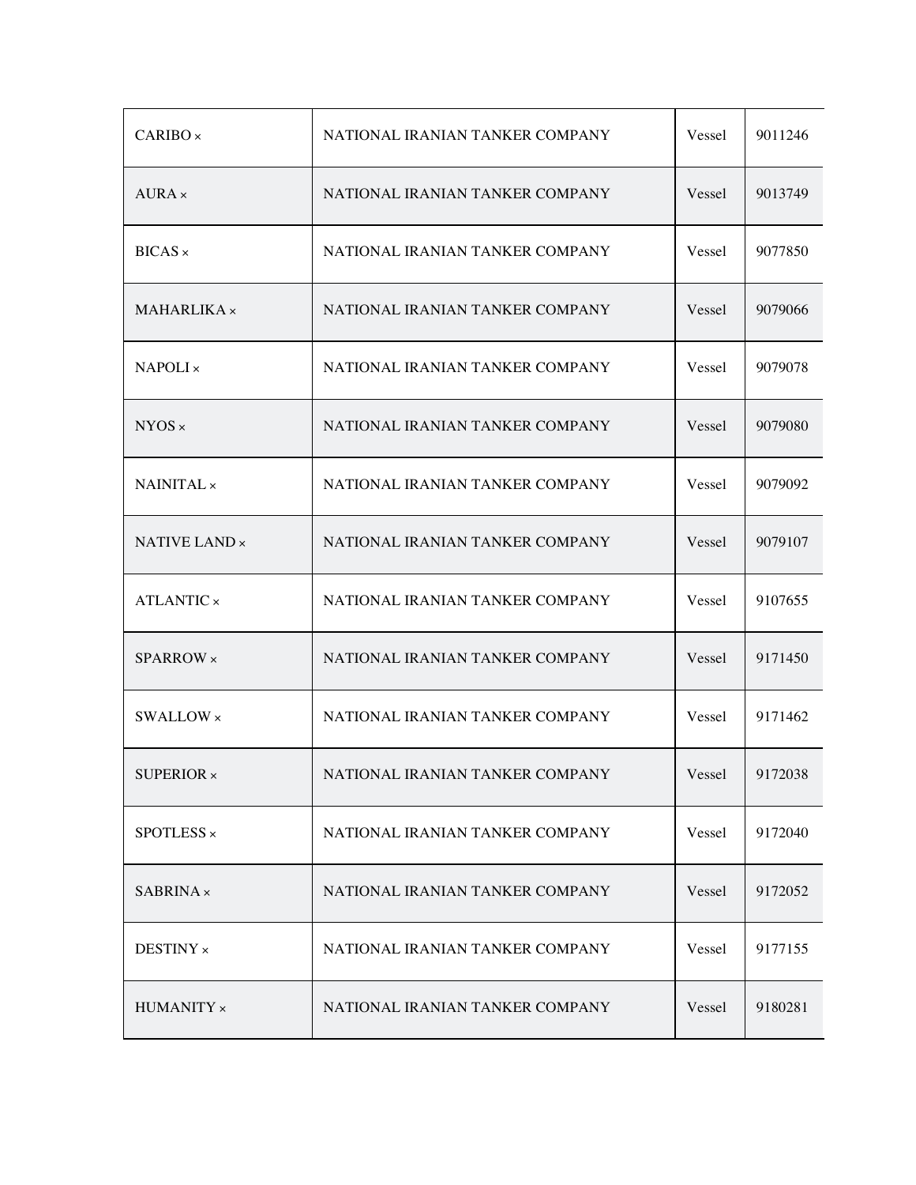| | | | |
|---|---|---|---|
| CARIBO × | NATIONAL IRANIAN TANKER COMPANY | Vessel | 9011246 |
| AURA × | NATIONAL IRANIAN TANKER COMPANY | Vessel | 9013749 |
| BICAS × | NATIONAL IRANIAN TANKER COMPANY | Vessel | 9077850 |
| MAHARLIKA × | NATIONAL IRANIAN TANKER COMPANY | Vessel | 9079066 |
| NAPOLI × | NATIONAL IRANIAN TANKER COMPANY | Vessel | 9079078 |
| NYOS × | NATIONAL IRANIAN TANKER COMPANY | Vessel | 9079080 |
| NAINITAL × | NATIONAL IRANIAN TANKER COMPANY | Vessel | 9079092 |
| NATIVE LAND × | NATIONAL IRANIAN TANKER COMPANY | Vessel | 9079107 |
| ATLANTIC × | NATIONAL IRANIAN TANKER COMPANY | Vessel | 9107655 |
| SPARROW × | NATIONAL IRANIAN TANKER COMPANY | Vessel | 9171450 |
| SWALLOW × | NATIONAL IRANIAN TANKER COMPANY | Vessel | 9171462 |
| SUPERIOR × | NATIONAL IRANIAN TANKER COMPANY | Vessel | 9172038 |
| SPOTLESS × | NATIONAL IRANIAN TANKER COMPANY | Vessel | 9172040 |
| SABRINA × | NATIONAL IRANIAN TANKER COMPANY | Vessel | 9172052 |
| DESTINY × | NATIONAL IRANIAN TANKER COMPANY | Vessel | 9177155 |
| HUMANITY × | NATIONAL IRANIAN TANKER COMPANY | Vessel | 9180281 |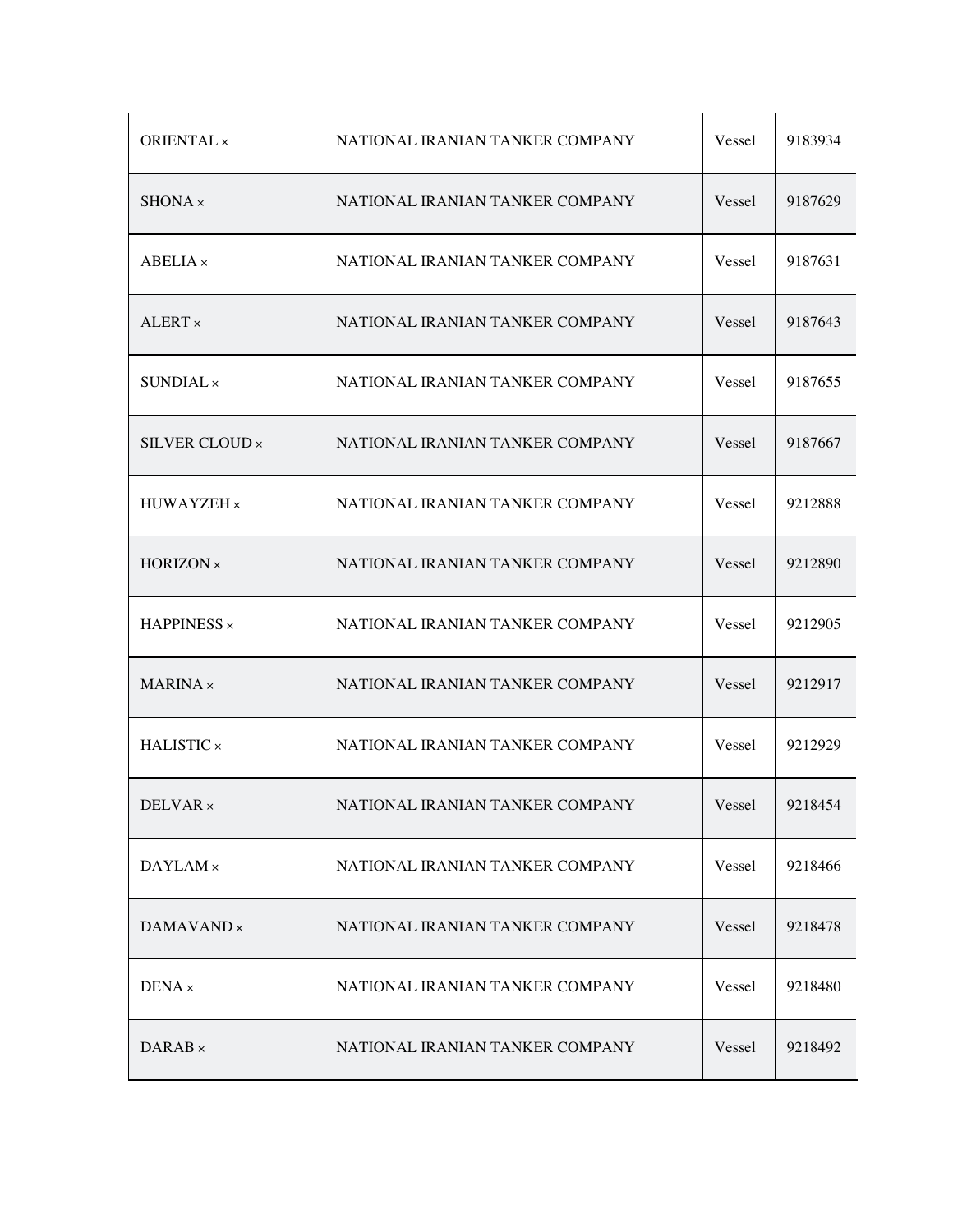| | | | |
|---|---|---|---|
| ORIENTAL × | NATIONAL IRANIAN TANKER COMPANY | Vessel | 9183934 |
| SHONA × | NATIONAL IRANIAN TANKER COMPANY | Vessel | 9187629 |
| ABELIA × | NATIONAL IRANIAN TANKER COMPANY | Vessel | 9187631 |
| ALERT × | NATIONAL IRANIAN TANKER COMPANY | Vessel | 9187643 |
| SUNDIAL × | NATIONAL IRANIAN TANKER COMPANY | Vessel | 9187655 |
| SILVER CLOUD × | NATIONAL IRANIAN TANKER COMPANY | Vessel | 9187667 |
| HUWAYZEH × | NATIONAL IRANIAN TANKER COMPANY | Vessel | 9212888 |
| HORIZON × | NATIONAL IRANIAN TANKER COMPANY | Vessel | 9212890 |
| HAPPINESS × | NATIONAL IRANIAN TANKER COMPANY | Vessel | 9212905 |
| MARINA × | NATIONAL IRANIAN TANKER COMPANY | Vessel | 9212917 |
| HALISTIC × | NATIONAL IRANIAN TANKER COMPANY | Vessel | 9212929 |
| DELVAR × | NATIONAL IRANIAN TANKER COMPANY | Vessel | 9218454 |
| DAYLAM × | NATIONAL IRANIAN TANKER COMPANY | Vessel | 9218466 |
| DAMAVAND × | NATIONAL IRANIAN TANKER COMPANY | Vessel | 9218478 |
| DENA × | NATIONAL IRANIAN TANKER COMPANY | Vessel | 9218480 |
| DARAB × | NATIONAL IRANIAN TANKER COMPANY | Vessel | 9218492 |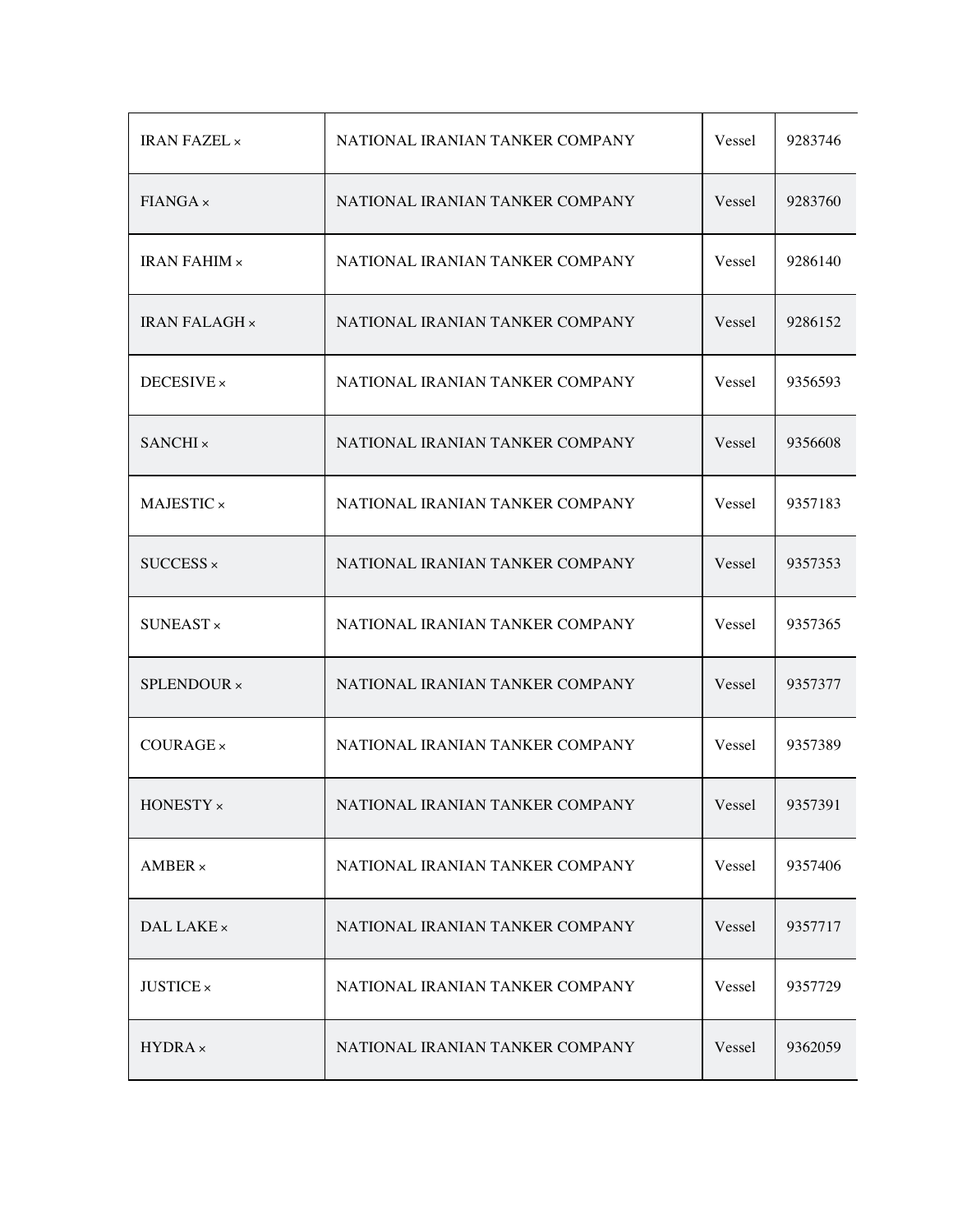| IRAN FAZEL × | NATIONAL IRANIAN TANKER COMPANY | Vessel | 9283746 |
|---|---|---|---|
| FIANGA × | NATIONAL IRANIAN TANKER COMPANY | Vessel | 9283760 |
| IRAN FAHIM × | NATIONAL IRANIAN TANKER COMPANY | Vessel | 9286140 |
| IRAN FALAGH × | NATIONAL IRANIAN TANKER COMPANY | Vessel | 9286152 |
| DECESIVE × | NATIONAL IRANIAN TANKER COMPANY | Vessel | 9356593 |
| SANCHI × | NATIONAL IRANIAN TANKER COMPANY | Vessel | 9356608 |
| MAJESTIC × | NATIONAL IRANIAN TANKER COMPANY | Vessel | 9357183 |
| SUCCESS × | NATIONAL IRANIAN TANKER COMPANY | Vessel | 9357353 |
| SUNEAST × | NATIONAL IRANIAN TANKER COMPANY | Vessel | 9357365 |
| SPLENDOUR × | NATIONAL IRANIAN TANKER COMPANY | Vessel | 9357377 |
| COURAGE × | NATIONAL IRANIAN TANKER COMPANY | Vessel | 9357389 |
| HONESTY × | NATIONAL IRANIAN TANKER COMPANY | Vessel | 9357391 |
| AMBER × | NATIONAL IRANIAN TANKER COMPANY | Vessel | 9357406 |
| DAL LAKE × | NATIONAL IRANIAN TANKER COMPANY | Vessel | 9357717 |
| JUSTICE × | NATIONAL IRANIAN TANKER COMPANY | Vessel | 9357729 |
| HYDRA × | NATIONAL IRANIAN TANKER COMPANY | Vessel | 9362059 |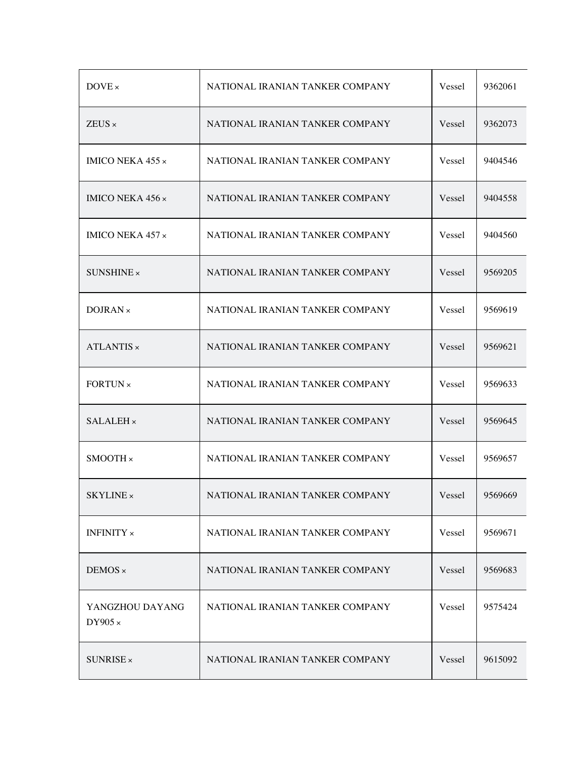| | | | |
|---|---|---|---|
| DOVE × | NATIONAL IRANIAN TANKER COMPANY | Vessel | 9362061 |
| ZEUS × | NATIONAL IRANIAN TANKER COMPANY | Vessel | 9362073 |
| IMICO NEKA 455 × | NATIONAL IRANIAN TANKER COMPANY | Vessel | 9404546 |
| IMICO NEKA 456 × | NATIONAL IRANIAN TANKER COMPANY | Vessel | 9404558 |
| IMICO NEKA 457 × | NATIONAL IRANIAN TANKER COMPANY | Vessel | 9404560 |
| SUNSHINE × | NATIONAL IRANIAN TANKER COMPANY | Vessel | 9569205 |
| DOJRAN × | NATIONAL IRANIAN TANKER COMPANY | Vessel | 9569619 |
| ATLANTIS × | NATIONAL IRANIAN TANKER COMPANY | Vessel | 9569621 |
| FORTUN × | NATIONAL IRANIAN TANKER COMPANY | Vessel | 9569633 |
| SALALEH × | NATIONAL IRANIAN TANKER COMPANY | Vessel | 9569645 |
| SMOOTH × | NATIONAL IRANIAN TANKER COMPANY | Vessel | 9569657 |
| SKYLINE × | NATIONAL IRANIAN TANKER COMPANY | Vessel | 9569669 |
| INFINITY × | NATIONAL IRANIAN TANKER COMPANY | Vessel | 9569671 |
| DEMOS × | NATIONAL IRANIAN TANKER COMPANY | Vessel | 9569683 |
| YANGZHOU DAYANG DY905 × | NATIONAL IRANIAN TANKER COMPANY | Vessel | 9575424 |
| SUNRISE × | NATIONAL IRANIAN TANKER COMPANY | Vessel | 9615092 |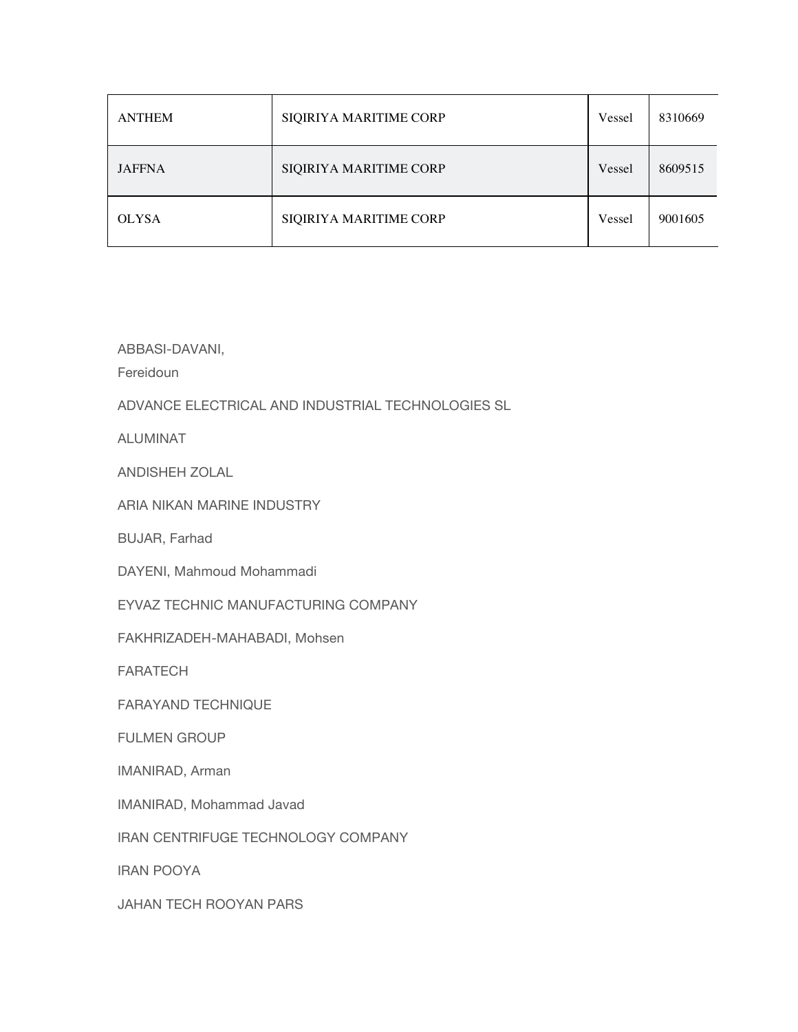| ANTHEM | SIQIRIYA MARITIME CORP | Vessel | 8310669 |
|---|---|---|---|
| JAFFNA | SIQIRIYA MARITIME CORP | Vessel | 8609515 |
| OLYSA | SIQIRIYA MARITIME CORP | Vessel | 9001605 |

ABBASI-DAVANI,
Fereidoun

ADVANCE ELECTRICAL AND INDUSTRIAL TECHNOLOGIES SL

ALUMINAT

ANDISHEH ZOLAL

ARIA NIKAN MARINE INDUSTRY

BUJAR, Farhad

DAYENI, Mahmoud Mohammadi

EYVAZ TECHNIC MANUFACTURING COMPANY

FAKHRIZADEH-MAHABADI, Mohsen

FARATECH

FARAYAND TECHNIQUE

FULMEN GROUP

IMANIRAD, Arman

IMANIRAD, Mohammad Javad

IRAN CENTRIFUGE TECHNOLOGY COMPANY

IRAN POOYA

JAHAN TECH ROOYAN PARS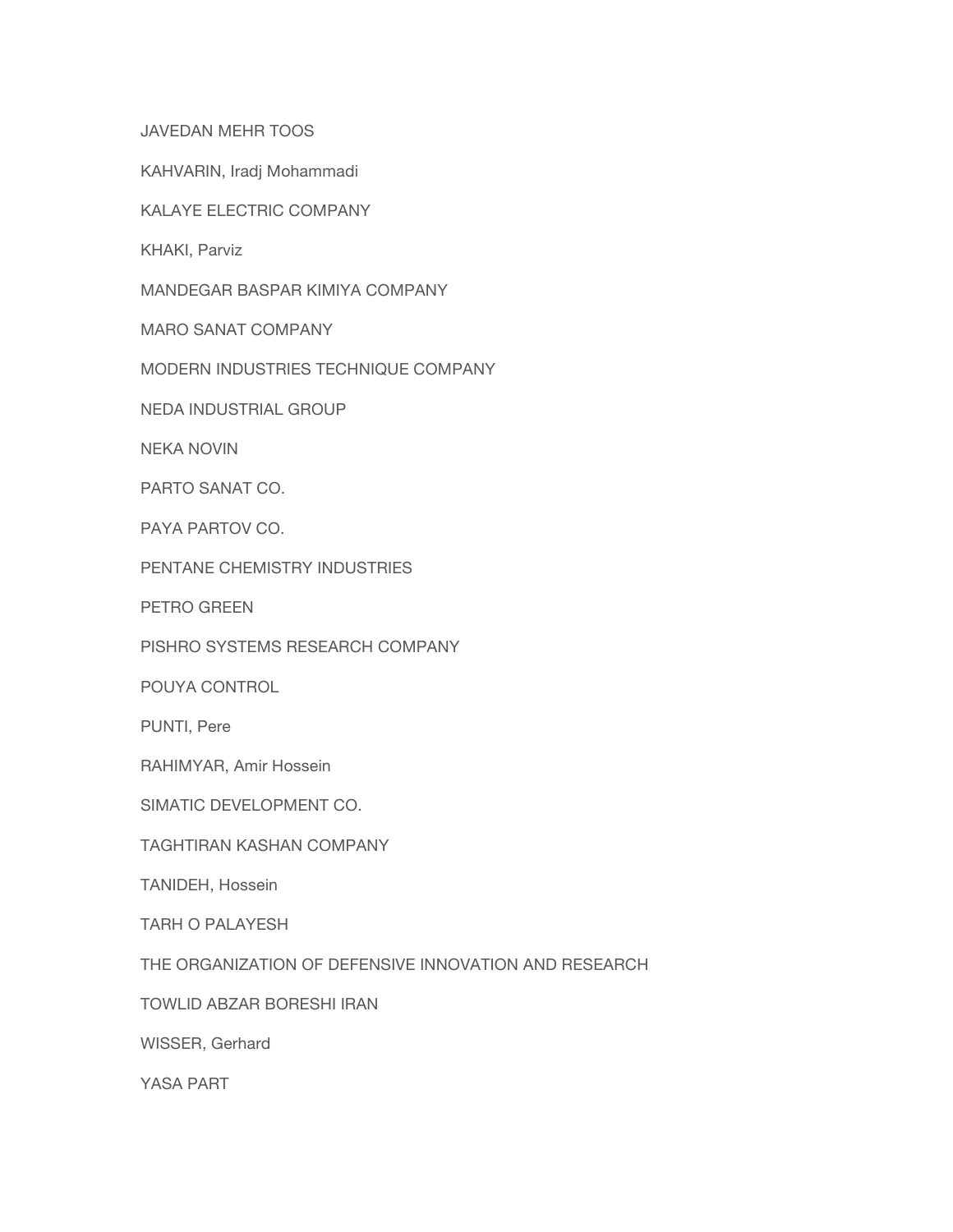JAVEDAN MEHR TOOS

KAHVARIN, Iradj Mohammadi

KALAYE ELECTRIC COMPANY

KHAKI, Parviz

MANDEGAR BASPAR KIMIYA COMPANY

MARO SANAT COMPANY

MODERN INDUSTRIES TECHNIQUE COMPANY

NEDA INDUSTRIAL GROUP

NEKA NOVIN

PARTO SANAT CO.

PAYA PARTOV CO.

PENTANE CHEMISTRY INDUSTRIES

PETRO GREEN

PISHRO SYSTEMS RESEARCH COMPANY

POUYA CONTROL

PUNTI, Pere

RAHIMYAR, Amir Hossein

SIMATIC DEVELOPMENT CO.

TAGHTIRAN KASHAN COMPANY

TANIDEH, Hossein

TARH O PALAYESH

THE ORGANIZATION OF DEFENSIVE INNOVATION AND RESEARCH

TOWLID ABZAR BORESHI IRAN

WISSER, Gerhard

YASA PART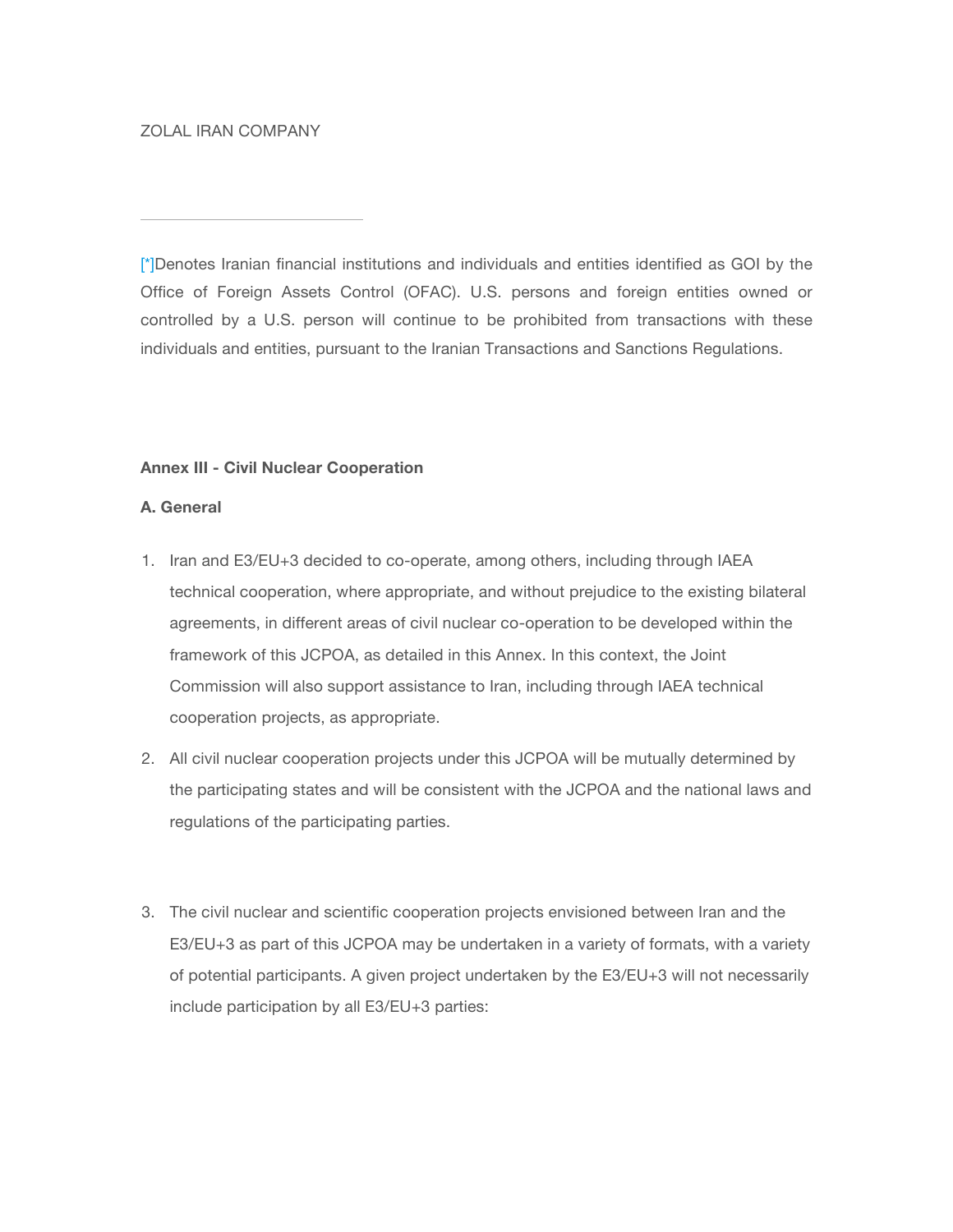ZOLAL IRAN COMPANY

---

[*]Denotes Iranian financial institutions and individuals and entities identified as GOI by the Office of Foreign Assets Control (OFAC). U.S. persons and foreign entities owned or controlled by a U.S. person will continue to be prohibited from transactions with these individuals and entities, pursuant to the Iranian Transactions and Sanctions Regulations.

**Annex III - Civil Nuclear Cooperation**

**A. General**

1. Iran and E3/EU+3 decided to co-operate, among others, including through IAEA technical cooperation, where appropriate, and without prejudice to the existing bilateral agreements, in different areas of civil nuclear co-operation to be developed within the framework of this JCPOA, as detailed in this Annex. In this context, the Joint Commission will also support assistance to Iran, including through IAEA technical cooperation projects, as appropriate.
2. All civil nuclear cooperation projects under this JCPOA will be mutually determined by the participating states and will be consistent with the JCPOA and the national laws and regulations of the participating parties.
3. The civil nuclear and scientific cooperation projects envisioned between Iran and the E3/EU+3 as part of this JCPOA may be undertaken in a variety of formats, with a variety of potential participants. A given project undertaken by the E3/EU+3 will not necessarily include participation by all E3/EU+3 parties: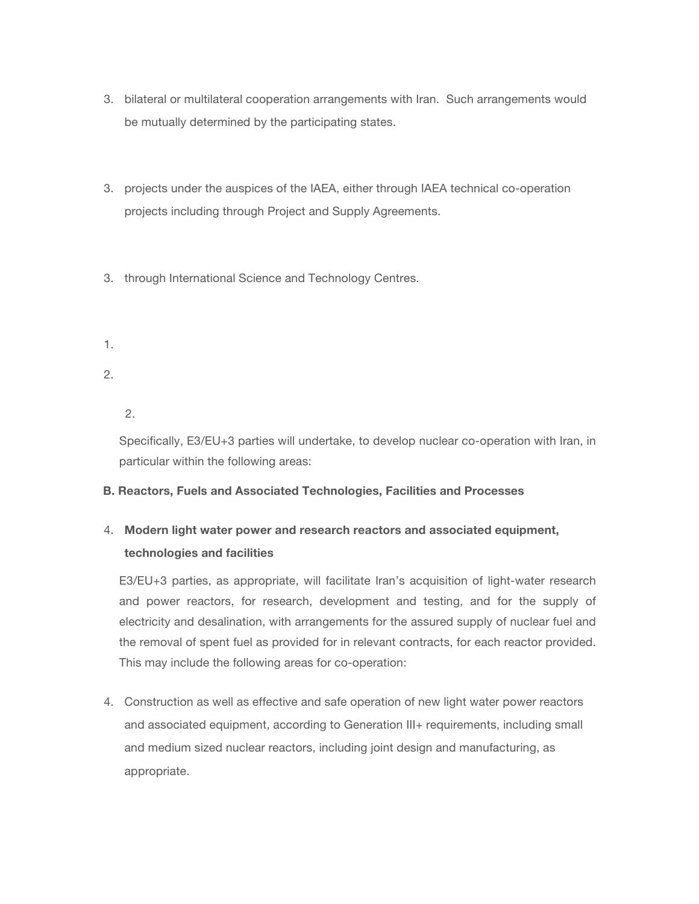3. bilateral or multilateral cooperation arrangements with Iran. Such arrangements would be mutually determined by the participating states.

3. projects under the auspices of the IAEA, either through IAEA technical co-operation projects including through Project and Supply Agreements.

3. through International Science and Technology Centres.

1.

2.

2.

Specifically, E3/EU+3 parties will undertake, to develop nuclear co-operation with Iran, in particular within the following areas:

**B. Reactors, Fuels and Associated Technologies, Facilities and Processes**

4. **Modern light water power and research reactors and associated equipment, technologies and facilities**

E3/EU+3 parties, as appropriate, will facilitate Iran's acquisition of light-water research and power reactors, for research, development and testing, and for the supply of electricity and desalination, with arrangements for the assured supply of nuclear fuel and the removal of spent fuel as provided for in relevant contracts, for each reactor provided. This may include the following areas for co-operation:

4. Construction as well as effective and safe operation of new light water power reactors and associated equipment, according to Generation III+ requirements, including small and medium sized nuclear reactors, including joint design and manufacturing, as appropriate.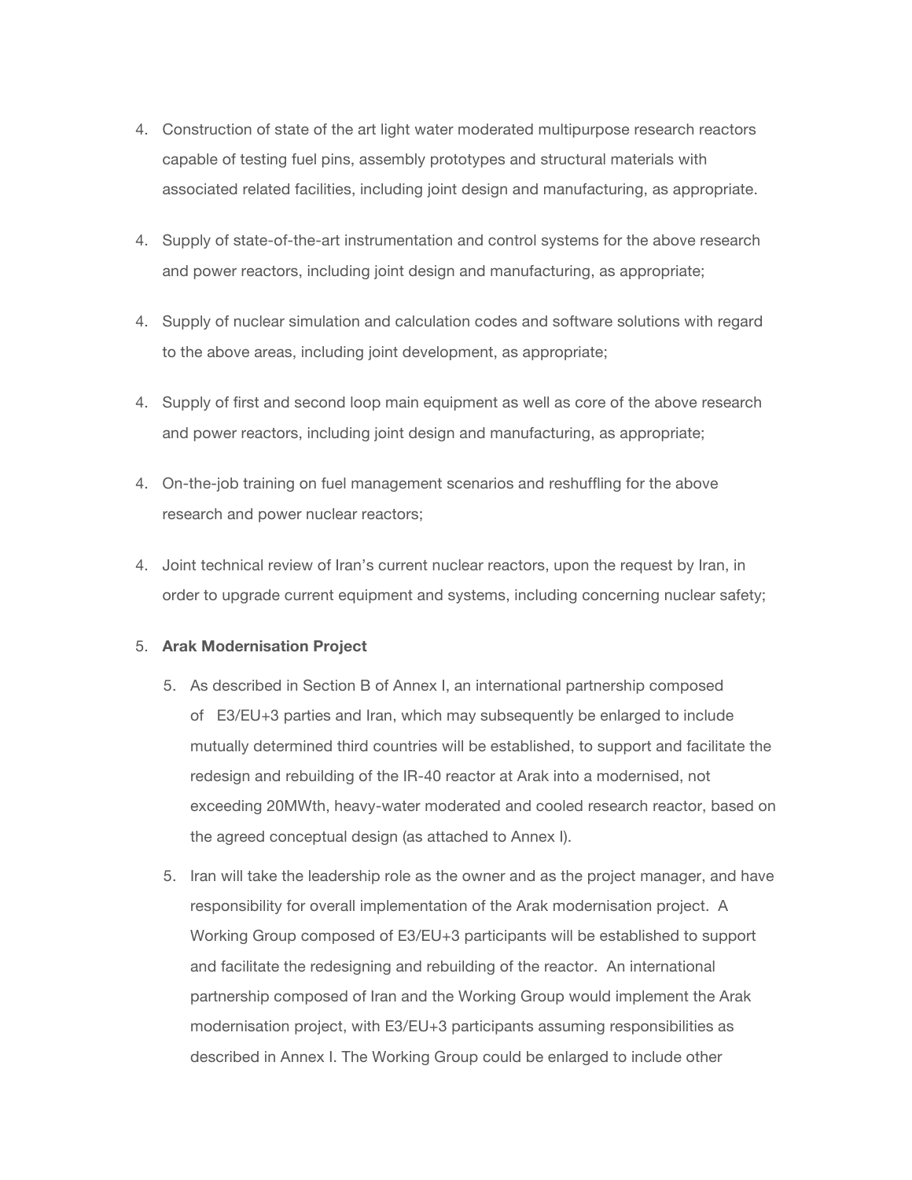4. Construction of state of the art light water moderated multipurpose research reactors capable of testing fuel pins, assembly prototypes and structural materials with associated related facilities, including joint design and manufacturing, as appropriate.

4. Supply of state-of-the-art instrumentation and control systems for the above research and power reactors, including joint design and manufacturing, as appropriate;

4. Supply of nuclear simulation and calculation codes and software solutions with regard to the above areas, including joint development, as appropriate;

4. Supply of first and second loop main equipment as well as core of the above research and power reactors, including joint design and manufacturing, as appropriate;

4. On-the-job training on fuel management scenarios and reshuffling for the above research and power nuclear reactors;

4. Joint technical review of Iran's current nuclear reactors, upon the request by Iran, in order to upgrade current equipment and systems, including concerning nuclear safety;

5. **Arak Modernisation Project**

    5. As described in Section B of Annex I, an international partnership composed of E3/EU+3 parties and Iran, which may subsequently be enlarged to include mutually determined third countries will be established, to support and facilitate the redesign and rebuilding of the IR-40 reactor at Arak into a modernised, not exceeding 20MWth, heavy-water moderated and cooled research reactor, based on the agreed conceptual design (as attached to Annex I).

    5. Iran will take the leadership role as the owner and as the project manager, and have responsibility for overall implementation of the Arak modernisation project. A Working Group composed of E3/EU+3 participants will be established to support and facilitate the redesigning and rebuilding of the reactor. An international partnership composed of Iran and the Working Group would implement the Arak modernisation project, with E3/EU+3 participants assuming responsibilities as described in Annex I. The Working Group could be enlarged to include other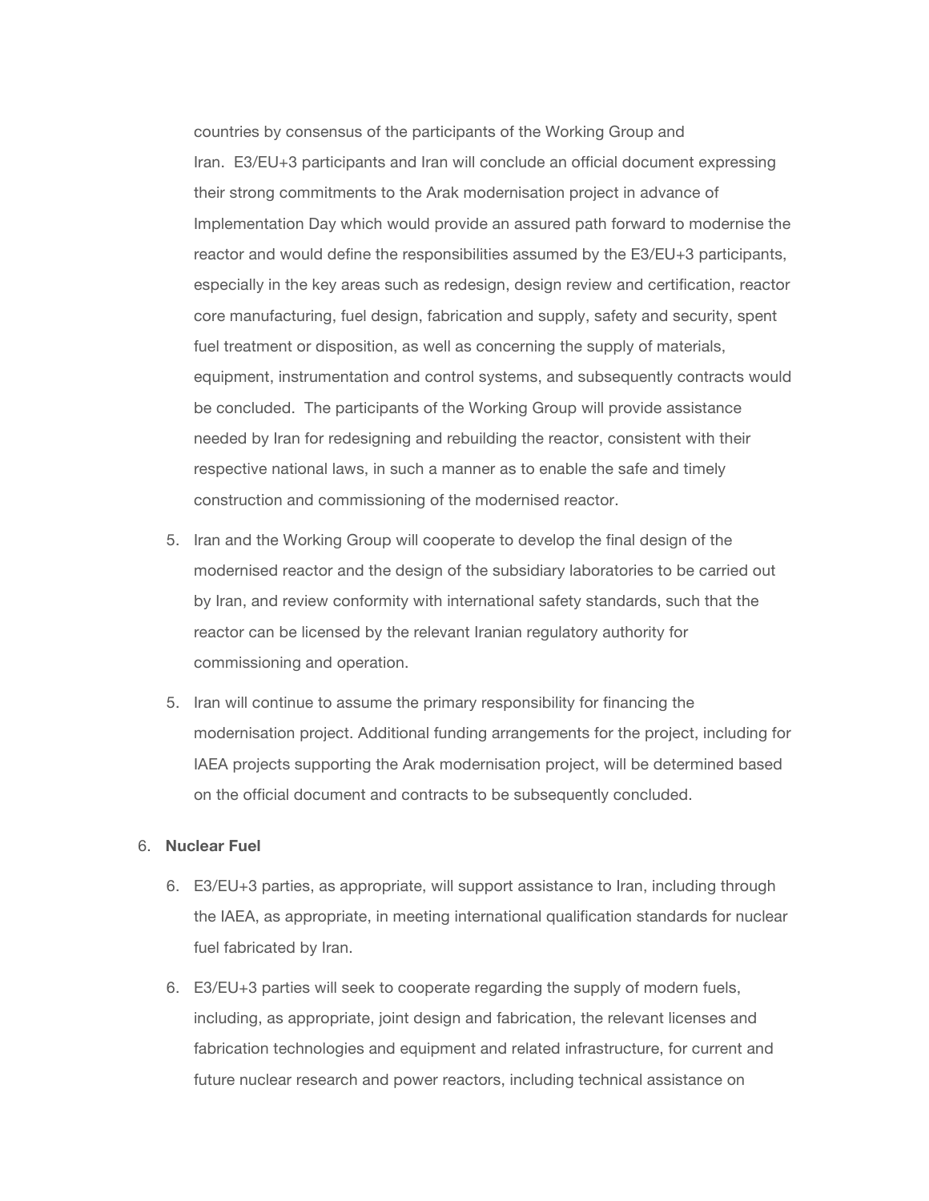countries by consensus of the participants of the Working Group and Iran. E3/EU+3 participants and Iran will conclude an official document expressing their strong commitments to the Arak modernisation project in advance of Implementation Day which would provide an assured path forward to modernise the reactor and would define the responsibilities assumed by the E3/EU+3 participants, especially in the key areas such as redesign, design review and certification, reactor core manufacturing, fuel design, fabrication and supply, safety and security, spent fuel treatment or disposition, as well as concerning the supply of materials, equipment, instrumentation and control systems, and subsequently contracts would be concluded. The participants of the Working Group will provide assistance needed by Iran for redesigning and rebuilding the reactor, consistent with their respective national laws, in such a manner as to enable the safe and timely construction and commissioning of the modernised reactor.

5. Iran and the Working Group will cooperate to develop the final design of the modernised reactor and the design of the subsidiary laboratories to be carried out by Iran, and review conformity with international safety standards, such that the reactor can be licensed by the relevant Iranian regulatory authority for commissioning and operation.

5. Iran will continue to assume the primary responsibility for financing the modernisation project. Additional funding arrangements for the project, including for IAEA projects supporting the Arak modernisation project, will be determined based on the official document and contracts to be subsequently concluded.

6. **Nuclear Fuel**

    6. E3/EU+3 parties, as appropriate, will support assistance to Iran, including through the IAEA, as appropriate, in meeting international qualification standards for nuclear fuel fabricated by Iran.

    6. E3/EU+3 parties will seek to cooperate regarding the supply of modern fuels, including, as appropriate, joint design and fabrication, the relevant licenses and fabrication technologies and equipment and related infrastructure, for current and future nuclear research and power reactors, including technical assistance on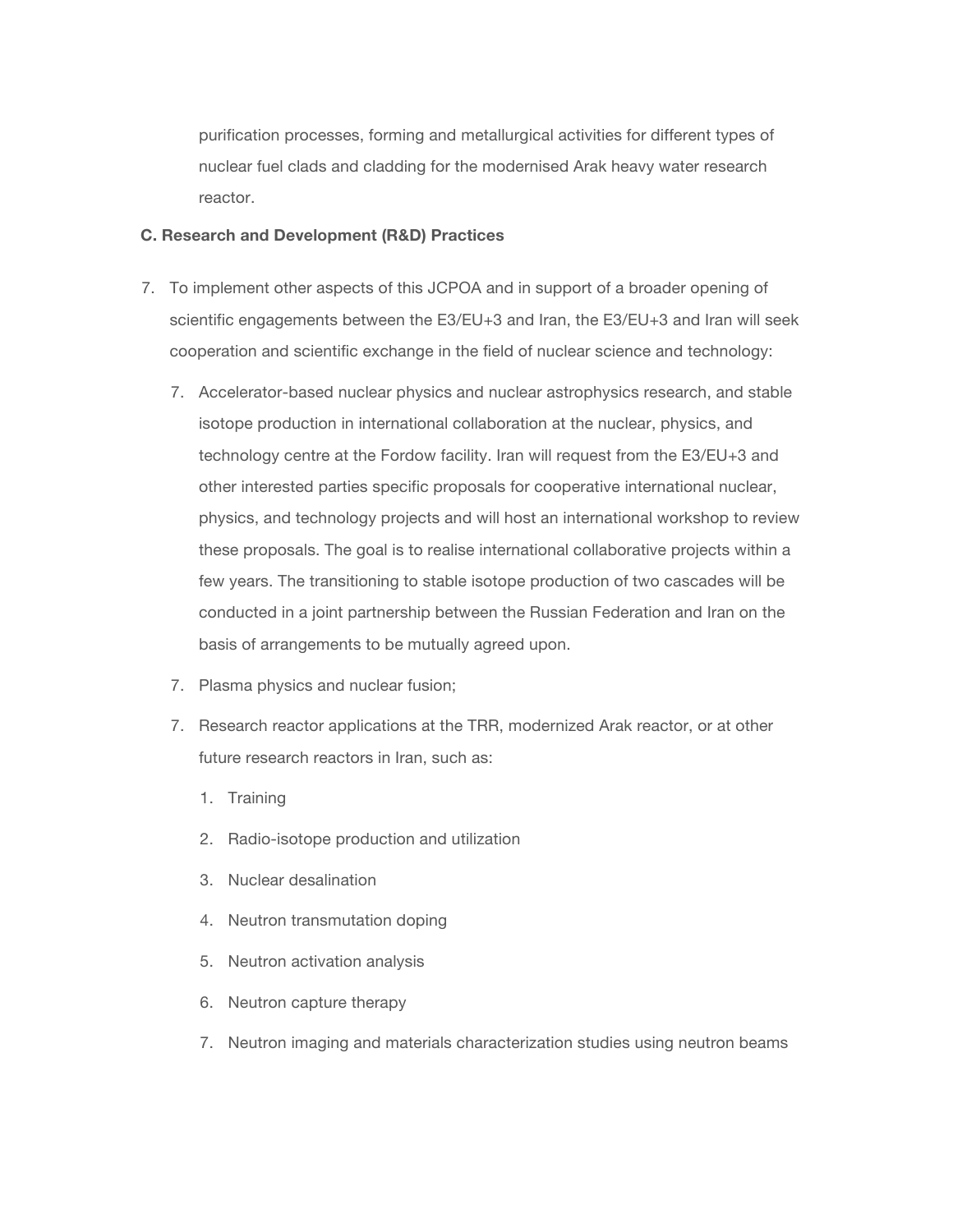purification processes, forming and metallurgical activities for different types of nuclear fuel clads and cladding for the modernised Arak heavy water research reactor.

**C. Research and Development (R&D) Practices**

7. To implement other aspects of this JCPOA and in support of a broader opening of scientific engagements between the E3/EU+3 and Iran, the E3/EU+3 and Iran will seek cooperation and scientific exchange in the field of nuclear science and technology:

    7. Accelerator-based nuclear physics and nuclear astrophysics research, and stable isotope production in international collaboration at the nuclear, physics, and technology centre at the Fordow facility. Iran will request from the E3/EU+3 and other interested parties specific proposals for cooperative international nuclear, physics, and technology projects and will host an international workshop to review these proposals. The goal is to realise international collaborative projects within a few years. The transitioning to stable isotope production of two cascades will be conducted in a joint partnership between the Russian Federation and Iran on the basis of arrangements to be mutually agreed upon.

    7. Plasma physics and nuclear fusion;

    7. Research reactor applications at the TRR, modernized Arak reactor, or at other future research reactors in Iran, such as:

        1. Training
        2. Radio-isotope production and utilization
        3. Nuclear desalination
        4. Neutron transmutation doping
        5. Neutron activation analysis
        6. Neutron capture therapy
        7. Neutron imaging and materials characterization studies using neutron beams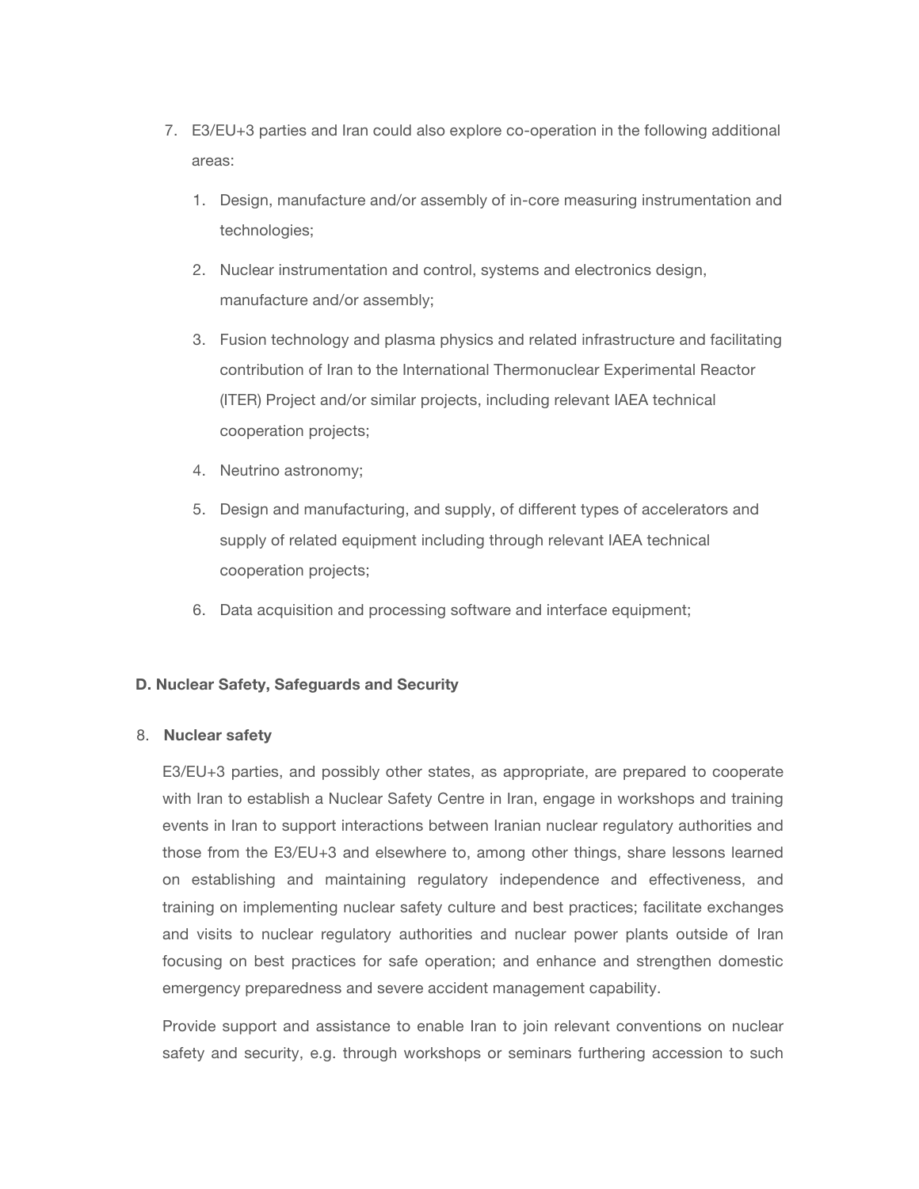7. E3/EU+3 parties and Iran could also explore co-operation in the following additional areas:

   1. Design, manufacture and/or assembly of in-core measuring instrumentation and technologies;
   2. Nuclear instrumentation and control, systems and electronics design, manufacture and/or assembly;
   3. Fusion technology and plasma physics and related infrastructure and facilitating contribution of Iran to the International Thermonuclear Experimental Reactor (ITER) Project and/or similar projects, including relevant IAEA technical cooperation projects;
   4. Neutrino astronomy;
   5. Design and manufacturing, and supply, of different types of accelerators and supply of related equipment including through relevant IAEA technical cooperation projects;
   6. Data acquisition and processing software and interface equipment;

### D. Nuclear Safety, Safeguards and Security

8. **Nuclear safety**

   E3/EU+3 parties, and possibly other states, as appropriate, are prepared to cooperate with Iran to establish a Nuclear Safety Centre in Iran, engage in workshops and training events in Iran to support interactions between Iranian nuclear regulatory authorities and those from the E3/EU+3 and elsewhere to, among other things, share lessons learned on establishing and maintaining regulatory independence and effectiveness, and training on implementing nuclear safety culture and best practices; facilitate exchanges and visits to nuclear regulatory authorities and nuclear power plants outside of Iran focusing on best practices for safe operation; and enhance and strengthen domestic emergency preparedness and severe accident management capability.

   Provide support and assistance to enable Iran to join relevant conventions on nuclear safety and security, e.g. through workshops or seminars furthering accession to such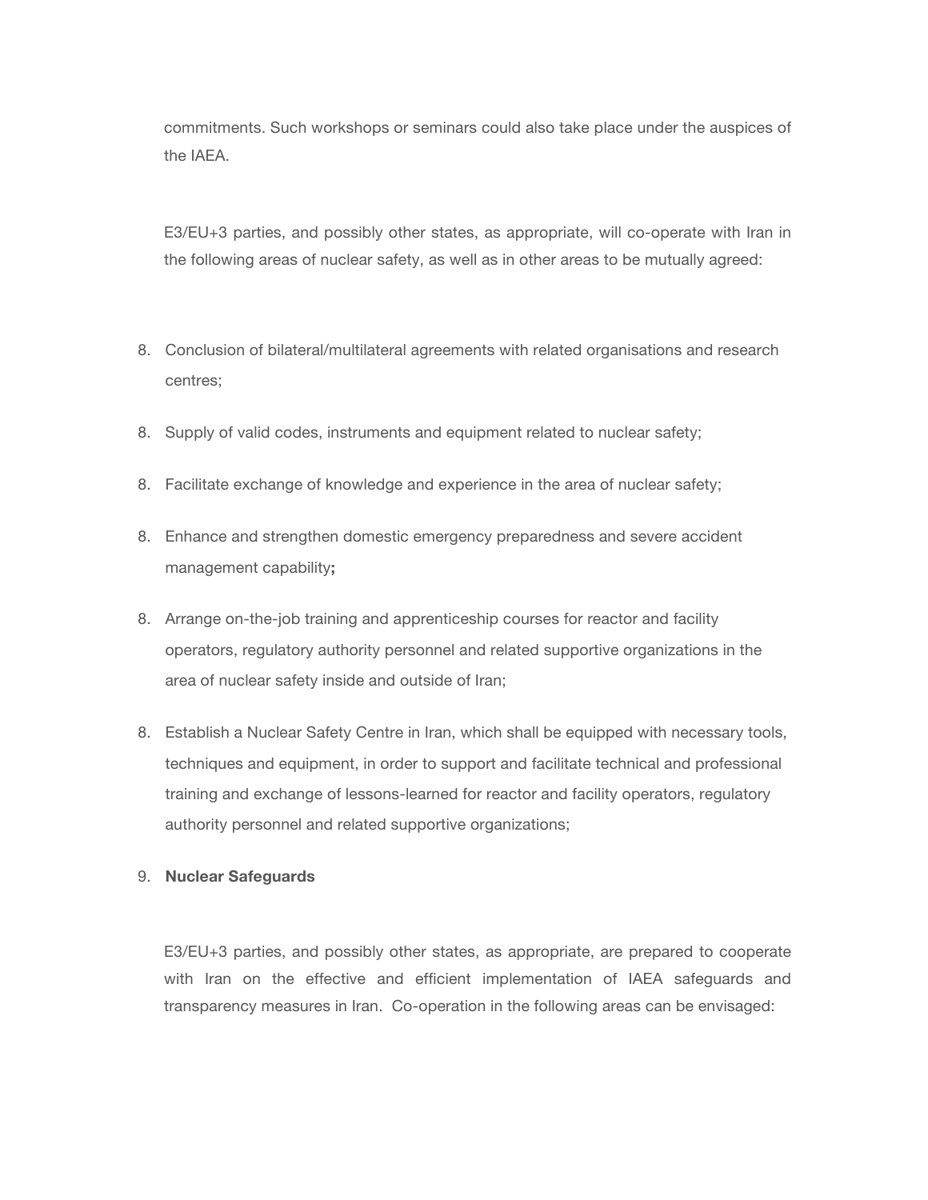commitments. Such workshops or seminars could also take place under the auspices of the IAEA.

E3/EU+3 parties, and possibly other states, as appropriate, will co-operate with Iran in the following areas of nuclear safety, as well as in other areas to be mutually agreed:

8. Conclusion of bilateral/multilateral agreements with related organisations and research centres;
8. Supply of valid codes, instruments and equipment related to nuclear safety;
8. Facilitate exchange of knowledge and experience in the area of nuclear safety;
8. Enhance and strengthen domestic emergency preparedness and severe accident management capability**;**
8. Arrange on-the-job training and apprenticeship courses for reactor and facility operators, regulatory authority personnel and related supportive organizations in the area of nuclear safety inside and outside of Iran;
8. Establish a Nuclear Safety Centre in Iran, which shall be equipped with necessary tools, techniques and equipment, in order to support and facilitate technical and professional training and exchange of lessons-learned for reactor and facility operators, regulatory authority personnel and related supportive organizations;

9. **Nuclear Safeguards**

E3/EU+3 parties, and possibly other states, as appropriate, are prepared to cooperate with Iran on the effective and efficient implementation of IAEA safeguards and transparency measures in Iran. Co-operation in the following areas can be envisaged: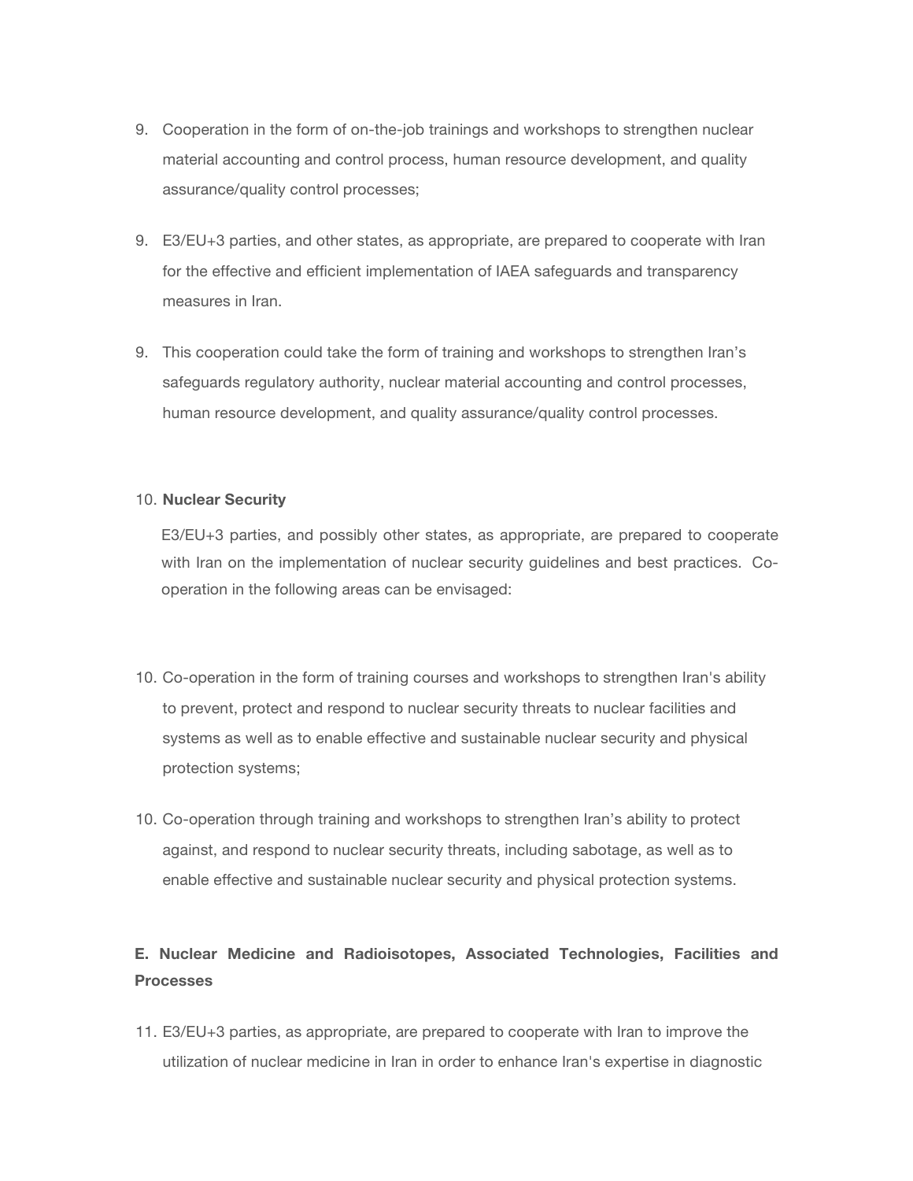9. Cooperation in the form of on-the-job trainings and workshops to strengthen nuclear material accounting and control process, human resource development, and quality assurance/quality control processes;

9. E3/EU+3 parties, and other states, as appropriate, are prepared to cooperate with Iran for the effective and efficient implementation of IAEA safeguards and transparency measures in Iran.

9. This cooperation could take the form of training and workshops to strengthen Iran's safeguards regulatory authority, nuclear material accounting and control processes, human resource development, and quality assurance/quality control processes.

10. **Nuclear Security**

    E3/EU+3 parties, and possibly other states, as appropriate, are prepared to cooperate with Iran on the implementation of nuclear security guidelines and best practices. Co-operation in the following areas can be envisaged:

10. Co-operation in the form of training courses and workshops to strengthen Iran's ability to prevent, protect and respond to nuclear security threats to nuclear facilities and systems as well as to enable effective and sustainable nuclear security and physical protection systems;

10. Co-operation through training and workshops to strengthen Iran's ability to protect against, and respond to nuclear security threats, including sabotage, as well as to enable effective and sustainable nuclear security and physical protection systems.

**E. Nuclear Medicine and Radioisotopes, Associated Technologies, Facilities and Processes**

11. E3/EU+3 parties, as appropriate, are prepared to cooperate with Iran to improve the utilization of nuclear medicine in Iran in order to enhance Iran's expertise in diagnostic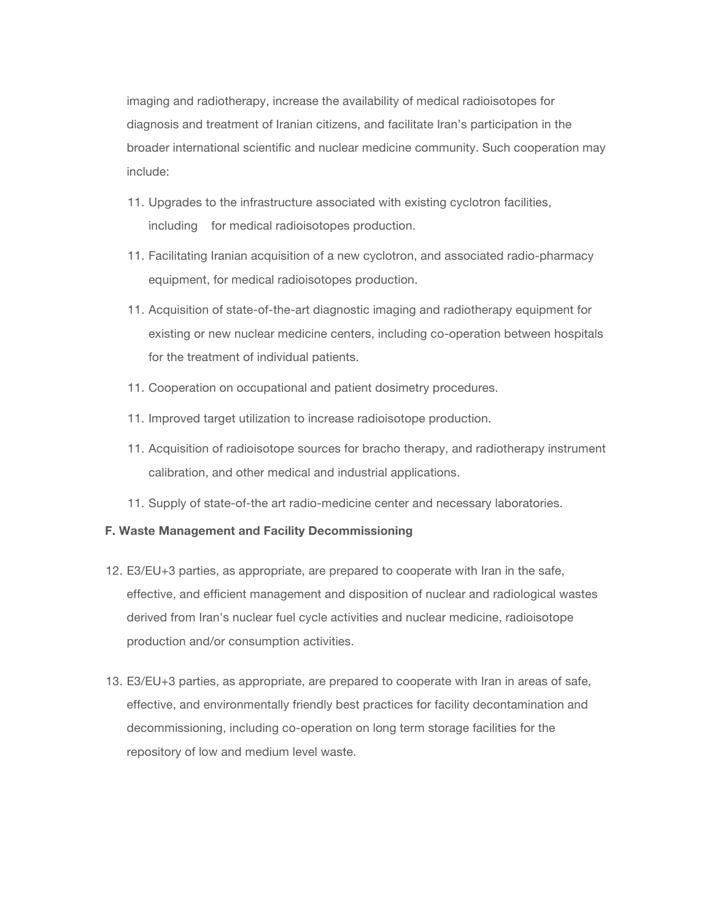imaging and radiotherapy, increase the availability of medical radioisotopes for diagnosis and treatment of Iranian citizens, and facilitate Iran's participation in the broader international scientific and nuclear medicine community. Such cooperation may include:

11. Upgrades to the infrastructure associated with existing cyclotron facilities, including for medical radioisotopes production.
11. Facilitating Iranian acquisition of a new cyclotron, and associated radio-pharmacy equipment, for medical radioisotopes production.
11. Acquisition of state-of-the-art diagnostic imaging and radiotherapy equipment for existing or new nuclear medicine centers, including co-operation between hospitals for the treatment of individual patients.
11. Cooperation on occupational and patient dosimetry procedures.
11. Improved target utilization to increase radioisotope production.
11. Acquisition of radioisotope sources for bracho therapy, and radiotherapy instrument calibration, and other medical and industrial applications.
11. Supply of state-of-the art radio-medicine center and necessary laboratories.

**F. Waste Management and Facility Decommissioning**

12. E3/EU+3 parties, as appropriate, are prepared to cooperate with Iran in the safe, effective, and efficient management and disposition of nuclear and radiological wastes derived from Iran's nuclear fuel cycle activities and nuclear medicine, radioisotope production and/or consumption activities.

13. E3/EU+3 parties, as appropriate, are prepared to cooperate with Iran in areas of safe, effective, and environmentally friendly best practices for facility decontamination and decommissioning, including co-operation on long term storage facilities for the repository of low and medium level waste.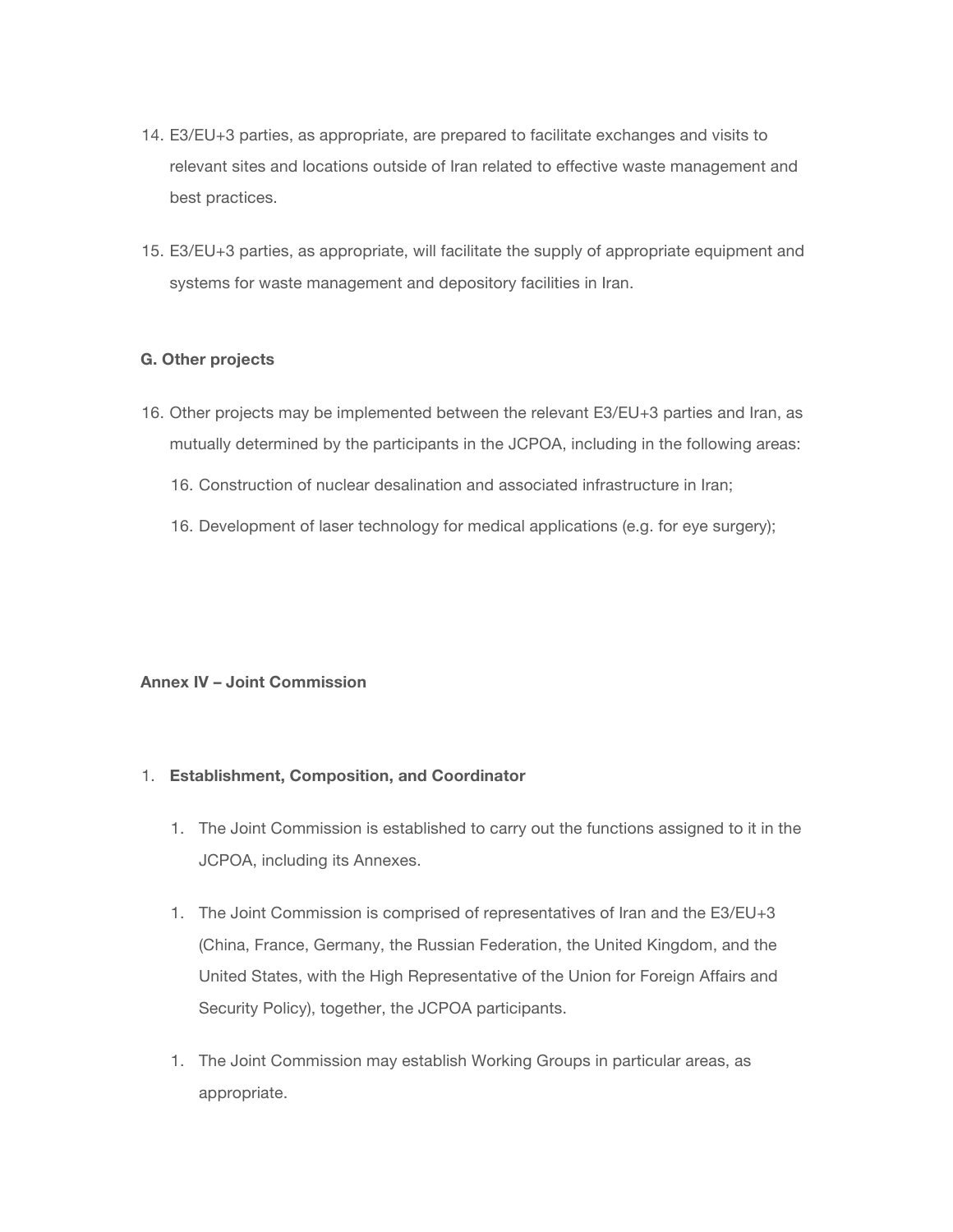14. E3/EU+3 parties, as appropriate, are prepared to facilitate exchanges and visits to relevant sites and locations outside of Iran related to effective waste management and best practices.

15. E3/EU+3 parties, as appropriate, will facilitate the supply of appropriate equipment and systems for waste management and depository facilities in Iran.

**G. Other projects**

16. Other projects may be implemented between the relevant E3/EU+3 parties and Iran, as mutually determined by the participants in the JCPOA, including in the following areas:

    16. Construction of nuclear desalination and associated infrastructure in Iran;

    16. Development of laser technology for medical applications (e.g. for eye surgery);

**Annex IV – Joint Commission**

1. **Establishment, Composition, and Coordinator**

    1. The Joint Commission is established to carry out the functions assigned to it in the JCPOA, including its Annexes.

    1. The Joint Commission is comprised of representatives of Iran and the E3/EU+3 (China, France, Germany, the Russian Federation, the United Kingdom, and the United States, with the High Representative of the Union for Foreign Affairs and Security Policy), together, the JCPOA participants.

    1. The Joint Commission may establish Working Groups in particular areas, as appropriate.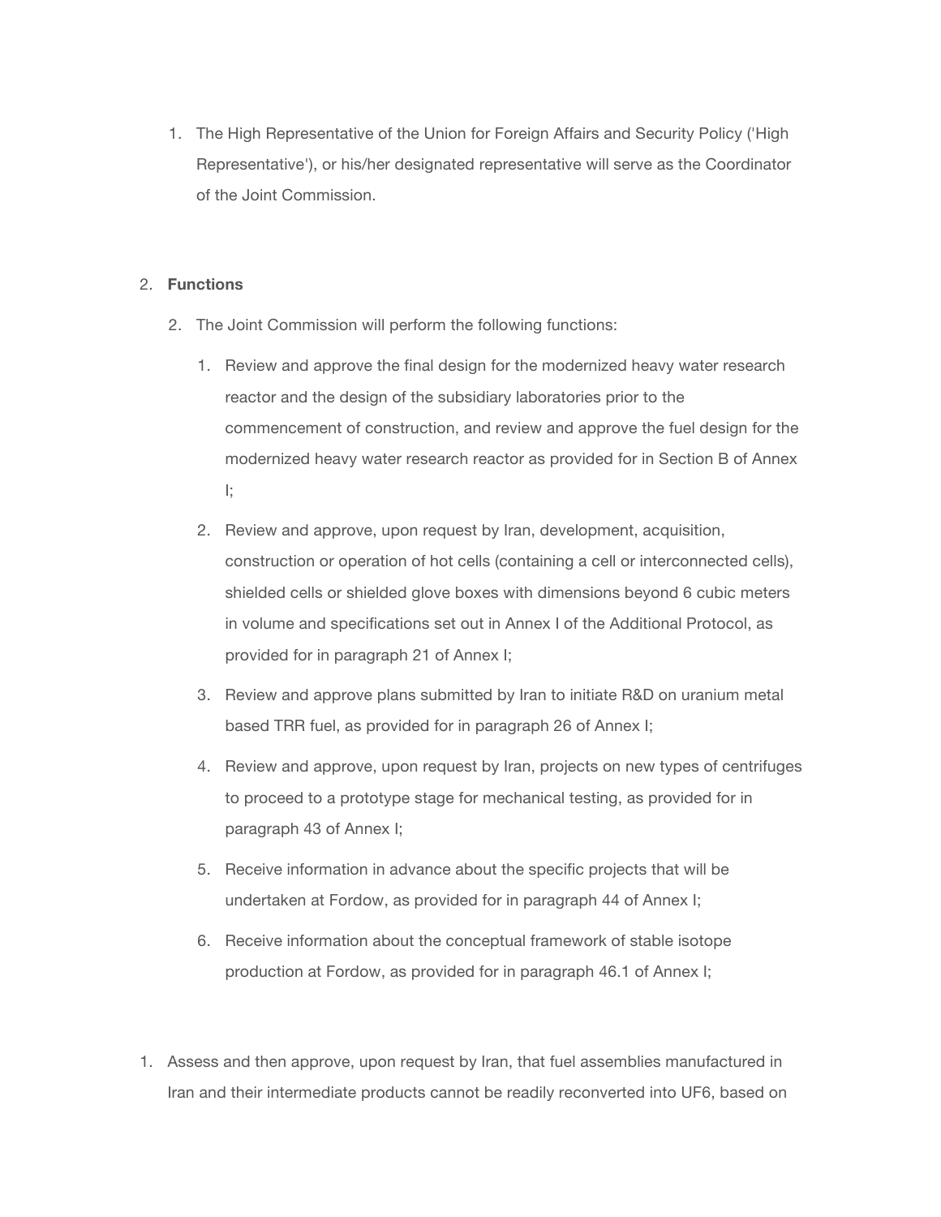1. The High Representative of the Union for Foreign Affairs and Security Policy ('High Representative'), or his/her designated representative will serve as the Coordinator of the Joint Commission.

2. **Functions**

   2. The Joint Commission will perform the following functions:

      1. Review and approve the final design for the modernized heavy water research reactor and the design of the subsidiary laboratories prior to the commencement of construction, and review and approve the fuel design for the modernized heavy water research reactor as provided for in Section B of Annex I;
      2. Review and approve, upon request by Iran, development, acquisition, construction or operation of hot cells (containing a cell or interconnected cells), shielded cells or shielded glove boxes with dimensions beyond 6 cubic meters in volume and specifications set out in Annex I of the Additional Protocol, as provided for in paragraph 21 of Annex I;
      3. Review and approve plans submitted by Iran to initiate R&D on uranium metal based TRR fuel, as provided for in paragraph 26 of Annex I;
      4. Review and approve, upon request by Iran, projects on new types of centrifuges to proceed to a prototype stage for mechanical testing, as provided for in paragraph 43 of Annex I;
      5. Receive information in advance about the specific projects that will be undertaken at Fordow, as provided for in paragraph 44 of Annex I;
      6. Receive information about the conceptual framework of stable isotope production at Fordow, as provided for in paragraph 46.1 of Annex I;

1. Assess and then approve, upon request by Iran, that fuel assemblies manufactured in Iran and their intermediate products cannot be readily reconverted into $UF_6$, based on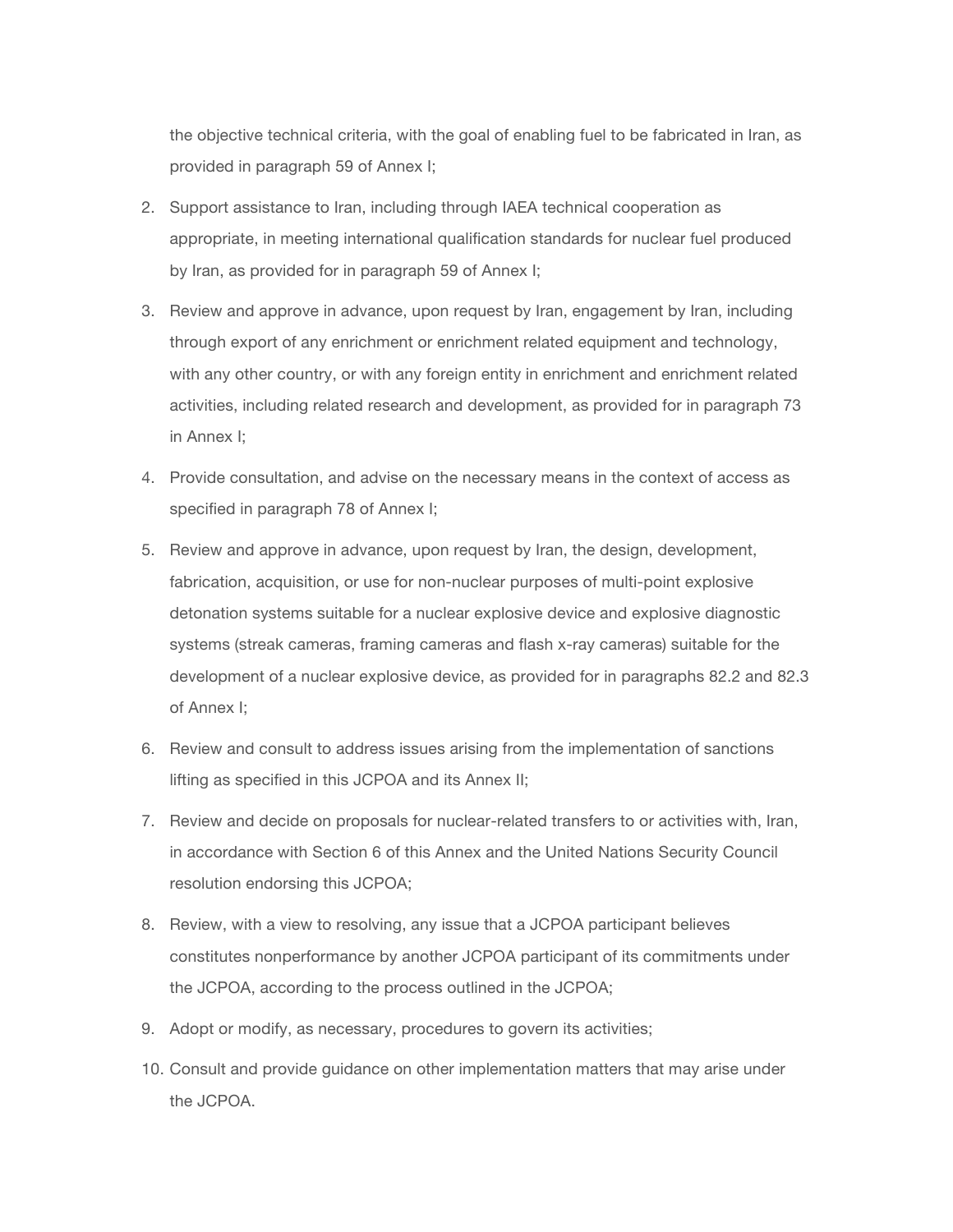the objective technical criteria, with the goal of enabling fuel to be fabricated in Iran, as provided in paragraph 59 of Annex I;

2. Support assistance to Iran, including through IAEA technical cooperation as appropriate, in meeting international qualification standards for nuclear fuel produced by Iran, as provided for in paragraph 59 of Annex I;
3. Review and approve in advance, upon request by Iran, engagement by Iran, including through export of any enrichment or enrichment related equipment and technology, with any other country, or with any foreign entity in enrichment and enrichment related activities, including related research and development, as provided for in paragraph 73 in Annex I;
4. Provide consultation, and advise on the necessary means in the context of access as specified in paragraph 78 of Annex I;
5. Review and approve in advance, upon request by Iran, the design, development, fabrication, acquisition, or use for non-nuclear purposes of multi-point explosive detonation systems suitable for a nuclear explosive device and explosive diagnostic systems (streak cameras, framing cameras and flash x-ray cameras) suitable for the development of a nuclear explosive device, as provided for in paragraphs 82.2 and 82.3 of Annex I;
6. Review and consult to address issues arising from the implementation of sanctions lifting as specified in this JCPOA and its Annex II;
7. Review and decide on proposals for nuclear-related transfers to or activities with, Iran, in accordance with Section 6 of this Annex and the United Nations Security Council resolution endorsing this JCPOA;
8. Review, with a view to resolving, any issue that a JCPOA participant believes constitutes nonperformance by another JCPOA participant of its commitments under the JCPOA, according to the process outlined in the JCPOA;
9. Adopt or modify, as necessary, procedures to govern its activities;
10. Consult and provide guidance on other implementation matters that may arise under the JCPOA.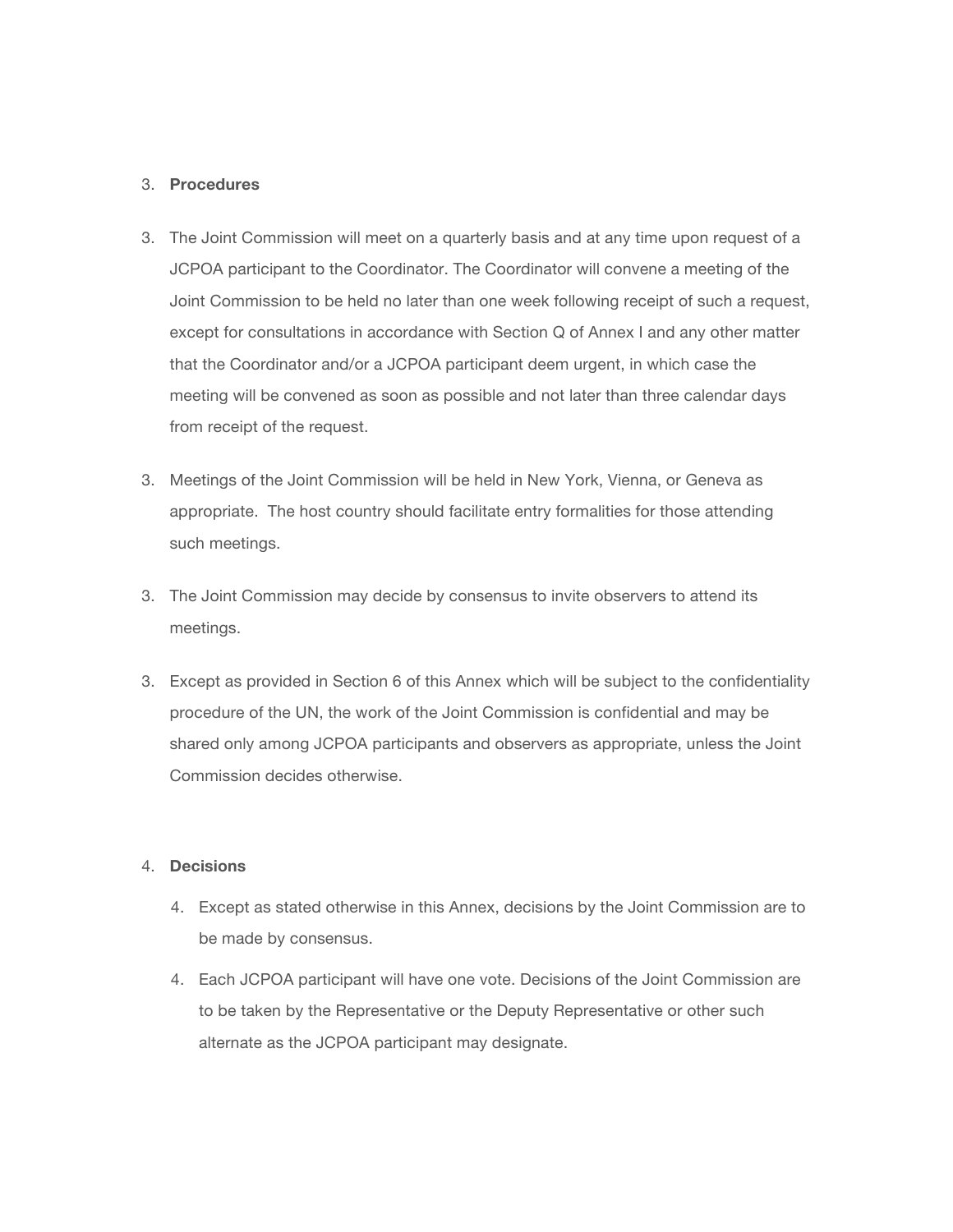3. **Procedures**

3. The Joint Commission will meet on a quarterly basis and at any time upon request of a JCPOA participant to the Coordinator. The Coordinator will convene a meeting of the Joint Commission to be held no later than one week following receipt of such a request, except for consultations in accordance with Section Q of Annex I and any other matter that the Coordinator and/or a JCPOA participant deem urgent, in which case the meeting will be convened as soon as possible and not later than three calendar days from receipt of the request.

3. Meetings of the Joint Commission will be held in New York, Vienna, or Geneva as appropriate. The host country should facilitate entry formalities for those attending such meetings.

3. The Joint Commission may decide by consensus to invite observers to attend its meetings.

3. Except as provided in Section 6 of this Annex which will be subject to the confidentiality procedure of the UN, the work of the Joint Commission is confidential and may be shared only among JCPOA participants and observers as appropriate, unless the Joint Commission decides otherwise.

4. **Decisions**

    4. Except as stated otherwise in this Annex, decisions by the Joint Commission are to be made by consensus.

    4. Each JCPOA participant will have one vote. Decisions of the Joint Commission are to be taken by the Representative or the Deputy Representative or other such alternate as the JCPOA participant may designate.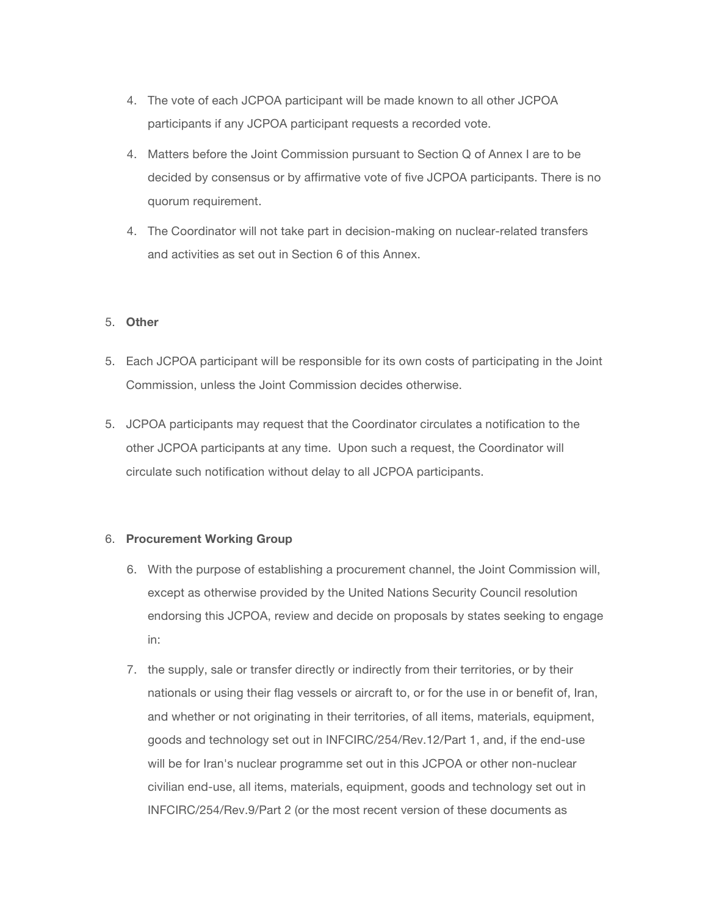4. The vote of each JCPOA participant will be made known to all other JCPOA participants if any JCPOA participant requests a recorded vote.

4. Matters before the Joint Commission pursuant to Section Q of Annex I are to be decided by consensus or by affirmative vote of five JCPOA participants. There is no quorum requirement.

4. The Coordinator will not take part in decision-making on nuclear-related transfers and activities as set out in Section 6 of this Annex.

5. **Other**

5. Each JCPOA participant will be responsible for its own costs of participating in the Joint Commission, unless the Joint Commission decides otherwise.

5. JCPOA participants may request that the Coordinator circulates a notification to the other JCPOA participants at any time. Upon such a request, the Coordinator will circulate such notification without delay to all JCPOA participants.

6. **Procurement Working Group**

6. With the purpose of establishing a procurement channel, the Joint Commission will, except as otherwise provided by the United Nations Security Council resolution endorsing this JCPOA, review and decide on proposals by states seeking to engage in:

7. the supply, sale or transfer directly or indirectly from their territories, or by their nationals or using their flag vessels or aircraft to, or for the use in or benefit of, Iran, and whether or not originating in their territories, of all items, materials, equipment, goods and technology set out in INFCIRC/254/Rev.12/Part 1, and, if the end-use will be for Iran's nuclear programme set out in this JCPOA or other non-nuclear civilian end-use, all items, materials, equipment, goods and technology set out in INFCIRC/254/Rev.9/Part 2 (or the most recent version of these documents as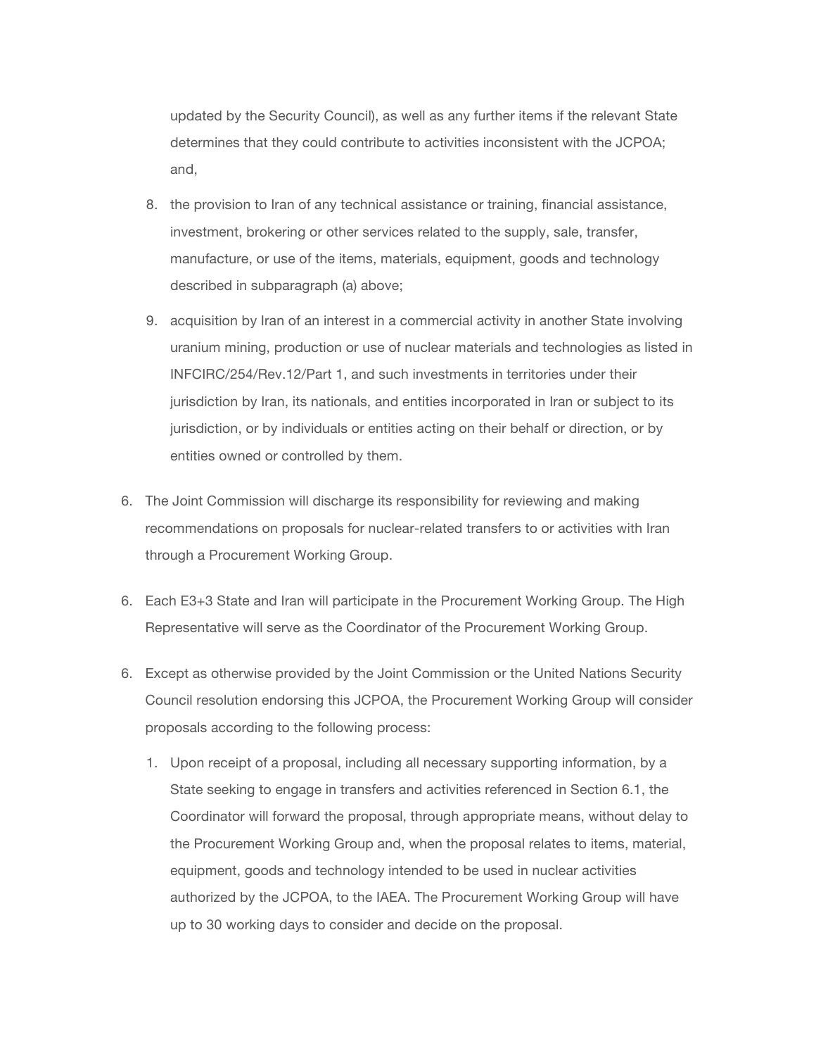updated by the Security Council), as well as any further items if the relevant State determines that they could contribute to activities inconsistent with the JCPOA; and,

8. the provision to Iran of any technical assistance or training, financial assistance, investment, brokering or other services related to the supply, sale, transfer, manufacture, or use of the items, materials, equipment, goods and technology described in subparagraph (a) above;
9. acquisition by Iran of an interest in a commercial activity in another State involving uranium mining, production or use of nuclear materials and technologies as listed in INFCIRC/254/Rev.12/Part 1, and such investments in territories under their jurisdiction by Iran, its nationals, and entities incorporated in Iran or subject to its jurisdiction, or by individuals or entities acting on their behalf or direction, or by entities owned or controlled by them.

6. The Joint Commission will discharge its responsibility for reviewing and making recommendations on proposals for nuclear-related transfers to or activities with Iran through a Procurement Working Group.

6. Each E3+3 State and Iran will participate in the Procurement Working Group. The High Representative will serve as the Coordinator of the Procurement Working Group.

6. Except as otherwise provided by the Joint Commission or the United Nations Security Council resolution endorsing this JCPOA, the Procurement Working Group will consider proposals according to the following process:

   1. Upon receipt of a proposal, including all necessary supporting information, by a State seeking to engage in transfers and activities referenced in Section 6.1, the Coordinator will forward the proposal, through appropriate means, without delay to the Procurement Working Group and, when the proposal relates to items, material, equipment, goods and technology intended to be used in nuclear activities authorized by the JCPOA, to the IAEA. The Procurement Working Group will have up to 30 working days to consider and decide on the proposal.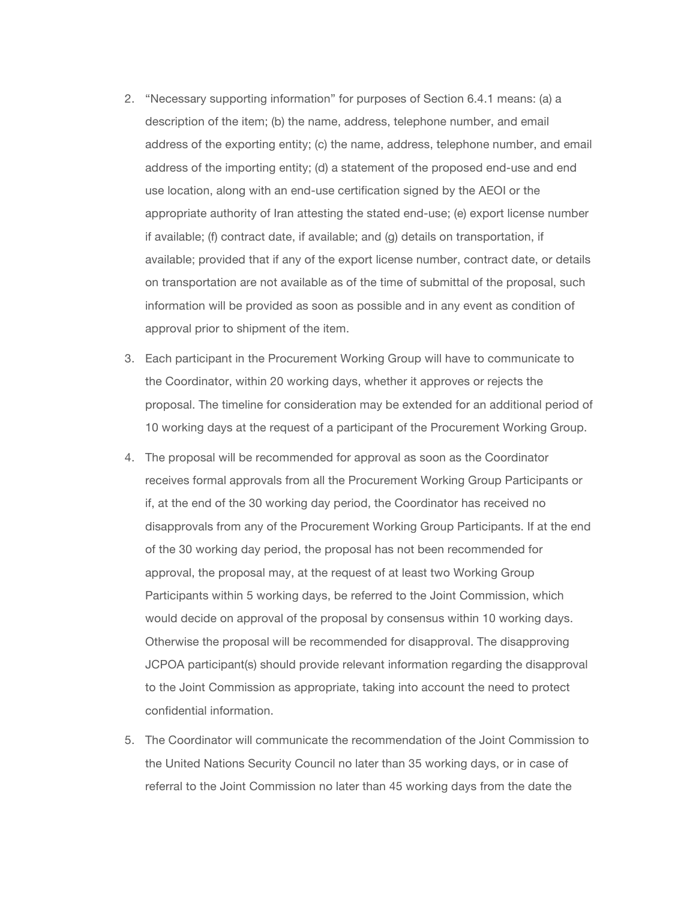2. "Necessary supporting information" for purposes of Section 6.4.1 means: (a) a description of the item; (b) the name, address, telephone number, and email address of the exporting entity; (c) the name, address, telephone number, and email address of the importing entity; (d) a statement of the proposed end-use and end use location, along with an end-use certification signed by the AEOI or the appropriate authority of Iran attesting the stated end-use; (e) export license number if available; (f) contract date, if available; and (g) details on transportation, if available; provided that if any of the export license number, contract date, or details on transportation are not available as of the time of submittal of the proposal, such information will be provided as soon as possible and in any event as condition of approval prior to shipment of the item.

3. Each participant in the Procurement Working Group will have to communicate to the Coordinator, within 20 working days, whether it approves or rejects the proposal. The timeline for consideration may be extended for an additional period of 10 working days at the request of a participant of the Procurement Working Group.

4. The proposal will be recommended for approval as soon as the Coordinator receives formal approvals from all the Procurement Working Group Participants or if, at the end of the 30 working day period, the Coordinator has received no disapprovals from any of the Procurement Working Group Participants. If at the end of the 30 working day period, the proposal has not been recommended for approval, the proposal may, at the request of at least two Working Group Participants within 5 working days, be referred to the Joint Commission, which would decide on approval of the proposal by consensus within 10 working days. Otherwise the proposal will be recommended for disapproval. The disapproving JCPOA participant(s) should provide relevant information regarding the disapproval to the Joint Commission as appropriate, taking into account the need to protect confidential information.

5. The Coordinator will communicate the recommendation of the Joint Commission to the United Nations Security Council no later than 35 working days, or in case of referral to the Joint Commission no later than 45 working days from the date the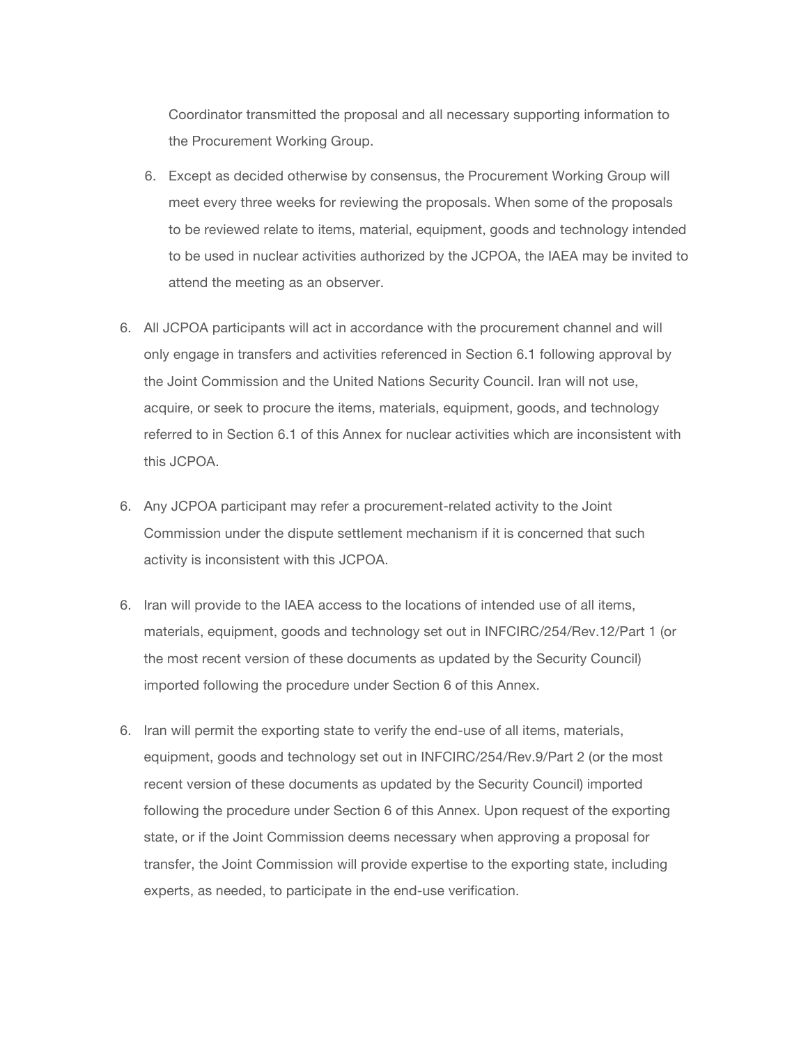Coordinator transmitted the proposal and all necessary supporting information to the Procurement Working Group.

6. Except as decided otherwise by consensus, the Procurement Working Group will meet every three weeks for reviewing the proposals. When some of the proposals to be reviewed relate to items, material, equipment, goods and technology intended to be used in nuclear activities authorized by the JCPOA, the IAEA may be invited to attend the meeting as an observer.

6. All JCPOA participants will act in accordance with the procurement channel and will only engage in transfers and activities referenced in Section 6.1 following approval by the Joint Commission and the United Nations Security Council. Iran will not use, acquire, or seek to procure the items, materials, equipment, goods, and technology referred to in Section 6.1 of this Annex for nuclear activities which are inconsistent with this JCPOA.

6. Any JCPOA participant may refer a procurement-related activity to the Joint Commission under the dispute settlement mechanism if it is concerned that such activity is inconsistent with this JCPOA.

6. Iran will provide to the IAEA access to the locations of intended use of all items, materials, equipment, goods and technology set out in INFCIRC/254/Rev.12/Part 1 (or the most recent version of these documents as updated by the Security Council) imported following the procedure under Section 6 of this Annex.

6. Iran will permit the exporting state to verify the end-use of all items, materials, equipment, goods and technology set out in INFCIRC/254/Rev.9/Part 2 (or the most recent version of these documents as updated by the Security Council) imported following the procedure under Section 6 of this Annex. Upon request of the exporting state, or if the Joint Commission deems necessary when approving a proposal for transfer, the Joint Commission will provide expertise to the exporting state, including experts, as needed, to participate in the end-use verification.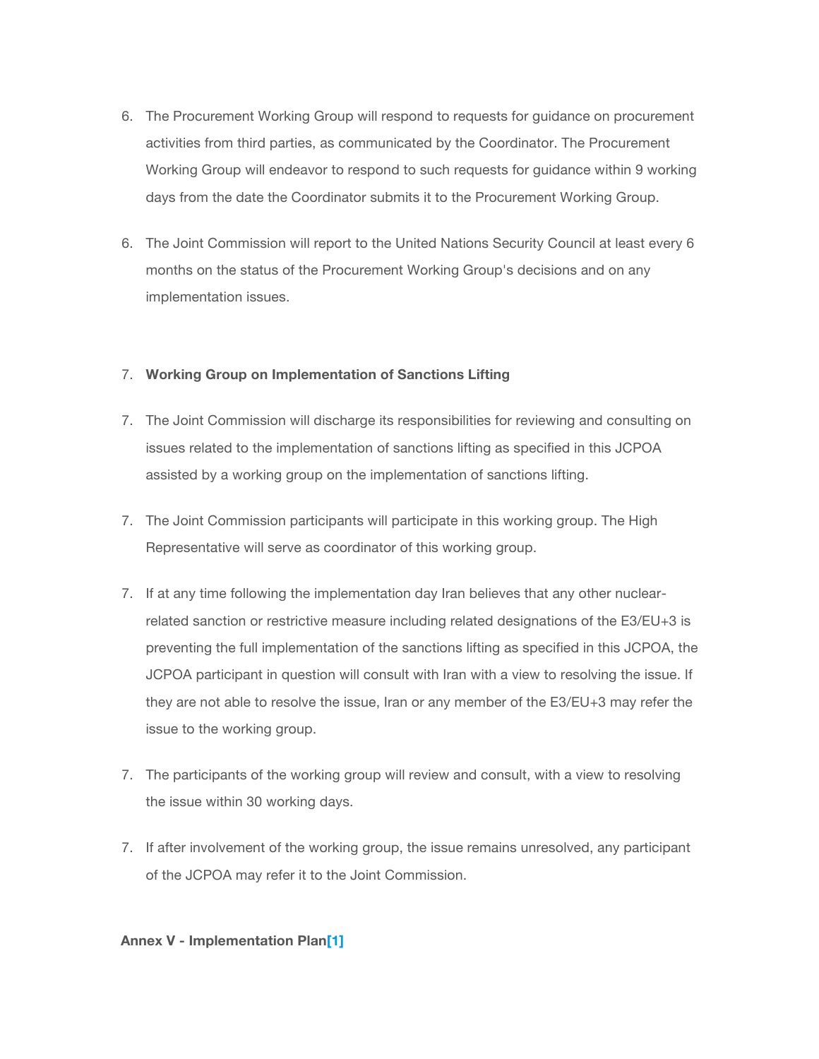6. The Procurement Working Group will respond to requests for guidance on procurement activities from third parties, as communicated by the Coordinator. The Procurement Working Group will endeavor to respond to such requests for guidance within 9 working days from the date the Coordinator submits it to the Procurement Working Group.

6. The Joint Commission will report to the United Nations Security Council at least every 6 months on the status of the Procurement Working Group's decisions and on any implementation issues.

7. **Working Group on Implementation of Sanctions Lifting**

7. The Joint Commission will discharge its responsibilities for reviewing and consulting on issues related to the implementation of sanctions lifting as specified in this JCPOA assisted by a working group on the implementation of sanctions lifting.

7. The Joint Commission participants will participate in this working group. The High Representative will serve as coordinator of this working group.

7. If at any time following the implementation day Iran believes that any other nuclear-related sanction or restrictive measure including related designations of the E3/EU+3 is preventing the full implementation of the sanctions lifting as specified in this JCPOA, the JCPOA participant in question will consult with Iran with a view to resolving the issue. If they are not able to resolve the issue, Iran or any member of the E3/EU+3 may refer the issue to the working group.

7. The participants of the working group will review and consult, with a view to resolving the issue within 30 working days.

7. If after involvement of the working group, the issue remains unresolved, any participant of the JCPOA may refer it to the Joint Commission.

**Annex V - Implementation Plan[1]**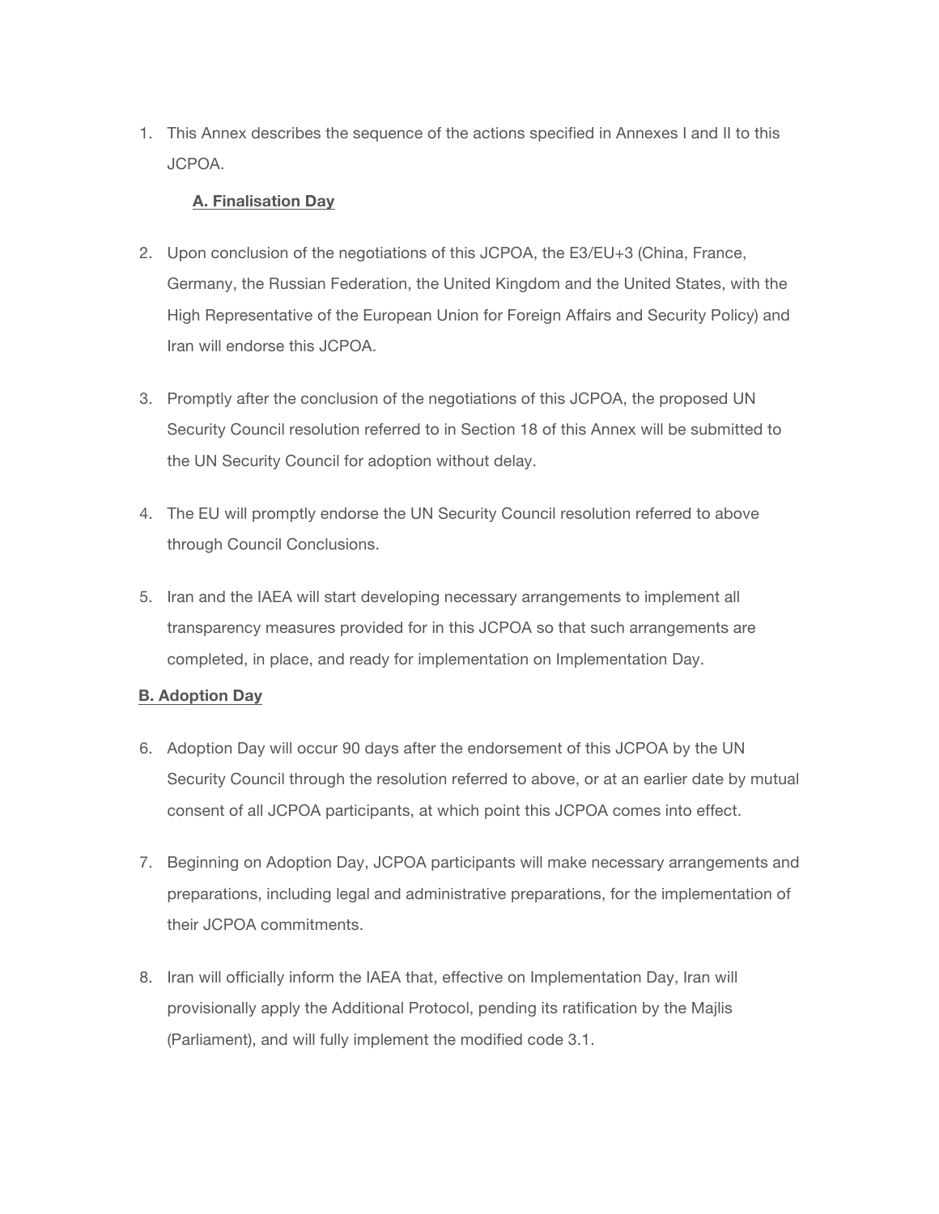1. This Annex describes the sequence of the actions specified in Annexes I and II to this JCPOA.

## A. Finalisation Day

2. Upon conclusion of the negotiations of this JCPOA, the E3/EU+3 (China, France, Germany, the Russian Federation, the United Kingdom and the United States, with the High Representative of the European Union for Foreign Affairs and Security Policy) and Iran will endorse this JCPOA.

3. Promptly after the conclusion of the negotiations of this JCPOA, the proposed UN Security Council resolution referred to in Section 18 of this Annex will be submitted to the UN Security Council for adoption without delay.

4. The EU will promptly endorse the UN Security Council resolution referred to above through Council Conclusions.

5. Iran and the IAEA will start developing necessary arrangements to implement all transparency measures provided for in this JCPOA so that such arrangements are completed, in place, and ready for implementation on Implementation Day.

## B. Adoption Day

6. Adoption Day will occur 90 days after the endorsement of this JCPOA by the UN Security Council through the resolution referred to above, or at an earlier date by mutual consent of all JCPOA participants, at which point this JCPOA comes into effect.

7. Beginning on Adoption Day, JCPOA participants will make necessary arrangements and preparations, including legal and administrative preparations, for the implementation of their JCPOA commitments.

8. Iran will officially inform the IAEA that, effective on Implementation Day, Iran will provisionally apply the Additional Protocol, pending its ratification by the Majlis (Parliament), and will fully implement the modified code 3.1.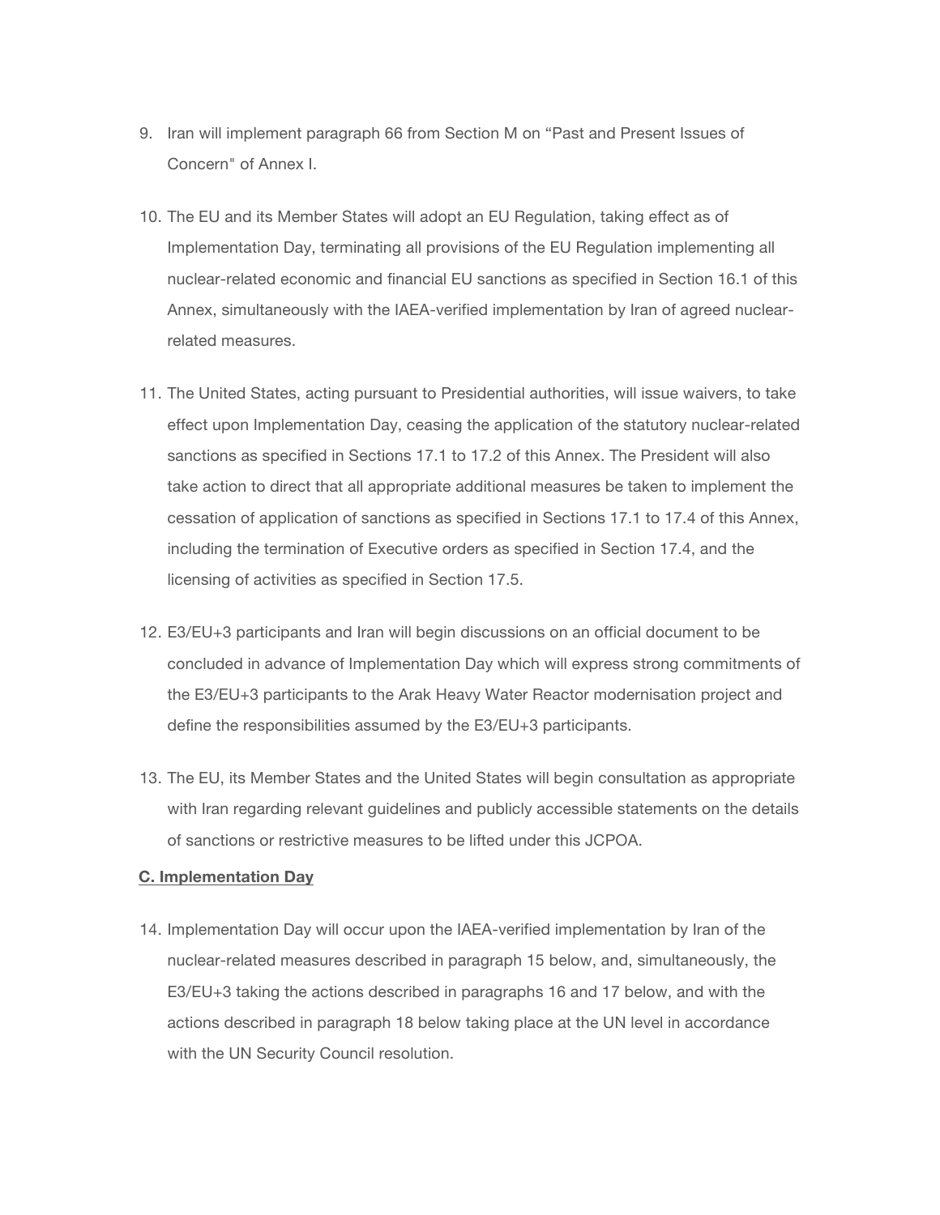9. Iran will implement paragraph 66 from Section M on "Past and Present Issues of Concern" of Annex I.

10. The EU and its Member States will adopt an EU Regulation, taking effect as of Implementation Day, terminating all provisions of the EU Regulation implementing all nuclear-related economic and financial EU sanctions as specified in Section 16.1 of this Annex, simultaneously with the IAEA-verified implementation by Iran of agreed nuclear-related measures.

11. The United States, acting pursuant to Presidential authorities, will issue waivers, to take effect upon Implementation Day, ceasing the application of the statutory nuclear-related sanctions as specified in Sections 17.1 to 17.2 of this Annex. The President will also take action to direct that all appropriate additional measures be taken to implement the cessation of application of sanctions as specified in Sections 17.1 to 17.4 of this Annex, including the termination of Executive orders as specified in Section 17.4, and the licensing of activities as specified in Section 17.5.

12. E3/EU+3 participants and Iran will begin discussions on an official document to be concluded in advance of Implementation Day which will express strong commitments of the E3/EU+3 participants to the Arak Heavy Water Reactor modernisation project and define the responsibilities assumed by the E3/EU+3 participants.

13. The EU, its Member States and the United States will begin consultation as appropriate with Iran regarding relevant guidelines and publicly accessible statements on the details of sanctions or restrictive measures to be lifted under this JCPOA.

**C. Implementation Day**

14. Implementation Day will occur upon the IAEA-verified implementation by Iran of the nuclear-related measures described in paragraph 15 below, and, simultaneously, the E3/EU+3 taking the actions described in paragraphs 16 and 17 below, and with the actions described in paragraph 18 below taking place at the UN level in accordance with the UN Security Council resolution.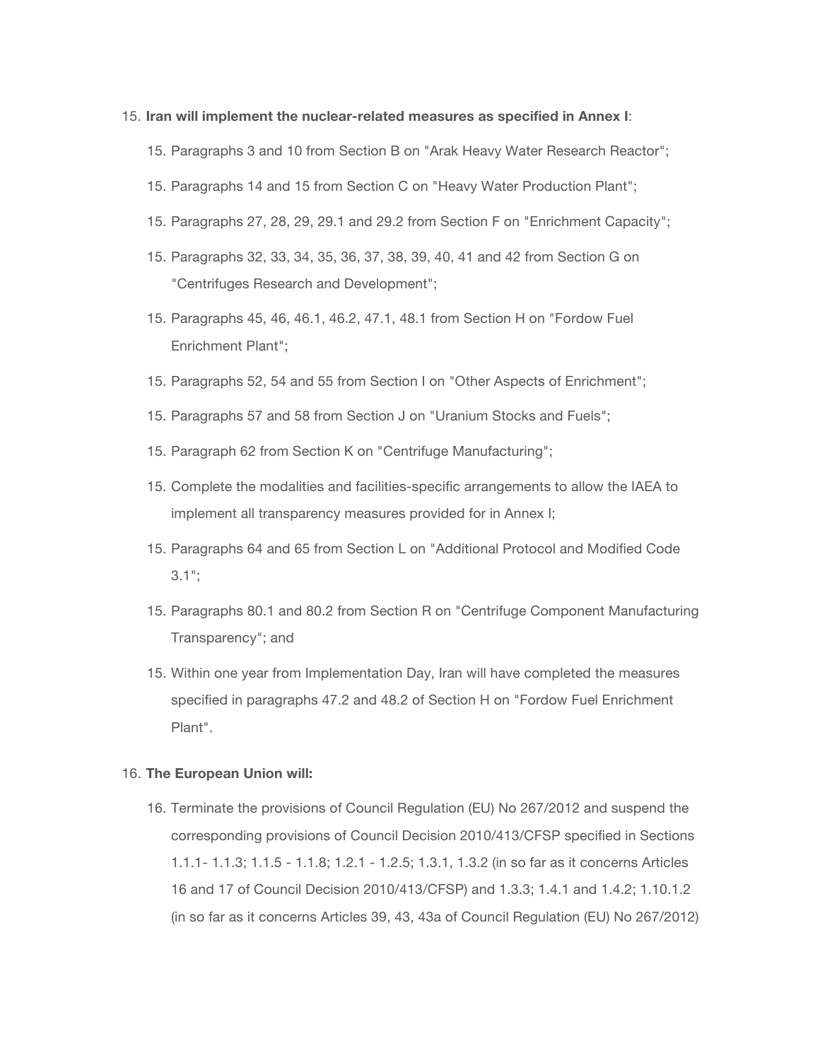15. **Iran will implement the nuclear-related measures as specified in Annex I**:

    15. Paragraphs 3 and 10 from Section B on "Arak Heavy Water Research Reactor";

    15. Paragraphs 14 and 15 from Section C on "Heavy Water Production Plant";

    15. Paragraphs 27, 28, 29, 29.1 and 29.2 from Section F on "Enrichment Capacity";

    15. Paragraphs 32, 33, 34, 35, 36, 37, 38, 39, 40, 41 and 42 from Section G on "Centrifuges Research and Development";

    15. Paragraphs 45, 46, 46.1, 46.2, 47.1, 48.1 from Section H on "Fordow Fuel Enrichment Plant";

    15. Paragraphs 52, 54 and 55 from Section I on "Other Aspects of Enrichment";

    15. Paragraphs 57 and 58 from Section J on "Uranium Stocks and Fuels";

    15. Paragraph 62 from Section K on "Centrifuge Manufacturing";

    15. Complete the modalities and facilities-specific arrangements to allow the IAEA to implement all transparency measures provided for in Annex I;

    15. Paragraphs 64 and 65 from Section L on "Additional Protocol and Modified Code 3.1";

    15. Paragraphs 80.1 and 80.2 from Section R on "Centrifuge Component Manufacturing Transparency"; and

    15. Within one year from Implementation Day, Iran will have completed the measures specified in paragraphs 47.2 and 48.2 of Section H on "Fordow Fuel Enrichment Plant".

16. **The European Union will:**

    16. Terminate the provisions of Council Regulation (EU) No 267/2012 and suspend the corresponding provisions of Council Decision 2010/413/CFSP specified in Sections 1.1.1- 1.1.3; 1.1.5 - 1.1.8; 1.2.1 - 1.2.5; 1.3.1, 1.3.2 (in so far as it concerns Articles 16 and 17 of Council Decision 2010/413/CFSP) and 1.3.3; 1.4.1 and 1.4.2; 1.10.1.2 (in so far as it concerns Articles 39, 43, 43a of Council Regulation (EU) No 267/2012)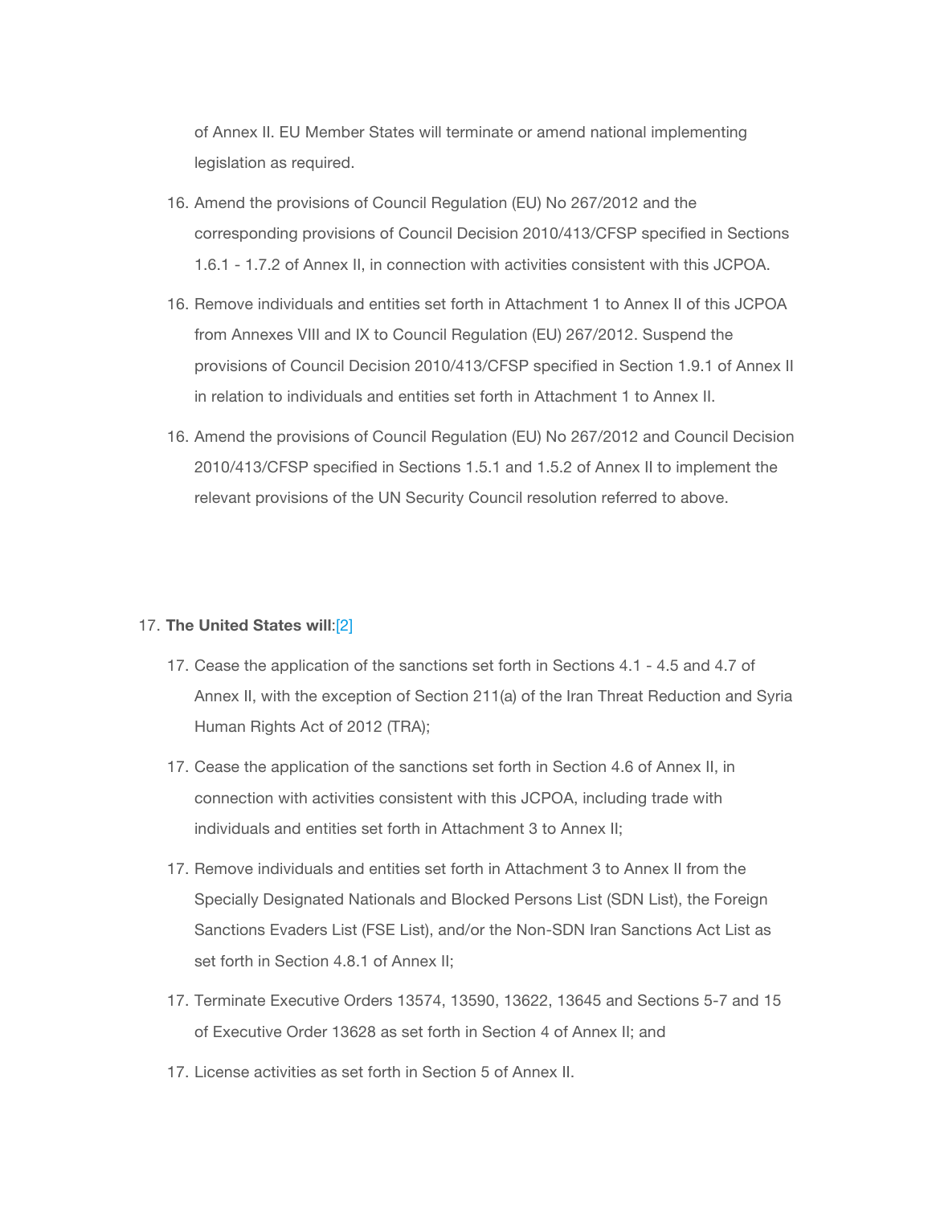of Annex II. EU Member States will terminate or amend national implementing legislation as required.

16. Amend the provisions of Council Regulation (EU) No 267/2012 and the corresponding provisions of Council Decision 2010/413/CFSP specified in Sections 1.6.1 - 1.7.2 of Annex II, in connection with activities consistent with this JCPOA.

16. Remove individuals and entities set forth in Attachment 1 to Annex II of this JCPOA from Annexes VIII and IX to Council Regulation (EU) 267/2012. Suspend the provisions of Council Decision 2010/413/CFSP specified in Section 1.9.1 of Annex II in relation to individuals and entities set forth in Attachment 1 to Annex II.

16. Amend the provisions of Council Regulation (EU) No 267/2012 and Council Decision 2010/413/CFSP specified in Sections 1.5.1 and 1.5.2 of Annex II to implement the relevant provisions of the UN Security Council resolution referred to above.

17. **The United States will**:[2]

    17. Cease the application of the sanctions set forth in Sections 4.1 - 4.5 and 4.7 of Annex II, with the exception of Section 211(a) of the Iran Threat Reduction and Syria Human Rights Act of 2012 (TRA);

    17. Cease the application of the sanctions set forth in Section 4.6 of Annex II, in connection with activities consistent with this JCPOA, including trade with individuals and entities set forth in Attachment 3 to Annex II;

    17. Remove individuals and entities set forth in Attachment 3 to Annex II from the Specially Designated Nationals and Blocked Persons List (SDN List), the Foreign Sanctions Evaders List (FSE List), and/or the Non-SDN Iran Sanctions Act List as set forth in Section 4.8.1 of Annex II;

    17. Terminate Executive Orders 13574, 13590, 13622, 13645 and Sections 5-7 and 15 of Executive Order 13628 as set forth in Section 4 of Annex II; and

    17. License activities as set forth in Section 5 of Annex II.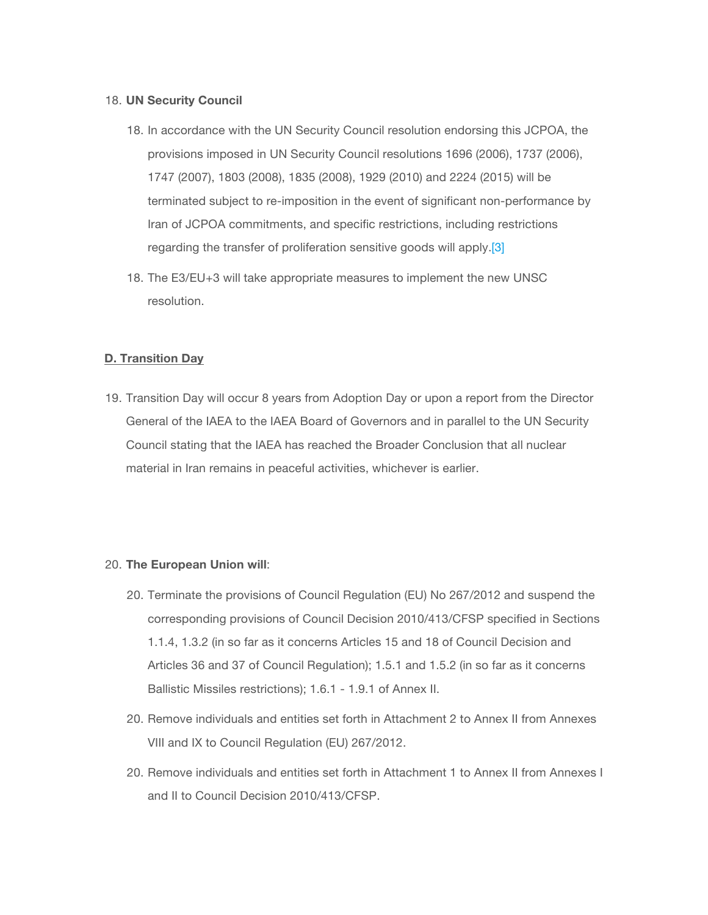18. **UN Security Council**

    18. In accordance with the UN Security Council resolution endorsing this JCPOA, the provisions imposed in UN Security Council resolutions 1696 (2006), 1737 (2006), 1747 (2007), 1803 (2008), 1835 (2008), 1929 (2010) and 2224 (2015) will be terminated subject to re-imposition in the event of significant non-performance by Iran of JCPOA commitments, and specific restrictions, including restrictions regarding the transfer of proliferation sensitive goods will apply.[3]

    18. The E3/EU+3 will take appropriate measures to implement the new UNSC resolution.

**D. Transition Day**

19. Transition Day will occur 8 years from Adoption Day or upon a report from the Director General of the IAEA to the IAEA Board of Governors and in parallel to the UN Security Council stating that the IAEA has reached the Broader Conclusion that all nuclear material in Iran remains in peaceful activities, whichever is earlier.

20. **The European Union will**:

    20. Terminate the provisions of Council Regulation (EU) No 267/2012 and suspend the corresponding provisions of Council Decision 2010/413/CFSP specified in Sections 1.1.4, 1.3.2 (in so far as it concerns Articles 15 and 18 of Council Decision and Articles 36 and 37 of Council Regulation); 1.5.1 and 1.5.2 (in so far as it concerns Ballistic Missiles restrictions); 1.6.1 - 1.9.1 of Annex II.

    20. Remove individuals and entities set forth in Attachment 2 to Annex II from Annexes VIII and IX to Council Regulation (EU) 267/2012.

    20. Remove individuals and entities set forth in Attachment 1 to Annex II from Annexes I and II to Council Decision 2010/413/CFSP.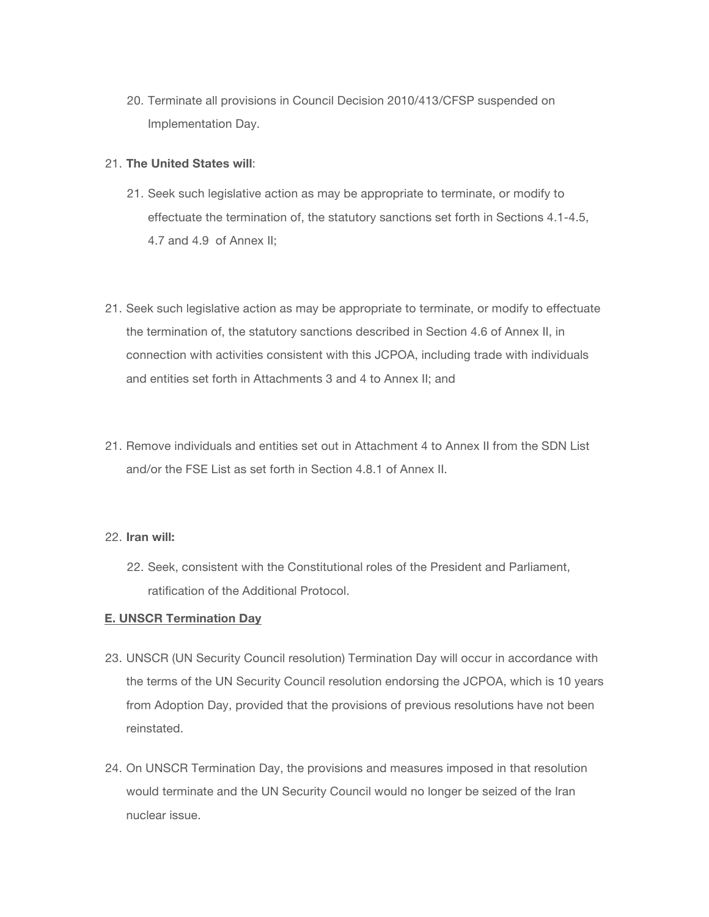20. Terminate all provisions in Council Decision 2010/413/CFSP suspended on Implementation Day.

21. **The United States will**:

    21. Seek such legislative action as may be appropriate to terminate, or modify to effectuate the termination of, the statutory sanctions set forth in Sections 4.1-4.5, 4.7 and 4.9 of Annex II;

21. Seek such legislative action as may be appropriate to terminate, or modify to effectuate the termination of, the statutory sanctions described in Section 4.6 of Annex II, in connection with activities consistent with this JCPOA, including trade with individuals and entities set forth in Attachments 3 and 4 to Annex II; and

21. Remove individuals and entities set out in Attachment 4 to Annex II from the SDN List and/or the FSE List as set forth in Section 4.8.1 of Annex II.

22. **Iran will:**

    22. Seek, consistent with the Constitutional roles of the President and Parliament, ratification of the Additional Protocol.

**E. UNSCR Termination Day**

23. UNSCR (UN Security Council resolution) Termination Day will occur in accordance with the terms of the UN Security Council resolution endorsing the JCPOA, which is 10 years from Adoption Day, provided that the provisions of previous resolutions have not been reinstated.

24. On UNSCR Termination Day, the provisions and measures imposed in that resolution would terminate and the UN Security Council would no longer be seized of the Iran nuclear issue.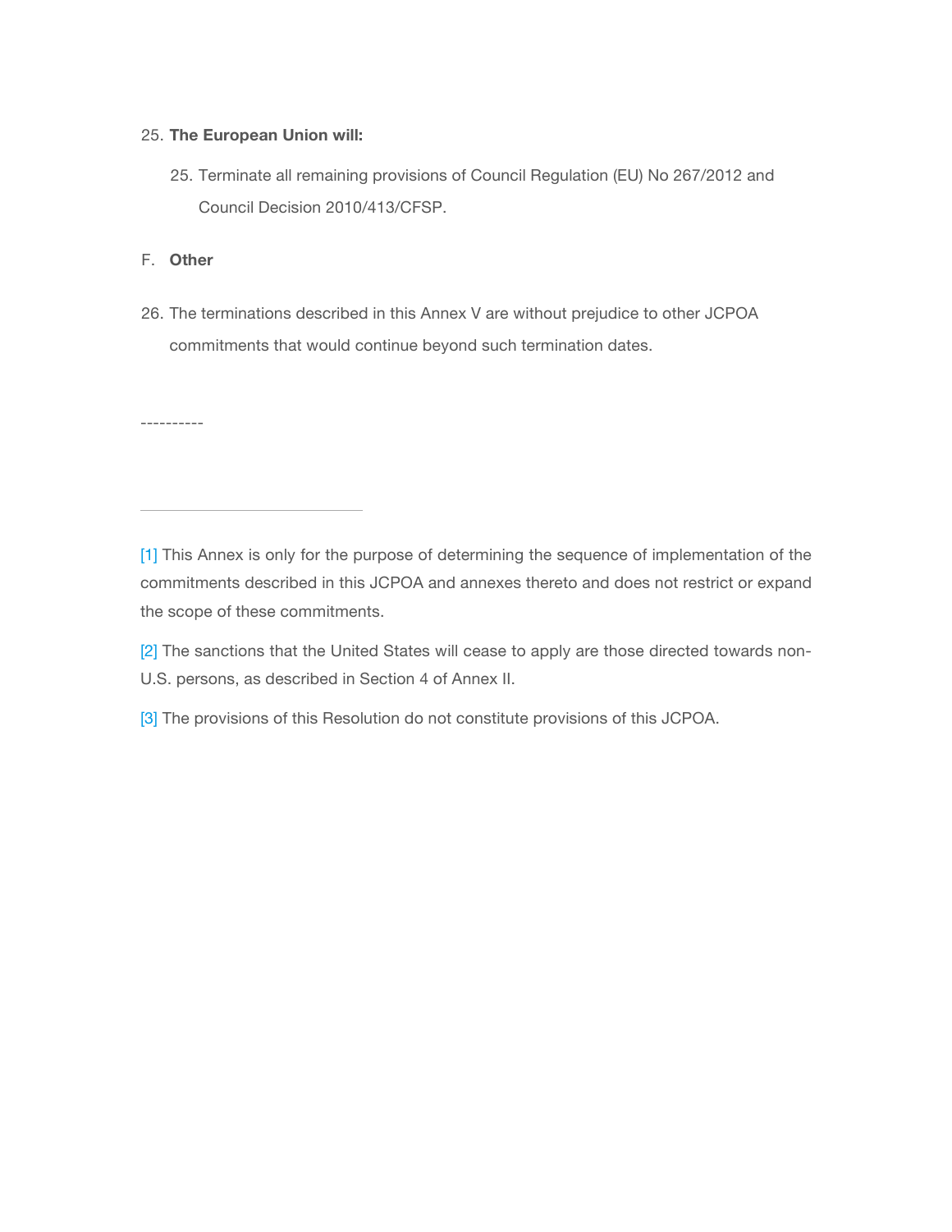25. **The European Union will:**

    25. Terminate all remaining provisions of Council Regulation (EU) No 267/2012 and Council Decision 2010/413/CFSP.

F. **Other**

26. The terminations described in this Annex V are without prejudice to other JCPOA commitments that would continue beyond such termination dates.

----------

---

[1] This Annex is only for the purpose of determining the sequence of implementation of the commitments described in this JCPOA and annexes thereto and does not restrict or expand the scope of these commitments.

[2] The sanctions that the United States will cease to apply are those directed towards non-U.S. persons, as described in Section 4 of Annex II.

[3] The provisions of this Resolution do not constitute provisions of this JCPOA.